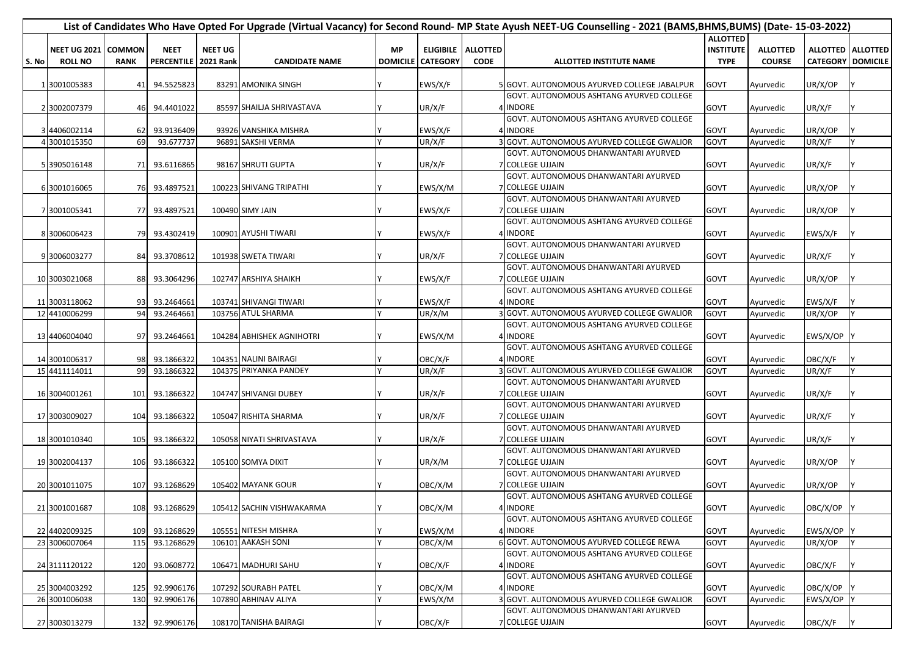# List of Candidates Who Have Opted For Upgrade (Virtual Vacancy) for Second Round- MP State Ayush NEET-UG Counselling - 2021 (BAMS,BHMS,BUMS) (Date- 15-03-2022)

| S. No | NEET UG 2021 ROLL NO | COMMON RANK | NEET PERCENTILE | NEET UG 2021 Rank | CANDIDATE NAME | MP DOMICILE | ELIGIBILE CATEGORY | ALLOTTED CODE | ALLOTTED INSTITUTE NAME | ALLOTTED INSTITUTE TYPE | ALLOTTED COURSE | ALLOTTED CATEGORY | ALLOTTED DOMICILE |
|---|---|---|---|---|---|---|---|---|---|---|---|---|---|
| 1 | 3001005383 | 41 | 94.5525823 | 83291 | AMONIKA SINGH | Y | EWS/X/F | 5 | GOVT. AUTONOMOUS AYURVED COLLEGE JABALPUR | GOVT | Ayurvedic | UR/X/OP | Y |
| 2 | 3002007379 | 46 | 94.4401022 | 85597 | SHAILJA SHRIVASTAVA | Y | UR/X/F | 4 | GOVT. AUTONOMOUS ASHTANG AYURVED COLLEGE INDORE | GOVT | Ayurvedic | UR/X/F | Y |
| 3 | 4406002114 | 62 | 93.9136409 | 93926 | VANSHIKA MISHRA | Y | EWS/X/F | 4 | GOVT. AUTONOMOUS ASHTANG AYURVED COLLEGE INDORE | GOVT | Ayurvedic | UR/X/OP | Y |
| 4 | 3001015350 | 69 | 93.677737 | 96891 | SAKSHI VERMA | Y | UR/X/F | 3 | GOVT. AUTONOMOUS AYURVED COLLEGE GWALIOR | GOVT | Ayurvedic | UR/X/F | Y |
| 5 | 3905016148 | 71 | 93.6116865 | 98167 | SHRUTI GUPTA | Y | UR/X/F | 7 | GOVT. AUTONOMOUS DHANWANTARI AYURVED COLLEGE UJJAIN | GOVT | Ayurvedic | UR/X/F | Y |
| 6 | 3001016065 | 76 | 93.4897521 | 100223 | SHIVANG TRIPATHI | Y | EWS/X/M | 7 | GOVT. AUTONOMOUS DHANWANTARI AYURVED COLLEGE UJJAIN | GOVT | Ayurvedic | UR/X/OP | Y |
| 7 | 3001005341 | 77 | 93.4897521 | 100490 | SIMY JAIN | Y | EWS/X/F | 7 | GOVT. AUTONOMOUS DHANWANTARI AYURVED COLLEGE UJJAIN | GOVT | Ayurvedic | UR/X/OP | Y |
| 8 | 3006006423 | 79 | 93.4302419 | 100901 | AYUSHI TIWARI | Y | EWS/X/F | 4 | GOVT. AUTONOMOUS ASHTANG AYURVED COLLEGE INDORE | GOVT | Ayurvedic | EWS/X/F | Y |
| 9 | 3006003277 | 84 | 93.3708612 | 101938 | SWETA TIWARI | Y | UR/X/F | 7 | GOVT. AUTONOMOUS DHANWANTARI AYURVED COLLEGE UJJAIN | GOVT | Ayurvedic | UR/X/F | Y |
| 10 | 3003021068 | 88 | 93.3064296 | 102747 | ARSHIYA SHAIKH | Y | EWS/X/F | 7 | GOVT. AUTONOMOUS DHANWANTARI AYURVED COLLEGE UJJAIN | GOVT | Ayurvedic | UR/X/OP | Y |
| 11 | 3003118062 | 93 | 93.2464661 | 103741 | SHIVANGI TIWARI | Y | EWS/X/F | 4 | GOVT. AUTONOMOUS ASHTANG AYURVED COLLEGE INDORE | GOVT | Ayurvedic | EWS/X/F | Y |
| 12 | 4410006299 | 94 | 93.2464661 | 103756 | ATUL SHARMA | Y | UR/X/M | 3 | GOVT. AUTONOMOUS AYURVED COLLEGE GWALIOR | GOVT | Ayurvedic | UR/X/OP | Y |
| 13 | 4406004040 | 97 | 93.2464661 | 104284 | ABHISHEK AGNIHOTRI | Y | EWS/X/M | 4 | GOVT. AUTONOMOUS ASHTANG AYURVED COLLEGE INDORE | GOVT | Ayurvedic | EWS/X/OP | Y |
| 14 | 3001006317 | 98 | 93.1866322 | 104351 | NALINI BAIRAGI | Y | OBC/X/F | 4 | GOVT. AUTONOMOUS ASHTANG AYURVED COLLEGE INDORE | GOVT | Ayurvedic | OBC/X/F | Y |
| 15 | 4411114011 | 99 | 93.1866322 | 104375 | PRIYANKA PANDEY | Y | UR/X/F | 3 | GOVT. AUTONOMOUS AYURVED COLLEGE GWALIOR | GOVT | Ayurvedic | UR/X/F | Y |
| 16 | 3004001261 | 101 | 93.1866322 | 104747 | SHIVANGI DUBEY | Y | UR/X/F | 7 | GOVT. AUTONOMOUS DHANWANTARI AYURVED COLLEGE UJJAIN | GOVT | Ayurvedic | UR/X/F | Y |
| 17 | 3003009027 | 104 | 93.1866322 | 105047 | RISHITA SHARMA | Y | UR/X/F | 7 | GOVT. AUTONOMOUS DHANWANTARI AYURVED COLLEGE UJJAIN | GOVT | Ayurvedic | UR/X/F | Y |
| 18 | 3001010340 | 105 | 93.1866322 | 105058 | NIYATI SHRIVASTAVA | Y | UR/X/F | 7 | GOVT. AUTONOMOUS DHANWANTARI AYURVED COLLEGE UJJAIN | GOVT | Ayurvedic | UR/X/F | Y |
| 19 | 3002004137 | 106 | 93.1866322 | 105100 | SOMYA DIXIT | Y | UR/X/M | 7 | GOVT. AUTONOMOUS DHANWANTARI AYURVED COLLEGE UJJAIN | GOVT | Ayurvedic | UR/X/OP | Y |
| 20 | 3001011075 | 107 | 93.1268629 | 105402 | MAYANK GOUR | Y | OBC/X/M | 7 | GOVT. AUTONOMOUS DHANWANTARI AYURVED COLLEGE UJJAIN | GOVT | Ayurvedic | UR/X/OP | Y |
| 21 | 3001001687 | 108 | 93.1268629 | 105412 | SACHIN VISHWAKARMA | Y | OBC/X/M | 4 | GOVT. AUTONOMOUS ASHTANG AYURVED COLLEGE INDORE | GOVT | Ayurvedic | OBC/X/OP | Y |
| 22 | 4402009325 | 109 | 93.1268629 | 105551 | NITESH MISHRA | Y | EWS/X/M | 4 | GOVT. AUTONOMOUS ASHTANG AYURVED COLLEGE INDORE | GOVT | Ayurvedic | EWS/X/OP | Y |
| 23 | 3006007064 | 115 | 93.1268629 | 106101 | AAKASH SONI | Y | OBC/X/M | 6 | GOVT. AUTONOMOUS AYURVED COLLEGE REWA | GOVT | Ayurvedic | UR/X/OP | Y |
| 24 | 3111120122 | 120 | 93.0608772 | 106471 | MADHURI SAHU | Y | OBC/X/F | 4 | GOVT. AUTONOMOUS ASHTANG AYURVED COLLEGE INDORE | GOVT | Ayurvedic | OBC/X/F | Y |
| 25 | 3004003292 | 125 | 92.9906176 | 107292 | SOURABH PATEL | Y | OBC/X/M | 4 | GOVT. AUTONOMOUS ASHTANG AYURVED COLLEGE INDORE | GOVT | Ayurvedic | OBC/X/OP | Y |
| 26 | 3001006038 | 130 | 92.9906176 | 107890 | ABHINAV ALIYA | Y | EWS/X/M | 3 | GOVT. AUTONOMOUS AYURVED COLLEGE GWALIOR | GOVT | Ayurvedic | EWS/X/OP | Y |
| 27 | 3003013279 | 132 | 92.9906176 | 108170 | TANISHA BAIRAGI | Y | OBC/X/F | 7 | GOVT. AUTONOMOUS DHANWANTARI AYURVED COLLEGE UJJAIN | GOVT | Ayurvedic | OBC/X/F | Y |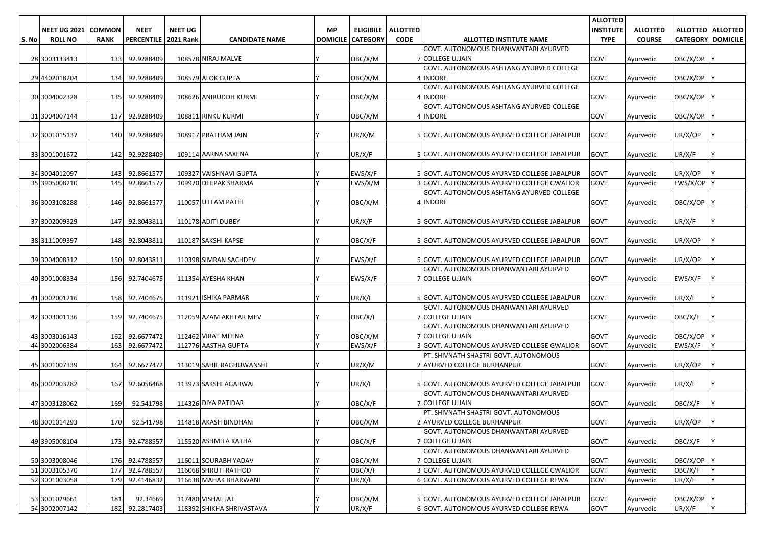| S. No | NEET UG 2021 ROLL NO | COMMON RANK | NEET PERCENTILE | NEET UG 2021 Rank | CANDIDATE NAME | MP DOMICILE | ELIGIBILE CATEGORY | ALLOTTED CODE | ALLOTTED INSTITUTE NAME | ALLOTTED INSTITUTE TYPE | ALLOTTED COURSE | ALLOTTED CATEGORY | ALLOTTED DOMICILE |
|---|---|---|---|---|---|---|---|---|---|---|---|---|---|
| 28 | 3003133413 | 133 | 92.9288409 | 108578 | NIRAJ MALVE | Y | OBC/X/M | 7 | GOVT. AUTONOMOUS DHANWANTARI AYURVED COLLEGE UJJAIN | GOVT | Ayurvedic | OBC/X/OP | Y |
| 29 | 4402018204 | 134 | 92.9288409 | 108579 | ALOK GUPTA | Y | OBC/X/M | 4 | GOVT. AUTONOMOUS ASHTANG AYURVED COLLEGE INDORE | GOVT | Ayurvedic | OBC/X/OP | Y |
| 30 | 3004002328 | 135 | 92.9288409 | 108626 | ANIRUDDH KURMI | Y | OBC/X/M | 4 | GOVT. AUTONOMOUS ASHTANG AYURVED COLLEGE INDORE | GOVT | Ayurvedic | OBC/X/OP | Y |
| 31 | 3004007144 | 137 | 92.9288409 | 108811 | RINKU KURMI | Y | OBC/X/M | 4 | GOVT. AUTONOMOUS ASHTANG AYURVED COLLEGE INDORE | GOVT | Ayurvedic | OBC/X/OP | Y |
| 32 | 3001015137 | 140 | 92.9288409 | 108917 | PRATHAM JAIN | Y | UR/X/M | 5 | GOVT. AUTONOMOUS AYURVED COLLEGE JABALPUR | GOVT | Ayurvedic | UR/X/OP | Y |
| 33 | 3001001672 | 142 | 92.9288409 | 109114 | AARNA SAXENA | Y | UR/X/F | 5 | GOVT. AUTONOMOUS AYURVED COLLEGE JABALPUR | GOVT | Ayurvedic | UR/X/F | Y |
| 34 | 3004012097 | 143 | 92.8661577 | 109327 | VAISHNAVI GUPTA | Y | EWS/X/F | 5 | GOVT. AUTONOMOUS AYURVED COLLEGE JABALPUR | GOVT | Ayurvedic | UR/X/OP | Y |
| 35 | 3905008210 | 145 | 92.8661577 | 109970 | DEEPAK SHARMA | Y | EWS/X/M | 3 | GOVT. AUTONOMOUS AYURVED COLLEGE GWALIOR | GOVT | Ayurvedic | EWS/X/OP | Y |
| 36 | 3003108288 | 146 | 92.8661577 | 110057 | UTTAM PATEL | Y | OBC/X/M | 4 | GOVT. AUTONOMOUS ASHTANG AYURVED COLLEGE INDORE | GOVT | Ayurvedic | OBC/X/OP | Y |
| 37 | 3002009329 | 147 | 92.8043811 | 110178 | ADITI DUBEY | Y | UR/X/F | 5 | GOVT. AUTONOMOUS AYURVED COLLEGE JABALPUR | GOVT | Ayurvedic | UR/X/F | Y |
| 38 | 3111009397 | 148 | 92.8043811 | 110187 | SAKSHI KAPSE | Y | OBC/X/F | 5 | GOVT. AUTONOMOUS AYURVED COLLEGE JABALPUR | GOVT | Ayurvedic | UR/X/OP | Y |
| 39 | 3004008312 | 150 | 92.8043811 | 110398 | SIMRAN SACHDEV | Y | EWS/X/F | 5 | GOVT. AUTONOMOUS AYURVED COLLEGE JABALPUR | GOVT | Ayurvedic | UR/X/OP | Y |
| 40 | 3001008334 | 156 | 92.7404675 | 111354 | AYESHA KHAN | Y | EWS/X/F | 7 | GOVT. AUTONOMOUS DHANWANTARI AYURVED COLLEGE UJJAIN | GOVT | Ayurvedic | EWS/X/F | Y |
| 41 | 3002001216 | 158 | 92.7404675 | 111921 | ISHIKA PARMAR | Y | UR/X/F | 5 | GOVT. AUTONOMOUS AYURVED COLLEGE JABALPUR | GOVT | Ayurvedic | UR/X/F | Y |
| 42 | 3003001136 | 159 | 92.7404675 | 112059 | AZAM AKHTAR MEV | Y | OBC/X/F | 7 | GOVT. AUTONOMOUS DHANWANTARI AYURVED COLLEGE UJJAIN | GOVT | Ayurvedic | OBC/X/F | Y |
| 43 | 3003016143 | 162 | 92.6677472 | 112462 | VIRAT MEENA | Y | OBC/X/M | 7 | GOVT. AUTONOMOUS DHANWANTARI AYURVED COLLEGE UJJAIN | GOVT | Ayurvedic | OBC/X/OP | Y |
| 44 | 3002006384 | 163 | 92.6677472 | 112776 | AASTHA GUPTA | Y | EWS/X/F | 3 | GOVT. AUTONOMOUS AYURVED COLLEGE GWALIOR | GOVT | Ayurvedic | EWS/X/F | Y |
| 45 | 3001007339 | 164 | 92.6677472 | 113019 | SAHIL RAGHUWANSHI | Y | UR/X/M | 2 | PT. SHIVNATH SHASTRI GOVT. AUTONOMOUS AYURVED COLLEGE BURHANPUR | GOVT | Ayurvedic | UR/X/OP | Y |
| 46 | 3002003282 | 167 | 92.6056468 | 113973 | SAKSHI AGARWAL | Y | UR/X/F | 5 | GOVT. AUTONOMOUS AYURVED COLLEGE JABALPUR | GOVT | Ayurvedic | UR/X/F | Y |
| 47 | 3003128062 | 169 | 92.541798 | 114326 | DIYA PATIDAR | Y | OBC/X/F | 7 | GOVT. AUTONOMOUS DHANWANTARI AYURVED COLLEGE UJJAIN | GOVT | Ayurvedic | OBC/X/F | Y |
| 48 | 3001014293 | 170 | 92.541798 | 114818 | AKASH BINDHANI | Y | OBC/X/M | 2 | PT. SHIVNATH SHASTRI GOVT. AUTONOMOUS AYURVED COLLEGE BURHANPUR | GOVT | Ayurvedic | UR/X/OP | Y |
| 49 | 3905008104 | 173 | 92.4788557 | 115520 | ASHMITA KATHA | Y | OBC/X/F | 7 | GOVT. AUTONOMOUS DHANWANTARI AYURVED COLLEGE UJJAIN | GOVT | Ayurvedic | OBC/X/F | Y |
| 50 | 3003008046 | 176 | 92.4788557 | 116011 | SOURABH YADAV | Y | OBC/X/M | 7 | GOVT. AUTONOMOUS DHANWANTARI AYURVED COLLEGE UJJAIN | GOVT | Ayurvedic | OBC/X/OP | Y |
| 51 | 3003105370 | 177 | 92.4788557 | 116068 | SHRUTI RATHOD | Y | OBC/X/F | 3 | GOVT. AUTONOMOUS AYURVED COLLEGE GWALIOR | GOVT | Ayurvedic | OBC/X/F | Y |
| 52 | 3001003058 | 179 | 92.4146832 | 116638 | MAHAK BHARWANI | Y | UR/X/F | 6 | GOVT. AUTONOMOUS AYURVED COLLEGE REWA | GOVT | Ayurvedic | UR/X/F | Y |
| 53 | 3001029661 | 181 | 92.34669 | 117480 | VISHAL JAT | Y | OBC/X/M | 5 | GOVT. AUTONOMOUS AYURVED COLLEGE JABALPUR | GOVT | Ayurvedic | OBC/X/OP | Y |
| 54 | 3002007142 | 182 | 92.2817403 | 118392 | SHIKHA SHRIVASTAVA | Y | UR/X/F | 6 | GOVT. AUTONOMOUS AYURVED COLLEGE REWA | GOVT | Ayurvedic | UR/X/F | Y |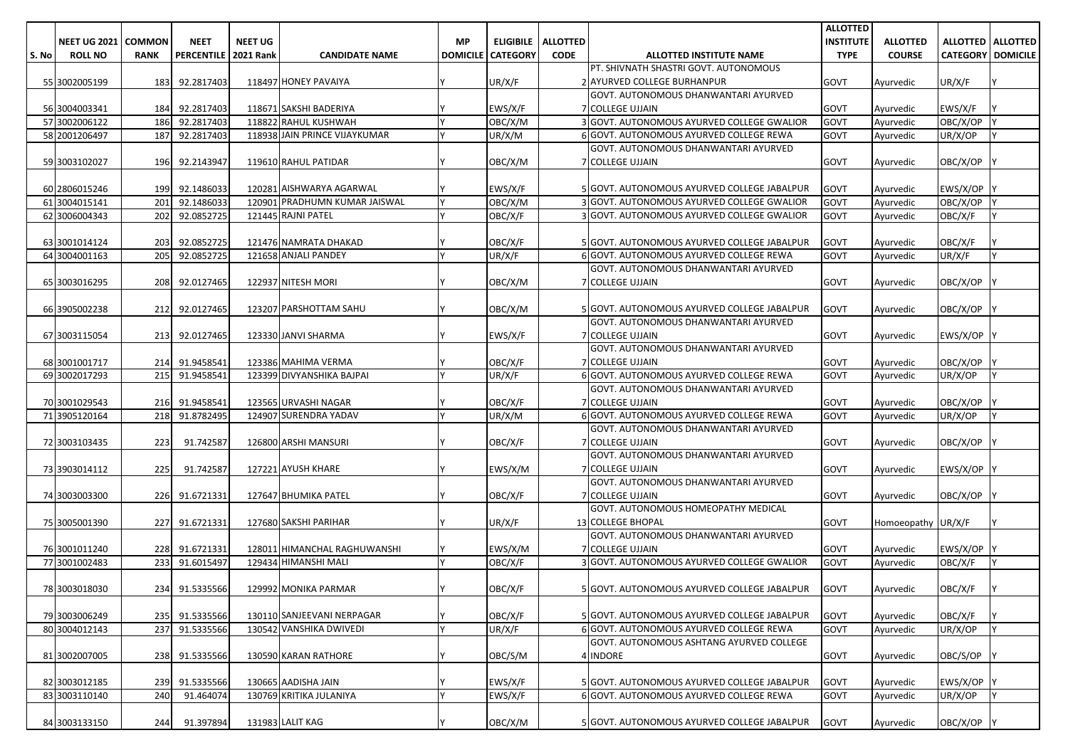| S. No | NEET UG 2021 ROLL NO | COMMON RANK | NEET PERCENTILE | NEET UG 2021 Rank | CANDIDATE NAME | MP DOMICILE | ELIGIBILE CATEGORY | ALLOTTED CODE | ALLOTTED INSTITUTE NAME | ALLOTTED INSTITUTE TYPE | ALLOTTED COURSE | ALLOTTED CATEGORY | ALLOTTED DOMICILE |
|---|---|---|---|---|---|---|---|---|---|---|---|---|---|
| 55 | 3002005199 | 183 | 92.2817403 | 118497 | HONEY PAVAIYA | Y | UR/X/F | 2 | PT. SHIVNATH SHASTRI GOVT. AUTONOMOUS AYURVED COLLEGE BURHANPUR | GOVT | Ayurvedic | UR/X/F | Y |
| 56 | 3004003341 | 184 | 92.2817403 | 118671 | SAKSHI BADERIYA | Y | EWS/X/F | 7 | GOVT. AUTONOMOUS DHANWANTARI AYURVED COLLEGE UJJAIN | GOVT | Ayurvedic | EWS/X/F | Y |
| 57 | 3002006122 | 186 | 92.2817403 | 118822 | RAHUL KUSHWAH | Y | OBC/X/M | 3 | GOVT. AUTONOMOUS AYURVED COLLEGE GWALIOR | GOVT | Ayurvedic | OBC/X/OP | Y |
| 58 | 2001206497 | 187 | 92.2817403 | 118938 | JAIN PRINCE VIJAYKUMAR | Y | UR/X/M | 6 | GOVT. AUTONOMOUS AYURVED COLLEGE REWA | GOVT | Ayurvedic | UR/X/OP | Y |
| 59 | 3003102027 | 196 | 92.2143947 | 119610 | RAHUL PATIDAR | Y | OBC/X/M | 7 | GOVT. AUTONOMOUS DHANWANTARI AYURVED COLLEGE UJJAIN | GOVT | Ayurvedic | OBC/X/OP | Y |
| 60 | 2806015246 | 199 | 92.1486033 | 120281 | AISHWARYA AGARWAL | Y | EWS/X/F | 5 | GOVT. AUTONOMOUS AYURVED COLLEGE JABALPUR | GOVT | Ayurvedic | EWS/X/OP | Y |
| 61 | 3004015141 | 201 | 92.1486033 | 120901 | PRADHUMN KUMAR JAISWAL | Y | OBC/X/M | 3 | GOVT. AUTONOMOUS AYURVED COLLEGE GWALIOR | GOVT | Ayurvedic | OBC/X/OP | Y |
| 62 | 3006004343 | 202 | 92.0852725 | 121445 | RAJNI PATEL | Y | OBC/X/F | 3 | GOVT. AUTONOMOUS AYURVED COLLEGE GWALIOR | GOVT | Ayurvedic | OBC/X/F | Y |
| 63 | 3001014124 | 203 | 92.0852725 | 121476 | NAMRATA DHAKAD | Y | OBC/X/F | 5 | GOVT. AUTONOMOUS AYURVED COLLEGE JABALPUR | GOVT | Ayurvedic | OBC/X/F | Y |
| 64 | 3004001163 | 205 | 92.0852725 | 121658 | ANJALI PANDEY | Y | UR/X/F | 6 | GOVT. AUTONOMOUS AYURVED COLLEGE REWA | GOVT | Ayurvedic | UR/X/F | Y |
| 65 | 3003016295 | 208 | 92.0127465 | 122937 | NITESH MORI | Y | OBC/X/M | 7 | GOVT. AUTONOMOUS DHANWANTARI AYURVED COLLEGE UJJAIN | GOVT | Ayurvedic | OBC/X/OP | Y |
| 66 | 3905002238 | 212 | 92.0127465 | 123207 | PARSHOTTAM SAHU | Y | OBC/X/M | 5 | GOVT. AUTONOMOUS AYURVED COLLEGE JABALPUR | GOVT | Ayurvedic | OBC/X/OP | Y |
| 67 | 3003115054 | 213 | 92.0127465 | 123330 | JANVI SHARMA | Y | EWS/X/F | 7 | GOVT. AUTONOMOUS DHANWANTARI AYURVED COLLEGE UJJAIN | GOVT | Ayurvedic | EWS/X/OP | Y |
| 68 | 3001001717 | 214 | 91.9458541 | 123386 | MAHIMA VERMA | Y | OBC/X/F | 7 | GOVT. AUTONOMOUS DHANWANTARI AYURVED COLLEGE UJJAIN | GOVT | Ayurvedic | OBC/X/OP | Y |
| 69 | 3002017293 | 215 | 91.9458541 | 123399 | DIVYANSHIKA BAJPAI | Y | UR/X/F | 6 | GOVT. AUTONOMOUS AYURVED COLLEGE REWA | GOVT | Ayurvedic | UR/X/OP | Y |
| 70 | 3001029543 | 216 | 91.9458541 | 123565 | URVASHI NAGAR | Y | OBC/X/F | 7 | GOVT. AUTONOMOUS DHANWANTARI AYURVED COLLEGE UJJAIN | GOVT | Ayurvedic | OBC/X/OP | Y |
| 71 | 3905120164 | 218 | 91.8782495 | 124907 | SURENDRA YADAV | Y | UR/X/M | 6 | GOVT. AUTONOMOUS AYURVED COLLEGE REWA | GOVT | Ayurvedic | UR/X/OP | Y |
| 72 | 3003103435 | 223 | 91.742587 | 126800 | ARSHI MANSURI | Y | OBC/X/F | 7 | GOVT. AUTONOMOUS DHANWANTARI AYURVED COLLEGE UJJAIN | GOVT | Ayurvedic | OBC/X/OP | Y |
| 73 | 3903014112 | 225 | 91.742587 | 127221 | AYUSH KHARE | Y | EWS/X/M | 7 | GOVT. AUTONOMOUS DHANWANTARI AYURVED COLLEGE UJJAIN | GOVT | Ayurvedic | EWS/X/OP | Y |
| 74 | 3003003300 | 226 | 91.6721331 | 127647 | BHUMIKA PATEL | Y | OBC/X/F | 7 | GOVT. AUTONOMOUS DHANWANTARI AYURVED COLLEGE UJJAIN | GOVT | Ayurvedic | OBC/X/OP | Y |
| 75 | 3005001390 | 227 | 91.6721331 | 127680 | SAKSHI PARIHAR | Y | UR/X/F | 13 | GOVT. AUTONOMOUS HOMEOPATHY MEDICAL COLLEGE BHOPAL | GOVT | Homoeopathy | UR/X/F | Y |
| 76 | 3001011240 | 228 | 91.6721331 | 128011 | HIMANCHAL RAGHUWANSHI | Y | EWS/X/M | 7 | GOVT. AUTONOMOUS DHANWANTARI AYURVED COLLEGE UJJAIN | GOVT | Ayurvedic | EWS/X/OP | Y |
| 77 | 3001002483 | 233 | 91.6015497 | 129434 | HIMANSHI MALI | Y | OBC/X/F | 3 | GOVT. AUTONOMOUS AYURVED COLLEGE GWALIOR | GOVT | Ayurvedic | OBC/X/F | Y |
| 78 | 3003018030 | 234 | 91.5335566 | 129992 | MONIKA PARMAR | Y | OBC/X/F | 5 | GOVT. AUTONOMOUS AYURVED COLLEGE JABALPUR | GOVT | Ayurvedic | OBC/X/F | Y |
| 79 | 3003006249 | 235 | 91.5335566 | 130110 | SANJEEVANI NERPAGAR | Y | OBC/X/F | 5 | GOVT. AUTONOMOUS AYURVED COLLEGE JABALPUR | GOVT | Ayurvedic | OBC/X/F | Y |
| 80 | 3004012143 | 237 | 91.5335566 | 130542 | VANSHIKA DWIVEDI | Y | UR/X/F | 6 | GOVT. AUTONOMOUS AYURVED COLLEGE REWA | GOVT | Ayurvedic | UR/X/OP | Y |
| 81 | 3002007005 | 238 | 91.5335566 | 130590 | KARAN RATHORE | Y | OBC/S/M | 4 | GOVT. AUTONOMOUS ASHTANG AYURVED COLLEGE INDORE | GOVT | Ayurvedic | OBC/S/OP | Y |
| 82 | 3003012185 | 239 | 91.5335566 | 130665 | AADISHA JAIN | Y | EWS/X/F | 5 | GOVT. AUTONOMOUS AYURVED COLLEGE JABALPUR | GOVT | Ayurvedic | EWS/X/OP | Y |
| 83 | 3003110140 | 240 | 91.464074 | 130769 | KRITIKA JULANIYA | Y | EWS/X/F | 6 | GOVT. AUTONOMOUS AYURVED COLLEGE REWA | GOVT | Ayurvedic | UR/X/OP | Y |
| 84 | 3003133150 | 244 | 91.397894 | 131983 | LALIT KAG | Y | OBC/X/M | 5 | GOVT. AUTONOMOUS AYURVED COLLEGE JABALPUR | GOVT | Ayurvedic | OBC/X/OP | Y |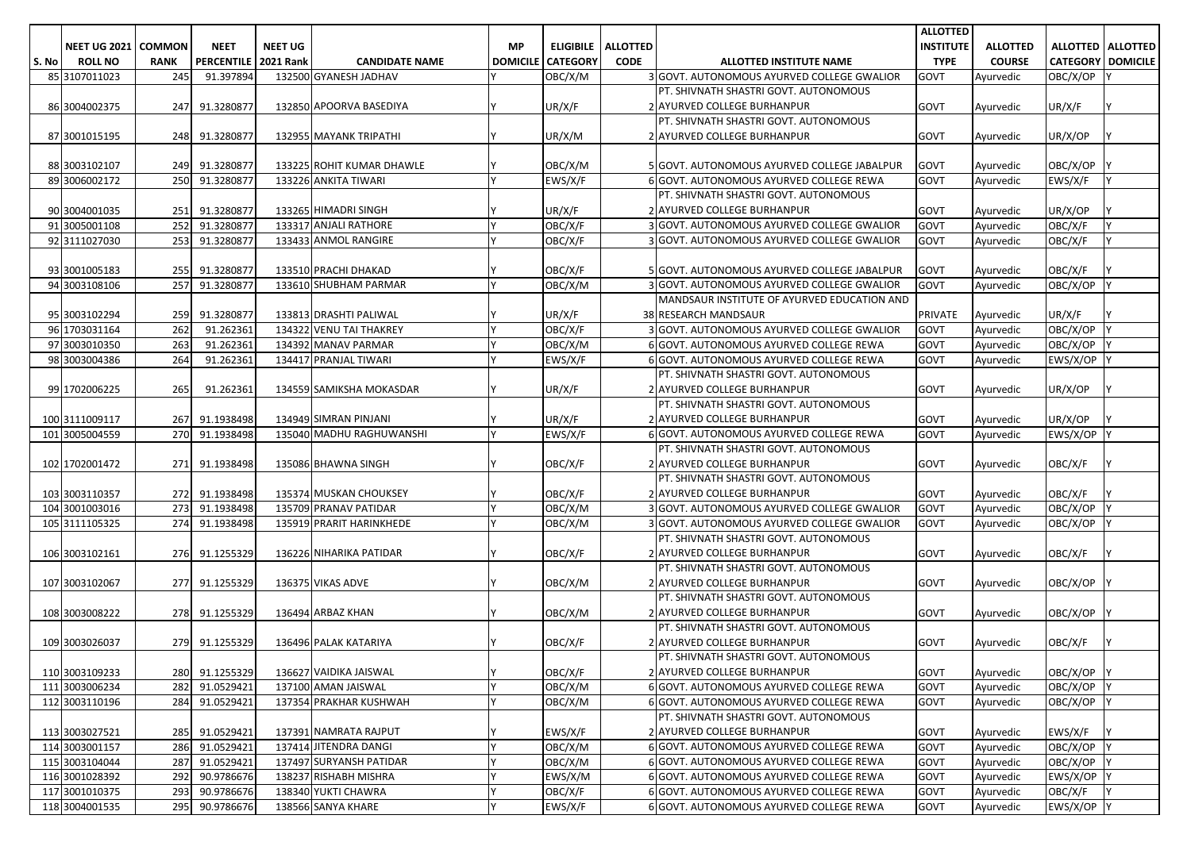| S. No | NEET UG 2021 ROLL NO | COMMON RANK | NEET PERCENTILE | NEET UG 2021 Rank | CANDIDATE NAME | MP DOMICILE | ELIGIBILE CATEGORY | ALLOTTED CODE | ALLOTTED INSTITUTE NAME | ALLOTTED INSTITUTE TYPE | ALLOTTED COURSE | ALLOTTED CATEGORY | ALLOTTED DOMICILE |
|---|---|---|---|---|---|---|---|---|---|---|---|---|---|
| 85 | 3107011023 | 245 | 91.397894 | 132500 | GYANESH JADHAV | Y | OBC/X/M | 3 | GOVT. AUTONOMOUS AYURVED COLLEGE GWALIOR | GOVT | Ayurvedic | OBC/X/OP | Y |
| 86 | 3004002375 | 247 | 91.3280877 | 132850 | APOORVA BASEDIYA | Y | UR/X/F | 2 | PT. SHIVNATH SHASTRI GOVT. AUTONOMOUS AYURVED COLLEGE BURHANPUR | GOVT | Ayurvedic | UR/X/F | Y |
| 87 | 3001015195 | 248 | 91.3280877 | 132955 | MAYANK TRIPATHI | Y | UR/X/M | 2 | PT. SHIVNATH SHASTRI GOVT. AUTONOMOUS AYURVED COLLEGE BURHANPUR | GOVT | Ayurvedic | UR/X/OP | Y |
| 88 | 3003102107 | 249 | 91.3280877 | 133225 | ROHIT KUMAR DHAWLE | Y | OBC/X/M | 5 | GOVT. AUTONOMOUS AYURVED COLLEGE JABALPUR | GOVT | Ayurvedic | OBC/X/OP | Y |
| 89 | 3006002172 | 250 | 91.3280877 | 133226 | ANKITA TIWARI | Y | EWS/X/F | 6 | GOVT. AUTONOMOUS AYURVED COLLEGE REWA | GOVT | Ayurvedic | EWS/X/F | Y |
| 90 | 3004001035 | 251 | 91.3280877 | 133265 | HIMADRI SINGH | Y | UR/X/F | 2 | PT. SHIVNATH SHASTRI GOVT. AUTONOMOUS AYURVED COLLEGE BURHANPUR | GOVT | Ayurvedic | UR/X/OP | Y |
| 91 | 3005001108 | 252 | 91.3280877 | 133317 | ANJALI RATHORE | Y | OBC/X/F | 3 | GOVT. AUTONOMOUS AYURVED COLLEGE GWALIOR | GOVT | Ayurvedic | OBC/X/F | Y |
| 92 | 3111027030 | 253 | 91.3280877 | 133433 | ANMOL RANGIRE | Y | OBC/X/F | 3 | GOVT. AUTONOMOUS AYURVED COLLEGE GWALIOR | GOVT | Ayurvedic | OBC/X/F | Y |
| 93 | 3001005183 | 255 | 91.3280877 | 133510 | PRACHI DHAKAD | Y | OBC/X/F | 5 | GOVT. AUTONOMOUS AYURVED COLLEGE JABALPUR | GOVT | Ayurvedic | OBC/X/F | Y |
| 94 | 3003108106 | 257 | 91.3280877 | 133610 | SHUBHAM PARMAR | Y | OBC/X/M | 3 | GOVT. AUTONOMOUS AYURVED COLLEGE GWALIOR | GOVT | Ayurvedic | OBC/X/OP | Y |
| 95 | 3003102294 | 259 | 91.3280877 | 133813 | DRASHTI PALIWAL | Y | UR/X/F | 38 | MANDSAUR INSTITUTE OF AYURVED EDUCATION AND RESEARCH MANDSAUR | PRIVATE | Ayurvedic | UR/X/F | Y |
| 96 | 1703031164 | 262 | 91.262361 | 134322 | VENU TAI THAKREY | Y | OBC/X/F | 3 | GOVT. AUTONOMOUS AYURVED COLLEGE GWALIOR | GOVT | Ayurvedic | OBC/X/OP | Y |
| 97 | 3003010350 | 263 | 91.262361 | 134392 | MANAV PARMAR | Y | OBC/X/M | 6 | GOVT. AUTONOMOUS AYURVED COLLEGE REWA | GOVT | Ayurvedic | OBC/X/OP | Y |
| 98 | 3003004386 | 264 | 91.262361 | 134417 | PRANJAL TIWARI | Y | EWS/X/F | 6 | GOVT. AUTONOMOUS AYURVED COLLEGE REWA | GOVT | Ayurvedic | EWS/X/OP | Y |
| 99 | 1702006225 | 265 | 91.262361 | 134559 | SAMIKSHA MOKASDAR | Y | UR/X/F | 2 | PT. SHIVNATH SHASTRI GOVT. AUTONOMOUS AYURVED COLLEGE BURHANPUR | GOVT | Ayurvedic | UR/X/OP | Y |
| 100 | 3111009117 | 267 | 91.1938498 | 134949 | SIMRAN PINJANI | Y | UR/X/F | 2 | PT. SHIVNATH SHASTRI GOVT. AUTONOMOUS AYURVED COLLEGE BURHANPUR | GOVT | Ayurvedic | UR/X/OP | Y |
| 101 | 3005004559 | 270 | 91.1938498 | 135040 | MADHU RAGHUWANSHI | Y | EWS/X/F | 6 | GOVT. AUTONOMOUS AYURVED COLLEGE REWA | GOVT | Ayurvedic | EWS/X/OP | Y |
| 102 | 1702001472 | 271 | 91.1938498 | 135086 | BHAWNA SINGH | Y | OBC/X/F | 2 | PT. SHIVNATH SHASTRI GOVT. AUTONOMOUS AYURVED COLLEGE BURHANPUR | GOVT | Ayurvedic | OBC/X/F | Y |
| 103 | 3003110357 | 272 | 91.1938498 | 135374 | MUSKAN CHOUKSEY | Y | OBC/X/F | 2 | PT. SHIVNATH SHASTRI GOVT. AUTONOMOUS AYURVED COLLEGE BURHANPUR | GOVT | Ayurvedic | OBC/X/F | Y |
| 104 | 3001003016 | 273 | 91.1938498 | 135709 | PRANAV PATIDAR | Y | OBC/X/M | 3 | GOVT. AUTONOMOUS AYURVED COLLEGE GWALIOR | GOVT | Ayurvedic | OBC/X/OP | Y |
| 105 | 3111105325 | 274 | 91.1938498 | 135919 | PRARIT HARINKHEDE | Y | OBC/X/M | 3 | GOVT. AUTONOMOUS AYURVED COLLEGE GWALIOR | GOVT | Ayurvedic | OBC/X/OP | Y |
| 106 | 3003102161 | 276 | 91.1255329 | 136226 | NIHARIKA PATIDAR | Y | OBC/X/F | 2 | PT. SHIVNATH SHASTRI GOVT. AUTONOMOUS AYURVED COLLEGE BURHANPUR | GOVT | Ayurvedic | OBC/X/F | Y |
| 107 | 3003102067 | 277 | 91.1255329 | 136375 | VIKAS ADVE | Y | OBC/X/M | 2 | PT. SHIVNATH SHASTRI GOVT. AUTONOMOUS AYURVED COLLEGE BURHANPUR | GOVT | Ayurvedic | OBC/X/OP | Y |
| 108 | 3003008222 | 278 | 91.1255329 | 136494 | ARBAZ KHAN | Y | OBC/X/M | 2 | PT. SHIVNATH SHASTRI GOVT. AUTONOMOUS AYURVED COLLEGE BURHANPUR | GOVT | Ayurvedic | OBC/X/OP | Y |
| 109 | 3003026037 | 279 | 91.1255329 | 136496 | PALAK KATARIYA | Y | OBC/X/F | 2 | PT. SHIVNATH SHASTRI GOVT. AUTONOMOUS AYURVED COLLEGE BURHANPUR | GOVT | Ayurvedic | OBC/X/F | Y |
| 110 | 3003109233 | 280 | 91.1255329 | 136627 | VAIDIKA JAISWAL | Y | OBC/X/F | 2 | PT. SHIVNATH SHASTRI GOVT. AUTONOMOUS AYURVED COLLEGE BURHANPUR | GOVT | Ayurvedic | OBC/X/OP | Y |
| 111 | 3003006234 | 282 | 91.0529421 | 137100 | AMAN JAISWAL | Y | OBC/X/M | 6 | GOVT. AUTONOMOUS AYURVED COLLEGE REWA | GOVT | Ayurvedic | OBC/X/OP | Y |
| 112 | 3003110196 | 284 | 91.0529421 | 137354 | PRAKHAR KUSHWAH | Y | OBC/X/M | 6 | GOVT. AUTONOMOUS AYURVED COLLEGE REWA | GOVT | Ayurvedic | OBC/X/OP | Y |
| 113 | 3003027521 | 285 | 91.0529421 | 137391 | NAMRATA RAJPUT | Y | EWS/X/F | 2 | PT. SHIVNATH SHASTRI GOVT. AUTONOMOUS AYURVED COLLEGE BURHANPUR | GOVT | Ayurvedic | EWS/X/F | Y |
| 114 | 3003001157 | 286 | 91.0529421 | 137414 | JITENDRA DANGI | Y | OBC/X/M | 6 | GOVT. AUTONOMOUS AYURVED COLLEGE REWA | GOVT | Ayurvedic | OBC/X/OP | Y |
| 115 | 3003104044 | 287 | 91.0529421 | 137497 | SURYANSH PATIDAR | Y | OBC/X/M | 6 | GOVT. AUTONOMOUS AYURVED COLLEGE REWA | GOVT | Ayurvedic | OBC/X/OP | Y |
| 116 | 3001028392 | 292 | 90.9786676 | 138237 | RISHABH MISHRA | Y | EWS/X/M | 6 | GOVT. AUTONOMOUS AYURVED COLLEGE REWA | GOVT | Ayurvedic | EWS/X/OP | Y |
| 117 | 3001010375 | 293 | 90.9786676 | 138340 | YUKTI CHAWRA | Y | OBC/X/F | 6 | GOVT. AUTONOMOUS AYURVED COLLEGE REWA | GOVT | Ayurvedic | OBC/X/F | Y |
| 118 | 3004001535 | 295 | 90.9786676 | 138566 | SANYA KHARE | Y | EWS/X/F | 6 | GOVT. AUTONOMOUS AYURVED COLLEGE REWA | GOVT | Ayurvedic | EWS/X/OP | Y |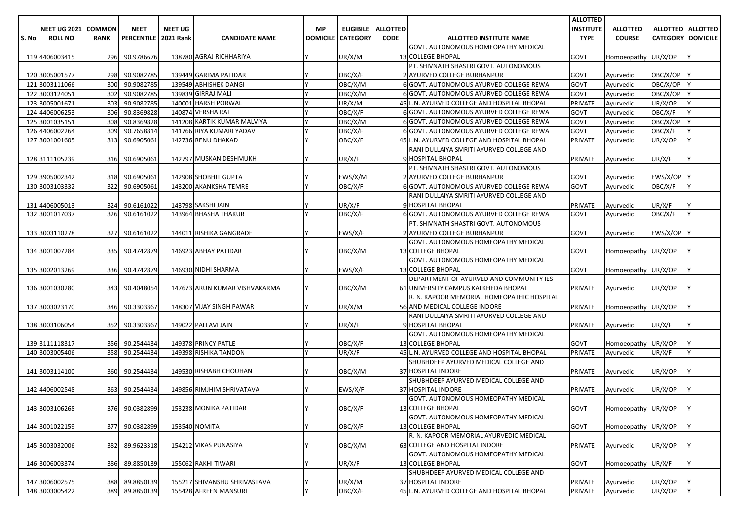| S. No | NEET UG 2021 ROLL NO | COMMON RANK | NEET PERCENTILE | NEET UG 2021 Rank | CANDIDATE NAME | MP DOMICILE | ELIGIBILE CATEGORY | ALLOTTED CODE | ALLOTTED INSTITUTE NAME | ALLOTTED INSTITUTE TYPE | ALLOTTED COURSE | ALLOTTED CATEGORY | ALLOTTED DOMICILE |
|---|---|---|---|---|---|---|---|---|---|---|---|---|---|
| 119 | 4406003415 | 296 | 90.9786676 | 138780 | AGRAJ RICHHARIYA | Y | UR/X/M | 13 | GOVT. AUTONOMOUS HOMEOPATHY MEDICAL COLLEGE BHOPAL | GOVT | Homoeopathy | UR/X/OP | Y |
| 120 | 3005001577 | 298 | 90.9082785 | 139449 | GARIMA PATIDAR | Y | OBC/X/F | 2 | PT. SHIVNATH SHASTRI GOVT. AUTONOMOUS AYURVED COLLEGE BURHANPUR | GOVT | Ayurvedic | OBC/X/OP | Y |
| 121 | 3003111066 | 300 | 90.9082785 | 139549 | ABHISHEK DANGI | Y | OBC/X/M | 6 | GOVT. AUTONOMOUS AYURVED COLLEGE REWA | GOVT | Ayurvedic | OBC/X/OP | Y |
| 122 | 3003124051 | 302 | 90.9082785 | 139839 | GIRRAJ MALI | Y | OBC/X/M | 6 | GOVT. AUTONOMOUS AYURVED COLLEGE REWA | GOVT | Ayurvedic | OBC/X/OP | Y |
| 123 | 3005001671 | 303 | 90.9082785 | 140001 | HARSH PORWAL | Y | UR/X/M | 45 | L.N. AYURVED COLLEGE AND HOSPITAL BHOPAL | PRIVATE | Ayurvedic | UR/X/OP | Y |
| 124 | 4406006253 | 306 | 90.8369828 | 140874 | VERSHA RAI | Y | OBC/X/F | 6 | GOVT. AUTONOMOUS AYURVED COLLEGE REWA | GOVT | Ayurvedic | OBC/X/F | Y |
| 125 | 3001035151 | 308 | 90.8369828 | 141208 | KARTIK KUMAR MALVIYA | Y | OBC/X/M | 6 | GOVT. AUTONOMOUS AYURVED COLLEGE REWA | GOVT | Ayurvedic | OBC/X/OP | Y |
| 126 | 4406002264 | 309 | 90.7658814 | 141766 | RIYA KUMARI YADAV | Y | OBC/X/F | 6 | GOVT. AUTONOMOUS AYURVED COLLEGE REWA | GOVT | Ayurvedic | OBC/X/F | Y |
| 127 | 3001001605 | 313 | 90.6905061 | 142736 | RENU DHAKAD | Y | OBC/X/F | 45 | L.N. AYURVED COLLEGE AND HOSPITAL BHOPAL | PRIVATE | Ayurvedic | UR/X/OP | Y |
| 128 | 3111105239 | 316 | 90.6905061 | 142797 | MUSKAN DESHMUKH | Y | UR/X/F | 9 | RANI DULLAIYA SMRITI AYURVED COLLEGE AND HOSPITAL BHOPAL | PRIVATE | Ayurvedic | UR/X/F | Y |
| 129 | 3905002342 | 318 | 90.6905061 | 142908 | SHOBHIT GUPTA | Y | EWS/X/M | 2 | PT. SHIVNATH SHASTRI GOVT. AUTONOMOUS AYURVED COLLEGE BURHANPUR | GOVT | Ayurvedic | EWS/X/OP | Y |
| 130 | 3003103332 | 322 | 90.6905061 | 143200 | AKANKSHA TEMRE | Y | OBC/X/F | 6 | GOVT. AUTONOMOUS AYURVED COLLEGE REWA | GOVT | Ayurvedic | OBC/X/F | Y |
| 131 | 4406005013 | 324 | 90.6161022 | 143798 | SAKSHI JAIN | Y | UR/X/F | 9 | RANI DULLAIYA SMRITI AYURVED COLLEGE AND HOSPITAL BHOPAL | PRIVATE | Ayurvedic | UR/X/F | Y |
| 132 | 3001017037 | 326 | 90.6161022 | 143964 | BHASHA THAKUR | Y | OBC/X/F | 6 | GOVT. AUTONOMOUS AYURVED COLLEGE REWA | GOVT | Ayurvedic | OBC/X/F | Y |
| 133 | 3003110278 | 327 | 90.6161022 | 144011 | RISHIKA GANGRADE | Y | EWS/X/F | 2 | PT. SHIVNATH SHASTRI GOVT. AUTONOMOUS AYURVED COLLEGE BURHANPUR | GOVT | Ayurvedic | EWS/X/OP | Y |
| 134 | 3001007284 | 335 | 90.4742879 | 146923 | ABHAY PATIDAR | Y | OBC/X/M | 13 | GOVT. AUTONOMOUS HOMEOPATHY MEDICAL COLLEGE BHOPAL | GOVT | Homoeopathy | UR/X/OP | Y |
| 135 | 3002013269 | 336 | 90.4742879 | 146930 | NIDHI SHARMA | Y | EWS/X/F | 13 | GOVT. AUTONOMOUS HOMEOPATHY MEDICAL COLLEGE BHOPAL | GOVT | Homoeopathy | UR/X/OP | Y |
| 136 | 3001030280 | 343 | 90.4048054 | 147673 | ARUN KUMAR VISHVAKARMA | Y | OBC/X/M | 61 | DEPARTMENT OF AYURVED AND COMMUNITY IES UNIVERSITY CAMPUS KALKHEDA BHOPAL | PRIVATE | Ayurvedic | UR/X/OP | Y |
| 137 | 3003023170 | 346 | 90.3303367 | 148307 | VIJAY SINGH PAWAR | Y | UR/X/M | 56 | R. N. KAPOOR MEMORIAL HOMEOPATHIC HOSPITAL AND MEDICAL COLLEGE INDORE | PRIVATE | Homoeopathy | UR/X/OP | Y |
| 138 | 3003106054 | 352 | 90.3303367 | 149022 | PALLAVI JAIN | Y | UR/X/F | 9 | RANI DULLAIYA SMRITI AYURVED COLLEGE AND HOSPITAL BHOPAL | PRIVATE | Ayurvedic | UR/X/F | Y |
| 139 | 3111118317 | 356 | 90.2544434 | 149378 | PRINCY PATLE | Y | OBC/X/F | 13 | GOVT. AUTONOMOUS HOMEOPATHY MEDICAL COLLEGE BHOPAL | GOVT | Homoeopathy | UR/X/OP | Y |
| 140 | 3003005406 | 358 | 90.2544434 | 149398 | RISHIKA TANDON | Y | UR/X/F | 45 | L.N. AYURVED COLLEGE AND HOSPITAL BHOPAL | PRIVATE | Ayurvedic | UR/X/F | Y |
| 141 | 3003114100 | 360 | 90.2544434 | 149530 | RISHABH CHOUHAN | Y | OBC/X/M | 37 | SHUBHDEEP AYURVED MEDICAL COLLEGE AND HOSPITAL INDORE | PRIVATE | Ayurvedic | UR/X/OP | Y |
| 142 | 4406002548 | 363 | 90.2544434 | 149856 | RIMJHIM SHRIVATAVA | Y | EWS/X/F | 37 | SHUBHDEEP AYURVED MEDICAL COLLEGE AND HOSPITAL INDORE | PRIVATE | Ayurvedic | UR/X/OP | Y |
| 143 | 3003106268 | 376 | 90.0382899 | 153238 | MONIKA PATIDAR | Y | OBC/X/F | 13 | GOVT. AUTONOMOUS HOMEOPATHY MEDICAL COLLEGE BHOPAL | GOVT | Homoeopathy | UR/X/OP | Y |
| 144 | 3001022159 | 377 | 90.0382899 | 153540 | NOMITA | Y | OBC/X/F | 13 | GOVT. AUTONOMOUS HOMEOPATHY MEDICAL COLLEGE BHOPAL | GOVT | Homoeopathy | UR/X/OP | Y |
| 145 | 3003032006 | 382 | 89.9623318 | 154212 | VIKAS PUNASIYA | Y | OBC/X/M | 63 | R. N. KAPOOR MEMORIAL AYURVEDIC MEDICAL COLLEGE AND HOSPITAL INDORE | PRIVATE | Ayurvedic | UR/X/OP | Y |
| 146 | 3006003374 | 386 | 89.8850139 | 155062 | RAKHI TIWARI | Y | UR/X/F | 13 | GOVT. AUTONOMOUS HOMEOPATHY MEDICAL COLLEGE BHOPAL | GOVT | Homoeopathy | UR/X/F | Y |
| 147 | 3006002575 | 388 | 89.8850139 | 155217 | SHIVANSHU SHRIVASTAVA | Y | UR/X/M | 37 | SHUBHDEEP AYURVED MEDICAL COLLEGE AND HOSPITAL INDORE | PRIVATE | Ayurvedic | UR/X/OP | Y |
| 148 | 3003005422 | 389 | 89.8850139 | 155428 | AFREEN MANSURI | Y | OBC/X/F | 45 | L.N. AYURVED COLLEGE AND HOSPITAL BHOPAL | PRIVATE | Ayurvedic | UR/X/OP | Y |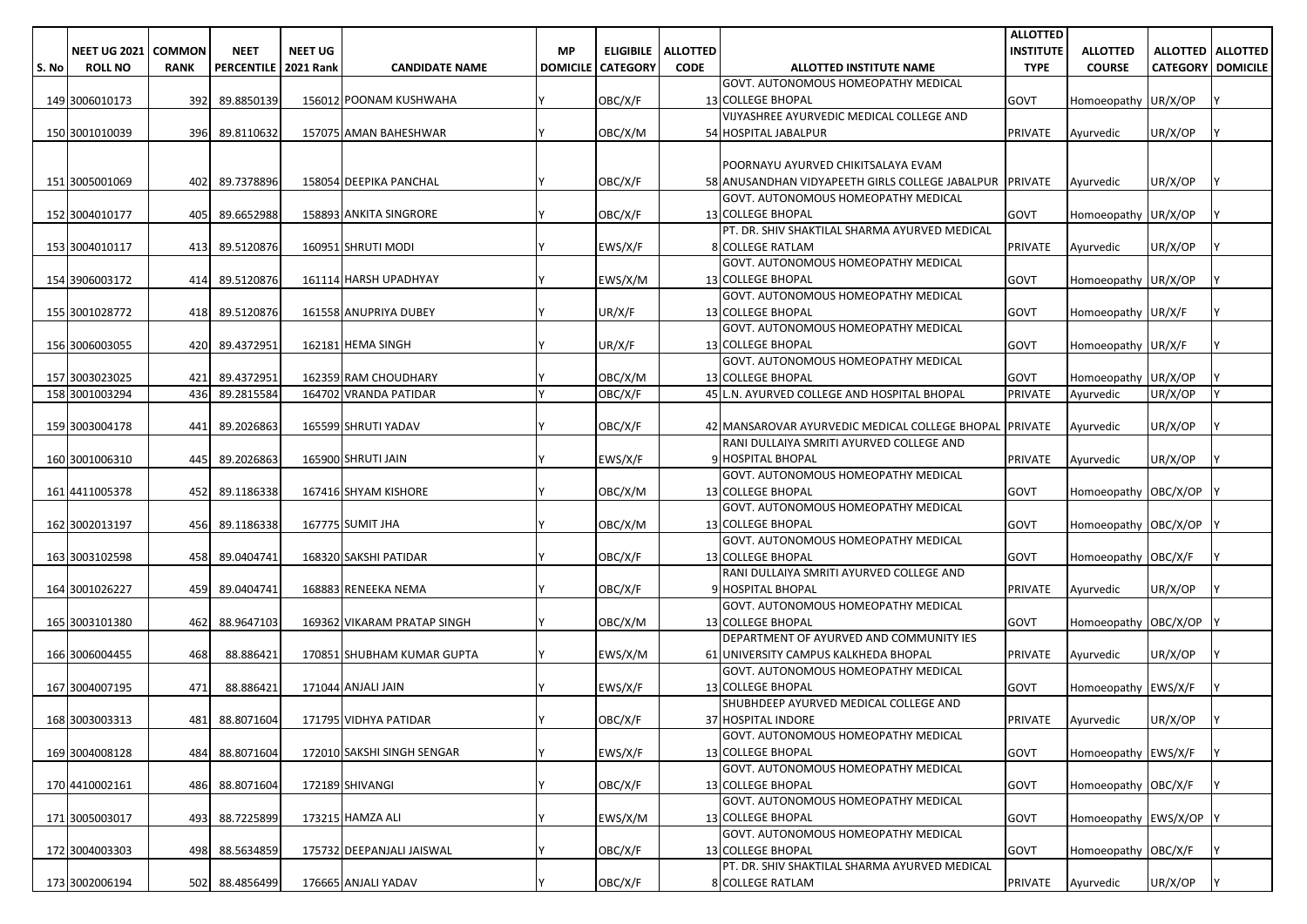| S. No | NEET UG 2021 ROLL NO | COMMON RANK | NEET PERCENTILE | NEET UG 2021 Rank | CANDIDATE NAME | MP DOMICILE | ELIGIBILE CATEGORY | ALLOTTED CODE | ALLOTTED INSTITUTE NAME | ALLOTTED INSTITUTE TYPE | ALLOTTED COURSE | ALLOTTED CATEGORY | ALLOTTED DOMICILE |
|---|---|---|---|---|---|---|---|---|---|---|---|---|---|
| 149 | 3006010173 | 392 | 89.8850139 | 156012 | POONAM KUSHWAHA | Y | OBC/X/F | 13 | GOVT. AUTONOMOUS HOMEOPATHY MEDICAL COLLEGE BHOPAL | GOVT | Homoeopathy | UR/X/OP | Y |
| 150 | 3001010039 | 396 | 89.8110632 | 157075 | AMAN BAHESHWAR | Y | OBC/X/M | 54 | VIJYASHREE AYURVEDIC MEDICAL COLLEGE AND HOSPITAL JABALPUR | PRIVATE | Ayurvedic | UR/X/OP | Y |
| 151 | 3005001069 | 402 | 89.7378896 | 158054 | DEEPIKA PANCHAL | Y | OBC/X/F | 58 | POORNAYU AYURVED CHIKITSALAYA EVAM ANUSANDHAN VIDYAPEETH GIRLS COLLEGE JABALPUR | PRIVATE | Ayurvedic | UR/X/OP | Y |
| 152 | 3004010177 | 405 | 89.6652988 | 158893 | ANKITA SINGRORE | Y | OBC/X/F | 13 | GOVT. AUTONOMOUS HOMEOPATHY MEDICAL COLLEGE BHOPAL | GOVT | Homoeopathy | UR/X/OP | Y |
| 153 | 3004010117 | 413 | 89.5120876 | 160951 | SHRUTI MODI | Y | EWS/X/F | 8 | PT. DR. SHIV SHAKTILAL SHARMA AYURVED MEDICAL COLLEGE RATLAM | PRIVATE | Ayurvedic | UR/X/OP | Y |
| 154 | 3906003172 | 414 | 89.5120876 | 161114 | HARSH UPADHYAY | Y | EWS/X/M | 13 | GOVT. AUTONOMOUS HOMEOPATHY MEDICAL COLLEGE BHOPAL | GOVT | Homoeopathy | UR/X/OP | Y |
| 155 | 3001028772 | 418 | 89.5120876 | 161558 | ANUPRIYA DUBEY | Y | UR/X/F | 13 | GOVT. AUTONOMOUS HOMEOPATHY MEDICAL COLLEGE BHOPAL | GOVT | Homoeopathy | UR/X/F | Y |
| 156 | 3006003055 | 420 | 89.4372951 | 162181 | HEMA SINGH | Y | UR/X/F | 13 | GOVT. AUTONOMOUS HOMEOPATHY MEDICAL COLLEGE BHOPAL | GOVT | Homoeopathy | UR/X/F | Y |
| 157 | 3003023025 | 421 | 89.4372951 | 162359 | RAM CHOUDHARY | Y | OBC/X/M | 13 | GOVT. AUTONOMOUS HOMEOPATHY MEDICAL COLLEGE BHOPAL | GOVT | Homoeopathy | UR/X/OP | Y |
| 158 | 3001003294 | 436 | 89.2815584 | 164702 | VRANDA PATIDAR | Y | OBC/X/F | 45 | L.N. AYURVED COLLEGE AND HOSPITAL BHOPAL | PRIVATE | Ayurvedic | UR/X/OP | Y |
| 159 | 3003004178 | 441 | 89.2026863 | 165599 | SHRUTI YADAV | Y | OBC/X/F | 42 | MANSAROVAR AYURVEDIC MEDICAL COLLEGE BHOPAL | PRIVATE | Ayurvedic | UR/X/OP | Y |
| 160 | 3001006310 | 445 | 89.2026863 | 165900 | SHRUTI JAIN | Y | EWS/X/F | 9 | RANI DULLAIYA SMRITI AYURVED COLLEGE AND HOSPITAL BHOPAL | PRIVATE | Ayurvedic | UR/X/OP | Y |
| 161 | 4411005378 | 452 | 89.1186338 | 167416 | SHYAM KISHORE | Y | OBC/X/M | 13 | GOVT. AUTONOMOUS HOMEOPATHY MEDICAL COLLEGE BHOPAL | GOVT | Homoeopathy | OBC/X/OP | Y |
| 162 | 3002013197 | 456 | 89.1186338 | 167775 | SUMIT JHA | Y | OBC/X/M | 13 | GOVT. AUTONOMOUS HOMEOPATHY MEDICAL COLLEGE BHOPAL | GOVT | Homoeopathy | OBC/X/OP | Y |
| 163 | 3003102598 | 458 | 89.0404741 | 168320 | SAKSHI PATIDAR | Y | OBC/X/F | 13 | GOVT. AUTONOMOUS HOMEOPATHY MEDICAL COLLEGE BHOPAL | GOVT | Homoeopathy | OBC/X/F | Y |
| 164 | 3001026227 | 459 | 89.0404741 | 168883 | RENEEKA NEMA | Y | OBC/X/F | 9 | RANI DULLAIYA SMRITI AYURVED COLLEGE AND HOSPITAL BHOPAL | PRIVATE | Ayurvedic | UR/X/OP | Y |
| 165 | 3003101380 | 462 | 88.9647103 | 169362 | VIKARAM PRATAP SINGH | Y | OBC/X/M | 13 | GOVT. AUTONOMOUS HOMEOPATHY MEDICAL COLLEGE BHOPAL | GOVT | Homoeopathy | OBC/X/OP | Y |
| 166 | 3006004455 | 468 | 88.886421 | 170851 | SHUBHAM KUMAR GUPTA | Y | EWS/X/M | 61 | DEPARTMENT OF AYURVED AND COMMUNITY IES UNIVERSITY CAMPUS KALKHEDA BHOPAL | PRIVATE | Ayurvedic | UR/X/OP | Y |
| 167 | 3004007195 | 471 | 88.886421 | 171044 | ANJALI JAIN | Y | EWS/X/F | 13 | GOVT. AUTONOMOUS HOMEOPATHY MEDICAL COLLEGE BHOPAL | GOVT | Homoeopathy | EWS/X/F | Y |
| 168 | 3003003313 | 481 | 88.8071604 | 171795 | VIDHYA PATIDAR | Y | OBC/X/F | 37 | SHUBHDEEP AYURVED MEDICAL COLLEGE AND HOSPITAL INDORE | PRIVATE | Ayurvedic | UR/X/OP | Y |
| 169 | 3004008128 | 484 | 88.8071604 | 172010 | SAKSHI SINGH SENGAR | Y | EWS/X/F | 13 | GOVT. AUTONOMOUS HOMEOPATHY MEDICAL COLLEGE BHOPAL | GOVT | Homoeopathy | EWS/X/F | Y |
| 170 | 4410002161 | 486 | 88.8071604 | 172189 | SHIVANGI | Y | OBC/X/F | 13 | GOVT. AUTONOMOUS HOMEOPATHY MEDICAL COLLEGE BHOPAL | GOVT | Homoeopathy | OBC/X/F | Y |
| 171 | 3005003017 | 493 | 88.7225899 | 173215 | HAMZA ALI | Y | EWS/X/M | 13 | GOVT. AUTONOMOUS HOMEOPATHY MEDICAL COLLEGE BHOPAL | GOVT | Homoeopathy | EWS/X/OP | Y |
| 172 | 3004003303 | 498 | 88.5634859 | 175732 | DEEPANJALI JAISWAL | Y | OBC/X/F | 13 | GOVT. AUTONOMOUS HOMEOPATHY MEDICAL COLLEGE BHOPAL | GOVT | Homoeopathy | OBC/X/F | Y |
| 173 | 3002006194 | 502 | 88.4856499 | 176665 | ANJALI YADAV | Y | OBC/X/F | 8 | PT. DR. SHIV SHAKTILAL SHARMA AYURVED MEDICAL COLLEGE RATLAM | PRIVATE | Ayurvedic | UR/X/OP | Y |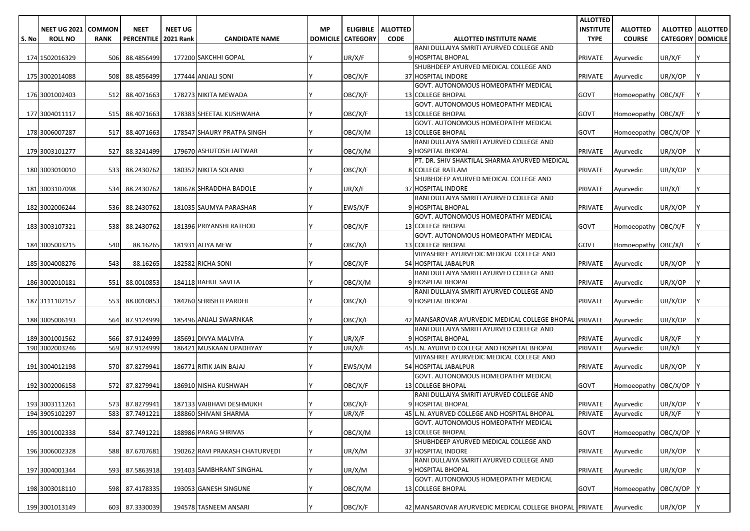| S. No | NEET UG 2021 ROLL NO | COMMON RANK | NEET PERCENTILE | NEET UG 2021 Rank | CANDIDATE NAME | MP DOMICILE | ELIGIBILE CATEGORY | ALLOTTED CODE | ALLOTTED INSTITUTE NAME | ALLOTTED INSTITUTE TYPE | ALLOTTED COURSE | ALLOTTED CATEGORY | ALLOTTED DOMICILE |
|---|---|---|---|---|---|---|---|---|---|---|---|---|---|
| 174 | 1502016329 | 506 | 88.4856499 | 177200 | SAKCHHI GOPAL | Y | UR/X/F | 9 | RANI DULLAIYA SMRITI AYURVED COLLEGE AND HOSPITAL BHOPAL | PRIVATE | Ayurvedic | UR/X/F | Y |
| 175 | 3002014088 | 508 | 88.4856499 | 177444 | ANJALI SONI | Y | OBC/X/F | 37 | SHUBHDEEP AYURVED MEDICAL COLLEGE AND HOSPITAL INDORE | PRIVATE | Ayurvedic | UR/X/OP | Y |
| 176 | 3001002403 | 512 | 88.4071663 | 178273 | NIKITA MEWADA | Y | OBC/X/F | 13 | GOVT. AUTONOMOUS HOMEOPATHY MEDICAL COLLEGE BHOPAL | GOVT | Homoeopathy | OBC/X/F | Y |
| 177 | 3004011117 | 515 | 88.4071663 | 178383 | SHEETAL KUSHWAHA | Y | OBC/X/F | 13 | GOVT. AUTONOMOUS HOMEOPATHY MEDICAL COLLEGE BHOPAL | GOVT | Homoeopathy | OBC/X/F | Y |
| 178 | 3006007287 | 517 | 88.4071663 | 178547 | SHAURY PRATPA SINGH | Y | OBC/X/M | 13 | GOVT. AUTONOMOUS HOMEOPATHY MEDICAL COLLEGE BHOPAL | GOVT | Homoeopathy | OBC/X/OP | Y |
| 179 | 3003101277 | 527 | 88.3241499 | 179670 | ASHUTOSH JAITWAR | Y | OBC/X/M | 9 | RANI DULLAIYA SMRITI AYURVED COLLEGE AND HOSPITAL BHOPAL | PRIVATE | Ayurvedic | UR/X/OP | Y |
| 180 | 3003010010 | 533 | 88.2430762 | 180352 | NIKITA SOLANKI | Y | OBC/X/F | 8 | PT. DR. SHIV SHAKTILAL SHARMA AYURVED MEDICAL COLLEGE RATLAM | PRIVATE | Ayurvedic | UR/X/OP | Y |
| 181 | 3003107098 | 534 | 88.2430762 | 180678 | SHRADDHA BADOLE | Y | UR/X/F | 37 | SHUBHDEEP AYURVED MEDICAL COLLEGE AND HOSPITAL INDORE | PRIVATE | Ayurvedic | UR/X/F | Y |
| 182 | 3002006244 | 536 | 88.2430762 | 181035 | SAUMYA PARASHAR | Y | EWS/X/F | 9 | RANI DULLAIYA SMRITI AYURVED COLLEGE AND HOSPITAL BHOPAL | PRIVATE | Ayurvedic | UR/X/OP | Y |
| 183 | 3003107321 | 538 | 88.2430762 | 181396 | PRIYANSHI RATHOD | Y | OBC/X/F | 13 | GOVT. AUTONOMOUS HOMEOPATHY MEDICAL COLLEGE BHOPAL | GOVT | Homoeopathy | OBC/X/F | Y |
| 184 | 3005003215 | 540 | 88.16265 | 181931 | ALIYA MEW | Y | OBC/X/F | 13 | GOVT. AUTONOMOUS HOMEOPATHY MEDICAL COLLEGE BHOPAL | GOVT | Homoeopathy | OBC/X/F | Y |
| 185 | 3004008276 | 543 | 88.16265 | 182582 | RICHA SONI | Y | OBC/X/F | 54 | VIJYASHREE AYURVEDIC MEDICAL COLLEGE AND HOSPITAL JABALPUR | PRIVATE | Ayurvedic | UR/X/OP | Y |
| 186 | 3002010181 | 551 | 88.0010853 | 184118 | RAHUL SAVITA | Y | OBC/X/M | 9 | RANI DULLAIYA SMRITI AYURVED COLLEGE AND HOSPITAL BHOPAL | PRIVATE | Ayurvedic | UR/X/OP | Y |
| 187 | 3111102157 | 553 | 88.0010853 | 184260 | SHRISHTI PARDHI | Y | OBC/X/F | 9 | RANI DULLAIYA SMRITI AYURVED COLLEGE AND HOSPITAL BHOPAL | PRIVATE | Ayurvedic | UR/X/OP | Y |
| 188 | 3005006193 | 564 | 87.9124999 | 185496 | ANJALI SWARNKAR | Y | OBC/X/F | 42 | MANSAROVAR AYURVEDIC MEDICAL COLLEGE BHOPAL | PRIVATE | Ayurvedic | UR/X/OP | Y |
| 189 | 3001001562 | 566 | 87.9124999 | 185691 | DIVYA MALVIYA | Y | UR/X/F | 9 | RANI DULLAIYA SMRITI AYURVED COLLEGE AND HOSPITAL BHOPAL | PRIVATE | Ayurvedic | UR/X/F | Y |
| 190 | 3002003246 | 569 | 87.9124999 | 186421 | MUSKAAN UPADHYAY | Y | UR/X/F | 45 | L.N. AYURVED COLLEGE AND HOSPITAL BHOPAL | PRIVATE | Ayurvedic | UR/X/F | Y |
| 191 | 3004012198 | 570 | 87.8279941 | 186771 | RITIK JAIN BAJAJ | Y | EWS/X/M | 54 | VIJYASHREE AYURVEDIC MEDICAL COLLEGE AND HOSPITAL JABALPUR | PRIVATE | Ayurvedic | UR/X/OP | Y |
| 192 | 3002006158 | 572 | 87.8279941 | 186910 | NISHA KUSHWAH | Y | OBC/X/F | 13 | GOVT. AUTONOMOUS HOMEOPATHY MEDICAL COLLEGE BHOPAL | GOVT | Homoeopathy | OBC/X/OP | Y |
| 193 | 3003111261 | 573 | 87.8279941 | 187133 | VAIBHAVI DESHMUKH | Y | OBC/X/F | 9 | RANI DULLAIYA SMRITI AYURVED COLLEGE AND HOSPITAL BHOPAL | PRIVATE | Ayurvedic | UR/X/OP | Y |
| 194 | 3905102297 | 583 | 87.7491221 | 188860 | SHIVANI SHARMA | Y | UR/X/F | 45 | L.N. AYURVED COLLEGE AND HOSPITAL BHOPAL | PRIVATE | Ayurvedic | UR/X/F | Y |
| 195 | 3001002338 | 584 | 87.7491221 | 188986 | PARAG SHRIVAS | Y | OBC/X/M | 13 | GOVT. AUTONOMOUS HOMEOPATHY MEDICAL COLLEGE BHOPAL | GOVT | Homoeopathy | OBC/X/OP | Y |
| 196 | 3006002328 | 588 | 87.6707681 | 190262 | RAVI PRAKASH CHATURVEDI | Y | UR/X/M | 37 | SHUBHDEEP AYURVED MEDICAL COLLEGE AND HOSPITAL INDORE | PRIVATE | Ayurvedic | UR/X/OP | Y |
| 197 | 3004001344 | 593 | 87.5863918 | 191403 | SAMBHRANT SINGHAL | Y | UR/X/M | 9 | RANI DULLAIYA SMRITI AYURVED COLLEGE AND HOSPITAL BHOPAL | PRIVATE | Ayurvedic | UR/X/OP | Y |
| 198 | 3003018110 | 598 | 87.4178335 | 193053 | GANESH SINGUNE | Y | OBC/X/M | 13 | GOVT. AUTONOMOUS HOMEOPATHY MEDICAL COLLEGE BHOPAL | GOVT | Homoeopathy | OBC/X/OP | Y |
| 199 | 3001013149 | 603 | 87.3330039 | 194578 | TASNEEM ANSARI | Y | OBC/X/F | 42 | MANSAROVAR AYURVEDIC MEDICAL COLLEGE BHOPAL | PRIVATE | Ayurvedic | UR/X/OP | Y |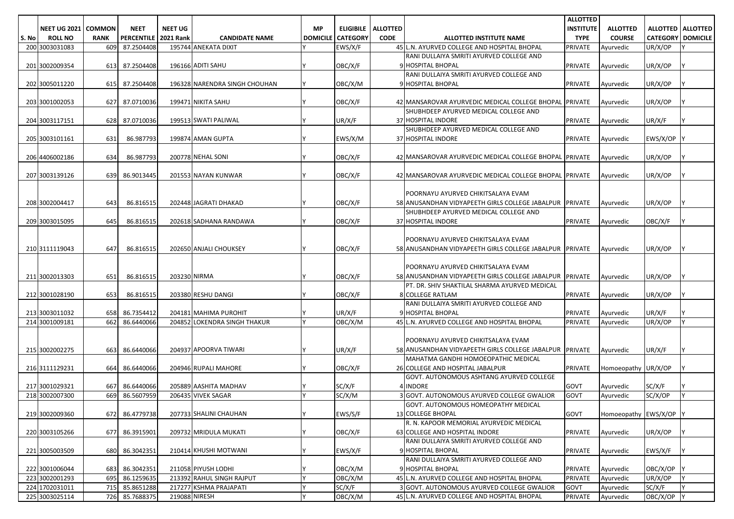| S. No | NEET UG 2021 ROLL NO | COMMON RANK | NEET PERCENTILE | NEET UG 2021 Rank | CANDIDATE NAME | MP DOMICILE | ELIGIBILE CATEGORY | ALLOTTED CODE | ALLOTTED INSTITUTE NAME | ALLOTTED INSTITUTE TYPE | ALLOTTED COURSE | ALLOTTED CATEGORY | ALLOTTED DOMICILE |
|---|---|---|---|---|---|---|---|---|---|---|---|---|---|
| 200 | 3003031083 | 609 | 87.2504408 | 195744 | ANEKATA DIXIT | Y | EWS/X/F | 45 | L.N. AYURVED COLLEGE AND HOSPITAL BHOPAL | PRIVATE | Ayurvedic | UR/X/OP | Y |
| 201 | 3002009354 | 613 | 87.2504408 | 196166 | ADITI SAHU | Y | OBC/X/F | 9 | RANI DULLAIYA SMRITI AYURVED COLLEGE AND HOSPITAL BHOPAL | PRIVATE | Ayurvedic | UR/X/OP | Y |
| 202 | 3005011220 | 615 | 87.2504408 | 196328 | NARENDRA SINGH CHOUHAN | Y | OBC/X/M | 9 | RANI DULLAIYA SMRITI AYURVED COLLEGE AND HOSPITAL BHOPAL | PRIVATE | Ayurvedic | UR/X/OP | Y |
| 203 | 3001002053 | 627 | 87.0710036 | 199471 | NIKITA SAHU | Y | OBC/X/F | 42 | MANSAROVAR AYURVEDIC MEDICAL COLLEGE BHOPAL | PRIVATE | Ayurvedic | UR/X/OP | Y |
| 204 | 3003117151 | 628 | 87.0710036 | 199513 | SWATI PALIWAL | Y | UR/X/F | 37 | SHUBHDEEP AYURVED MEDICAL COLLEGE AND HOSPITAL INDORE | PRIVATE | Ayurvedic | UR/X/F | Y |
| 205 | 3003101161 | 631 | 86.987793 | 199874 | AMAN GUPTA | Y | EWS/X/M | 37 | SHUBHDEEP AYURVED MEDICAL COLLEGE AND HOSPITAL INDORE | PRIVATE | Ayurvedic | EWS/X/OP | Y |
| 206 | 4406002186 | 634 | 86.987793 | 200778 | NEHAL SONI | Y | OBC/X/F | 42 | MANSAROVAR AYURVEDIC MEDICAL COLLEGE BHOPAL | PRIVATE | Ayurvedic | UR/X/OP | Y |
| 207 | 3003139126 | 639 | 86.9013445 | 201553 | NAYAN KUNWAR | Y | OBC/X/F | 42 | MANSAROVAR AYURVEDIC MEDICAL COLLEGE BHOPAL | PRIVATE | Ayurvedic | UR/X/OP | Y |
| 208 | 3002004417 | 643 | 86.816515 | 202448 | JAGRATI DHAKAD | Y | OBC/X/F | 58 | POORNAYU AYURVED CHIKITSALAYA EVAM ANUSANDHAN VIDYAPEETH GIRLS COLLEGE JABALPUR | PRIVATE | Ayurvedic | UR/X/OP | Y |
| 209 | 3003015095 | 645 | 86.816515 | 202618 | SADHANA RANDAWA | Y | OBC/X/F | 37 | SHUBHDEEP AYURVED MEDICAL COLLEGE AND HOSPITAL INDORE | PRIVATE | Ayurvedic | OBC/X/F | Y |
| 210 | 3111119043 | 647 | 86.816515 | 202650 | ANJALI CHOUKSEY | Y | OBC/X/F | 58 | POORNAYU AYURVED CHIKITSALAYA EVAM ANUSANDHAN VIDYAPEETH GIRLS COLLEGE JABALPUR | PRIVATE | Ayurvedic | UR/X/OP | Y |
| 211 | 3002013303 | 651 | 86.816515 | 203230 | NIRMA | Y | OBC/X/F | 58 | POORNAYU AYURVED CHIKITSALAYA EVAM ANUSANDHAN VIDYAPEETH GIRLS COLLEGE JABALPUR | PRIVATE | Ayurvedic | UR/X/OP | Y |
| 212 | 3001028190 | 653 | 86.816515 | 203380 | RESHU DANGI | Y | OBC/X/F | 8 | PT. DR. SHIV SHAKTILAL SHARMA AYURVED MEDICAL COLLEGE RATLAM | PRIVATE | Ayurvedic | UR/X/OP | Y |
| 213 | 3003011032 | 658 | 86.7354412 | 204181 | MAHIMA PUROHIT | Y | UR/X/F | 9 | RANI DULLAIYA SMRITI AYURVED COLLEGE AND HOSPITAL BHOPAL | PRIVATE | Ayurvedic | UR/X/F | Y |
| 214 | 3001009181 | 662 | 86.6440066 | 204852 | LOKENDRA SINGH THAKUR | Y | OBC/X/M | 45 | L.N. AYURVED COLLEGE AND HOSPITAL BHOPAL | PRIVATE | Ayurvedic | UR/X/OP | Y |
| 215 | 3002002275 | 663 | 86.6440066 | 204937 | APOORVA TIWARI | Y | UR/X/F | 58 | POORNAYU AYURVED CHIKITSALAYA EVAM ANUSANDHAN VIDYAPEETH GIRLS COLLEGE JABALPUR | PRIVATE | Ayurvedic | UR/X/F | Y |
| 216 | 3111129231 | 664 | 86.6440066 | 204946 | RUPALI MAHORE | Y | OBC/X/F | 26 | MAHATMA GANDHI HOMOEOPATHIC MEDICAL COLLEGE AND HOSPITAL JABALPUR | PRIVATE | Homoeopathy | UR/X/OP | Y |
| 217 | 3001029321 | 667 | 86.6440066 | 205889 | AASHITA MADHAV | Y | SC/X/F | 4 | GOVT. AUTONOMOUS ASHTANG AYURVED COLLEGE INDORE | GOVT | Ayurvedic | SC/X/F | Y |
| 218 | 3002007300 | 669 | 86.5607959 | 206435 | VIVEK SAGAR | Y | SC/X/M | 3 | GOVT. AUTONOMOUS AYURVED COLLEGE GWALIOR | GOVT | Ayurvedic | SC/X/OP | Y |
| 219 | 3002009360 | 672 | 86.4779738 | 207733 | SHALINI CHAUHAN | Y | EWS/S/F | 13 | GOVT. AUTONOMOUS HOMEOPATHY MEDICAL COLLEGE BHOPAL | GOVT | Homoeopathy | EWS/X/OP | Y |
| 220 | 3003105266 | 677 | 86.3915901 | 209732 | MRIDULA MUKATI | Y | OBC/X/F | 63 | R. N. KAPOOR MEMORIAL AYURVEDIC MEDICAL COLLEGE AND HOSPITAL INDORE | PRIVATE | Ayurvedic | UR/X/OP | Y |
| 221 | 3005003509 | 680 | 86.3042351 | 210414 | KHUSHI MOTWANI | Y | EWS/X/F | 9 | RANI DULLAIYA SMRITI AYURVED COLLEGE AND HOSPITAL BHOPAL | PRIVATE | Ayurvedic | EWS/X/F | Y |
| 222 | 3001006044 | 683 | 86.3042351 | 211058 | PIYUSH LODHI | Y | OBC/X/M | 9 | RANI DULLAIYA SMRITI AYURVED COLLEGE AND HOSPITAL BHOPAL | PRIVATE | Ayurvedic | OBC/X/OP | Y |
| 223 | 3002001293 | 695 | 86.1259635 | 213392 | RAHUL SINGH RAJPUT | Y | OBC/X/M | 45 | L.N. AYURVED COLLEGE AND HOSPITAL BHOPAL | PRIVATE | Ayurvedic | UR/X/OP | Y |
| 224 | 1702031011 | 715 | 85.8651288 | 217277 | KSHMA PRAJAPATI | Y | SC/X/F | 3 | GOVT. AUTONOMOUS AYURVED COLLEGE GWALIOR | GOVT | Ayurvedic | SC/X/F | Y |
| 225 | 3003025114 | 726 | 85.7688375 | 219088 | NIRESH | Y | OBC/X/M | 45 | L.N. AYURVED COLLEGE AND HOSPITAL BHOPAL | PRIVATE | Ayurvedic | OBC/X/OP | Y |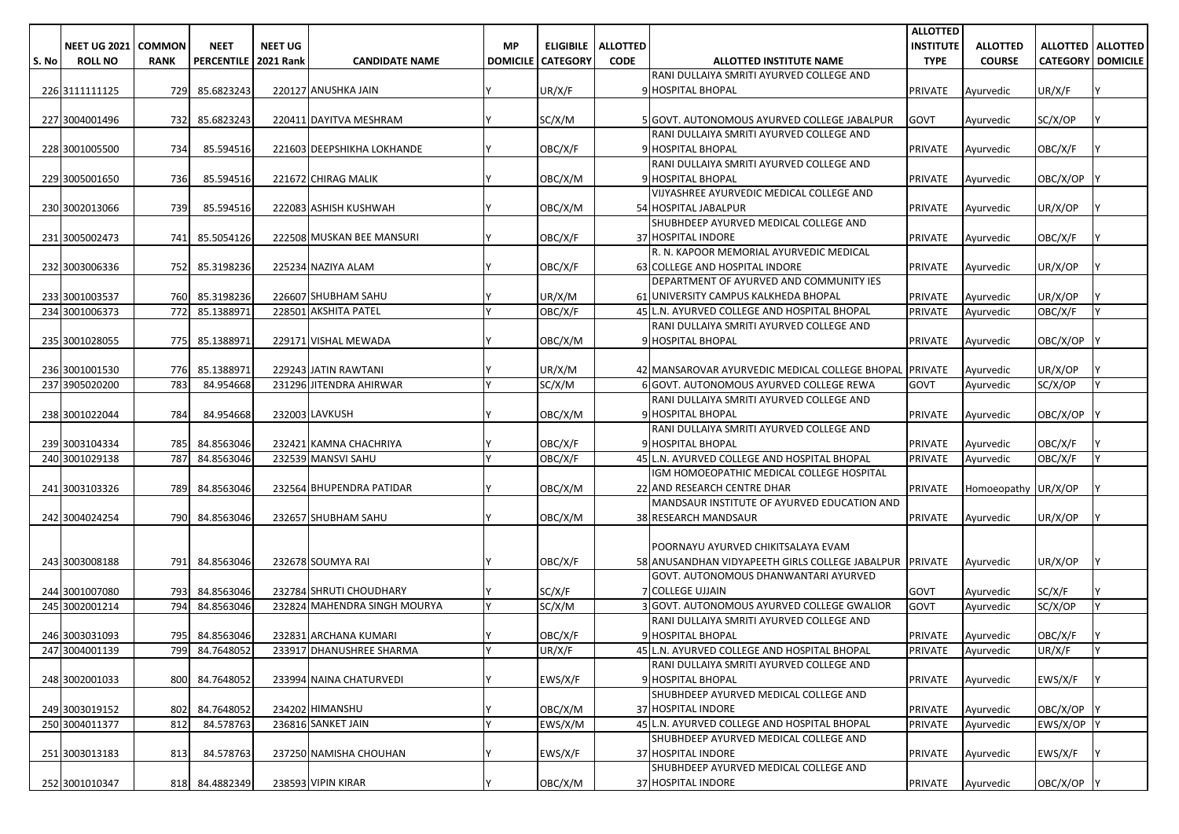| S. No | NEET UG 2021 ROLL NO | COMMON RANK | NEET PERCENTILE | NEET UG 2021 Rank | CANDIDATE NAME | MP DOMICILE | ELIGIBILE CATEGORY | ALLOTTED CODE | ALLOTTED INSTITUTE NAME | ALLOTTED INSTITUTE TYPE | ALLOTTED COURSE | ALLOTTED CATEGORY | ALLOTTED DOMICILE |
|---|---|---|---|---|---|---|---|---|---|---|---|---|---|
| 226 | 3111111125 | 729 | 85.6823243 | 220127 | ANUSHKA JAIN | Y | UR/X/F | 9 | RANI DULLAIYA SMRITI AYURVED COLLEGE AND HOSPITAL BHOPAL | PRIVATE | Ayurvedic | UR/X/F | Y |
| 227 | 3004001496 | 732 | 85.6823243 | 220411 | DAYITVA MESHRAM | Y | SC/X/M | 5 | GOVT. AUTONOMOUS AYURVED COLLEGE JABALPUR | GOVT | Ayurvedic | SC/X/OP | Y |
| 228 | 3001005500 | 734 | 85.594516 | 221603 | DEEPSHIKHA LOKHANDE | Y | OBC/X/F | 9 | RANI DULLAIYA SMRITI AYURVED COLLEGE AND HOSPITAL BHOPAL | PRIVATE | Ayurvedic | OBC/X/F | Y |
| 229 | 3005001650 | 736 | 85.594516 | 221672 | CHIRAG MALIK | Y | OBC/X/M | 9 | RANI DULLAIYA SMRITI AYURVED COLLEGE AND HOSPITAL BHOPAL | PRIVATE | Ayurvedic | OBC/X/OP | Y |
| 230 | 3002013066 | 739 | 85.594516 | 222083 | ASHISH KUSHWAH | Y | OBC/X/M | 54 | VIJYASHREE AYURVEDIC MEDICAL COLLEGE AND HOSPITAL JABALPUR | PRIVATE | Ayurvedic | UR/X/OP | Y |
| 231 | 3005002473 | 741 | 85.5054126 | 222508 | MUSKAN BEE MANSURI | Y | OBC/X/F | 37 | SHUBHDEEP AYURVED MEDICAL COLLEGE AND HOSPITAL INDORE | PRIVATE | Ayurvedic | OBC/X/F | Y |
| 232 | 3003006336 | 752 | 85.3198236 | 225234 | NAZIYA ALAM | Y | OBC/X/F | 63 | R. N. KAPOOR MEMORIAL AYURVEDIC MEDICAL COLLEGE AND HOSPITAL INDORE | PRIVATE | Ayurvedic | UR/X/OP | Y |
| 233 | 3001003537 | 760 | 85.3198236 | 226607 | SHUBHAM SAHU | Y | UR/X/M | 61 | DEPARTMENT OF AYURVED AND COMMUNITY IES UNIVERSITY CAMPUS KALKHEDA BHOPAL | PRIVATE | Ayurvedic | UR/X/OP | Y |
| 234 | 3001006373 | 772 | 85.1388971 | 228501 | AKSHITA PATEL | Y | OBC/X/F | 45 | L.N. AYURVED COLLEGE AND HOSPITAL BHOPAL | PRIVATE | Ayurvedic | OBC/X/F | Y |
| 235 | 3001028055 | 775 | 85.1388971 | 229171 | VISHAL MEWADA | Y | OBC/X/M | 9 | RANI DULLAIYA SMRITI AYURVED COLLEGE AND HOSPITAL BHOPAL | PRIVATE | Ayurvedic | OBC/X/OP | Y |
| 236 | 3001001530 | 776 | 85.1388971 | 229243 | JATIN RAWTANI | Y | UR/X/M | 42 | MANSAROVAR AYURVEDIC MEDICAL COLLEGE BHOPAL | PRIVATE | Ayurvedic | UR/X/OP | Y |
| 237 | 3905020200 | 783 | 84.954668 | 231296 | JITENDRA AHIRWAR | Y | SC/X/M | 6 | GOVT. AUTONOMOUS AYURVED COLLEGE REWA | GOVT | Ayurvedic | SC/X/OP | Y |
| 238 | 3001022044 | 784 | 84.954668 | 232003 | LAVKUSH | Y | OBC/X/M | 9 | RANI DULLAIYA SMRITI AYURVED COLLEGE AND HOSPITAL BHOPAL | PRIVATE | Ayurvedic | OBC/X/OP | Y |
| 239 | 3003104334 | 785 | 84.8563046 | 232421 | KAMNA CHACHRIYA | Y | OBC/X/F | 9 | RANI DULLAIYA SMRITI AYURVED COLLEGE AND HOSPITAL BHOPAL | PRIVATE | Ayurvedic | OBC/X/F | Y |
| 240 | 3001029138 | 787 | 84.8563046 | 232539 | MANSVI SAHU | Y | OBC/X/F | 45 | L.N. AYURVED COLLEGE AND HOSPITAL BHOPAL | PRIVATE | Ayurvedic | OBC/X/F | Y |
| 241 | 3003103326 | 789 | 84.8563046 | 232564 | BHUPENDRA PATIDAR | Y | OBC/X/M | 22 | IGM HOMOEOPATHIC MEDICAL COLLEGE HOSPITAL AND RESEARCH CENTRE DHAR | PRIVATE | Homoeopathy | UR/X/OP | Y |
| 242 | 3004024254 | 790 | 84.8563046 | 232657 | SHUBHAM SAHU | Y | OBC/X/M | 38 | MANDSAUR INSTITUTE OF AYURVED EDUCATION AND RESEARCH MANDSAUR | PRIVATE | Ayurvedic | UR/X/OP | Y |
| 243 | 3003008188 | 791 | 84.8563046 | 232678 | SOUMYA RAI | Y | OBC/X/F | 58 | POORNAYU AYURVED CHIKITSALAYA EVAM ANUSANDHAN VIDYAPEETH GIRLS COLLEGE JABALPUR | PRIVATE | Ayurvedic | UR/X/OP | Y |
| 244 | 3001007080 | 793 | 84.8563046 | 232784 | SHRUTI CHOUDHARY | Y | SC/X/F | 7 | GOVT. AUTONOMOUS DHANWANTARI AYURVED COLLEGE UJJAIN | GOVT | Ayurvedic | SC/X/F | Y |
| 245 | 3002001214 | 794 | 84.8563046 | 232824 | MAHENDRA SINGH MOURYA | Y | SC/X/M | 3 | GOVT. AUTONOMOUS AYURVED COLLEGE GWALIOR | GOVT | Ayurvedic | SC/X/OP | Y |
| 246 | 3003031093 | 795 | 84.8563046 | 232831 | ARCHANA KUMARI | Y | OBC/X/F | 9 | RANI DULLAIYA SMRITI AYURVED COLLEGE AND HOSPITAL BHOPAL | PRIVATE | Ayurvedic | OBC/X/F | Y |
| 247 | 3004001139 | 799 | 84.7648052 | 233917 | DHANUSHREE SHARMA | Y | UR/X/F | 45 | L.N. AYURVED COLLEGE AND HOSPITAL BHOPAL | PRIVATE | Ayurvedic | UR/X/F | Y |
| 248 | 3002001033 | 800 | 84.7648052 | 233994 | NAINA CHATURVEDI | Y | EWS/X/F | 9 | RANI DULLAIYA SMRITI AYURVED COLLEGE AND HOSPITAL BHOPAL | PRIVATE | Ayurvedic | EWS/X/F | Y |
| 249 | 3003019152 | 802 | 84.7648052 | 234202 | HIMANSHU | Y | OBC/X/M | 37 | SHUBHDEEP AYURVED MEDICAL COLLEGE AND HOSPITAL INDORE | PRIVATE | Ayurvedic | OBC/X/OP | Y |
| 250 | 3004011377 | 812 | 84.578763 | 236816 | SANKET JAIN | Y | EWS/X/M | 45 | L.N. AYURVED COLLEGE AND HOSPITAL BHOPAL | PRIVATE | Ayurvedic | EWS/X/OP | Y |
| 251 | 3003013183 | 813 | 84.578763 | 237250 | NAMISHA CHOUHAN | Y | EWS/X/F | 37 | SHUBHDEEP AYURVED MEDICAL COLLEGE AND HOSPITAL INDORE | PRIVATE | Ayurvedic | EWS/X/F | Y |
| 252 | 3001010347 | 818 | 84.4882349 | 238593 | VIPIN KIRAR | Y | OBC/X/M | 37 | SHUBHDEEP AYURVED MEDICAL COLLEGE AND HOSPITAL INDORE | PRIVATE | Ayurvedic | OBC/X/OP | Y |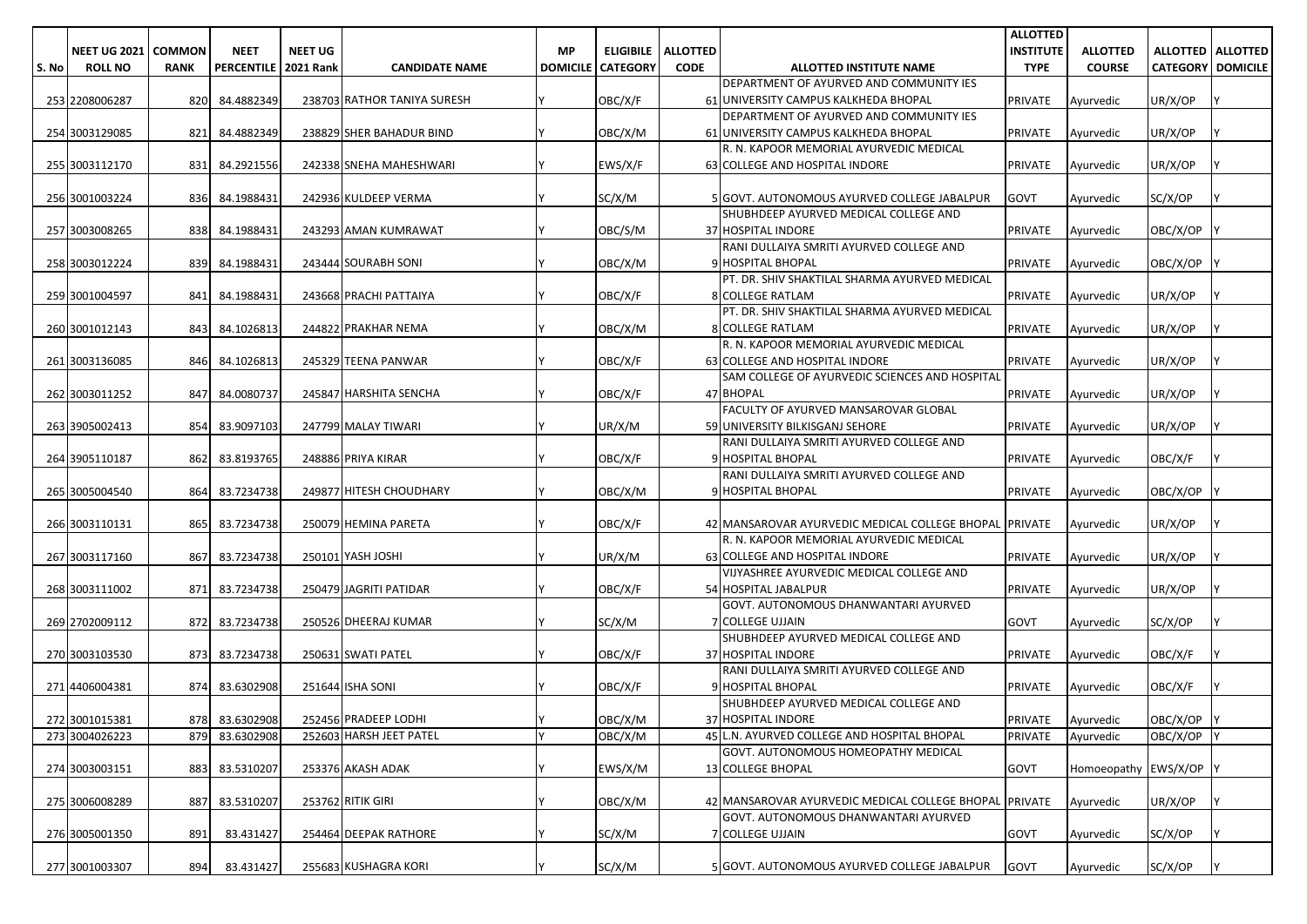| S. No | NEET UG 2021 ROLL NO | COMMON RANK | NEET PERCENTILE | NEET UG 2021 Rank | CANDIDATE NAME | MP DOMICILE | ELIGIBILE CATEGORY | ALLOTTED CODE | ALLOTTED INSTITUTE NAME | ALLOTTED INSTITUTE TYPE | ALLOTTED COURSE | ALLOTTED CATEGORY | ALLOTTED DOMICILE |
|---|---|---|---|---|---|---|---|---|---|---|---|---|---|
| 253 | 2208006287 | 820 | 84.4882349 | 238703 | RATHOR TANIYA SURESH | Y | OBC/X/F | 61 | DEPARTMENT OF AYURVED AND COMMUNITY IES UNIVERSITY CAMPUS KALKHEDA BHOPAL | PRIVATE | Ayurvedic | UR/X/OP | Y |
| 254 | 3003129085 | 821 | 84.4882349 | 238829 | SHER BAHADUR BIND | Y | OBC/X/M | 61 | DEPARTMENT OF AYURVED AND COMMUNITY IES UNIVERSITY CAMPUS KALKHEDA BHOPAL | PRIVATE | Ayurvedic | UR/X/OP | Y |
| 255 | 3003112170 | 831 | 84.2921556 | 242338 | SNEHA MAHESHWARI | Y | EWS/X/F | 63 | R. N. KAPOOR MEMORIAL AYURVEDIC MEDICAL COLLEGE AND HOSPITAL INDORE | PRIVATE | Ayurvedic | UR/X/OP | Y |
| 256 | 3001003224 | 836 | 84.1988431 | 242936 | KULDEEP VERMA | Y | SC/X/M | 5 | GOVT. AUTONOMOUS AYURVED COLLEGE JABALPUR | GOVT | Ayurvedic | SC/X/OP | Y |
| 257 | 3003008265 | 838 | 84.1988431 | 243293 | AMAN KUMRAWAT | Y | OBC/S/M | 37 | SHUBHDEEP AYURVED MEDICAL COLLEGE AND HOSPITAL INDORE | PRIVATE | Ayurvedic | OBC/X/OP | Y |
| 258 | 3003012224 | 839 | 84.1988431 | 243444 | SOURABH SONI | Y | OBC/X/M | 9 | RANI DULLAIYA SMRITI AYURVED COLLEGE AND HOSPITAL BHOPAL | PRIVATE | Ayurvedic | OBC/X/OP | Y |
| 259 | 3001004597 | 841 | 84.1988431 | 243668 | PRACHI PATTAIYA | Y | OBC/X/F | 8 | PT. DR. SHIV SHAKTILAL SHARMA AYURVED MEDICAL COLLEGE RATLAM | PRIVATE | Ayurvedic | UR/X/OP | Y |
| 260 | 3001012143 | 843 | 84.1026813 | 244822 | PRAKHAR NEMA | Y | OBC/X/M | 8 | PT. DR. SHIV SHAKTILAL SHARMA AYURVED MEDICAL COLLEGE RATLAM | PRIVATE | Ayurvedic | UR/X/OP | Y |
| 261 | 3003136085 | 846 | 84.1026813 | 245329 | TEENA PANWAR | Y | OBC/X/F | 63 | R. N. KAPOOR MEMORIAL AYURVEDIC MEDICAL COLLEGE AND HOSPITAL INDORE | PRIVATE | Ayurvedic | UR/X/OP | Y |
| 262 | 3003011252 | 847 | 84.0080737 | 245847 | HARSHITA SENCHA | Y | OBC/X/F | 47 | SAM COLLEGE OF AYURVEDIC SCIENCES AND HOSPITAL BHOPAL | PRIVATE | Ayurvedic | UR/X/OP | Y |
| 263 | 3905002413 | 854 | 83.9097103 | 247799 | MALAY TIWARI | Y | UR/X/M | 59 | FACULTY OF AYURVED MANSAROVAR GLOBAL UNIVERSITY BILKISGANJ SEHORE | PRIVATE | Ayurvedic | UR/X/OP | Y |
| 264 | 3905110187 | 862 | 83.8193765 | 248886 | PRIYA KIRAR | Y | OBC/X/F | 9 | RANI DULLAIYA SMRITI AYURVED COLLEGE AND HOSPITAL BHOPAL | PRIVATE | Ayurvedic | OBC/X/F | Y |
| 265 | 3005004540 | 864 | 83.7234738 | 249877 | HITESH CHOUDHARY | Y | OBC/X/M | 9 | RANI DULLAIYA SMRITI AYURVED COLLEGE AND HOSPITAL BHOPAL | PRIVATE | Ayurvedic | OBC/X/OP | Y |
| 266 | 3003110131 | 865 | 83.7234738 | 250079 | HEMINA PARETA | Y | OBC/X/F | 42 | MANSAROVAR AYURVEDIC MEDICAL COLLEGE BHOPAL | PRIVATE | Ayurvedic | UR/X/OP | Y |
| 267 | 3003117160 | 867 | 83.7234738 | 250101 | YASH JOSHI | Y | UR/X/M | 63 | R. N. KAPOOR MEMORIAL AYURVEDIC MEDICAL COLLEGE AND HOSPITAL INDORE | PRIVATE | Ayurvedic | UR/X/OP | Y |
| 268 | 3003111002 | 871 | 83.7234738 | 250479 | JAGRITI PATIDAR | Y | OBC/X/F | 54 | VIJYASHREE AYURVEDIC MEDICAL COLLEGE AND HOSPITAL JABALPUR | PRIVATE | Ayurvedic | UR/X/OP | Y |
| 269 | 2702009112 | 872 | 83.7234738 | 250526 | DHEERAJ KUMAR | Y | SC/X/M | 7 | GOVT. AUTONOMOUS DHANWANTARI AYURVED COLLEGE UJJAIN | GOVT | Ayurvedic | SC/X/OP | Y |
| 270 | 3003103530 | 873 | 83.7234738 | 250631 | SWATI PATEL | Y | OBC/X/F | 37 | SHUBHDEEP AYURVED MEDICAL COLLEGE AND HOSPITAL INDORE | PRIVATE | Ayurvedic | OBC/X/F | Y |
| 271 | 4406004381 | 874 | 83.6302908 | 251644 | ISHA SONI | Y | OBC/X/F | 9 | RANI DULLAIYA SMRITI AYURVED COLLEGE AND HOSPITAL BHOPAL | PRIVATE | Ayurvedic | OBC/X/F | Y |
| 272 | 3001015381 | 878 | 83.6302908 | 252456 | PRADEEP LODHI | Y | OBC/X/M | 37 | SHUBHDEEP AYURVED MEDICAL COLLEGE AND HOSPITAL INDORE | PRIVATE | Ayurvedic | OBC/X/OP | Y |
| 273 | 3004026223 | 879 | 83.6302908 | 252603 | HARSH JEET PATEL | Y | OBC/X/M | 45 | L.N. AYURVED COLLEGE AND HOSPITAL BHOPAL | PRIVATE | Ayurvedic | OBC/X/OP | Y |
| 274 | 3003003151 | 883 | 83.5310207 | 253376 | AKASH ADAK | Y | EWS/X/M | 13 | GOVT. AUTONOMOUS HOMEOPATHY MEDICAL COLLEGE BHOPAL | GOVT | Homoeopathy | EWS/X/OP | Y |
| 275 | 3006008289 | 887 | 83.5310207 | 253762 | RITIK GIRI | Y | OBC/X/M | 42 | MANSAROVAR AYURVEDIC MEDICAL COLLEGE BHOPAL | PRIVATE | Ayurvedic | UR/X/OP | Y |
| 276 | 3005001350 | 891 | 83.431427 | 254464 | DEEPAK RATHORE | Y | SC/X/M | 7 | GOVT. AUTONOMOUS DHANWANTARI AYURVED COLLEGE UJJAIN | GOVT | Ayurvedic | SC/X/OP | Y |
| 277 | 3001003307 | 894 | 83.431427 | 255683 | KUSHAGRA KORI | Y | SC/X/M | 5 | GOVT. AUTONOMOUS AYURVED COLLEGE JABALPUR | GOVT | Ayurvedic | SC/X/OP | Y |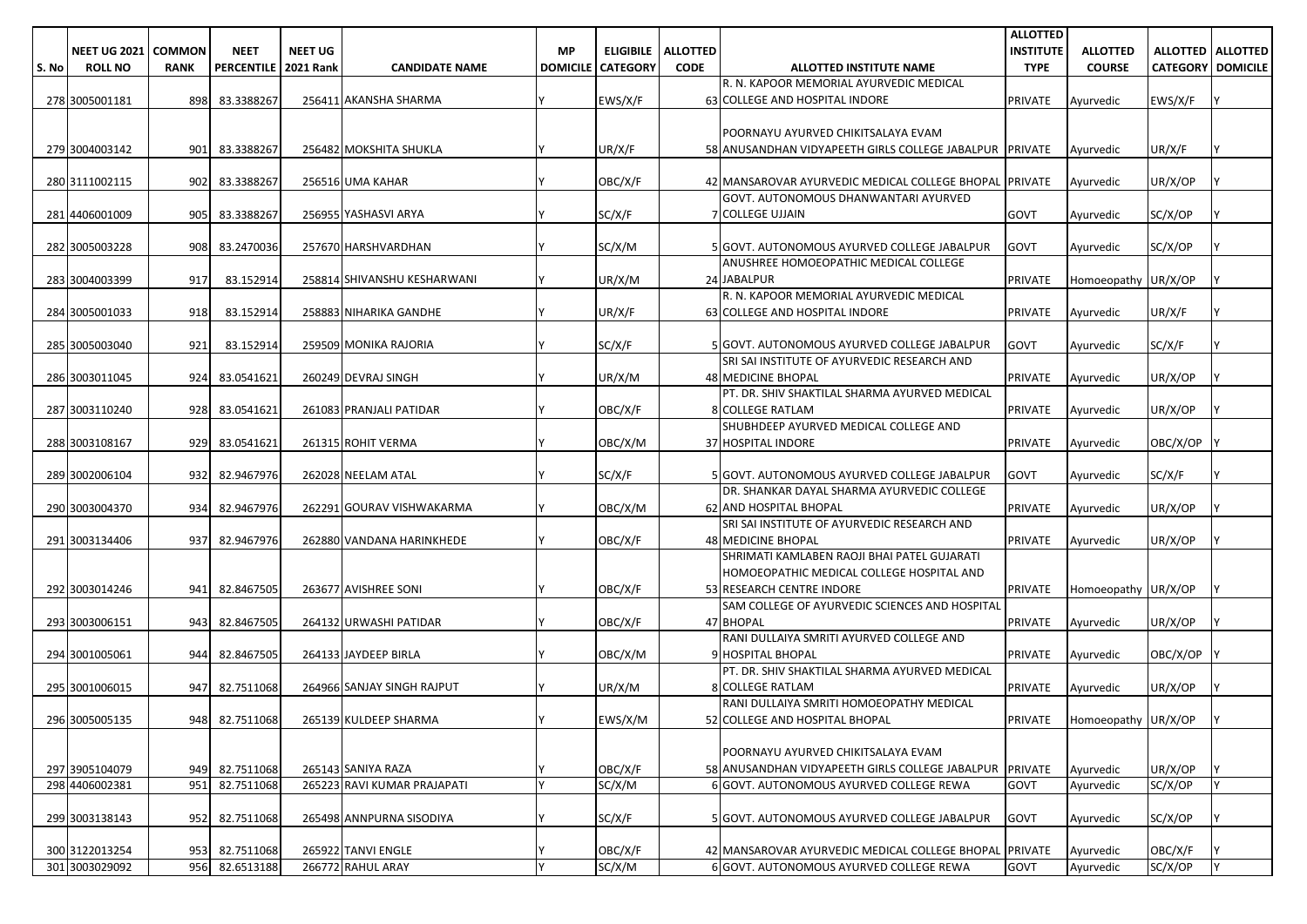| S. No | NEET UG 2021 ROLL NO | COMMON RANK | NEET PERCENTILE | NEET UG 2021 Rank | CANDIDATE NAME | MP DOMICILE | ELIGIBILE CATEGORY | ALLOTTED CODE | ALLOTTED INSTITUTE NAME | ALLOTTED INSTITUTE TYPE | ALLOTTED COURSE | ALLOTTED CATEGORY | ALLOTTED DOMICILE |
|---|---|---|---|---|---|---|---|---|---|---|---|---|---|
| 278 | 3005001181 | 898 | 83.3388267 | 256411 | AKANSHA SHARMA | Y | EWS/X/F | 63 | R. N. KAPOOR MEMORIAL AYURVEDIC MEDICAL COLLEGE AND HOSPITAL INDORE | PRIVATE | Ayurvedic | EWS/X/F | Y |
| 279 | 3004003142 | 901 | 83.3388267 | 256482 | MOKSHITA SHUKLA | Y | UR/X/F | 58 | POORNAYU AYURVED CHIKITSALAYA EVAM ANUSANDHAN VIDYAPEETH GIRLS COLLEGE JABALPUR | PRIVATE | Ayurvedic | UR/X/F | Y |
| 280 | 3111002115 | 902 | 83.3388267 | 256516 | UMA KAHAR | Y | OBC/X/F | 42 | MANSAROVAR AYURVEDIC MEDICAL COLLEGE BHOPAL | PRIVATE | Ayurvedic | UR/X/OP | Y |
| 281 | 4406001009 | 905 | 83.3388267 | 256955 | YASHASVI ARYA | Y | SC/X/F | 7 | GOVT. AUTONOMOUS DHANWANTARI AYURVED COLLEGE UJJAIN | GOVT | Ayurvedic | SC/X/OP | Y |
| 282 | 3005003228 | 908 | 83.2470036 | 257670 | HARSHVARDHAN | Y | SC/X/M | 5 | GOVT. AUTONOMOUS AYURVED COLLEGE JABALPUR | GOVT | Ayurvedic | SC/X/OP | Y |
| 283 | 3004003399 | 917 | 83.152914 | 258814 | SHIVANSHU KESHARWANI | Y | UR/X/M | 24 | ANUSHREE HOMOEOPATHIC MEDICAL COLLEGE JABALPUR | PRIVATE | Homoeopathy | UR/X/OP | Y |
| 284 | 3005001033 | 918 | 83.152914 | 258883 | NIHARIKA GANDHE | Y | UR/X/F | 63 | R. N. KAPOOR MEMORIAL AYURVEDIC MEDICAL COLLEGE AND HOSPITAL INDORE | PRIVATE | Ayurvedic | UR/X/F | Y |
| 285 | 3005003040 | 921 | 83.152914 | 259509 | MONIKA RAJORIA | Y | SC/X/F | 5 | GOVT. AUTONOMOUS AYURVED COLLEGE JABALPUR | GOVT | Ayurvedic | SC/X/F | Y |
| 286 | 3003011045 | 924 | 83.0541621 | 260249 | DEVRAJ SINGH | Y | UR/X/M | 48 | SRI SAI INSTITUTE OF AYURVEDIC RESEARCH AND MEDICINE BHOPAL | PRIVATE | Ayurvedic | UR/X/OP | Y |
| 287 | 3003110240 | 928 | 83.0541621 | 261083 | PRANJALI PATIDAR | Y | OBC/X/F | 8 | PT. DR. SHIV SHAKTILAL SHARMA AYURVED MEDICAL COLLEGE RATLAM | PRIVATE | Ayurvedic | UR/X/OP | Y |
| 288 | 3003108167 | 929 | 83.0541621 | 261315 | ROHIT VERMA | Y | OBC/X/M | 37 | SHUBHDEEP AYURVED MEDICAL COLLEGE AND HOSPITAL INDORE | PRIVATE | Ayurvedic | OBC/X/OP | Y |
| 289 | 3002006104 | 932 | 82.9467976 | 262028 | NEELAM ATAL | Y | SC/X/F | 5 | GOVT. AUTONOMOUS AYURVED COLLEGE JABALPUR | GOVT | Ayurvedic | SC/X/F | Y |
| 290 | 3003004370 | 934 | 82.9467976 | 262291 | GOURAV VISHWAKARMA | Y | OBC/X/M | 62 | DR. SHANKAR DAYAL SHARMA AYURVEDIC COLLEGE AND HOSPITAL BHOPAL | PRIVATE | Ayurvedic | UR/X/OP | Y |
| 291 | 3003134406 | 937 | 82.9467976 | 262880 | VANDANA HARINKHEDE | Y | OBC/X/F | 48 | SRI SAI INSTITUTE OF AYURVEDIC RESEARCH AND MEDICINE BHOPAL | PRIVATE | Ayurvedic | UR/X/OP | Y |
| 292 | 3003014246 | 941 | 82.8467505 | 263677 | AVISHREE SONI | Y | OBC/X/F | 53 | SHRIMATI KAMLABEN RAOJI BHAI PATEL GUJARATI HOMOEOPATHIC MEDICAL COLLEGE HOSPITAL AND RESEARCH CENTRE INDORE | PRIVATE | Homoeopathy | UR/X/OP | Y |
| 293 | 3003006151 | 943 | 82.8467505 | 264132 | URWASHI PATIDAR | Y | OBC/X/F | 47 | SAM COLLEGE OF AYURVEDIC SCIENCES AND HOSPITAL BHOPAL | PRIVATE | Ayurvedic | UR/X/OP | Y |
| 294 | 3001005061 | 944 | 82.8467505 | 264133 | JAYDEEP BIRLA | Y | OBC/X/M | 9 | RANI DULLAIYA SMRITI AYURVED COLLEGE AND HOSPITAL BHOPAL | PRIVATE | Ayurvedic | OBC/X/OP | Y |
| 295 | 3001006015 | 947 | 82.7511068 | 264966 | SANJAY SINGH RAJPUT | Y | UR/X/M | 8 | PT. DR. SHIV SHAKTILAL SHARMA AYURVED MEDICAL COLLEGE RATLAM | PRIVATE | Ayurvedic | UR/X/OP | Y |
| 296 | 3005005135 | 948 | 82.7511068 | 265139 | KULDEEP SHARMA | Y | EWS/X/M | 52 | RANI DULLAIYA SMRITI HOMOEOPATHY MEDICAL COLLEGE AND HOSPITAL BHOPAL | PRIVATE | Homoeopathy | UR/X/OP | Y |
| 297 | 3905104079 | 949 | 82.7511068 | 265143 | SANIYA RAZA | Y | OBC/X/F | 58 | POORNAYU AYURVED CHIKITSALAYA EVAM ANUSANDHAN VIDYAPEETH GIRLS COLLEGE JABALPUR | PRIVATE | Ayurvedic | UR/X/OP | Y |
| 298 | 4406002381 | 951 | 82.7511068 | 265223 | RAVI KUMAR PRAJAPATI | Y | SC/X/M | 6 | GOVT. AUTONOMOUS AYURVED COLLEGE REWA | GOVT | Ayurvedic | SC/X/OP | Y |
| 299 | 3003138143 | 952 | 82.7511068 | 265498 | ANNPURNA SISODIYA | Y | SC/X/F | 5 | GOVT. AUTONOMOUS AYURVED COLLEGE JABALPUR | GOVT | Ayurvedic | SC/X/OP | Y |
| 300 | 3122013254 | 953 | 82.7511068 | 265922 | TANVI ENGLE | Y | OBC/X/F | 42 | MANSAROVAR AYURVEDIC MEDICAL COLLEGE BHOPAL | PRIVATE | Ayurvedic | OBC/X/F | Y |
| 301 | 3003029092 | 956 | 82.6513188 | 266772 | RAHUL ARAY | Y | SC/X/M | 6 | GOVT. AUTONOMOUS AYURVED COLLEGE REWA | GOVT | Ayurvedic | SC/X/OP | Y |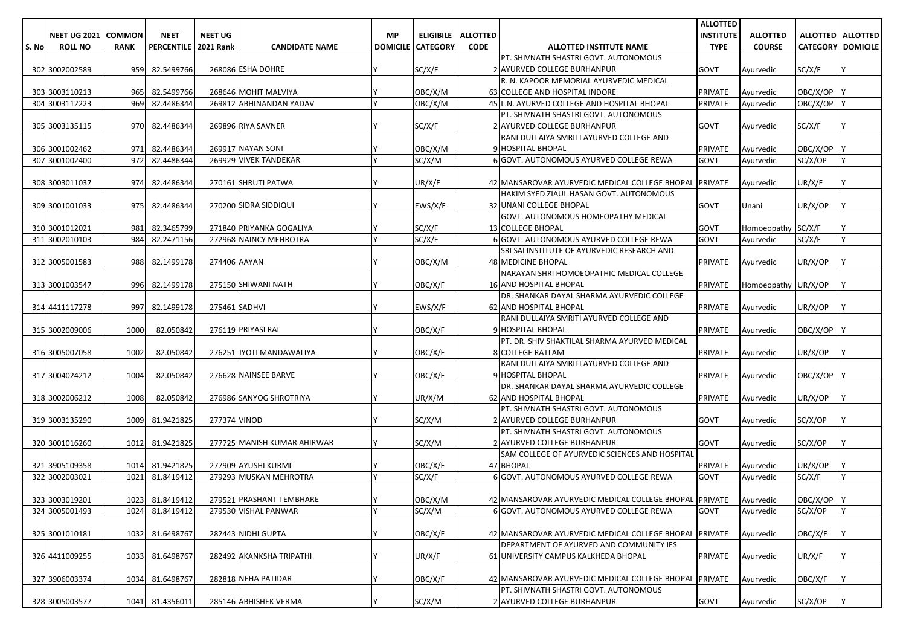| S. No | NEET UG 2021 ROLL NO | COMMON RANK | NEET PERCENTILE | NEET UG 2021 Rank | CANDIDATE NAME | MP DOMICILE | ELIGIBILE CATEGORY | ALLOTTED CODE | ALLOTTED INSTITUTE NAME | ALLOTTED INSTITUTE TYPE | ALLOTTED COURSE | ALLOTTED CATEGORY | ALLOTTED DOMICILE |
|---|---|---|---|---|---|---|---|---|---|---|---|---|---|
| 302 | 3002002589 | 959 | 82.5499766 | 268086 | ESHA DOHRE | Y | SC/X/F | 2 | PT. SHIVNATH SHASTRI GOVT. AUTONOMOUS AYURVED COLLEGE BURHANPUR | GOVT | Ayurvedic | SC/X/F | Y |
| 303 | 3003110213 | 965 | 82.5499766 | 268646 | MOHIT MALVIYA | Y | OBC/X/M | 63 | R. N. KAPOOR MEMORIAL AYURVEDIC MEDICAL COLLEGE AND HOSPITAL INDORE | PRIVATE | Ayurvedic | OBC/X/OP | Y |
| 304 | 3003112223 | 969 | 82.4486344 | 269812 | ABHINANDAN YADAV | Y | OBC/X/M | 45 | L.N. AYURVED COLLEGE AND HOSPITAL BHOPAL | PRIVATE | Ayurvedic | OBC/X/OP | Y |
| 305 | 3003135115 | 970 | 82.4486344 | 269896 | RIYA SAVNER | Y | SC/X/F | 2 | PT. SHIVNATH SHASTRI GOVT. AUTONOMOUS AYURVED COLLEGE BURHANPUR | GOVT | Ayurvedic | SC/X/F | Y |
| 306 | 3001002462 | 971 | 82.4486344 | 269917 | NAYAN SONI | Y | OBC/X/M | 9 | RANI DULLAIYA SMRITI AYURVED COLLEGE AND HOSPITAL BHOPAL | PRIVATE | Ayurvedic | OBC/X/OP | Y |
| 307 | 3001002400 | 972 | 82.4486344 | 269929 | VIVEK TANDEKAR | Y | SC/X/M | 6 | GOVT. AUTONOMOUS AYURVED COLLEGE REWA | GOVT | Ayurvedic | SC/X/OP | Y |
| 308 | 3003011037 | 974 | 82.4486344 | 270161 | SHRUTI PATWA | Y | UR/X/F | 42 | MANSAROVAR AYURVEDIC MEDICAL COLLEGE BHOPAL | PRIVATE | Ayurvedic | UR/X/F | Y |
| 309 | 3001001033 | 975 | 82.4486344 | 270200 | SIDRA SIDDIQUI | Y | EWS/X/F | 32 | HAKIM SYED ZIAUL HASAN GOVT. AUTONOMOUS UNANI COLLEGE BHOPAL | GOVT | Unani | UR/X/OP | Y |
| 310 | 3001012021 | 981 | 82.3465799 | 271840 | PRIYANKA GOGALIYA | Y | SC/X/F | 13 | GOVT. AUTONOMOUS HOMEOPATHY MEDICAL COLLEGE BHOPAL | GOVT | Homoeopathy | SC/X/F | Y |
| 311 | 3002010103 | 984 | 82.2471156 | 272968 | NAINCY MEHROTRA | Y | SC/X/F | 6 | GOVT. AUTONOMOUS AYURVED COLLEGE REWA | GOVT | Ayurvedic | SC/X/F | Y |
| 312 | 3005001583 | 988 | 82.1499178 | 274406 | AAYAN | Y | OBC/X/M | 48 | SRI SAI INSTITUTE OF AYURVEDIC RESEARCH AND MEDICINE BHOPAL | PRIVATE | Ayurvedic | UR/X/OP | Y |
| 313 | 3001003547 | 996 | 82.1499178 | 275150 | SHIWANI NATH | Y | OBC/X/F | 16 | NARAYAN SHRI HOMOEOPATHIC MEDICAL COLLEGE AND HOSPITAL BHOPAL | PRIVATE | Homoeopathy | UR/X/OP | Y |
| 314 | 4411117278 | 997 | 82.1499178 | 275461 | SADHVI | Y | EWS/X/F | 62 | DR. SHANKAR DAYAL SHARMA AYURVEDIC COLLEGE AND HOSPITAL BHOPAL | PRIVATE | Ayurvedic | UR/X/OP | Y |
| 315 | 3002009006 | 1000 | 82.050842 | 276119 | PRIYASI RAI | Y | OBC/X/F | 9 | RANI DULLAIYA SMRITI AYURVED COLLEGE AND HOSPITAL BHOPAL | PRIVATE | Ayurvedic | OBC/X/OP | Y |
| 316 | 3005007058 | 1002 | 82.050842 | 276251 | JYOTI MANDAWALIYA | Y | OBC/X/F | 8 | PT. DR. SHIV SHAKTILAL SHARMA AYURVED MEDICAL COLLEGE RATLAM | PRIVATE | Ayurvedic | UR/X/OP | Y |
| 317 | 3004024212 | 1004 | 82.050842 | 276628 | NAINSEE BARVE | Y | OBC/X/F | 9 | RANI DULLAIYA SMRITI AYURVED COLLEGE AND HOSPITAL BHOPAL | PRIVATE | Ayurvedic | OBC/X/OP | Y |
| 318 | 3002006212 | 1008 | 82.050842 | 276986 | SANYOG SHROTRIYA | Y | UR/X/M | 62 | DR. SHANKAR DAYAL SHARMA AYURVEDIC COLLEGE AND HOSPITAL BHOPAL | PRIVATE | Ayurvedic | UR/X/OP | Y |
| 319 | 3003135290 | 1009 | 81.9421825 | 277374 | VINOD | Y | SC/X/M | 2 | PT. SHIVNATH SHASTRI GOVT. AUTONOMOUS AYURVED COLLEGE BURHANPUR | GOVT | Ayurvedic | SC/X/OP | Y |
| 320 | 3001016260 | 1012 | 81.9421825 | 277725 | MANISH KUMAR AHIRWAR | Y | SC/X/M | 2 | PT. SHIVNATH SHASTRI GOVT. AUTONOMOUS AYURVED COLLEGE BURHANPUR | GOVT | Ayurvedic | SC/X/OP | Y |
| 321 | 3905109358 | 1014 | 81.9421825 | 277909 | AYUSHI KURMI | Y | OBC/X/F | 47 | SAM COLLEGE OF AYURVEDIC SCIENCES AND HOSPITAL BHOPAL | PRIVATE | Ayurvedic | UR/X/OP | Y |
| 322 | 3002003021 | 1021 | 81.8419412 | 279293 | MUSKAN MEHROTRA | Y | SC/X/F | 6 | GOVT. AUTONOMOUS AYURVED COLLEGE REWA | GOVT | Ayurvedic | SC/X/F | Y |
| 323 | 3003019201 | 1023 | 81.8419412 | 279521 | PRASHANT TEMBHARE | Y | OBC/X/M | 42 | MANSAROVAR AYURVEDIC MEDICAL COLLEGE BHOPAL | PRIVATE | Ayurvedic | OBC/X/OP | Y |
| 324 | 3005001493 | 1024 | 81.8419412 | 279530 | VISHAL PANWAR | Y | SC/X/M | 6 | GOVT. AUTONOMOUS AYURVED COLLEGE REWA | GOVT | Ayurvedic | SC/X/OP | Y |
| 325 | 3001010181 | 1032 | 81.6498767 | 282443 | NIDHI GUPTA | Y | OBC/X/F | 42 | MANSAROVAR AYURVEDIC MEDICAL COLLEGE BHOPAL | PRIVATE | Ayurvedic | OBC/X/F | Y |
| 326 | 4411009255 | 1033 | 81.6498767 | 282492 | AKANKSHA TRIPATHI | Y | UR/X/F | 61 | DEPARTMENT OF AYURVED AND COMMUNITY IES UNIVERSITY CAMPUS KALKHEDA BHOPAL | PRIVATE | Ayurvedic | UR/X/F | Y |
| 327 | 3906003374 | 1034 | 81.6498767 | 282818 | NEHA PATIDAR | Y | OBC/X/F | 42 | MANSAROVAR AYURVEDIC MEDICAL COLLEGE BHOPAL | PRIVATE | Ayurvedic | OBC/X/F | Y |
| 328 | 3005003577 | 1041 | 81.4356011 | 285146 | ABHISHEK VERMA | Y | SC/X/M | 2 | PT. SHIVNATH SHASTRI GOVT. AUTONOMOUS AYURVED COLLEGE BURHANPUR | GOVT | Ayurvedic | SC/X/OP | Y |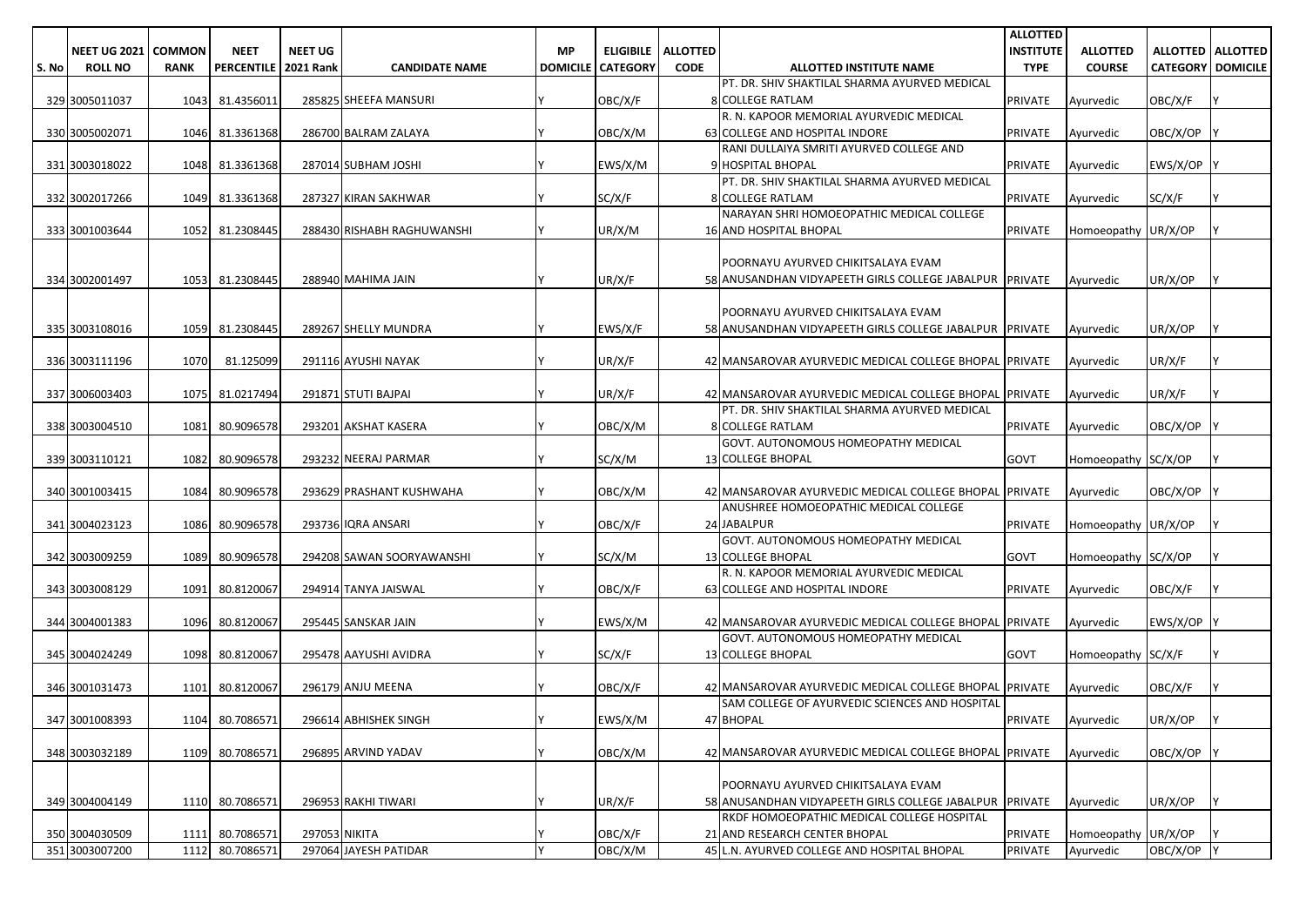| S. No | NEET UG 2021 ROLL NO | COMMON RANK | NEET PERCENTILE | NEET UG 2021 Rank | CANDIDATE NAME | MP DOMICILE | ELIGIBILE CATEGORY | ALLOTTED CODE | ALLOTTED INSTITUTE NAME | ALLOTTED INSTITUTE TYPE | ALLOTTED COURSE | ALLOTTED CATEGORY | ALLOTTED DOMICILE |
|---|---|---|---|---|---|---|---|---|---|---|---|---|---|
| 329 | 3005011037 | 1043 | 81.4356011 | 285825 | SHEEFA MANSURI | Y | OBC/X/F | 8 | PT. DR. SHIV SHAKTILAL SHARMA AYURVED MEDICAL COLLEGE RATLAM | PRIVATE | Ayurvedic | OBC/X/F | Y |
| 330 | 3005002071 | 1046 | 81.3361368 | 286700 | BALRAM ZALAYA | Y | OBC/X/M | 63 | R. N. KAPOOR MEMORIAL AYURVEDIC MEDICAL COLLEGE AND HOSPITAL INDORE | PRIVATE | Ayurvedic | OBC/X/OP | Y |
| 331 | 3003018022 | 1048 | 81.3361368 | 287014 | SUBHAM JOSHI | Y | EWS/X/M | 9 | RANI DULLAIYA SMRITI AYURVED COLLEGE AND HOSPITAL BHOPAL | PRIVATE | Ayurvedic | EWS/X/OP | Y |
| 332 | 3002017266 | 1049 | 81.3361368 | 287327 | KIRAN SAKHWAR | Y | SC/X/F | 8 | PT. DR. SHIV SHAKTILAL SHARMA AYURVED MEDICAL COLLEGE RATLAM | PRIVATE | Ayurvedic | SC/X/F | Y |
| 333 | 3001003644 | 1052 | 81.2308445 | 288430 | RISHABH RAGHUWANSHI | Y | UR/X/M | 16 | NARAYAN SHRI HOMOEOPATHIC MEDICAL COLLEGE AND HOSPITAL BHOPAL | PRIVATE | Homoeopathy | UR/X/OP | Y |
| 334 | 3002001497 | 1053 | 81.2308445 | 288940 | MAHIMA JAIN | Y | UR/X/F | 58 | POORNAYU AYURVED CHIKITSALAYA EVAM ANUSANDHAN VIDYAPEETH GIRLS COLLEGE JABALPUR | PRIVATE | Ayurvedic | UR/X/OP | Y |
| 335 | 3003108016 | 1059 | 81.2308445 | 289267 | SHELLY MUNDRA | Y | EWS/X/F | 58 | POORNAYU AYURVED CHIKITSALAYA EVAM ANUSANDHAN VIDYAPEETH GIRLS COLLEGE JABALPUR | PRIVATE | Ayurvedic | UR/X/OP | Y |
| 336 | 3003111196 | 1070 | 81.125099 | 291116 | AYUSHI NAYAK | Y | UR/X/F | 42 | MANSAROVAR AYURVEDIC MEDICAL COLLEGE BHOPAL | PRIVATE | Ayurvedic | UR/X/F | Y |
| 337 | 3006003403 | 1075 | 81.0217494 | 291871 | STUTI BAJPAI | Y | UR/X/F | 42 | MANSAROVAR AYURVEDIC MEDICAL COLLEGE BHOPAL | PRIVATE | Ayurvedic | UR/X/F | Y |
| 338 | 3003004510 | 1081 | 80.9096578 | 293201 | AKSHAT KASERA | Y | OBC/X/M | 8 | PT. DR. SHIV SHAKTILAL SHARMA AYURVED MEDICAL COLLEGE RATLAM | PRIVATE | Ayurvedic | OBC/X/OP | Y |
| 339 | 3003110121 | 1082 | 80.9096578 | 293232 | NEERAJ PARMAR | Y | SC/X/M | 13 | GOVT. AUTONOMOUS HOMEOPATHY MEDICAL COLLEGE BHOPAL | GOVT | Homoeopathy | SC/X/OP | Y |
| 340 | 3001003415 | 1084 | 80.9096578 | 293629 | PRASHANT KUSHWAHA | Y | OBC/X/M | 42 | MANSAROVAR AYURVEDIC MEDICAL COLLEGE BHOPAL | PRIVATE | Ayurvedic | OBC/X/OP | Y |
| 341 | 3004023123 | 1086 | 80.9096578 | 293736 | IQRA ANSARI | Y | OBC/X/F | 24 | ANUSHREE HOMOEOPATHIC MEDICAL COLLEGE JABALPUR | PRIVATE | Homoeopathy | UR/X/OP | Y |
| 342 | 3003009259 | 1089 | 80.9096578 | 294208 | SAWAN SOORYAWANSHI | Y | SC/X/M | 13 | GOVT. AUTONOMOUS HOMEOPATHY MEDICAL COLLEGE BHOPAL | GOVT | Homoeopathy | SC/X/OP | Y |
| 343 | 3003008129 | 1091 | 80.8120067 | 294914 | TANYA JAISWAL | Y | OBC/X/F | 63 | R. N. KAPOOR MEMORIAL AYURVEDIC MEDICAL COLLEGE AND HOSPITAL INDORE | PRIVATE | Ayurvedic | OBC/X/F | Y |
| 344 | 3004001383 | 1096 | 80.8120067 | 295445 | SANSKAR JAIN | Y | EWS/X/M | 42 | MANSAROVAR AYURVEDIC MEDICAL COLLEGE BHOPAL | PRIVATE | Ayurvedic | EWS/X/OP | Y |
| 345 | 3004024249 | 1098 | 80.8120067 | 295478 | AAYUSHI AVIDRA | Y | SC/X/F | 13 | GOVT. AUTONOMOUS HOMEOPATHY MEDICAL COLLEGE BHOPAL | GOVT | Homoeopathy | SC/X/F | Y |
| 346 | 3001031473 | 1101 | 80.8120067 | 296179 | ANJU MEENA | Y | OBC/X/F | 42 | MANSAROVAR AYURVEDIC MEDICAL COLLEGE BHOPAL | PRIVATE | Ayurvedic | OBC/X/F | Y |
| 347 | 3001008393 | 1104 | 80.7086571 | 296614 | ABHISHEK SINGH | Y | EWS/X/M | 47 | SAM COLLEGE OF AYURVEDIC SCIENCES AND HOSPITAL BHOPAL | PRIVATE | Ayurvedic | UR/X/OP | Y |
| 348 | 3003032189 | 1109 | 80.7086571 | 296895 | ARVIND YADAV | Y | OBC/X/M | 42 | MANSAROVAR AYURVEDIC MEDICAL COLLEGE BHOPAL | PRIVATE | Ayurvedic | OBC/X/OP | Y |
| 349 | 3004004149 | 1110 | 80.7086571 | 296953 | RAKHI TIWARI | Y | UR/X/F | 58 | POORNAYU AYURVED CHIKITSALAYA EVAM ANUSANDHAN VIDYAPEETH GIRLS COLLEGE JABALPUR | PRIVATE | Ayurvedic | UR/X/OP | Y |
| 350 | 3004030509 | 1111 | 80.7086571 | 297053 | NIKITA | Y | OBC/X/F | 21 | RKDF HOMOEOPATHIC MEDICAL COLLEGE HOSPITAL AND RESEARCH CENTER BHOPAL | PRIVATE | Homoeopathy | UR/X/OP | Y |
| 351 | 3003007200 | 1112 | 80.7086571 | 297064 | JAYESH PATIDAR | Y | OBC/X/M | 45 | L.N. AYURVED COLLEGE AND HOSPITAL BHOPAL | PRIVATE | Ayurvedic | OBC/X/OP | Y |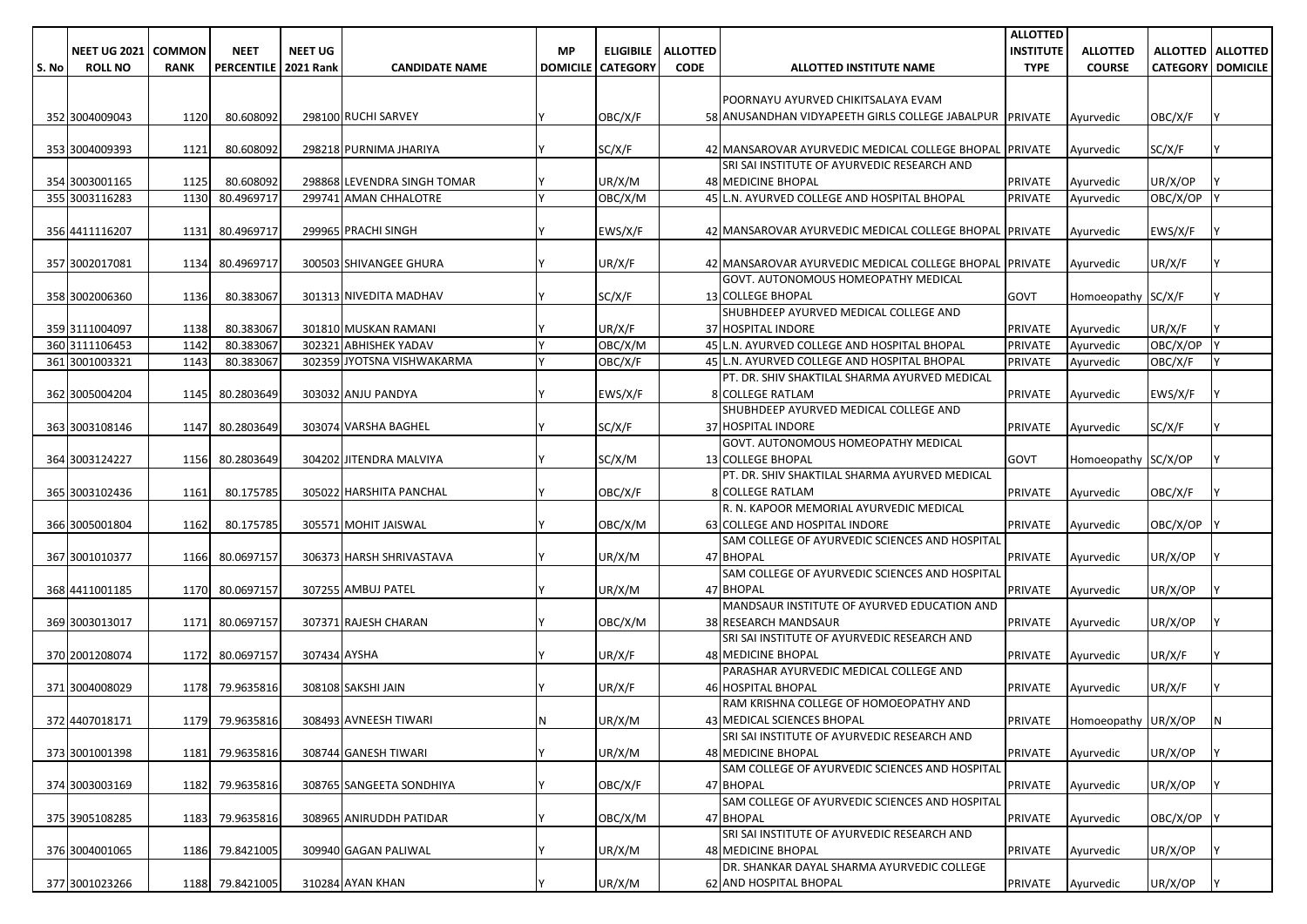| S. No | NEET UG 2021 ROLL NO | COMMON RANK | NEET PERCENTILE | NEET UG 2021 Rank | CANDIDATE NAME | MP DOMICILE | ELIGIBILE CATEGORY | ALLOTTED CODE | ALLOTTED INSTITUTE NAME | ALLOTTED INSTITUTE TYPE | ALLOTTED COURSE | ALLOTTED CATEGORY | ALLOTTED DOMICILE |
|---|---|---|---|---|---|---|---|---|---|---|---|---|---|
| 352 | 3004009043 | 1120 | 80.608092 | 298100 | RUCHI SARVEY | Y | OBC/X/F | 58 | POORNAYU AYURVED CHIKITSALAYA EVAM ANUSANDHAN VIDYAPEETH GIRLS COLLEGE JABALPUR | PRIVATE | Ayurvedic | OBC/X/F | Y |
| 353 | 3004009393 | 1121 | 80.608092 | 298218 | PURNIMA JHARIYA | Y | SC/X/F | 42 | MANSAROVAR AYURVEDIC MEDICAL COLLEGE BHOPAL | PRIVATE | Ayurvedic | SC/X/F | Y |
| 354 | 3003001165 | 1125 | 80.608092 | 298868 | LEVENDRA SINGH TOMAR | Y | UR/X/M | 48 | SRI SAI INSTITUTE OF AYURVEDIC RESEARCH AND MEDICINE BHOPAL | PRIVATE | Ayurvedic | UR/X/OP | Y |
| 355 | 3003116283 | 1130 | 80.4969717 | 299741 | AMAN CHHALOTRE | Y | OBC/X/M | 45 | L.N. AYURVED COLLEGE AND HOSPITAL BHOPAL | PRIVATE | Ayurvedic | OBC/X/OP | Y |
| 356 | 4411116207 | 1131 | 80.4969717 | 299965 | PRACHI SINGH | Y | EWS/X/F | 42 | MANSAROVAR AYURVEDIC MEDICAL COLLEGE BHOPAL | PRIVATE | Ayurvedic | EWS/X/F | Y |
| 357 | 3002017081 | 1134 | 80.4969717 | 300503 | SHIVANGEE GHURA | Y | UR/X/F | 42 | MANSAROVAR AYURVEDIC MEDICAL COLLEGE BHOPAL | PRIVATE | Ayurvedic | UR/X/F | Y |
| 358 | 3002006360 | 1136 | 80.383067 | 301313 | NIVEDITA MADHAV | Y | SC/X/F | 13 | GOVT. AUTONOMOUS HOMEOPATHY MEDICAL COLLEGE BHOPAL | GOVT | Homoeopathy | SC/X/F | Y |
| 359 | 3111004097 | 1138 | 80.383067 | 301810 | MUSKAN RAMANI | Y | UR/X/F | 37 | SHUBHDEEP AYURVED MEDICAL COLLEGE AND HOSPITAL INDORE | PRIVATE | Ayurvedic | UR/X/F | Y |
| 360 | 3111106453 | 1142 | 80.383067 | 302321 | ABHISHEK YADAV | Y | OBC/X/M | 45 | L.N. AYURVED COLLEGE AND HOSPITAL BHOPAL | PRIVATE | Ayurvedic | OBC/X/OP | Y |
| 361 | 3001003321 | 1143 | 80.383067 | 302359 | JYOTSNA VISHWAKARMA | Y | OBC/X/F | 45 | L.N. AYURVED COLLEGE AND HOSPITAL BHOPAL | PRIVATE | Ayurvedic | OBC/X/F | Y |
| 362 | 3005004204 | 1145 | 80.2803649 | 303032 | ANJU PANDYA | Y | EWS/X/F | 8 | PT. DR. SHIV SHAKTILAL SHARMA AYURVED MEDICAL COLLEGE RATLAM | PRIVATE | Ayurvedic | EWS/X/F | Y |
| 363 | 3003108146 | 1147 | 80.2803649 | 303074 | VARSHA BAGHEL | Y | SC/X/F | 37 | SHUBHDEEP AYURVED MEDICAL COLLEGE AND HOSPITAL INDORE | PRIVATE | Ayurvedic | SC/X/F | Y |
| 364 | 3003124227 | 1156 | 80.2803649 | 304202 | JITENDRA MALVIYA | Y | SC/X/M | 13 | GOVT. AUTONOMOUS HOMEOPATHY MEDICAL COLLEGE BHOPAL | GOVT | Homoeopathy | SC/X/OP | Y |
| 365 | 3003102436 | 1161 | 80.175785 | 305022 | HARSHITA PANCHAL | Y | OBC/X/F | 8 | PT. DR. SHIV SHAKTILAL SHARMA AYURVED MEDICAL COLLEGE RATLAM | PRIVATE | Ayurvedic | OBC/X/F | Y |
| 366 | 3005001804 | 1162 | 80.175785 | 305571 | MOHIT JAISWAL | Y | OBC/X/M | 63 | R. N. KAPOOR MEMORIAL AYURVEDIC MEDICAL COLLEGE AND HOSPITAL INDORE | PRIVATE | Ayurvedic | OBC/X/OP | Y |
| 367 | 3001010377 | 1166 | 80.0697157 | 306373 | HARSH SHRIVASTAVA | Y | UR/X/M | 47 | SAM COLLEGE OF AYURVEDIC SCIENCES AND HOSPITAL BHOPAL | PRIVATE | Ayurvedic | UR/X/OP | Y |
| 368 | 4411001185 | 1170 | 80.0697157 | 307255 | AMBUJ PATEL | Y | UR/X/M | 47 | SAM COLLEGE OF AYURVEDIC SCIENCES AND HOSPITAL BHOPAL | PRIVATE | Ayurvedic | UR/X/OP | Y |
| 369 | 3003013017 | 1171 | 80.0697157 | 307371 | RAJESH CHARAN | Y | OBC/X/M | 38 | MANDSAUR INSTITUTE OF AYURVED EDUCATION AND RESEARCH MANDSAUR | PRIVATE | Ayurvedic | UR/X/OP | Y |
| 370 | 2001208074 | 1172 | 80.0697157 | 307434 | AYSHA | Y | UR/X/F | 48 | SRI SAI INSTITUTE OF AYURVEDIC RESEARCH AND MEDICINE BHOPAL | PRIVATE | Ayurvedic | UR/X/F | Y |
| 371 | 3004008029 | 1178 | 79.9635816 | 308108 | SAKSHI JAIN | Y | UR/X/F | 46 | PARASHAR AYURVEDIC MEDICAL COLLEGE AND HOSPITAL BHOPAL | PRIVATE | Ayurvedic | UR/X/F | Y |
| 372 | 4407018171 | 1179 | 79.9635816 | 308493 | AVNEESH TIWARI | N | UR/X/M | 43 | RAM KRISHNA COLLEGE OF HOMOEOPATHY AND MEDICAL SCIENCES BHOPAL | PRIVATE | Homoeopathy | UR/X/OP | N |
| 373 | 3001001398 | 1181 | 79.9635816 | 308744 | GANESH TIWARI | Y | UR/X/M | 48 | SRI SAI INSTITUTE OF AYURVEDIC RESEARCH AND MEDICINE BHOPAL | PRIVATE | Ayurvedic | UR/X/OP | Y |
| 374 | 3003003169 | 1182 | 79.9635816 | 308765 | SANGEETA SONDHIYA | Y | OBC/X/F | 47 | SAM COLLEGE OF AYURVEDIC SCIENCES AND HOSPITAL BHOPAL | PRIVATE | Ayurvedic | UR/X/OP | Y |
| 375 | 3905108285 | 1183 | 79.9635816 | 308965 | ANIRUDDH PATIDAR | Y | OBC/X/M | 47 | SAM COLLEGE OF AYURVEDIC SCIENCES AND HOSPITAL BHOPAL | PRIVATE | Ayurvedic | OBC/X/OP | Y |
| 376 | 3004001065 | 1186 | 79.8421005 | 309940 | GAGAN PALIWAL | Y | UR/X/M | 48 | SRI SAI INSTITUTE OF AYURVEDIC RESEARCH AND MEDICINE BHOPAL | PRIVATE | Ayurvedic | UR/X/OP | Y |
| 377 | 3001023266 | 1188 | 79.8421005 | 310284 | AYAN KHAN | Y | UR/X/M | 62 | DR. SHANKAR DAYAL SHARMA AYURVEDIC COLLEGE AND HOSPITAL BHOPAL | PRIVATE | Ayurvedic | UR/X/OP | Y |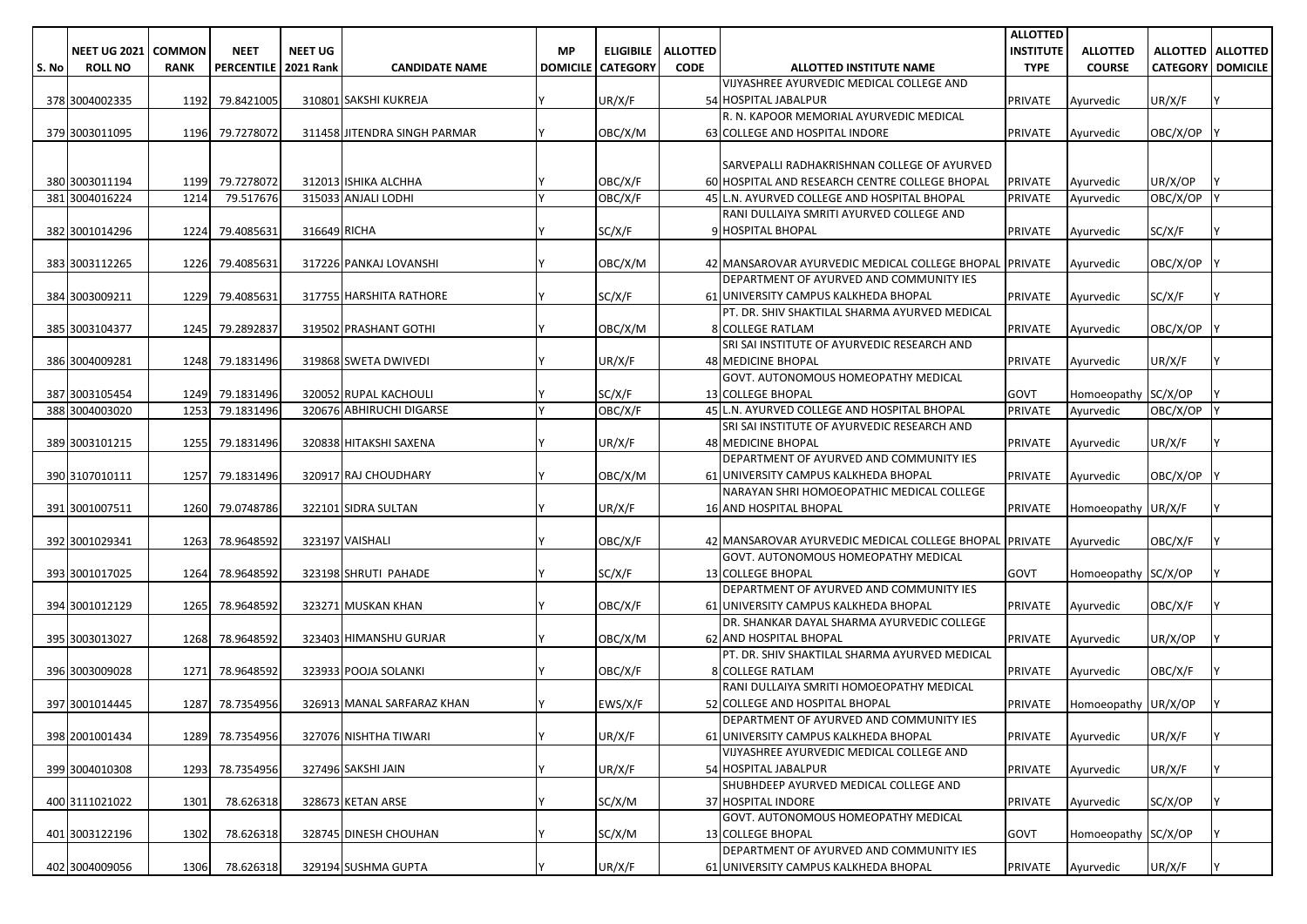| S. No | NEET UG 2021 ROLL NO | COMMON RANK | NEET PERCENTILE | NEET UG 2021 Rank | CANDIDATE NAME | MP DOMICILE | ELIGIBILE CATEGORY | ALLOTTED CODE | ALLOTTED INSTITUTE NAME | ALLOTTED INSTITUTE TYPE | ALLOTTED COURSE | ALLOTTED CATEGORY | ALLOTTED DOMICILE |
|---|---|---|---|---|---|---|---|---|---|---|---|---|---|
| 378 | 3004002335 | 1192 | 79.8421005 | 310801 | SAKSHI KUKREJA | Y | UR/X/F | 54 | VIJYASHREE AYURVEDIC MEDICAL COLLEGE AND HOSPITAL JABALPUR | PRIVATE | Ayurvedic | UR/X/F | Y |
| 379 | 3003011095 | 1196 | 79.7278072 | 311458 | JITENDRA SINGH PARMAR | Y | OBC/X/M | 63 | R. N. KAPOOR MEMORIAL AYURVEDIC MEDICAL COLLEGE AND HOSPITAL INDORE | PRIVATE | Ayurvedic | OBC/X/OP | Y |
| 380 | 3003011194 | 1199 | 79.7278072 | 312013 | ISHIKA ALCHHA | Y | OBC/X/F | 60 | SARVEPALLI RADHAKRISHNAN COLLEGE OF AYURVED HOSPITAL AND RESEARCH CENTRE COLLEGE BHOPAL | PRIVATE | Ayurvedic | UR/X/OP | Y |
| 381 | 3004016224 | 1214 | 79.517676 | 315033 | ANJALI LODHI | Y | OBC/X/F | 45 | L.N. AYURVED COLLEGE AND HOSPITAL BHOPAL | PRIVATE | Ayurvedic | OBC/X/OP | Y |
| 382 | 3001014296 | 1224 | 79.4085631 | 316649 | RICHA | Y | SC/X/F | 9 | RANI DULLAIYA SMRITI AYURVED COLLEGE AND HOSPITAL BHOPAL | PRIVATE | Ayurvedic | SC/X/F | Y |
| 383 | 3003112265 | 1226 | 79.4085631 | 317226 | PANKAJ LOVANSHI | Y | OBC/X/M | 42 | MANSAROVAR AYURVEDIC MEDICAL COLLEGE BHOPAL | PRIVATE | Ayurvedic | OBC/X/OP | Y |
| 384 | 3003009211 | 1229 | 79.4085631 | 317755 | HARSHITA RATHORE | Y | SC/X/F | 61 | DEPARTMENT OF AYURVED AND COMMUNITY IES UNIVERSITY CAMPUS KALKHEDA BHOPAL | PRIVATE | Ayurvedic | SC/X/F | Y |
| 385 | 3003104377 | 1245 | 79.2892837 | 319502 | PRASHANT GOTHI | Y | OBC/X/M | 8 | PT. DR. SHIV SHAKTILAL SHARMA AYURVED MEDICAL COLLEGE RATLAM | PRIVATE | Ayurvedic | OBC/X/OP | Y |
| 386 | 3004009281 | 1248 | 79.1831496 | 319868 | SWETA DWIVEDI | Y | UR/X/F | 48 | SRI SAI INSTITUTE OF AYURVEDIC RESEARCH AND MEDICINE BHOPAL | PRIVATE | Ayurvedic | UR/X/F | Y |
| 387 | 3003105454 | 1249 | 79.1831496 | 320052 | RUPAL KACHOULI | Y | SC/X/F | 13 | GOVT. AUTONOMOUS HOMEOPATHY MEDICAL COLLEGE BHOPAL | GOVT | Homoeopathy | SC/X/OP | Y |
| 388 | 3004003020 | 1253 | 79.1831496 | 320676 | ABHIRUCHI DIGARSE | Y | OBC/X/F | 45 | L.N. AYURVED COLLEGE AND HOSPITAL BHOPAL | PRIVATE | Ayurvedic | OBC/X/OP | Y |
| 389 | 3003101215 | 1255 | 79.1831496 | 320838 | HITAKSHI SAXENA | Y | UR/X/F | 48 | SRI SAI INSTITUTE OF AYURVEDIC RESEARCH AND MEDICINE BHOPAL | PRIVATE | Ayurvedic | UR/X/F | Y |
| 390 | 3107010111 | 1257 | 79.1831496 | 320917 | RAJ CHOUDHARY | Y | OBC/X/M | 61 | DEPARTMENT OF AYURVED AND COMMUNITY IES UNIVERSITY CAMPUS KALKHEDA BHOPAL | PRIVATE | Ayurvedic | OBC/X/OP | Y |
| 391 | 3001007511 | 1260 | 79.0748786 | 322101 | SIDRA SULTAN | Y | UR/X/F | 16 | NARAYAN SHRI HOMOEOPATHIC MEDICAL COLLEGE AND HOSPITAL BHOPAL | PRIVATE | Homoeopathy | UR/X/F | Y |
| 392 | 3001029341 | 1263 | 78.9648592 | 323197 | VAISHALI | Y | OBC/X/F | 42 | MANSAROVAR AYURVEDIC MEDICAL COLLEGE BHOPAL | PRIVATE | Ayurvedic | OBC/X/F | Y |
| 393 | 3001017025 | 1264 | 78.9648592 | 323198 | SHRUTI PAHADE | Y | SC/X/F | 13 | GOVT. AUTONOMOUS HOMEOPATHY MEDICAL COLLEGE BHOPAL | GOVT | Homoeopathy | SC/X/OP | Y |
| 394 | 3001012129 | 1265 | 78.9648592 | 323271 | MUSKAN KHAN | Y | OBC/X/F | 61 | DEPARTMENT OF AYURVED AND COMMUNITY IES UNIVERSITY CAMPUS KALKHEDA BHOPAL | PRIVATE | Ayurvedic | OBC/X/F | Y |
| 395 | 3003013027 | 1268 | 78.9648592 | 323403 | HIMANSHU GURJAR | Y | OBC/X/M | 62 | DR. SHANKAR DAYAL SHARMA AYURVEDIC COLLEGE AND HOSPITAL BHOPAL | PRIVATE | Ayurvedic | UR/X/OP | Y |
| 396 | 3003009028 | 1271 | 78.9648592 | 323933 | POOJA SOLANKI | Y | OBC/X/F | 8 | PT. DR. SHIV SHAKTILAL SHARMA AYURVED MEDICAL COLLEGE RATLAM | PRIVATE | Ayurvedic | OBC/X/F | Y |
| 397 | 3001014445 | 1287 | 78.7354956 | 326913 | MANAL SARFARAZ KHAN | Y | EWS/X/F | 52 | RANI DULLAIYA SMRITI HOMOEOPATHY MEDICAL COLLEGE AND HOSPITAL BHOPAL | PRIVATE | Homoeopathy | UR/X/OP | Y |
| 398 | 2001001434 | 1289 | 78.7354956 | 327076 | NISHTHA TIWARI | Y | UR/X/F | 61 | DEPARTMENT OF AYURVED AND COMMUNITY IES UNIVERSITY CAMPUS KALKHEDA BHOPAL | PRIVATE | Ayurvedic | UR/X/F | Y |
| 399 | 3004010308 | 1293 | 78.7354956 | 327496 | SAKSHI JAIN | Y | UR/X/F | 54 | VIJYASHREE AYURVEDIC MEDICAL COLLEGE AND HOSPITAL JABALPUR | PRIVATE | Ayurvedic | UR/X/F | Y |
| 400 | 3111021022 | 1301 | 78.626318 | 328673 | KETAN ARSE | Y | SC/X/M | 37 | SHUBHDEEP AYURVED MEDICAL COLLEGE AND HOSPITAL INDORE | PRIVATE | Ayurvedic | SC/X/OP | Y |
| 401 | 3003122196 | 1302 | 78.626318 | 328745 | DINESH CHOUHAN | Y | SC/X/M | 13 | GOVT. AUTONOMOUS HOMEOPATHY MEDICAL COLLEGE BHOPAL | GOVT | Homoeopathy | SC/X/OP | Y |
| 402 | 3004009056 | 1306 | 78.626318 | 329194 | SUSHMA GUPTA | Y | UR/X/F | 61 | DEPARTMENT OF AYURVED AND COMMUNITY IES UNIVERSITY CAMPUS KALKHEDA BHOPAL | PRIVATE | Ayurvedic | UR/X/F | Y |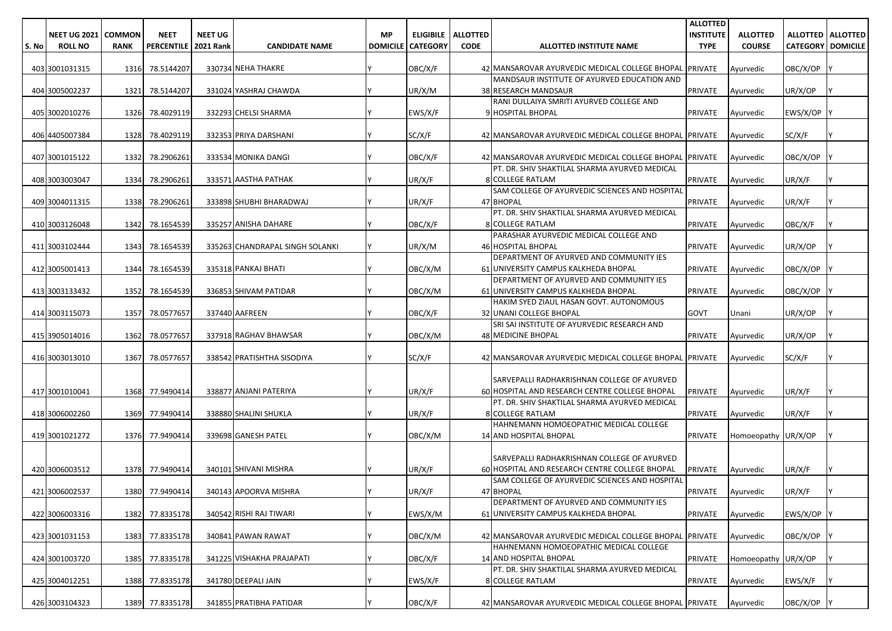| S. No | NEET UG 2021 ROLL NO | COMMON RANK | NEET PERCENTILE | NEET UG 2021 Rank | CANDIDATE NAME | MP DOMICILE | ELIGIBILE CATEGORY | ALLOTTED CODE | ALLOTTED INSTITUTE NAME | ALLOTTED INSTITUTE TYPE | ALLOTTED COURSE | ALLOTTED CATEGORY | ALLOTTED DOMICILE |
|---|---|---|---|---|---|---|---|---|---|---|---|---|---|
| 403 | 3001031315 | 1316 | 78.5144207 | 330734 | NEHA THAKRE | Y | OBC/X/F | 42 | MANSAROVAR AYURVEDIC MEDICAL COLLEGE BHOPAL | PRIVATE | Ayurvedic | OBC/X/OP | Y |
| 404 | 3005002237 | 1321 | 78.5144207 | 331024 | YASHRAJ CHAWDA | Y | UR/X/M | 38 | MANDSAUR INSTITUTE OF AYURVED EDUCATION AND RESEARCH MANDSAUR | PRIVATE | Ayurvedic | UR/X/OP | Y |
| 405 | 3002010276 | 1326 | 78.4029119 | 332293 | CHELSI SHARMA | Y | EWS/X/F | 9 | RANI DULLAIYA SMRITI AYURVED COLLEGE AND HOSPITAL BHOPAL | PRIVATE | Ayurvedic | EWS/X/OP | Y |
| 406 | 4405007384 | 1328 | 78.4029119 | 332353 | PRIYA DARSHANI | Y | SC/X/F | 42 | MANSAROVAR AYURVEDIC MEDICAL COLLEGE BHOPAL | PRIVATE | Ayurvedic | SC/X/F | Y |
| 407 | 3001015122 | 1332 | 78.2906261 | 333534 | MONIKA DANGI | Y | OBC/X/F | 42 | MANSAROVAR AYURVEDIC MEDICAL COLLEGE BHOPAL | PRIVATE | Ayurvedic | OBC/X/OP | Y |
| 408 | 3003003047 | 1334 | 78.2906261 | 333571 | AASTHA PATHAK | Y | UR/X/F | 8 | PT. DR. SHIV SHAKTILAL SHARMA AYURVED MEDICAL COLLEGE RATLAM | PRIVATE | Ayurvedic | UR/X/F | Y |
| 409 | 3004011315 | 1338 | 78.2906261 | 333898 | SHUBHI BHARADWAJ | Y | UR/X/F | 47 | SAM COLLEGE OF AYURVEDIC SCIENCES AND HOSPITAL BHOPAL | PRIVATE | Ayurvedic | UR/X/F | Y |
| 410 | 3003126048 | 1342 | 78.1654539 | 335257 | ANISHA DAHARE | Y | OBC/X/F | 8 | PT. DR. SHIV SHAKTILAL SHARMA AYURVED MEDICAL COLLEGE RATLAM | PRIVATE | Ayurvedic | OBC/X/F | Y |
| 411 | 3003102444 | 1343 | 78.1654539 | 335263 | CHANDRAPAL SINGH SOLANKI | Y | UR/X/M | 46 | PARASHAR AYURVEDIC MEDICAL COLLEGE AND HOSPITAL BHOPAL | PRIVATE | Ayurvedic | UR/X/OP | Y |
| 412 | 3005001413 | 1344 | 78.1654539 | 335318 | PANKAJ BHATI | Y | OBC/X/M | 61 | DEPARTMENT OF AYURVED AND COMMUNITY IES UNIVERSITY CAMPUS KALKHEDA BHOPAL | PRIVATE | Ayurvedic | OBC/X/OP | Y |
| 413 | 3003133432 | 1352 | 78.1654539 | 336853 | SHIVAM PATIDAR | Y | OBC/X/M | 61 | DEPARTMENT OF AYURVED AND COMMUNITY IES UNIVERSITY CAMPUS KALKHEDA BHOPAL | PRIVATE | Ayurvedic | OBC/X/OP | Y |
| 414 | 3003115073 | 1357 | 78.0577657 | 337440 | AAFREEN | Y | OBC/X/F | 32 | HAKIM SYED ZIAUL HASAN GOVT. AUTONOMOUS UNANI COLLEGE BHOPAL | GOVT | Unani | UR/X/OP | Y |
| 415 | 3905014016 | 1362 | 78.0577657 | 337918 | RAGHAV BHAWSAR | Y | OBC/X/M | 48 | SRI SAI INSTITUTE OF AYURVEDIC RESEARCH AND MEDICINE BHOPAL | PRIVATE | Ayurvedic | UR/X/OP | Y |
| 416 | 3003013010 | 1367 | 78.0577657 | 338542 | PRATISHTHA SISODIYA | Y | SC/X/F | 42 | MANSAROVAR AYURVEDIC MEDICAL COLLEGE BHOPAL | PRIVATE | Ayurvedic | SC/X/F | Y |
| 417 | 3001010041 | 1368 | 77.9490414 | 338877 | ANJANI PATERIYA | Y | UR/X/F | 60 | SARVEPALLI RADHAKRISHNAN COLLEGE OF AYURVED HOSPITAL AND RESEARCH CENTRE COLLEGE BHOPAL | PRIVATE | Ayurvedic | UR/X/F | Y |
| 418 | 3006002260 | 1369 | 77.9490414 | 338880 | SHALINI SHUKLA | Y | UR/X/F | 8 | PT. DR. SHIV SHAKTILAL SHARMA AYURVED MEDICAL COLLEGE RATLAM | PRIVATE | Ayurvedic | UR/X/F | Y |
| 419 | 3001021272 | 1376 | 77.9490414 | 339698 | GANESH PATEL | Y | OBC/X/M | 14 | HAHNEMANN HOMOEOPATHIC MEDICAL COLLEGE AND HOSPITAL BHOPAL | PRIVATE | Homoeopathy | UR/X/OP | Y |
| 420 | 3006003512 | 1378 | 77.9490414 | 340101 | SHIVANI MISHRA | Y | UR/X/F | 60 | SARVEPALLI RADHAKRISHNAN COLLEGE OF AYURVED HOSPITAL AND RESEARCH CENTRE COLLEGE BHOPAL | PRIVATE | Ayurvedic | UR/X/F | Y |
| 421 | 3006002537 | 1380 | 77.9490414 | 340143 | APOORVA MISHRA | Y | UR/X/F | 47 | SAM COLLEGE OF AYURVEDIC SCIENCES AND HOSPITAL BHOPAL | PRIVATE | Ayurvedic | UR/X/F | Y |
| 422 | 3006003316 | 1382 | 77.8335178 | 340542 | RISHI RAJ TIWARI | Y | EWS/X/M | 61 | DEPARTMENT OF AYURVED AND COMMUNITY IES UNIVERSITY CAMPUS KALKHEDA BHOPAL | PRIVATE | Ayurvedic | EWS/X/OP | Y |
| 423 | 3001031153 | 1383 | 77.8335178 | 340841 | PAWAN RAWAT | Y | OBC/X/M | 42 | MANSAROVAR AYURVEDIC MEDICAL COLLEGE BHOPAL | PRIVATE | Ayurvedic | OBC/X/OP | Y |
| 424 | 3001003720 | 1385 | 77.8335178 | 341225 | VISHAKHA PRAJAPATI | Y | OBC/X/F | 14 | HAHNEMANN HOMOEOPATHIC MEDICAL COLLEGE AND HOSPITAL BHOPAL | PRIVATE | Homoeopathy | UR/X/OP | Y |
| 425 | 3004012251 | 1388 | 77.8335178 | 341780 | DEEPALI JAIN | Y | EWS/X/F | 8 | PT. DR. SHIV SHAKTILAL SHARMA AYURVED MEDICAL COLLEGE RATLAM | PRIVATE | Ayurvedic | EWS/X/F | Y |
| 426 | 3003104323 | 1389 | 77.8335178 | 341855 | PRATIBHA PATIDAR | Y | OBC/X/F | 42 | MANSAROVAR AYURVEDIC MEDICAL COLLEGE BHOPAL | PRIVATE | Ayurvedic | OBC/X/OP | Y |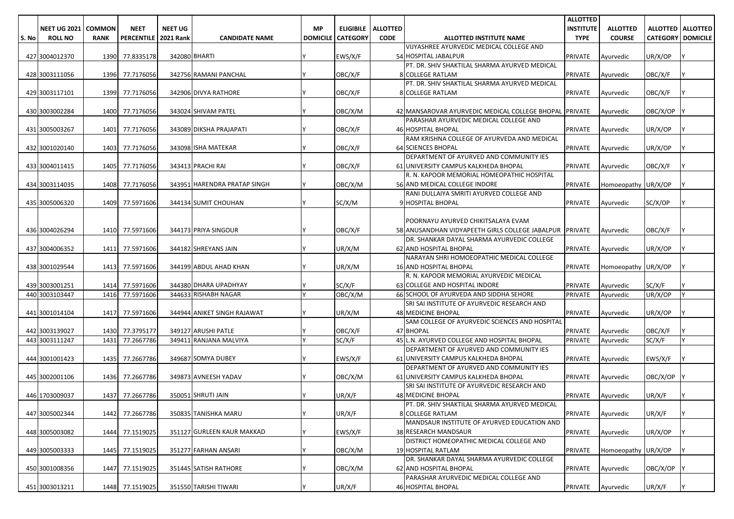| S. No | NEET UG 2021 ROLL NO | COMMON RANK | NEET PERCENTILE | NEET UG 2021 Rank | CANDIDATE NAME | MP DOMICILE | ELIGIBILE CATEGORY | ALLOTTED CODE | ALLOTTED INSTITUTE NAME | ALLOTTED INSTITUTE TYPE | ALLOTTED COURSE | ALLOTTED CATEGORY | ALLOTTED DOMICILE |
|---|---|---|---|---|---|---|---|---|---|---|---|---|---|
| 427 | 3004012370 | 1390 | 77.8335178 | 342080 | BHARTI | Y | EWS/X/F | 54 | VIJYASHREE AYURVEDIC MEDICAL COLLEGE AND HOSPITAL JABALPUR | PRIVATE | Ayurvedic | UR/X/OP | Y |
| 428 | 3003111056 | 1396 | 77.7176056 | 342756 | RAMANI PANCHAL | Y | OBC/X/F | 8 | PT. DR. SHIV SHAKTILAL SHARMA AYURVED MEDICAL COLLEGE RATLAM | PRIVATE | Ayurvedic | OBC/X/F | Y |
| 429 | 3003117101 | 1399 | 77.7176056 | 342906 | DIVYA RATHORE | Y | OBC/X/F | 8 | PT. DR. SHIV SHAKTILAL SHARMA AYURVED MEDICAL COLLEGE RATLAM | PRIVATE | Ayurvedic | OBC/X/F | Y |
| 430 | 3003002284 | 1400 | 77.7176056 | 343024 | SHIVAM PATEL | Y | OBC/X/M | 42 | MANSAROVAR AYURVEDIC MEDICAL COLLEGE BHOPAL | PRIVATE | Ayurvedic | OBC/X/OP | Y |
| 431 | 3005003267 | 1401 | 77.7176056 | 343089 | DIKSHA PRAJAPATI | Y | OBC/X/F | 46 | PARASHAR AYURVEDIC MEDICAL COLLEGE AND HOSPITAL BHOPAL | PRIVATE | Ayurvedic | UR/X/OP | Y |
| 432 | 3001020140 | 1403 | 77.7176056 | 343098 | ISHA MATEKAR | Y | OBC/X/F | 64 | RAM KRISHNA COLLEGE OF AYURVEDA AND MEDICAL SCIENCES BHOPAL | PRIVATE | Ayurvedic | UR/X/OP | Y |
| 433 | 3004011415 | 1405 | 77.7176056 | 343413 | PRACHI RAI | Y | OBC/X/F | 61 | DEPARTMENT OF AYURVED AND COMMUNITY IES UNIVERSITY CAMPUS KALKHEDA BHOPAL | PRIVATE | Ayurvedic | OBC/X/F | Y |
| 434 | 3003114035 | 1408 | 77.7176056 | 343951 | HARENDRA PRATAP SINGH | Y | OBC/X/M | 56 | R. N. KAPOOR MEMORIAL HOMEOPATHIC HOSPITAL AND MEDICAL COLLEGE INDORE | PRIVATE | Homoeopathy | UR/X/OP | Y |
| 435 | 3005006320 | 1409 | 77.5971606 | 344134 | SUMIT CHOUHAN | Y | SC/X/M | 9 | RANI DULLAIYA SMRITI AYURVED COLLEGE AND HOSPITAL BHOPAL | PRIVATE | Ayurvedic | SC/X/OP | Y |
| 436 | 3004026294 | 1410 | 77.5971606 | 344173 | PRIYA SINGOUR | Y | OBC/X/F | 58 | POORNAYU AYURVED CHIKITSALAYA EVAM ANUSANDHAN VIDYAPEETH GIRLS COLLEGE JABALPUR | PRIVATE | Ayurvedic | OBC/X/F | Y |
| 437 | 3004006352 | 1411 | 77.5971606 | 344182 | SHREYANS JAIN | Y | UR/X/M | 62 | DR. SHANKAR DAYAL SHARMA AYURVEDIC COLLEGE AND HOSPITAL BHOPAL | PRIVATE | Ayurvedic | UR/X/OP | Y |
| 438 | 3001029544 | 1413 | 77.5971606 | 344199 | ABDUL AHAD KHAN | Y | UR/X/M | 16 | NARAYAN SHRI HOMOEOPATHIC MEDICAL COLLEGE AND HOSPITAL BHOPAL | PRIVATE | Homoeopathy | UR/X/OP | Y |
| 439 | 3003001251 | 1414 | 77.5971606 | 344380 | DHARA UPADHYAY | Y | SC/X/F | 63 | R. N. KAPOOR MEMORIAL AYURVEDIC MEDICAL COLLEGE AND HOSPITAL INDORE | PRIVATE | Ayurvedic | SC/X/F | Y |
| 440 | 3003103447 | 1416 | 77.5971606 | 344633 | RISHABH NAGAR | Y | OBC/X/M | 66 | SCHOOL OF AYURVEDA AND SIDDHA SEHORE | PRIVATE | Ayurvedic | UR/X/OP | Y |
| 441 | 3001014104 | 1417 | 77.5971606 | 344944 | ANIKET SINGH RAJAWAT | Y | UR/X/M | 48 | SRI SAI INSTITUTE OF AYURVEDIC RESEARCH AND MEDICINE BHOPAL | PRIVATE | Ayurvedic | UR/X/OP | Y |
| 442 | 3003139027 | 1430 | 77.3795177 | 349127 | ARUSHI PATLE | Y | OBC/X/F | 47 | SAM COLLEGE OF AYURVEDIC SCIENCES AND HOSPITAL BHOPAL | PRIVATE | Ayurvedic | OBC/X/F | Y |
| 443 | 3003111247 | 1431 | 77.2667786 | 349411 | RANJANA MALVIYA | Y | SC/X/F | 45 | L.N. AYURVED COLLEGE AND HOSPITAL BHOPAL | PRIVATE | Ayurvedic | SC/X/F | Y |
| 444 | 3001001423 | 1435 | 77.2667786 | 349687 | SOMYA DUBEY | Y | EWS/X/F | 61 | DEPARTMENT OF AYURVED AND COMMUNITY IES UNIVERSITY CAMPUS KALKHEDA BHOPAL | PRIVATE | Ayurvedic | EWS/X/F | Y |
| 445 | 3002001106 | 1436 | 77.2667786 | 349873 | AVNEESH YADAV | Y | OBC/X/M | 61 | DEPARTMENT OF AYURVED AND COMMUNITY IES UNIVERSITY CAMPUS KALKHEDA BHOPAL | PRIVATE | Ayurvedic | OBC/X/OP | Y |
| 446 | 1703009037 | 1437 | 77.2667786 | 350051 | SHRUTI JAIN | Y | UR/X/F | 48 | SRI SAI INSTITUTE OF AYURVEDIC RESEARCH AND MEDICINE BHOPAL | PRIVATE | Ayurvedic | UR/X/F | Y |
| 447 | 3005002344 | 1442 | 77.2667786 | 350835 | TANISHKA MARU | Y | UR/X/F | 8 | PT. DR. SHIV SHAKTILAL SHARMA AYURVED MEDICAL COLLEGE RATLAM | PRIVATE | Ayurvedic | UR/X/F | Y |
| 448 | 3005003082 | 1444 | 77.1519025 | 351127 | GURLEEN KAUR MAKKAD | Y | EWS/X/F | 38 | MANDSAUR INSTITUTE OF AYURVED EDUCATION AND RESEARCH MANDSAUR | PRIVATE | Ayurvedic | UR/X/OP | Y |
| 449 | 3005003333 | 1445 | 77.1519025 | 351277 | FARHAN ANSARI | Y | OBC/X/M | 19 | DISTRICT HOMEOPATHIC MEDICAL COLLEGE AND HOSPITAL RATLAM | PRIVATE | Homoeopathy | UR/X/OP | Y |
| 450 | 3001008356 | 1447 | 77.1519025 | 351445 | SATISH RATHORE | Y | OBC/X/M | 62 | DR. SHANKAR DAYAL SHARMA AYURVEDIC COLLEGE AND HOSPITAL BHOPAL | PRIVATE | Ayurvedic | OBC/X/OP | Y |
| 451 | 3003013211 | 1448 | 77.1519025 | 351550 | TARISHI TIWARI | Y | UR/X/F | 46 | PARASHAR AYURVEDIC MEDICAL COLLEGE AND HOSPITAL BHOPAL | PRIVATE | Ayurvedic | UR/X/F | Y |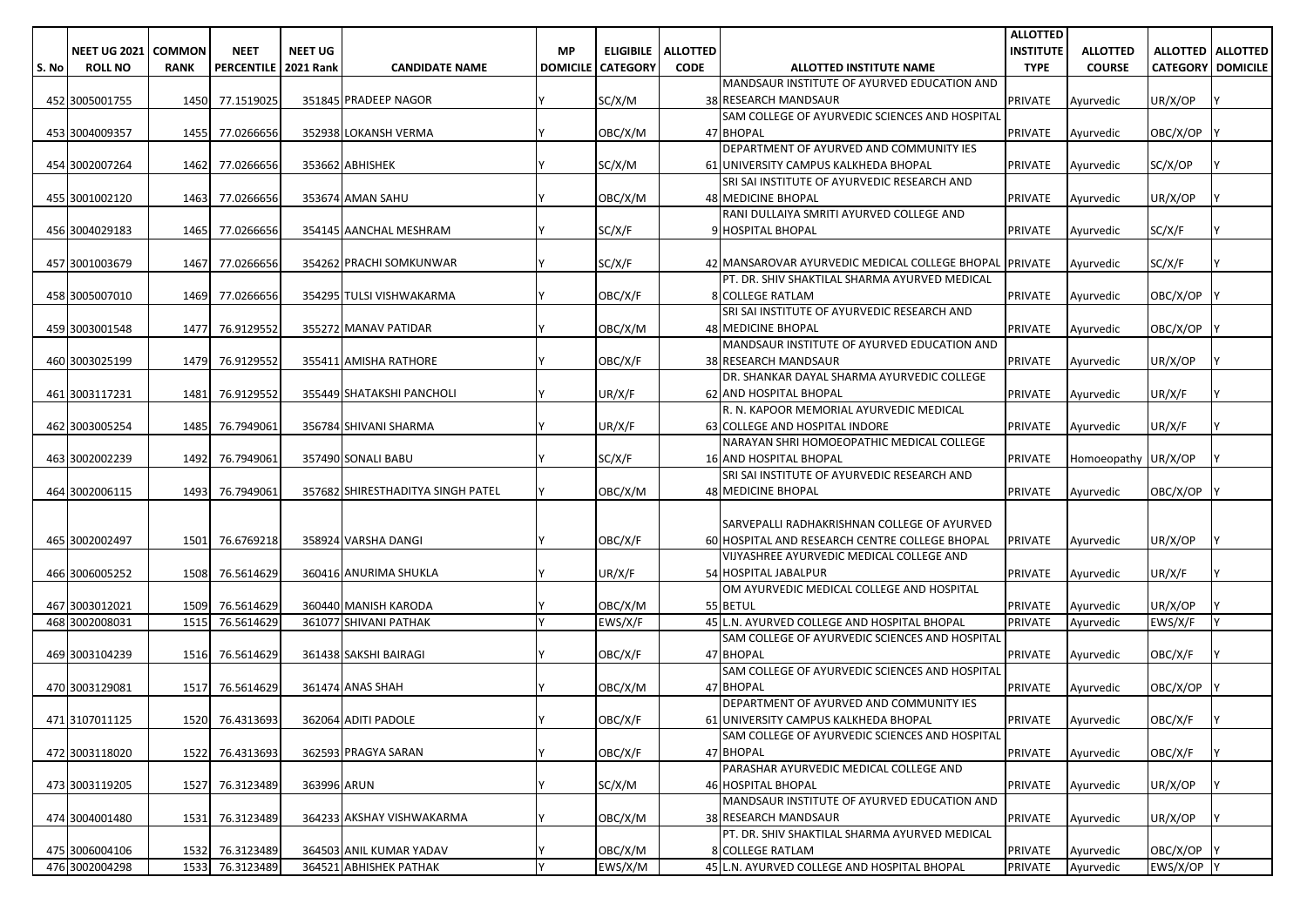| S. No | NEET UG 2021 ROLL NO | COMMON RANK | NEET PERCENTILE | NEET UG 2021 Rank | CANDIDATE NAME | MP DOMICILE | ELIGIBILE CATEGORY | ALLOTTED CODE | ALLOTTED INSTITUTE NAME | ALLOTTED INSTITUTE TYPE | ALLOTTED COURSE | ALLOTTED CATEGORY | ALLOTTED DOMICILE |
|---|---|---|---|---|---|---|---|---|---|---|---|---|---|
| 452 | 3005001755 | 1450 | 77.1519025 | 351845 | PRADEEP NAGOR | Y | SC/X/M | 38 | MANDSAUR INSTITUTE OF AYURVED EDUCATION AND RESEARCH MANDSAUR | PRIVATE | Ayurvedic | UR/X/OP | Y |
| 453 | 3004009357 | 1455 | 77.0266656 | 352938 | LOKANSH VERMA | Y | OBC/X/M | 47 | SAM COLLEGE OF AYURVEDIC SCIENCES AND HOSPITAL BHOPAL | PRIVATE | Ayurvedic | OBC/X/OP | Y |
| 454 | 3002007264 | 1462 | 77.0266656 | 353662 | ABHISHEK | Y | SC/X/M | 61 | DEPARTMENT OF AYURVED AND COMMUNITY IES UNIVERSITY CAMPUS KALKHEDA BHOPAL | PRIVATE | Ayurvedic | SC/X/OP | Y |
| 455 | 3001002120 | 1463 | 77.0266656 | 353674 | AMAN SAHU | Y | OBC/X/M | 48 | SRI SAI INSTITUTE OF AYURVEDIC RESEARCH AND MEDICINE BHOPAL | PRIVATE | Ayurvedic | UR/X/OP | Y |
| 456 | 3004029183 | 1465 | 77.0266656 | 354145 | AANCHAL MESHRAM | Y | SC/X/F | 9 | RANI DULLAIYA SMRITI AYURVED COLLEGE AND HOSPITAL BHOPAL | PRIVATE | Ayurvedic | SC/X/F | Y |
| 457 | 3001003679 | 1467 | 77.0266656 | 354262 | PRACHI SOMKUNWAR | Y | SC/X/F | 42 | MANSAROVAR AYURVEDIC MEDICAL COLLEGE BHOPAL | PRIVATE | Ayurvedic | SC/X/F | Y |
| 458 | 3005007010 | 1469 | 77.0266656 | 354295 | TULSI VISHWAKARMA | Y | OBC/X/F | 8 | PT. DR. SHIV SHAKTILAL SHARMA AYURVED MEDICAL COLLEGE RATLAM | PRIVATE | Ayurvedic | OBC/X/OP | Y |
| 459 | 3003001548 | 1477 | 76.9129552 | 355272 | MANAV PATIDAR | Y | OBC/X/M | 48 | SRI SAI INSTITUTE OF AYURVEDIC RESEARCH AND MEDICINE BHOPAL | PRIVATE | Ayurvedic | OBC/X/OP | Y |
| 460 | 3003025199 | 1479 | 76.9129552 | 355411 | AMISHA RATHORE | Y | OBC/X/F | 38 | MANDSAUR INSTITUTE OF AYURVED EDUCATION AND RESEARCH MANDSAUR | PRIVATE | Ayurvedic | UR/X/OP | Y |
| 461 | 3003117231 | 1481 | 76.9129552 | 355449 | SHATAKSHI PANCHOLI | Y | UR/X/F | 62 | DR. SHANKAR DAYAL SHARMA AYURVEDIC COLLEGE AND HOSPITAL BHOPAL | PRIVATE | Ayurvedic | UR/X/F | Y |
| 462 | 3003005254 | 1485 | 76.7949061 | 356784 | SHIVANI SHARMA | Y | UR/X/F | 63 | R. N. KAPOOR MEMORIAL AYURVEDIC MEDICAL COLLEGE AND HOSPITAL INDORE | PRIVATE | Ayurvedic | UR/X/F | Y |
| 463 | 3002002239 | 1492 | 76.7949061 | 357490 | SONALI BABU | Y | SC/X/F | 16 | NARAYAN SHRI HOMOEOPATHIC MEDICAL COLLEGE AND HOSPITAL BHOPAL | PRIVATE | Homoeopathy | UR/X/OP | Y |
| 464 | 3002006115 | 1493 | 76.7949061 | 357682 | SHIRESTHADITYA SINGH PATEL | Y | OBC/X/M | 48 | SRI SAI INSTITUTE OF AYURVEDIC RESEARCH AND MEDICINE BHOPAL | PRIVATE | Ayurvedic | OBC/X/OP | Y |
| 465 | 3002002497 | 1501 | 76.6769218 | 358924 | VARSHA DANGI | Y | OBC/X/F | 60 | SARVEPALLI RADHAKRISHNAN COLLEGE OF AYURVED HOSPITAL AND RESEARCH CENTRE COLLEGE BHOPAL | PRIVATE | Ayurvedic | UR/X/OP | Y |
| 466 | 3006005252 | 1508 | 76.5614629 | 360416 | ANURIMA SHUKLA | Y | UR/X/F | 54 | VIJYASHREE AYURVEDIC MEDICAL COLLEGE AND HOSPITAL JABALPUR | PRIVATE | Ayurvedic | UR/X/F | Y |
| 467 | 3003012021 | 1509 | 76.5614629 | 360440 | MANISH KARODA | Y | OBC/X/M | 55 | OM AYURVEDIC MEDICAL COLLEGE AND HOSPITAL BETUL | PRIVATE | Ayurvedic | UR/X/OP | Y |
| 468 | 3002008031 | 1515 | 76.5614629 | 361077 | SHIVANI PATHAK | Y | EWS/X/F | 45 | L.N. AYURVED COLLEGE AND HOSPITAL BHOPAL | PRIVATE | Ayurvedic | EWS/X/F | Y |
| 469 | 3003104239 | 1516 | 76.5614629 | 361438 | SAKSHI BAIRAGI | Y | OBC/X/F | 47 | SAM COLLEGE OF AYURVEDIC SCIENCES AND HOSPITAL BHOPAL | PRIVATE | Ayurvedic | OBC/X/F | Y |
| 470 | 3003129081 | 1517 | 76.5614629 | 361474 | ANAS SHAH | Y | OBC/X/M | 47 | SAM COLLEGE OF AYURVEDIC SCIENCES AND HOSPITAL BHOPAL | PRIVATE | Ayurvedic | OBC/X/OP | Y |
| 471 | 3107011125 | 1520 | 76.4313693 | 362064 | ADITI PADOLE | Y | OBC/X/F | 61 | DEPARTMENT OF AYURVED AND COMMUNITY IES UNIVERSITY CAMPUS KALKHEDA BHOPAL | PRIVATE | Ayurvedic | OBC/X/F | Y |
| 472 | 3003118020 | 1522 | 76.4313693 | 362593 | PRAGYA SARAN | Y | OBC/X/F | 47 | SAM COLLEGE OF AYURVEDIC SCIENCES AND HOSPITAL BHOPAL | PRIVATE | Ayurvedic | OBC/X/F | Y |
| 473 | 3003119205 | 1527 | 76.3123489 | 363996 | ARUN | Y | SC/X/M | 46 | PARASHAR AYURVEDIC MEDICAL COLLEGE AND HOSPITAL BHOPAL | PRIVATE | Ayurvedic | UR/X/OP | Y |
| 474 | 3004001480 | 1531 | 76.3123489 | 364233 | AKSHAY VISHWAKARMA | Y | OBC/X/M | 38 | MANDSAUR INSTITUTE OF AYURVED EDUCATION AND RESEARCH MANDSAUR | PRIVATE | Ayurvedic | UR/X/OP | Y |
| 475 | 3006004106 | 1532 | 76.3123489 | 364503 | ANIL KUMAR YADAV | Y | OBC/X/M | 8 | PT. DR. SHIV SHAKTILAL SHARMA AYURVED MEDICAL COLLEGE RATLAM | PRIVATE | Ayurvedic | OBC/X/OP | Y |
| 476 | 3002004298 | 1533 | 76.3123489 | 364521 | ABHISHEK PATHAK | Y | EWS/X/M | 45 | L.N. AYURVED COLLEGE AND HOSPITAL BHOPAL | PRIVATE | Ayurvedic | EWS/X/OP | Y |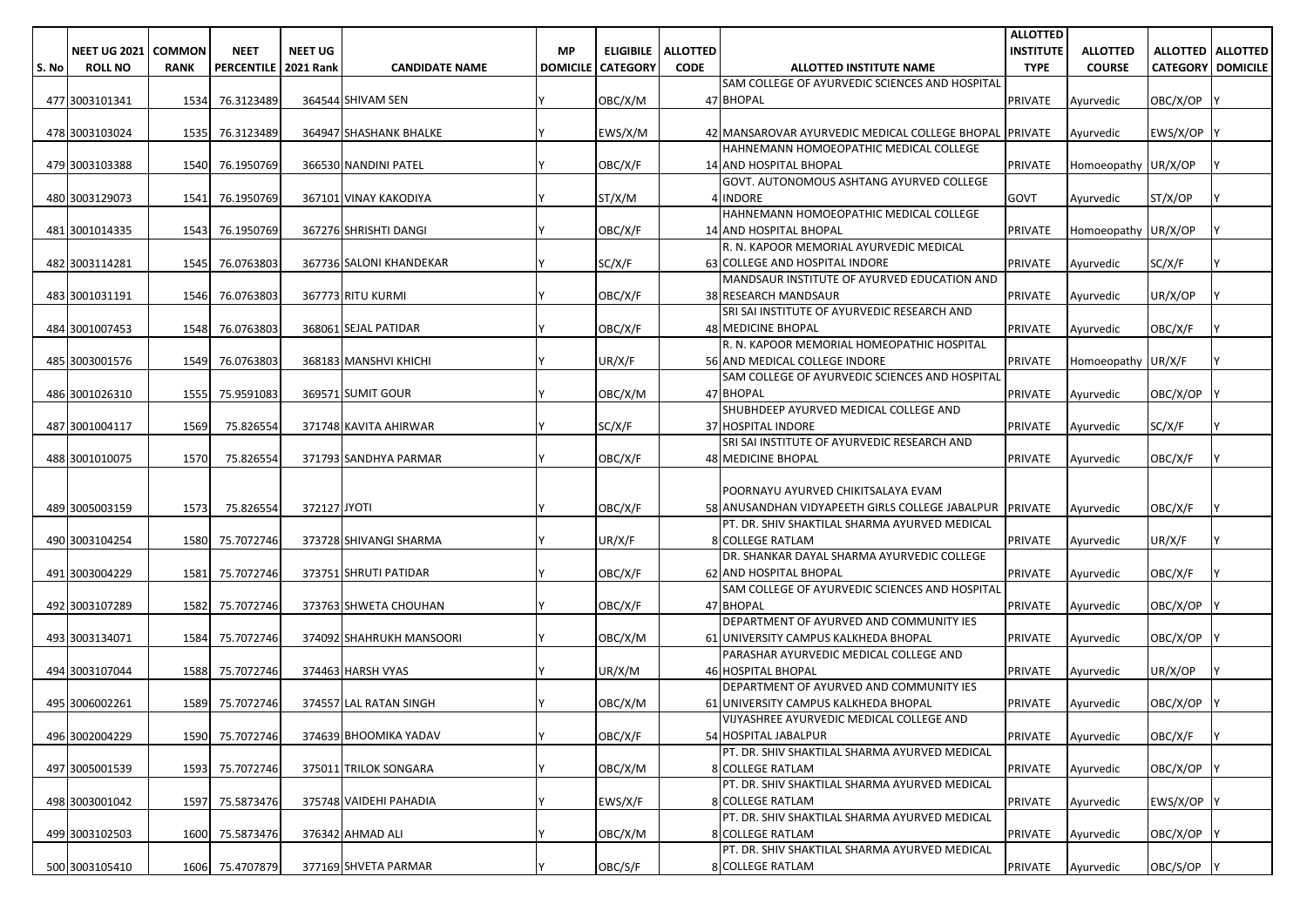| S. No | NEET UG 2021 ROLL NO | COMMON RANK | NEET PERCENTILE | NEET UG 2021 Rank | CANDIDATE NAME | MP DOMICILE | ELIGIBILE CATEGORY | ALLOTTED CODE | ALLOTTED INSTITUTE NAME | ALLOTTED INSTITUTE TYPE | ALLOTTED COURSE | ALLOTTED CATEGORY | ALLOTTED DOMICILE |
|---|---|---|---|---|---|---|---|---|---|---|---|---|---|
| 477 | 3003101341 | 1534 | 76.3123489 | 364544 | SHIVAM SEN | Y | OBC/X/M | 47 | SAM COLLEGE OF AYURVEDIC SCIENCES AND HOSPITAL BHOPAL | PRIVATE | Ayurvedic | OBC/X/OP | Y |
| 478 | 3003103024 | 1535 | 76.3123489 | 364947 | SHASHANK BHALKE | Y | EWS/X/M | 42 | MANSAROVAR AYURVEDIC MEDICAL COLLEGE BHOPAL | PRIVATE | Ayurvedic | EWS/X/OP | Y |
| 479 | 3003103388 | 1540 | 76.1950769 | 366530 | NANDINI PATEL | Y | OBC/X/F | 14 | HAHNEMANN HOMOEOPATHIC MEDICAL COLLEGE AND HOSPITAL BHOPAL | PRIVATE | Homoeopathy | UR/X/OP | Y |
| 480 | 3003129073 | 1541 | 76.1950769 | 367101 | VINAY KAKODIYA | Y | ST/X/M | 4 | GOVT. AUTONOMOUS ASHTANG AYURVED COLLEGE INDORE | GOVT | Ayurvedic | ST/X/OP | Y |
| 481 | 3001014335 | 1543 | 76.1950769 | 367276 | SHRISHTI DANGI | Y | OBC/X/F | 14 | HAHNEMANN HOMOEOPATHIC MEDICAL COLLEGE AND HOSPITAL BHOPAL | PRIVATE | Homoeopathy | UR/X/OP | Y |
| 482 | 3003114281 | 1545 | 76.0763803 | 367736 | SALONI KHANDEKAR | Y | SC/X/F | 63 | R. N. KAPOOR MEMORIAL AYURVEDIC MEDICAL COLLEGE AND HOSPITAL INDORE | PRIVATE | Ayurvedic | SC/X/F | Y |
| 483 | 3001031191 | 1546 | 76.0763803 | 367773 | RITU KURMI | Y | OBC/X/F | 38 | MANDSAUR INSTITUTE OF AYURVED EDUCATION AND RESEARCH MANDSAUR | PRIVATE | Ayurvedic | UR/X/OP | Y |
| 484 | 3001007453 | 1548 | 76.0763803 | 368061 | SEJAL PATIDAR | Y | OBC/X/F | 48 | SRI SAI INSTITUTE OF AYURVEDIC RESEARCH AND MEDICINE BHOPAL | PRIVATE | Ayurvedic | OBC/X/F | Y |
| 485 | 3003001576 | 1549 | 76.0763803 | 368183 | MANSHVI KHICHI | Y | UR/X/F | 56 | R. N. KAPOOR MEMORIAL HOMEOPATHIC HOSPITAL AND MEDICAL COLLEGE INDORE | PRIVATE | Homoeopathy | UR/X/F | Y |
| 486 | 3001026310 | 1555 | 75.9591083 | 369571 | SUMIT GOUR | Y | OBC/X/M | 47 | SAM COLLEGE OF AYURVEDIC SCIENCES AND HOSPITAL BHOPAL | PRIVATE | Ayurvedic | OBC/X/OP | Y |
| 487 | 3001004117 | 1569 | 75.826554 | 371748 | KAVITA AHIRWAR | Y | SC/X/F | 37 | SHUBHDEEP AYURVED MEDICAL COLLEGE AND HOSPITAL INDORE | PRIVATE | Ayurvedic | SC/X/F | Y |
| 488 | 3001010075 | 1570 | 75.826554 | 371793 | SANDHYA PARMAR | Y | OBC/X/F | 48 | SRI SAI INSTITUTE OF AYURVEDIC RESEARCH AND MEDICINE BHOPAL | PRIVATE | Ayurvedic | OBC/X/F | Y |
| 489 | 3005003159 | 1573 | 75.826554 | 372127 | JYOTI | Y | OBC/X/F | 58 | POORNAYU AYURVED CHIKITSALAYA EVAM ANUSANDHAN VIDYAPEETH GIRLS COLLEGE JABALPUR | PRIVATE | Ayurvedic | OBC/X/F | Y |
| 490 | 3003104254 | 1580 | 75.7072746 | 373728 | SHIVANGI SHARMA | Y | UR/X/F | 8 | PT. DR. SHIV SHAKTILAL SHARMA AYURVED MEDICAL COLLEGE RATLAM | PRIVATE | Ayurvedic | UR/X/F | Y |
| 491 | 3003004229 | 1581 | 75.7072746 | 373751 | SHRUTI PATIDAR | Y | OBC/X/F | 62 | DR. SHANKAR DAYAL SHARMA AYURVEDIC COLLEGE AND HOSPITAL BHOPAL | PRIVATE | Ayurvedic | OBC/X/F | Y |
| 492 | 3003107289 | 1582 | 75.7072746 | 373763 | SHWETA CHOUHAN | Y | OBC/X/F | 47 | SAM COLLEGE OF AYURVEDIC SCIENCES AND HOSPITAL BHOPAL | PRIVATE | Ayurvedic | OBC/X/OP | Y |
| 493 | 3003134071 | 1584 | 75.7072746 | 374092 | SHAHRUKH MANSOORI | Y | OBC/X/M | 61 | DEPARTMENT OF AYURVED AND COMMUNITY IES UNIVERSITY CAMPUS KALKHEDA BHOPAL | PRIVATE | Ayurvedic | OBC/X/OP | Y |
| 494 | 3003107044 | 1588 | 75.7072746 | 374463 | HARSH VYAS | Y | UR/X/M | 46 | PARASHAR AYURVEDIC MEDICAL COLLEGE AND HOSPITAL BHOPAL | PRIVATE | Ayurvedic | UR/X/OP | Y |
| 495 | 3006002261 | 1589 | 75.7072746 | 374557 | LAL RATAN SINGH | Y | OBC/X/M | 61 | DEPARTMENT OF AYURVED AND COMMUNITY IES UNIVERSITY CAMPUS KALKHEDA BHOPAL | PRIVATE | Ayurvedic | OBC/X/OP | Y |
| 496 | 3002004229 | 1590 | 75.7072746 | 374639 | BHOOMIKA YADAV | Y | OBC/X/F | 54 | VIJYASHREE AYURVEDIC MEDICAL COLLEGE AND HOSPITAL JABALPUR | PRIVATE | Ayurvedic | OBC/X/F | Y |
| 497 | 3005001539 | 1593 | 75.7072746 | 375011 | TRILOK SONGARA | Y | OBC/X/M | 8 | PT. DR. SHIV SHAKTILAL SHARMA AYURVED MEDICAL COLLEGE RATLAM | PRIVATE | Ayurvedic | OBC/X/OP | Y |
| 498 | 3003001042 | 1597 | 75.5873476 | 375748 | VAIDEHI PAHADIA | Y | EWS/X/F | 8 | PT. DR. SHIV SHAKTILAL SHARMA AYURVED MEDICAL COLLEGE RATLAM | PRIVATE | Ayurvedic | EWS/X/OP | Y |
| 499 | 3003102503 | 1600 | 75.5873476 | 376342 | AHMAD ALI | Y | OBC/X/M | 8 | PT. DR. SHIV SHAKTILAL SHARMA AYURVED MEDICAL COLLEGE RATLAM | PRIVATE | Ayurvedic | OBC/X/OP | Y |
| 500 | 3003105410 | 1606 | 75.4707879 | 377169 | SHVETA PARMAR | Y | OBC/S/F | 8 | PT. DR. SHIV SHAKTILAL SHARMA AYURVED MEDICAL COLLEGE RATLAM | PRIVATE | Ayurvedic | OBC/S/OP | Y |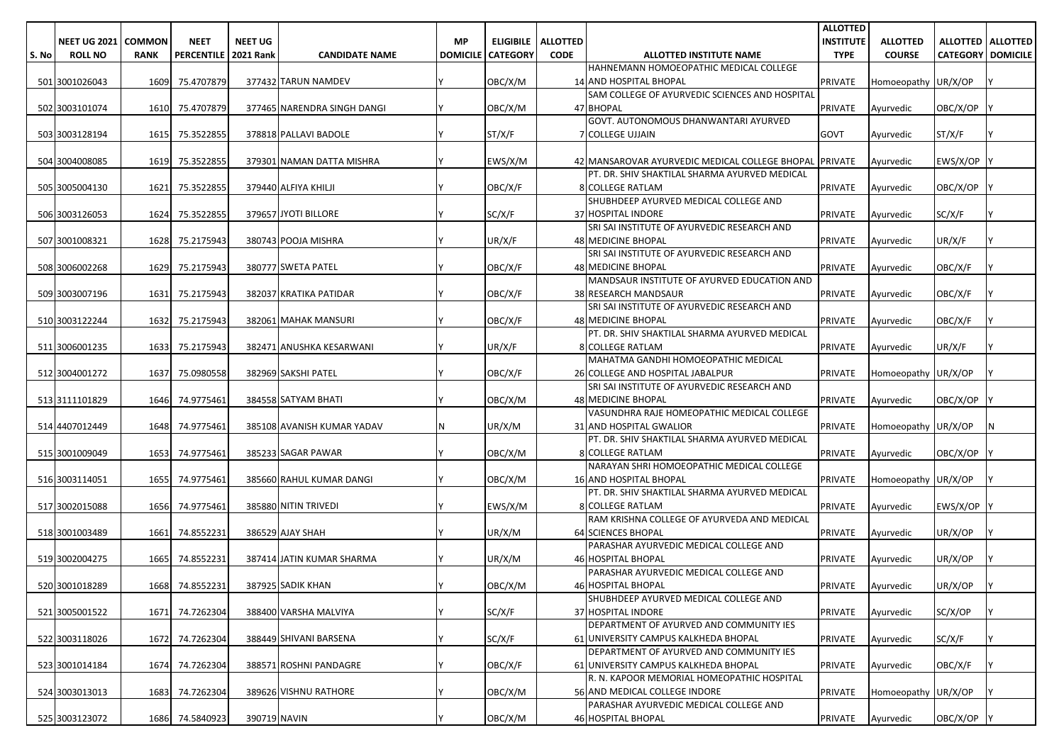| S. No | NEET UG 2021 ROLL NO | COMMON RANK | NEET PERCENTILE | NEET UG 2021 Rank | CANDIDATE NAME | MP DOMICILE | ELIGIBILE CATEGORY | ALLOTTED CODE | ALLOTTED INSTITUTE NAME | ALLOTTED INSTITUTE TYPE | ALLOTTED COURSE | ALLOTTED CATEGORY | ALLOTTED DOMICILE |
|---|---|---|---|---|---|---|---|---|---|---|---|---|---|
| 501 | 3001026043 | 1609 | 75.4707879 | 377432 | TARUN NAMDEV | Y | OBC/X/M | 14 | HAHNEMANN HOMOEOPATHIC MEDICAL COLLEGE AND HOSPITAL BHOPAL | PRIVATE | Homoeopathy | UR/X/OP | Y |
| 502 | 3003101074 | 1610 | 75.4707879 | 377465 | NARENDRA SINGH DANGI | Y | OBC/X/M | 47 | SAM COLLEGE OF AYURVEDIC SCIENCES AND HOSPITAL BHOPAL | PRIVATE | Ayurvedic | OBC/X/OP | Y |
| 503 | 3003128194 | 1615 | 75.3522855 | 378818 | PALLAVI BADOLE | Y | ST/X/F | 7 | GOVT. AUTONOMOUS DHANWANTARI AYURVED COLLEGE UJJAIN | GOVT | Ayurvedic | ST/X/F | Y |
| 504 | 3004008085 | 1619 | 75.3522855 | 379301 | NAMAN DATTA MISHRA | Y | EWS/X/M | 42 | MANSAROVAR AYURVEDIC MEDICAL COLLEGE BHOPAL | PRIVATE | Ayurvedic | EWS/X/OP | Y |
| 505 | 3005004130 | 1621 | 75.3522855 | 379440 | ALFIYA KHILJI | Y | OBC/X/F | 8 | PT. DR. SHIV SHAKTILAL SHARMA AYURVED MEDICAL COLLEGE RATLAM | PRIVATE | Ayurvedic | OBC/X/OP | Y |
| 506 | 3003126053 | 1624 | 75.3522855 | 379657 | JYOTI BILLORE | Y | SC/X/F | 37 | SHUBHDEEP AYURVED MEDICAL COLLEGE AND HOSPITAL INDORE | PRIVATE | Ayurvedic | SC/X/F | Y |
| 507 | 3001008321 | 1628 | 75.2175943 | 380743 | POOJA MISHRA | Y | UR/X/F | 48 | SRI SAI INSTITUTE OF AYURVEDIC RESEARCH AND MEDICINE BHOPAL | PRIVATE | Ayurvedic | UR/X/F | Y |
| 508 | 3006002268 | 1629 | 75.2175943 | 380777 | SWETA PATEL | Y | OBC/X/F | 48 | SRI SAI INSTITUTE OF AYURVEDIC RESEARCH AND MEDICINE BHOPAL | PRIVATE | Ayurvedic | OBC/X/F | Y |
| 509 | 3003007196 | 1631 | 75.2175943 | 382037 | KRATIKA PATIDAR | Y | OBC/X/F | 38 | MANDSAUR INSTITUTE OF AYURVED EDUCATION AND RESEARCH MANDSAUR | PRIVATE | Ayurvedic | OBC/X/F | Y |
| 510 | 3003122244 | 1632 | 75.2175943 | 382061 | MAHAK MANSURI | Y | OBC/X/F | 48 | SRI SAI INSTITUTE OF AYURVEDIC RESEARCH AND MEDICINE BHOPAL | PRIVATE | Ayurvedic | OBC/X/F | Y |
| 511 | 3006001235 | 1633 | 75.2175943 | 382471 | ANUSHKA KESARWANI | Y | UR/X/F | 8 | PT. DR. SHIV SHAKTILAL SHARMA AYURVED MEDICAL COLLEGE RATLAM | PRIVATE | Ayurvedic | UR/X/F | Y |
| 512 | 3004001272 | 1637 | 75.0980558 | 382969 | SAKSHI PATEL | Y | OBC/X/F | 26 | MAHATMA GANDHI HOMOEOPATHIC MEDICAL COLLEGE AND HOSPITAL JABALPUR | PRIVATE | Homoeopathy | UR/X/OP | Y |
| 513 | 3111101829 | 1646 | 74.9775461 | 384558 | SATYAM BHATI | Y | OBC/X/M | 48 | SRI SAI INSTITUTE OF AYURVEDIC RESEARCH AND MEDICINE BHOPAL | PRIVATE | Ayurvedic | OBC/X/OP | Y |
| 514 | 4407012449 | 1648 | 74.9775461 | 385108 | AVANISH KUMAR YADAV | N | UR/X/M | 31 | VASUNDHRA RAJE HOMEOPATHIC MEDICAL COLLEGE AND HOSPITAL GWALIOR | PRIVATE | Homoeopathy | UR/X/OP | N |
| 515 | 3001009049 | 1653 | 74.9775461 | 385233 | SAGAR PAWAR | Y | OBC/X/M | 8 | PT. DR. SHIV SHAKTILAL SHARMA AYURVED MEDICAL COLLEGE RATLAM | PRIVATE | Ayurvedic | OBC/X/OP | Y |
| 516 | 3003114051 | 1655 | 74.9775461 | 385660 | RAHUL KUMAR DANGI | Y | OBC/X/M | 16 | NARAYAN SHRI HOMOEOPATHIC MEDICAL COLLEGE AND HOSPITAL BHOPAL | PRIVATE | Homoeopathy | UR/X/OP | Y |
| 517 | 3002015088 | 1656 | 74.9775461 | 385880 | NITIN TRIVEDI | Y | EWS/X/M | 8 | PT. DR. SHIV SHAKTILAL SHARMA AYURVED MEDICAL COLLEGE RATLAM | PRIVATE | Ayurvedic | EWS/X/OP | Y |
| 518 | 3001003489 | 1661 | 74.8552231 | 386529 | AJAY SHAH | Y | UR/X/M | 64 | RAM KRISHNA COLLEGE OF AYURVEDA AND MEDICAL SCIENCES BHOPAL | PRIVATE | Ayurvedic | UR/X/OP | Y |
| 519 | 3002004275 | 1665 | 74.8552231 | 387414 | JATIN KUMAR SHARMA | Y | UR/X/M | 46 | PARASHAR AYURVEDIC MEDICAL COLLEGE AND HOSPITAL BHOPAL | PRIVATE | Ayurvedic | UR/X/OP | Y |
| 520 | 3001018289 | 1668 | 74.8552231 | 387925 | SADIK KHAN | Y | OBC/X/M | 46 | PARASHAR AYURVEDIC MEDICAL COLLEGE AND HOSPITAL BHOPAL | PRIVATE | Ayurvedic | UR/X/OP | Y |
| 521 | 3005001522 | 1671 | 74.7262304 | 388400 | VARSHA MALVIYA | Y | SC/X/F | 37 | SHUBHDEEP AYURVED MEDICAL COLLEGE AND HOSPITAL INDORE | PRIVATE | Ayurvedic | SC/X/OP | Y |
| 522 | 3003118026 | 1672 | 74.7262304 | 388449 | SHIVANI BARSENA | Y | SC/X/F | 61 | DEPARTMENT OF AYURVED AND COMMUNITY IES UNIVERSITY CAMPUS KALKHEDA BHOPAL | PRIVATE | Ayurvedic | SC/X/F | Y |
| 523 | 3001014184 | 1674 | 74.7262304 | 388571 | ROSHNI PANDAGRE | Y | OBC/X/F | 61 | DEPARTMENT OF AYURVED AND COMMUNITY IES UNIVERSITY CAMPUS KALKHEDA BHOPAL | PRIVATE | Ayurvedic | OBC/X/F | Y |
| 524 | 3003013013 | 1683 | 74.7262304 | 389626 | VISHNU RATHORE | Y | OBC/X/M | 56 | R. N. KAPOOR MEMORIAL HOMEOPATHIC HOSPITAL AND MEDICAL COLLEGE INDORE | PRIVATE | Homoeopathy | UR/X/OP | Y |
| 525 | 3003123072 | 1686 | 74.5840923 | 390719 | NAVIN | Y | OBC/X/M | 46 | PARASHAR AYURVEDIC MEDICAL COLLEGE AND HOSPITAL BHOPAL | PRIVATE | Ayurvedic | OBC/X/OP | Y |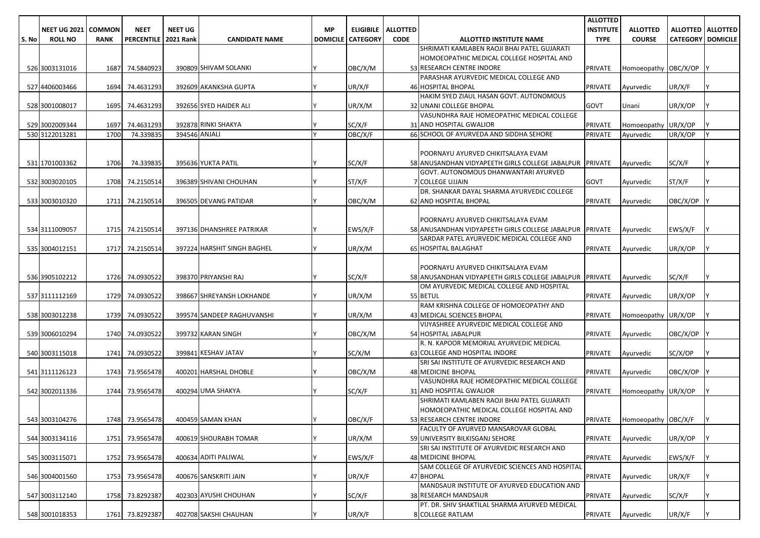| S. No | NEET UG 2021 ROLL NO | COMMON RANK | NEET PERCENTILE | NEET UG 2021 Rank | CANDIDATE NAME | MP DOMICILE | ELIGIBILE CATEGORY | ALLOTTED CODE | ALLOTTED INSTITUTE NAME | ALLOTTED INSTITUTE TYPE | ALLOTTED COURSE | ALLOTTED CATEGORY | ALLOTTED DOMICILE |
|---|---|---|---|---|---|---|---|---|---|---|---|---|---|
| 526 | 3003131016 | 1687 | 74.5840923 | 390809 | SHIVAM SOLANKI | Y | OBC/X/M | 53 | SHRIMATI KAMLABEN RAOJI BHAI PATEL GUJARATI HOMOEOPATHIC MEDICAL COLLEGE HOSPITAL AND RESEARCH CENTRE INDORE | PRIVATE | Homoeopathy | OBC/X/OP | Y |
| 527 | 4406003466 | 1694 | 74.4631293 | 392609 | AKANKSHA GUPTA | Y | UR/X/F | 46 | PARASHAR AYURVEDIC MEDICAL COLLEGE AND HOSPITAL BHOPAL | PRIVATE | Ayurvedic | UR/X/F | Y |
| 528 | 3001008017 | 1695 | 74.4631293 | 392656 | SYED HAIDER ALI | Y | UR/X/M | 32 | HAKIM SYED ZIAUL HASAN GOVT. AUTONOMOUS UNANI COLLEGE BHOPAL | GOVT | Unani | UR/X/OP | Y |
| 529 | 3002009344 | 1697 | 74.4631293 | 392878 | RINKI SHAKYA | Y | SC/X/F | 31 | VASUNDHRA RAJE HOMEOPATHIC MEDICAL COLLEGE AND HOSPITAL GWALIOR | PRIVATE | Homoeopathy | UR/X/OP | Y |
| 530 | 3122013281 | 1700 | 74.339835 | 394546 | ANJALI | Y | OBC/X/F | 66 | SCHOOL OF AYURVEDA AND SIDDHA SEHORE | PRIVATE | Ayurvedic | UR/X/OP | Y |
| 531 | 1701003362 | 1706 | 74.339835 | 395636 | YUKTA PATIL | Y | SC/X/F | 58 | POORNAYU AYURVED CHIKITSALAYA EVAM ANUSANDHAN VIDYAPEETH GIRLS COLLEGE JABALPUR | PRIVATE | Ayurvedic | SC/X/F | Y |
| 532 | 3003020105 | 1708 | 74.2150514 | 396389 | SHIVANI CHOUHAN | Y | ST/X/F | 7 | GOVT. AUTONOMOUS DHANWANTARI AYURVED COLLEGE UJJAIN | GOVT | Ayurvedic | ST/X/F | Y |
| 533 | 3003010320 | 1711 | 74.2150514 | 396505 | DEVANG PATIDAR | Y | OBC/X/M | 62 | DR. SHANKAR DAYAL SHARMA AYURVEDIC COLLEGE AND HOSPITAL BHOPAL | PRIVATE | Ayurvedic | OBC/X/OP | Y |
| 534 | 3111009057 | 1715 | 74.2150514 | 397136 | DHANSHREE PATRIKAR | Y | EWS/X/F | 58 | POORNAYU AYURVED CHIKITSALAYA EVAM ANUSANDHAN VIDYAPEETH GIRLS COLLEGE JABALPUR | PRIVATE | Ayurvedic | EWS/X/F | Y |
| 535 | 3004012151 | 1717 | 74.2150514 | 397224 | HARSHIT SINGH BAGHEL | Y | UR/X/M | 65 | SARDAR PATEL AYURVEDIC MEDICAL COLLEGE AND HOSPITAL BALAGHAT | PRIVATE | Ayurvedic | UR/X/OP | Y |
| 536 | 3905102212 | 1726 | 74.0930522 | 398370 | PRIYANSHI RAJ | Y | SC/X/F | 58 | POORNAYU AYURVED CHIKITSALAYA EVAM ANUSANDHAN VIDYAPEETH GIRLS COLLEGE JABALPUR | PRIVATE | Ayurvedic | SC/X/F | Y |
| 537 | 3111112169 | 1729 | 74.0930522 | 398667 | SHREYANSH LOKHANDE | Y | UR/X/M | 55 | OM AYURVEDIC MEDICAL COLLEGE AND HOSPITAL BETUL | PRIVATE | Ayurvedic | UR/X/OP | Y |
| 538 | 3003012238 | 1739 | 74.0930522 | 399574 | SANDEEP RAGHUVANSHI | Y | UR/X/M | 43 | RAM KRISHNA COLLEGE OF HOMOEOPATHY AND MEDICAL SCIENCES BHOPAL | PRIVATE | Homoeopathy | UR/X/OP | Y |
| 539 | 3006010294 | 1740 | 74.0930522 | 399732 | KARAN SINGH | Y | OBC/X/M | 54 | VIJYASHREE AYURVEDIC MEDICAL COLLEGE AND HOSPITAL JABALPUR | PRIVATE | Ayurvedic | OBC/X/OP | Y |
| 540 | 3003115018 | 1741 | 74.0930522 | 399841 | KESHAV JATAV | Y | SC/X/M | 63 | R. N. KAPOOR MEMORIAL AYURVEDIC MEDICAL COLLEGE AND HOSPITAL INDORE | PRIVATE | Ayurvedic | SC/X/OP | Y |
| 541 | 3111126123 | 1743 | 73.9565478 | 400201 | HARSHAL DHOBLE | Y | OBC/X/M | 48 | SRI SAI INSTITUTE OF AYURVEDIC RESEARCH AND MEDICINE BHOPAL | PRIVATE | Ayurvedic | OBC/X/OP | Y |
| 542 | 3002011336 | 1744 | 73.9565478 | 400294 | UMA SHAKYA | Y | SC/X/F | 31 | VASUNDHRA RAJE HOMEOPATHIC MEDICAL COLLEGE AND HOSPITAL GWALIOR | PRIVATE | Homoeopathy | UR/X/OP | Y |
| 543 | 3003104276 | 1748 | 73.9565478 | 400459 | SAMAN KHAN | Y | OBC/X/F | 53 | SHRIMATI KAMLABEN RAOJI BHAI PATEL GUJARATI HOMOEOPATHIC MEDICAL COLLEGE HOSPITAL AND RESEARCH CENTRE INDORE | PRIVATE | Homoeopathy | OBC/X/F | Y |
| 544 | 3003134116 | 1751 | 73.9565478 | 400619 | SHOURABH TOMAR | Y | UR/X/M | 59 | FACULTY OF AYURVED MANSAROVAR GLOBAL UNIVERSITY BILKISGANJ SEHORE | PRIVATE | Ayurvedic | UR/X/OP | Y |
| 545 | 3003115071 | 1752 | 73.9565478 | 400634 | ADITI PALIWAL | Y | EWS/X/F | 48 | SRI SAI INSTITUTE OF AYURVEDIC RESEARCH AND MEDICINE BHOPAL | PRIVATE | Ayurvedic | EWS/X/F | Y |
| 546 | 3004001560 | 1753 | 73.9565478 | 400676 | SANSKRITI JAIN | Y | UR/X/F | 47 | SAM COLLEGE OF AYURVEDIC SCIENCES AND HOSPITAL BHOPAL | PRIVATE | Ayurvedic | UR/X/F | Y |
| 547 | 3003112140 | 1758 | 73.8292387 | 402303 | AYUSHI CHOUHAN | Y | SC/X/F | 38 | MANDSAUR INSTITUTE OF AYURVED EDUCATION AND RESEARCH MANDSAUR | PRIVATE | Ayurvedic | SC/X/F | Y |
| 548 | 3001018353 | 1761 | 73.8292387 | 402708 | SAKSHI CHAUHAN | Y | UR/X/F | 8 | PT. DR. SHIV SHAKTILAL SHARMA AYURVED MEDICAL COLLEGE RATLAM | PRIVATE | Ayurvedic | UR/X/F | Y |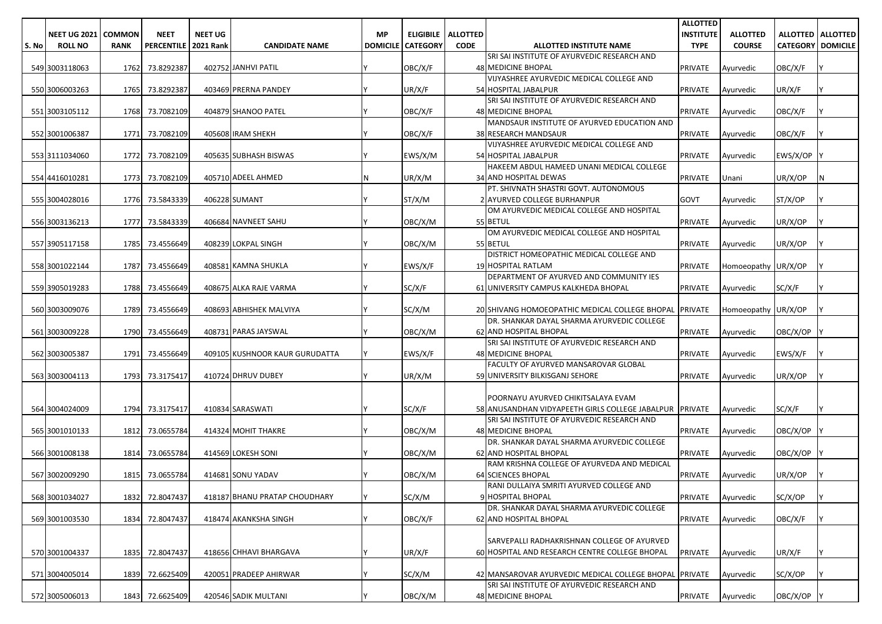| S. No | NEET UG 2021 ROLL NO | COMMON RANK | NEET PERCENTILE | NEET UG 2021 Rank | CANDIDATE NAME | MP DOMICILE | ELIGIBILE CATEGORY | ALLOTTED CODE | ALLOTTED INSTITUTE NAME | ALLOTTED INSTITUTE TYPE | ALLOTTED COURSE | ALLOTTED CATEGORY | ALLOTTED DOMICILE |
|---|---|---|---|---|---|---|---|---|---|---|---|---|---|
| 549 | 3003118063 | 1762 | 73.8292387 | 402752 | JANHVI PATIL | Y | OBC/X/F | 48 | SRI SAI INSTITUTE OF AYURVEDIC RESEARCH AND MEDICINE BHOPAL | PRIVATE | Ayurvedic | OBC/X/F | Y |
| 550 | 3006003263 | 1765 | 73.8292387 | 403469 | PRERNA PANDEY | Y | UR/X/F | 54 | VIJYASHREE AYURVEDIC MEDICAL COLLEGE AND HOSPITAL JABALPUR | PRIVATE | Ayurvedic | UR/X/F | Y |
| 551 | 3003105112 | 1768 | 73.7082109 | 404879 | SHANOO PATEL | Y | OBC/X/F | 48 | SRI SAI INSTITUTE OF AYURVEDIC RESEARCH AND MEDICINE BHOPAL | PRIVATE | Ayurvedic | OBC/X/F | Y |
| 552 | 3001006387 | 1771 | 73.7082109 | 405608 | IRAM SHEKH | Y | OBC/X/F | 38 | MANDSAUR INSTITUTE OF AYURVED EDUCATION AND RESEARCH MANDSAUR | PRIVATE | Ayurvedic | OBC/X/F | Y |
| 553 | 3111034060 | 1772 | 73.7082109 | 405635 | SUBHASH BISWAS | Y | EWS/X/M | 54 | VIJYASHREE AYURVEDIC MEDICAL COLLEGE AND HOSPITAL JABALPUR | PRIVATE | Ayurvedic | EWS/X/OP | Y |
| 554 | 4416010281 | 1773 | 73.7082109 | 405710 | ADEEL AHMED | N | UR/X/M | 34 | HAKEEM ABDUL HAMEED UNANI MEDICAL COLLEGE AND HOSPITAL DEWAS | PRIVATE | Unani | UR/X/OP | N |
| 555 | 3004028016 | 1776 | 73.5843339 | 406228 | SUMANT | Y | ST/X/M | 2 | PT. SHIVNATH SHASTRI GOVT. AUTONOMOUS AYURVED COLLEGE BURHANPUR | GOVT | Ayurvedic | ST/X/OP | Y |
| 556 | 3003136213 | 1777 | 73.5843339 | 406684 | NAVNEET SAHU | Y | OBC/X/M | 55 | OM AYURVEDIC MEDICAL COLLEGE AND HOSPITAL BETUL | PRIVATE | Ayurvedic | UR/X/OP | Y |
| 557 | 3905117158 | 1785 | 73.4556649 | 408239 | LOKPAL SINGH | Y | OBC/X/M | 55 | OM AYURVEDIC MEDICAL COLLEGE AND HOSPITAL BETUL | PRIVATE | Ayurvedic | UR/X/OP | Y |
| 558 | 3001022144 | 1787 | 73.4556649 | 408581 | KAMNA SHUKLA | Y | EWS/X/F | 19 | DISTRICT HOMEOPATHIC MEDICAL COLLEGE AND HOSPITAL RATLAM | PRIVATE | Homoeopathy | UR/X/OP | Y |
| 559 | 3905019283 | 1788 | 73.4556649 | 408675 | ALKA RAJE VARMA | Y | SC/X/F | 61 | DEPARTMENT OF AYURVED AND COMMUNITY IES UNIVERSITY CAMPUS KALKHEDA BHOPAL | PRIVATE | Ayurvedic | SC/X/F | Y |
| 560 | 3003009076 | 1789 | 73.4556649 | 408693 | ABHISHEK MALVIYA | Y | SC/X/M | 20 | SHIVANG HOMOEOPATHIC MEDICAL COLLEGE BHOPAL | PRIVATE | Homoeopathy | UR/X/OP | Y |
| 561 | 3003009228 | 1790 | 73.4556649 | 408731 | PARAS JAYSWAL | Y | OBC/X/M | 62 | DR. SHANKAR DAYAL SHARMA AYURVEDIC COLLEGE AND HOSPITAL BHOPAL | PRIVATE | Ayurvedic | OBC/X/OP | Y |
| 562 | 3003005387 | 1791 | 73.4556649 | 409105 | KUSHNOOR KAUR GURUDATTA | Y | EWS/X/F | 48 | SRI SAI INSTITUTE OF AYURVEDIC RESEARCH AND MEDICINE BHOPAL | PRIVATE | Ayurvedic | EWS/X/F | Y |
| 563 | 3003004113 | 1793 | 73.3175417 | 410724 | DHRUV DUBEY | Y | UR/X/M | 59 | FACULTY OF AYURVED MANSAROVAR GLOBAL UNIVERSITY BILKISGANJ SEHORE | PRIVATE | Ayurvedic | UR/X/OP | Y |
| 564 | 3004024009 | 1794 | 73.3175417 | 410834 | SARASWATI | Y | SC/X/F | 58 | POORNAYU AYURVED CHIKITSALAYA EVAM ANUSANDHAN VIDYAPEETH GIRLS COLLEGE JABALPUR | PRIVATE | Ayurvedic | SC/X/F | Y |
| 565 | 3001010133 | 1812 | 73.0655784 | 414324 | MOHIT THAKRE | Y | OBC/X/M | 48 | SRI SAI INSTITUTE OF AYURVEDIC RESEARCH AND MEDICINE BHOPAL | PRIVATE | Ayurvedic | OBC/X/OP | Y |
| 566 | 3001008138 | 1814 | 73.0655784 | 414569 | LOKESH SONI | Y | OBC/X/M | 62 | DR. SHANKAR DAYAL SHARMA AYURVEDIC COLLEGE AND HOSPITAL BHOPAL | PRIVATE | Ayurvedic | OBC/X/OP | Y |
| 567 | 3002009290 | 1815 | 73.0655784 | 414681 | SONU YADAV | Y | OBC/X/M | 64 | RAM KRISHNA COLLEGE OF AYURVEDA AND MEDICAL SCIENCES BHOPAL | PRIVATE | Ayurvedic | UR/X/OP | Y |
| 568 | 3001034027 | 1832 | 72.8047437 | 418187 | BHANU PRATAP CHOUDHARY | Y | SC/X/M | 9 | RANI DULLAIYA SMRITI AYURVED COLLEGE AND HOSPITAL BHOPAL | PRIVATE | Ayurvedic | SC/X/OP | Y |
| 569 | 3001003530 | 1834 | 72.8047437 | 418474 | AKANKSHA SINGH | Y | OBC/X/F | 62 | DR. SHANKAR DAYAL SHARMA AYURVEDIC COLLEGE AND HOSPITAL BHOPAL | PRIVATE | Ayurvedic | OBC/X/F | Y |
| 570 | 3001004337 | 1835 | 72.8047437 | 418656 | CHHAVI BHARGAVA | Y | UR/X/F | 60 | SARVEPALLI RADHAKRISHNAN COLLEGE OF AYURVED HOSPITAL AND RESEARCH CENTRE COLLEGE BHOPAL | PRIVATE | Ayurvedic | UR/X/F | Y |
| 571 | 3004005014 | 1839 | 72.6625409 | 420051 | PRADEEP AHIRWAR | Y | SC/X/M | 42 | MANSAROVAR AYURVEDIC MEDICAL COLLEGE BHOPAL | PRIVATE | Ayurvedic | SC/X/OP | Y |
| 572 | 3005006013 | 1843 | 72.6625409 | 420546 | SADIK MULTANI | Y | OBC/X/M | 48 | SRI SAI INSTITUTE OF AYURVEDIC RESEARCH AND MEDICINE BHOPAL | PRIVATE | Ayurvedic | OBC/X/OP | Y |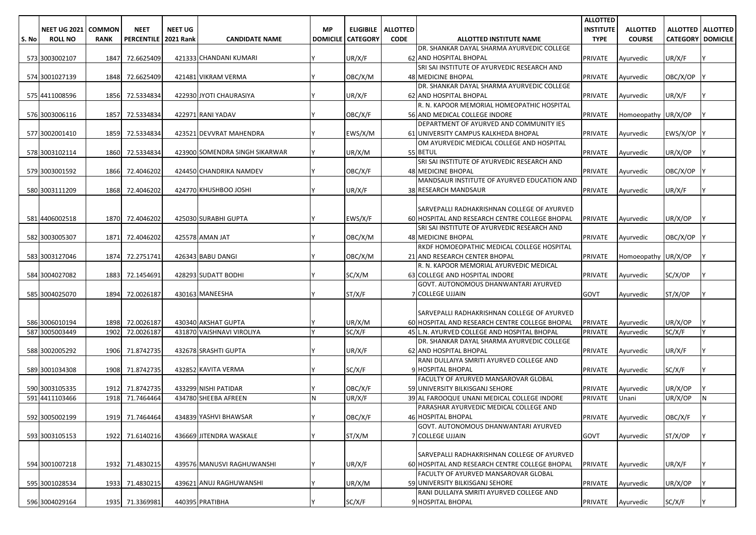| S. No | NEET UG 2021 ROLL NO | COMMON RANK | NEET PERCENTILE | NEET UG 2021 Rank | CANDIDATE NAME | MP DOMICILE | ELIGIBILE CATEGORY | ALLOTTED CODE | ALLOTTED INSTITUTE NAME | ALLOTTED INSTITUTE TYPE | ALLOTTED COURSE | ALLOTTED CATEGORY | ALLOTTED DOMICILE |
|---|---|---|---|---|---|---|---|---|---|---|---|---|---|
| 573 | 3003002107 | 1847 | 72.6625409 | 421333 | CHANDANI KUMARI | Y | UR/X/F | 62 | DR. SHANKAR DAYAL SHARMA AYURVEDIC COLLEGE AND HOSPITAL BHOPAL | PRIVATE | Ayurvedic | UR/X/F | Y |
| 574 | 3001027139 | 1848 | 72.6625409 | 421481 | VIKRAM VERMA | Y | OBC/X/M | 48 | SRI SAI INSTITUTE OF AYURVEDIC RESEARCH AND MEDICINE BHOPAL | PRIVATE | Ayurvedic | OBC/X/OP | Y |
| 575 | 4411008596 | 1856 | 72.5334834 | 422930 | JYOTI CHAURASIYA | Y | UR/X/F | 62 | DR. SHANKAR DAYAL SHARMA AYURVEDIC COLLEGE AND HOSPITAL BHOPAL | PRIVATE | Ayurvedic | UR/X/F | Y |
| 576 | 3003006116 | 1857 | 72.5334834 | 422971 | RANI YADAV | Y | OBC/X/F | 56 | R. N. KAPOOR MEMORIAL HOMEOPATHIC HOSPITAL AND MEDICAL COLLEGE INDORE | PRIVATE | Homoeopathy | UR/X/OP | Y |
| 577 | 3002001410 | 1859 | 72.5334834 | 423521 | DEVVRAT MAHENDRA | Y | EWS/X/M | 61 | DEPARTMENT OF AYURVED AND COMMUNITY IES UNIVERSITY CAMPUS KALKHEDA BHOPAL | PRIVATE | Ayurvedic | EWS/X/OP | Y |
| 578 | 3003102114 | 1860 | 72.5334834 | 423900 | SOMENDRA SINGH SIKARWAR | Y | UR/X/M | 55 | OM AYURVEDIC MEDICAL COLLEGE AND HOSPITAL BETUL | PRIVATE | Ayurvedic | UR/X/OP | Y |
| 579 | 3003001592 | 1866 | 72.4046202 | 424450 | CHANDRIKA NAMDEV | Y | OBC/X/F | 48 | SRI SAI INSTITUTE OF AYURVEDIC RESEARCH AND MEDICINE BHOPAL | PRIVATE | Ayurvedic | OBC/X/OP | Y |
| 580 | 3003111209 | 1868 | 72.4046202 | 424770 | KHUSHBOO JOSHI | Y | UR/X/F | 38 | MANDSAUR INSTITUTE OF AYURVED EDUCATION AND RESEARCH MANDSAUR | PRIVATE | Ayurvedic | UR/X/F | Y |
| 581 | 4406002518 | 1870 | 72.4046202 | 425030 | SURABHI GUPTA | Y | EWS/X/F | 60 | SARVEPALLI RADHAKRISHNAN COLLEGE OF AYURVED HOSPITAL AND RESEARCH CENTRE COLLEGE BHOPAL | PRIVATE | Ayurvedic | UR/X/OP | Y |
| 582 | 3003005307 | 1871 | 72.4046202 | 425578 | AMAN JAT | Y | OBC/X/M | 48 | SRI SAI INSTITUTE OF AYURVEDIC RESEARCH AND MEDICINE BHOPAL | PRIVATE | Ayurvedic | OBC/X/OP | Y |
| 583 | 3003127046 | 1874 | 72.2751741 | 426343 | BABU DANGI | Y | OBC/X/M | 21 | RKDF HOMOEOPATHIC MEDICAL COLLEGE HOSPITAL AND RESEARCH CENTER BHOPAL | PRIVATE | Homoeopathy | UR/X/OP | Y |
| 584 | 3004027082 | 1883 | 72.1454691 | 428293 | SUDATT BODHI | Y | SC/X/M | 63 | R. N. KAPOOR MEMORIAL AYURVEDIC MEDICAL COLLEGE AND HOSPITAL INDORE | PRIVATE | Ayurvedic | SC/X/OP | Y |
| 585 | 3004025070 | 1894 | 72.0026187 | 430163 | MANEESHA | Y | ST/X/F | 7 | GOVT. AUTONOMOUS DHANWANTARI AYURVED COLLEGE UJJAIN | GOVT | Ayurvedic | ST/X/OP | Y |
| 586 | 3006010194 | 1898 | 72.0026187 | 430340 | AKSHAT GUPTA | Y | UR/X/M | 60 | SARVEPALLI RADHAKRISHNAN COLLEGE OF AYURVED HOSPITAL AND RESEARCH CENTRE COLLEGE BHOPAL | PRIVATE | Ayurvedic | UR/X/OP | Y |
| 587 | 3005003449 | 1902 | 72.0026187 | 431870 | VAISHNAVI VIROLIYA | Y | SC/X/F | 45 | L.N. AYURVED COLLEGE AND HOSPITAL BHOPAL | PRIVATE | Ayurvedic | SC/X/F | Y |
| 588 | 3002005292 | 1906 | 71.8742735 | 432678 | SRASHTI GUPTA | Y | UR/X/F | 62 | DR. SHANKAR DAYAL SHARMA AYURVEDIC COLLEGE AND HOSPITAL BHOPAL | PRIVATE | Ayurvedic | UR/X/F | Y |
| 589 | 3001034308 | 1908 | 71.8742735 | 432852 | KAVITA VERMA | Y | SC/X/F | 9 | RANI DULLAIYA SMRITI AYURVED COLLEGE AND HOSPITAL BHOPAL | PRIVATE | Ayurvedic | SC/X/F | Y |
| 590 | 3003105335 | 1912 | 71.8742735 | 433299 | NISHI PATIDAR | Y | OBC/X/F | 59 | FACULTY OF AYURVED MANSAROVAR GLOBAL UNIVERSITY BILKISGANJ SEHORE | PRIVATE | Ayurvedic | UR/X/OP | Y |
| 591 | 4411103466 | 1918 | 71.7464464 | 434780 | SHEEBA AFREEN | N | UR/X/F | 39 | AL FAROOQUE UNANI MEDICAL COLLEGE INDORE | PRIVATE | Unani | UR/X/OP | N |
| 592 | 3005002199 | 1919 | 71.7464464 | 434839 | YASHVI BHAWSAR | Y | OBC/X/F | 46 | PARASHAR AYURVEDIC MEDICAL COLLEGE AND HOSPITAL BHOPAL | PRIVATE | Ayurvedic | OBC/X/F | Y |
| 593 | 3003105153 | 1922 | 71.6140216 | 436669 | JITENDRA WASKALE | Y | ST/X/M | 7 | GOVT. AUTONOMOUS DHANWANTARI AYURVED COLLEGE UJJAIN | GOVT | Ayurvedic | ST/X/OP | Y |
| 594 | 3001007218 | 1932 | 71.4830215 | 439576 | MANUSVI RAGHUWANSHI | Y | UR/X/F | 60 | SARVEPALLI RADHAKRISHNAN COLLEGE OF AYURVED HOSPITAL AND RESEARCH CENTRE COLLEGE BHOPAL | PRIVATE | Ayurvedic | UR/X/F | Y |
| 595 | 3001028534 | 1933 | 71.4830215 | 439621 | ANUJ RAGHUWANSHI | Y | UR/X/M | 59 | FACULTY OF AYURVED MANSAROVAR GLOBAL UNIVERSITY BILKISGANJ SEHORE | PRIVATE | Ayurvedic | UR/X/OP | Y |
| 596 | 3004029164 | 1935 | 71.3369981 | 440395 | PRATIBHA | Y | SC/X/F | 9 | RANI DULLAIYA SMRITI AYURVED COLLEGE AND HOSPITAL BHOPAL | PRIVATE | Ayurvedic | SC/X/F | Y |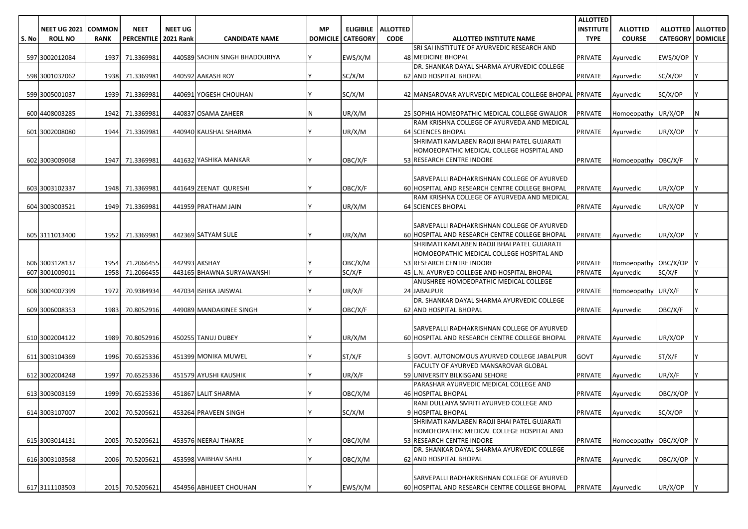| S. No | NEET UG 2021 ROLL NO | COMMON RANK | NEET PERCENTILE | NEET UG 2021 Rank | CANDIDATE NAME | MP DOMICILE | ELIGIBILE CATEGORY | ALLOTTED CODE | ALLOTTED INSTITUTE NAME | ALLOTTED INSTITUTE TYPE | ALLOTTED COURSE | ALLOTTED CATEGORY | ALLOTTED DOMICILE |
|---|---|---|---|---|---|---|---|---|---|---|---|---|---|
| 597 | 3002012084 | 1937 | 71.3369981 | 440589 | SACHIN SINGH BHADOURIYA | Y | EWS/X/M | 48 | SRI SAI INSTITUTE OF AYURVEDIC RESEARCH AND MEDICINE BHOPAL | PRIVATE | Ayurvedic | EWS/X/OP | Y |
| 598 | 3001032062 | 1938 | 71.3369981 | 440592 | AAKASH ROY | Y | SC/X/M | 62 | DR. SHANKAR DAYAL SHARMA AYURVEDIC COLLEGE AND HOSPITAL BHOPAL | PRIVATE | Ayurvedic | SC/X/OP | Y |
| 599 | 3005001037 | 1939 | 71.3369981 | 440691 | YOGESH CHOUHAN | Y | SC/X/M | 42 | MANSAROVAR AYURVEDIC MEDICAL COLLEGE BHOPAL | PRIVATE | Ayurvedic | SC/X/OP | Y |
| 600 | 4408003285 | 1942 | 71.3369981 | 440837 | OSAMA ZAHEER | N | UR/X/M | 25 | SOPHIA HOMEOPATHIC MEDICAL COLLEGE GWALIOR | PRIVATE | Homoeopathy | UR/X/OP | N |
| 601 | 3002008080 | 1944 | 71.3369981 | 440940 | KAUSHAL SHARMA | Y | UR/X/M | 64 | RAM KRISHNA COLLEGE OF AYURVEDA AND MEDICAL SCIENCES BHOPAL | PRIVATE | Ayurvedic | UR/X/OP | Y |
| 602 | 3003009068 | 1947 | 71.3369981 | 441632 | YASHIKA MANKAR | Y | OBC/X/F | 53 | SHRIMATI KAMLABEN RAOJI BHAI PATEL GUJARATI HOMOEOPATHIC MEDICAL COLLEGE HOSPITAL AND RESEARCH CENTRE INDORE | PRIVATE | Homoeopathy | OBC/X/F | Y |
| 603 | 3003102337 | 1948 | 71.3369981 | 441649 | ZEENAT QURESHI | Y | OBC/X/F | 60 | SARVEPALLI RADHAKRISHNAN COLLEGE OF AYURVED HOSPITAL AND RESEARCH CENTRE COLLEGE BHOPAL | PRIVATE | Ayurvedic | UR/X/OP | Y |
| 604 | 3003003521 | 1949 | 71.3369981 | 441959 | PRATHAM JAIN | Y | UR/X/M | 64 | RAM KRISHNA COLLEGE OF AYURVEDA AND MEDICAL SCIENCES BHOPAL | PRIVATE | Ayurvedic | UR/X/OP | Y |
| 605 | 3111013400 | 1952 | 71.3369981 | 442369 | SATYAM SULE | Y | UR/X/M | 60 | SARVEPALLI RADHAKRISHNAN COLLEGE OF AYURVED HOSPITAL AND RESEARCH CENTRE COLLEGE BHOPAL | PRIVATE | Ayurvedic | UR/X/OP | Y |
| 606 | 3003128137 | 1954 | 71.2066455 | 442993 | AKSHAY | Y | OBC/X/M | 53 | SHRIMATI KAMLABEN RAOJI BHAI PATEL GUJARATI HOMOEOPATHIC MEDICAL COLLEGE HOSPITAL AND RESEARCH CENTRE INDORE | PRIVATE | Homoeopathy | OBC/X/OP | Y |
| 607 | 3001009011 | 1958 | 71.2066455 | 443165 | BHAWNA SURYAWANSHI | Y | SC/X/F | 45 | L.N. AYURVED COLLEGE AND HOSPITAL BHOPAL | PRIVATE | Ayurvedic | SC/X/F | Y |
| 608 | 3004007399 | 1972 | 70.9384934 | 447034 | ISHIKA JAISWAL | Y | UR/X/F | 24 | ANUSHREE HOMOEOPATHIC MEDICAL COLLEGE JABALPUR | PRIVATE | Homoeopathy | UR/X/F | Y |
| 609 | 3006008353 | 1983 | 70.8052916 | 449089 | MANDAKINEE SINGH | Y | OBC/X/F | 62 | DR. SHANKAR DAYAL SHARMA AYURVEDIC COLLEGE AND HOSPITAL BHOPAL | PRIVATE | Ayurvedic | OBC/X/F | Y |
| 610 | 3002004122 | 1989 | 70.8052916 | 450255 | TANUJ DUBEY | Y | UR/X/M | 60 | SARVEPALLI RADHAKRISHNAN COLLEGE OF AYURVED HOSPITAL AND RESEARCH CENTRE COLLEGE BHOPAL | PRIVATE | Ayurvedic | UR/X/OP | Y |
| 611 | 3003104369 | 1996 | 70.6525336 | 451399 | MONIKA MUWEL | Y | ST/X/F | 5 | GOVT. AUTONOMOUS AYURVED COLLEGE JABALPUR | GOVT | Ayurvedic | ST/X/F | Y |
| 612 | 3002004248 | 1997 | 70.6525336 | 451579 | AYUSHI KAUSHIK | Y | UR/X/F | 59 | FACULTY OF AYURVED MANSAROVAR GLOBAL UNIVERSITY BILKISGANJ SEHORE | PRIVATE | Ayurvedic | UR/X/F | Y |
| 613 | 3003003159 | 1999 | 70.6525336 | 451867 | LALIT SHARMA | Y | OBC/X/M | 46 | PARASHAR AYURVEDIC MEDICAL COLLEGE AND HOSPITAL BHOPAL | PRIVATE | Ayurvedic | OBC/X/OP | Y |
| 614 | 3003107007 | 2002 | 70.5205621 | 453264 | PRAVEEN SINGH | Y | SC/X/M | 9 | RANI DULLAIYA SMRITI AYURVED COLLEGE AND HOSPITAL BHOPAL | PRIVATE | Ayurvedic | SC/X/OP | Y |
| 615 | 3003014131 | 2005 | 70.5205621 | 453576 | NEERAJ THAKRE | Y | OBC/X/M | 53 | SHRIMATI KAMLABEN RAOJI BHAI PATEL GUJARATI HOMOEOPATHIC MEDICAL COLLEGE HOSPITAL AND RESEARCH CENTRE INDORE | PRIVATE | Homoeopathy | OBC/X/OP | Y |
| 616 | 3003103568 | 2006 | 70.5205621 | 453598 | VAIBHAV SAHU | Y | OBC/X/M | 62 | DR. SHANKAR DAYAL SHARMA AYURVEDIC COLLEGE AND HOSPITAL BHOPAL | PRIVATE | Ayurvedic | OBC/X/OP | Y |
| 617 | 3111103503 | 2015 | 70.5205621 | 454956 | ABHIJEET CHOUHAN | Y | EWS/X/M | 60 | SARVEPALLI RADHAKRISHNAN COLLEGE OF AYURVED HOSPITAL AND RESEARCH CENTRE COLLEGE BHOPAL | PRIVATE | Ayurvedic | UR/X/OP | Y |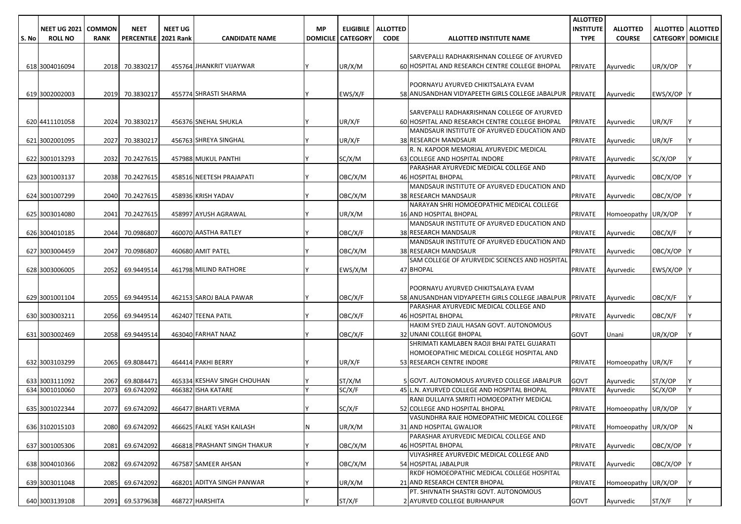| S. No | NEET UG 2021 ROLL NO | COMMON RANK | NEET PERCENTILE | NEET UG 2021 Rank | CANDIDATE NAME | MP DOMICILE | ELIGIBILE CATEGORY | ALLOTTED CODE | ALLOTTED INSTITUTE NAME | ALLOTTED INSTITUTE TYPE | ALLOTTED COURSE | ALLOTTED CATEGORY | ALLOTTED DOMICILE |
|---|---|---|---|---|---|---|---|---|---|---|---|---|---|
| 618 | 3004016094 | 2018 | 70.3830217 | 455764 | JHANKRIT VIJAYWAR | Y | UR/X/M | 60 | SARVEPALLI RADHAKRISHNAN COLLEGE OF AYURVED HOSPITAL AND RESEARCH CENTRE COLLEGE BHOPAL | PRIVATE | Ayurvedic | UR/X/OP | Y |
| 619 | 3002002003 | 2019 | 70.3830217 | 455774 | SHRASTI SHARMA | Y | EWS/X/F | 58 | POORNAYU AYURVED CHIKITSALAYA EVAM ANUSANDHAN VIDYAPEETH GIRLS COLLEGE JABALPUR | PRIVATE | Ayurvedic | EWS/X/OP | Y |
| 620 | 4411101058 | 2024 | 70.3830217 | 456376 | SNEHAL SHUKLA | Y | UR/X/F | 60 | SARVEPALLI RADHAKRISHNAN COLLEGE OF AYURVED HOSPITAL AND RESEARCH CENTRE COLLEGE BHOPAL | PRIVATE | Ayurvedic | UR/X/F | Y |
| 621 | 3002001095 | 2027 | 70.3830217 | 456763 | SHREYA SINGHAL | Y | UR/X/F | 38 | MANDSAUR INSTITUTE OF AYURVED EDUCATION AND RESEARCH MANDSAUR | PRIVATE | Ayurvedic | UR/X/F | Y |
| 622 | 3001013293 | 2032 | 70.2427615 | 457988 | MUKUL PANTHI | Y | SC/X/M | 63 | R. N. KAPOOR MEMORIAL AYURVEDIC MEDICAL COLLEGE AND HOSPITAL INDORE | PRIVATE | Ayurvedic | SC/X/OP | Y |
| 623 | 3001003137 | 2038 | 70.2427615 | 458516 | NEETESH PRAJAPATI | Y | OBC/X/M | 46 | PARASHAR AYURVEDIC MEDICAL COLLEGE AND HOSPITAL BHOPAL | PRIVATE | Ayurvedic | OBC/X/OP | Y |
| 624 | 3001007299 | 2040 | 70.2427615 | 458936 | KRISH YADAV | Y | OBC/X/M | 38 | MANDSAUR INSTITUTE OF AYURVED EDUCATION AND RESEARCH MANDSAUR | PRIVATE | Ayurvedic | OBC/X/OP | Y |
| 625 | 3003014080 | 2041 | 70.2427615 | 458997 | AYUSH AGRAWAL | Y | UR/X/M | 16 | NARAYAN SHRI HOMOEOPATHIC MEDICAL COLLEGE AND HOSPITAL BHOPAL | PRIVATE | Homoeopathy | UR/X/OP | Y |
| 626 | 3004010185 | 2044 | 70.0986807 | 460070 | AASTHA RATLEY | Y | OBC/X/F | 38 | MANDSAUR INSTITUTE OF AYURVED EDUCATION AND RESEARCH MANDSAUR | PRIVATE | Ayurvedic | OBC/X/F | Y |
| 627 | 3003004459 | 2047 | 70.0986807 | 460680 | AMIT PATEL | Y | OBC/X/M | 38 | MANDSAUR INSTITUTE OF AYURVED EDUCATION AND RESEARCH MANDSAUR | PRIVATE | Ayurvedic | OBC/X/OP | Y |
| 628 | 3003006005 | 2052 | 69.9449514 | 461798 | MILIND RATHORE | Y | EWS/X/M | 47 | SAM COLLEGE OF AYURVEDIC SCIENCES AND HOSPITAL BHOPAL | PRIVATE | Ayurvedic | EWS/X/OP | Y |
| 629 | 3001001104 | 2055 | 69.9449514 | 462153 | SAROJ BALA PAWAR | Y | OBC/X/F | 58 | POORNAYU AYURVED CHIKITSALAYA EVAM ANUSANDHAN VIDYAPEETH GIRLS COLLEGE JABALPUR | PRIVATE | Ayurvedic | OBC/X/F | Y |
| 630 | 3003003211 | 2056 | 69.9449514 | 462407 | TEENA PATIL | Y | OBC/X/F | 46 | PARASHAR AYURVEDIC MEDICAL COLLEGE AND HOSPITAL BHOPAL | PRIVATE | Ayurvedic | OBC/X/F | Y |
| 631 | 3003002469 | 2058 | 69.9449514 | 463040 | FARHAT NAAZ | Y | OBC/X/F | 32 | HAKIM SYED ZIAUL HASAN GOVT. AUTONOMOUS UNANI COLLEGE BHOPAL | GOVT | Unani | UR/X/OP | Y |
| 632 | 3003103299 | 2065 | 69.8084471 | 464414 | PAKHI BERRY | Y | UR/X/F | 53 | SHRIMATI KAMLABEN RAOJI BHAI PATEL GUJARATI HOMOEOPATHIC MEDICAL COLLEGE HOSPITAL AND RESEARCH CENTRE INDORE | PRIVATE | Homoeopathy | UR/X/F | Y |
| 633 | 3003111092 | 2067 | 69.8084471 | 465334 | KESHAV SINGH CHOUHAN | Y | ST/X/M | 5 | GOVT. AUTONOMOUS AYURVED COLLEGE JABALPUR | GOVT | Ayurvedic | ST/X/OP | Y |
| 634 | 3001010060 | 2073 | 69.6742092 | 466382 | ISHA KATARE | Y | SC/X/F | 45 | L.N. AYURVED COLLEGE AND HOSPITAL BHOPAL | PRIVATE | Ayurvedic | SC/X/OP | Y |
| 635 | 3001022344 | 2077 | 69.6742092 | 466477 | BHARTI VERMA | Y | SC/X/F | 52 | RANI DULLAIYA SMRITI HOMOEOPATHY MEDICAL COLLEGE AND HOSPITAL BHOPAL | PRIVATE | Homoeopathy | UR/X/OP | Y |
| 636 | 3102015103 | 2080 | 69.6742092 | 466625 | FALKE YASH KAILASH | N | UR/X/M | 31 | VASUNDHRA RAJE HOMEOPATHIC MEDICAL COLLEGE AND HOSPITAL GWALIOR | PRIVATE | Homoeopathy | UR/X/OP | N |
| 637 | 3001005306 | 2081 | 69.6742092 | 466818 | PRASHANT SINGH THAKUR | Y | OBC/X/M | 46 | PARASHAR AYURVEDIC MEDICAL COLLEGE AND HOSPITAL BHOPAL | PRIVATE | Ayurvedic | OBC/X/OP | Y |
| 638 | 3004010366 | 2082 | 69.6742092 | 467587 | SAMEER AHSAN | Y | OBC/X/M | 54 | VIJYASHREE AYURVEDIC MEDICAL COLLEGE AND HOSPITAL JABALPUR | PRIVATE | Ayurvedic | OBC/X/OP | Y |
| 639 | 3003011048 | 2085 | 69.6742092 | 468201 | ADITYA SINGH PANWAR | Y | UR/X/M | 21 | RKDF HOMOEOPATHIC MEDICAL COLLEGE HOSPITAL AND RESEARCH CENTER BHOPAL | PRIVATE | Homoeopathy | UR/X/OP | Y |
| 640 | 3003139108 | 2091 | 69.5379638 | 468727 | HARSHITA | Y | ST/X/F | 2 | PT. SHIVNATH SHASTRI GOVT. AUTONOMOUS AYURVED COLLEGE BURHANPUR | GOVT | Ayurvedic | ST/X/F | Y |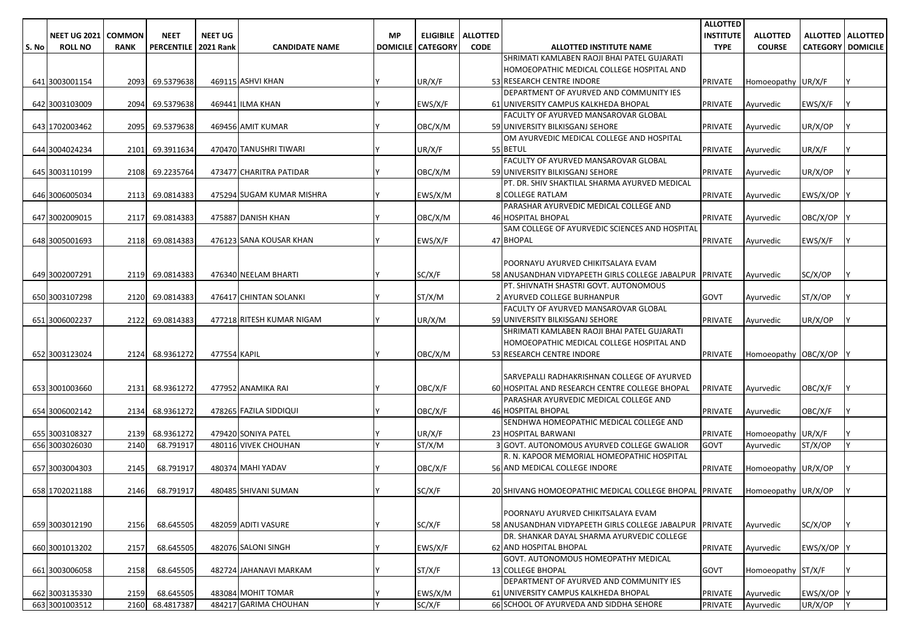| S. No | NEET UG 2021 ROLL NO | COMMON RANK | NEET PERCENTILE | NEET UG 2021 Rank | CANDIDATE NAME | MP DOMICILE | ELIGIBILE CATEGORY | ALLOTTED CODE | ALLOTTED INSTITUTE NAME | ALLOTTED INSTITUTE TYPE | ALLOTTED COURSE | ALLOTTED CATEGORY | ALLOTTED DOMICILE |
|---|---|---|---|---|---|---|---|---|---|---|---|---|---|
| 641 | 3003001154 | 2093 | 69.5379638 | 469115 | ASHVI KHAN | Y | UR/X/F | 53 | SHRIMATI KAMLABEN RAOJI BHAI PATEL GUJARATI HOMOEOPATHIC MEDICAL COLLEGE HOSPITAL AND RESEARCH CENTRE INDORE | PRIVATE | Homoeopathy | UR/X/F | Y |
| 642 | 3003103009 | 2094 | 69.5379638 | 469441 | ILMA KHAN | Y | EWS/X/F | 61 | DEPARTMENT OF AYURVED AND COMMUNITY IES UNIVERSITY CAMPUS KALKHEDA BHOPAL | PRIVATE | Ayurvedic | EWS/X/F | Y |
| 643 | 1702003462 | 2095 | 69.5379638 | 469456 | AMIT KUMAR | Y | OBC/X/M | 59 | FACULTY OF AYURVED MANSAROVAR GLOBAL UNIVERSITY BILKISGANJ SEHORE | PRIVATE | Ayurvedic | UR/X/OP | Y |
| 644 | 3004024234 | 2101 | 69.3911634 | 470470 | TANUSHRI TIWARI | Y | UR/X/F | 55 | OM AYURVEDIC MEDICAL COLLEGE AND HOSPITAL BETUL | PRIVATE | Ayurvedic | UR/X/F | Y |
| 645 | 3003110199 | 2108 | 69.2235764 | 473477 | CHARITRA PATIDAR | Y | OBC/X/M | 59 | FACULTY OF AYURVED MANSAROVAR GLOBAL UNIVERSITY BILKISGANJ SEHORE | PRIVATE | Ayurvedic | UR/X/OP | Y |
| 646 | 3006005034 | 2113 | 69.0814383 | 475294 | SUGAM KUMAR MISHRA | Y | EWS/X/M | 8 | PT. DR. SHIV SHAKTILAL SHARMA AYURVED MEDICAL COLLEGE RATLAM | PRIVATE | Ayurvedic | EWS/X/OP | Y |
| 647 | 3002009015 | 2117 | 69.0814383 | 475887 | DANISH KHAN | Y | OBC/X/M | 46 | PARASHAR AYURVEDIC MEDICAL COLLEGE AND HOSPITAL BHOPAL | PRIVATE | Ayurvedic | OBC/X/OP | Y |
| 648 | 3005001693 | 2118 | 69.0814383 | 476123 | SANA KOUSAR KHAN | Y | EWS/X/F | 47 | SAM COLLEGE OF AYURVEDIC SCIENCES AND HOSPITAL BHOPAL | PRIVATE | Ayurvedic | EWS/X/F | Y |
| 649 | 3002007291 | 2119 | 69.0814383 | 476340 | NEELAM BHARTI | Y | SC/X/F | 58 | POORNAYU AYURVED CHIKITSALAYA EVAM ANUSANDHAN VIDYAPEETH GIRLS COLLEGE JABALPUR | PRIVATE | Ayurvedic | SC/X/OP | Y |
| 650 | 3003107298 | 2120 | 69.0814383 | 476417 | CHINTAN SOLANKI | Y | ST/X/M | 2 | PT. SHIVNATH SHASTRI GOVT. AUTONOMOUS AYURVED COLLEGE BURHANPUR | GOVT | Ayurvedic | ST/X/OP | Y |
| 651 | 3006002237 | 2122 | 69.0814383 | 477218 | RITESH KUMAR NIGAM | Y | UR/X/M | 59 | FACULTY OF AYURVED MANSAROVAR GLOBAL UNIVERSITY BILKISGANJ SEHORE | PRIVATE | Ayurvedic | UR/X/OP | Y |
| 652 | 3003123024 | 2124 | 68.9361272 | 477554 | KAPIL | Y | OBC/X/M | 53 | SHRIMATI KAMLABEN RAOJI BHAI PATEL GUJARATI HOMOEOPATHIC MEDICAL COLLEGE HOSPITAL AND RESEARCH CENTRE INDORE | PRIVATE | Homoeopathy | OBC/X/OP | Y |
| 653 | 3001003660 | 2131 | 68.9361272 | 477952 | ANAMIKA RAI | Y | OBC/X/F | 60 | SARVEPALLI RADHAKRISHNAN COLLEGE OF AYURVED HOSPITAL AND RESEARCH CENTRE COLLEGE BHOPAL | PRIVATE | Ayurvedic | OBC/X/F | Y |
| 654 | 3006002142 | 2134 | 68.9361272 | 478265 | FAZILA SIDDIQUI | Y | OBC/X/F | 46 | PARASHAR AYURVEDIC MEDICAL COLLEGE AND HOSPITAL BHOPAL | PRIVATE | Ayurvedic | OBC/X/F | Y |
| 655 | 3003108327 | 2139 | 68.9361272 | 479420 | SONIYA PATEL | Y | UR/X/F | 23 | SENDHWA HOMEOPATHIC MEDICAL COLLEGE AND HOSPITAL BARWANI | PRIVATE | Homoeopathy | UR/X/F | Y |
| 656 | 3003026030 | 2140 | 68.791917 | 480116 | VIVEK CHOUHAN | Y | ST/X/M | 3 | GOVT. AUTONOMOUS AYURVED COLLEGE GWALIOR | GOVT | Ayurvedic | ST/X/OP | Y |
| 657 | 3003004303 | 2145 | 68.791917 | 480374 | MAHI YADAV | Y | OBC/X/F | 56 | R. N. KAPOOR MEMORIAL HOMEOPATHIC HOSPITAL AND MEDICAL COLLEGE INDORE | PRIVATE | Homoeopathy | UR/X/OP | Y |
| 658 | 1702021188 | 2146 | 68.791917 | 480485 | SHIVANI SUMAN | Y | SC/X/F | 20 | SHIVANG HOMOEOPATHIC MEDICAL COLLEGE BHOPAL | PRIVATE | Homoeopathy | UR/X/OP | Y |
| 659 | 3003012190 | 2156 | 68.645505 | 482059 | ADITI VASURE | Y | SC/X/F | 58 | POORNAYU AYURVED CHIKITSALAYA EVAM ANUSANDHAN VIDYAPEETH GIRLS COLLEGE JABALPUR | PRIVATE | Ayurvedic | SC/X/OP | Y |
| 660 | 3001013202 | 2157 | 68.645505 | 482076 | SALONI SINGH | Y | EWS/X/F | 62 | DR. SHANKAR DAYAL SHARMA AYURVEDIC COLLEGE AND HOSPITAL BHOPAL | PRIVATE | Ayurvedic | EWS/X/OP | Y |
| 661 | 3003006058 | 2158 | 68.645505 | 482724 | JAHANAVI MARKAM | Y | ST/X/F | 13 | GOVT. AUTONOMOUS HOMEOPATHY MEDICAL COLLEGE BHOPAL | GOVT | Homoeopathy | ST/X/F | Y |
| 662 | 3003135330 | 2159 | 68.645505 | 483084 | MOHIT TOMAR | Y | EWS/X/M | 61 | DEPARTMENT OF AYURVED AND COMMUNITY IES UNIVERSITY CAMPUS KALKHEDA BHOPAL | PRIVATE | Ayurvedic | EWS/X/OP | Y |
| 663 | 3001003512 | 2160 | 68.4817387 | 484217 | GARIMA CHOUHAN | Y | SC/X/F | 66 | SCHOOL OF AYURVEDA AND SIDDHA SEHORE | PRIVATE | Ayurvedic | UR/X/OP | Y |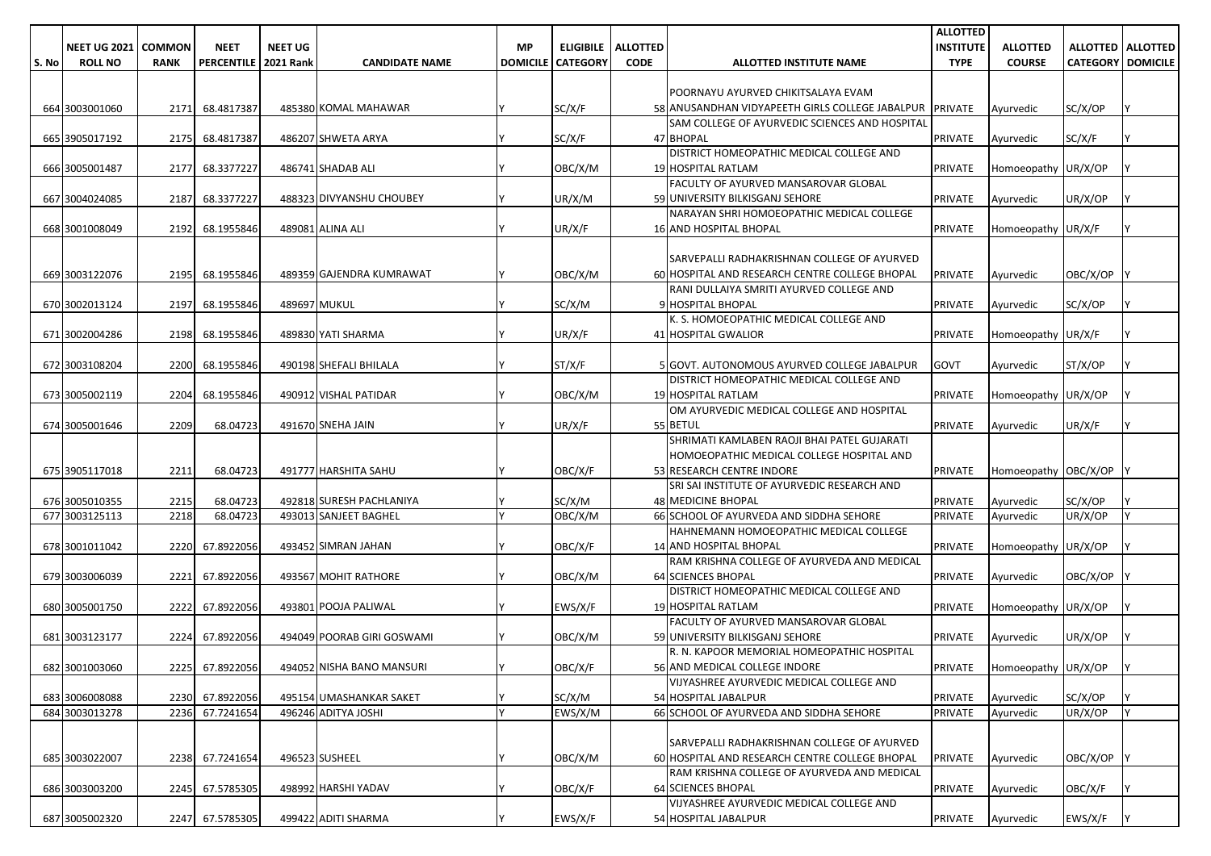| S. No | NEET UG 2021 ROLL NO | COMMON RANK | NEET PERCENTILE | NEET UG 2021 Rank | CANDIDATE NAME | MP DOMICILE | ELIGIBILE CATEGORY | ALLOTTED CODE | ALLOTTED INSTITUTE NAME | ALLOTTED INSTITUTE TYPE | ALLOTTED COURSE | ALLOTTED CATEGORY | ALLOTTED DOMICILE |
|---|---|---|---|---|---|---|---|---|---|---|---|---|---|
| 664 | 3003001060 | 2171 | 68.4817387 | 485380 | KOMAL MAHAWAR | Y | SC/X/F | 58 | POORNAYU AYURVED CHIKITSALAYA EVAM ANUSANDHAN VIDYAPEETH GIRLS COLLEGE JABALPUR | PRIVATE | Ayurvedic | SC/X/OP | Y |
| 665 | 3905017192 | 2175 | 68.4817387 | 486207 | SHWETA ARYA | Y | SC/X/F | 47 | SAM COLLEGE OF AYURVEDIC SCIENCES AND HOSPITAL BHOPAL | PRIVATE | Ayurvedic | SC/X/F | Y |
| 666 | 3005001487 | 2177 | 68.3377227 | 486741 | SHADAB ALI | Y | OBC/X/M | 19 | DISTRICT HOMEOPATHIC MEDICAL COLLEGE AND HOSPITAL RATLAM | PRIVATE | Homoeopathy | UR/X/OP | Y |
| 667 | 3004024085 | 2187 | 68.3377227 | 488323 | DIVYANSHU CHOUBEY | Y | UR/X/M | 59 | FACULTY OF AYURVED MANSAROVAR GLOBAL UNIVERSITY BILKISGANJ SEHORE | PRIVATE | Ayurvedic | UR/X/OP | Y |
| 668 | 3001008049 | 2192 | 68.1955846 | 489081 | ALINA ALI | Y | UR/X/F | 16 | NARAYAN SHRI HOMOEOPATHIC MEDICAL COLLEGE AND HOSPITAL BHOPAL | PRIVATE | Homoeopathy | UR/X/F | Y |
| 669 | 3003122076 | 2195 | 68.1955846 | 489359 | GAJENDRA KUMRAWAT | Y | OBC/X/M | 60 | SARVEPALLI RADHAKRISHNAN COLLEGE OF AYURVED HOSPITAL AND RESEARCH CENTRE COLLEGE BHOPAL | PRIVATE | Ayurvedic | OBC/X/OP | Y |
| 670 | 3002013124 | 2197 | 68.1955846 | 489697 | MUKUL | Y | SC/X/M | 9 | RANI DULLAIYA SMRITI AYURVED COLLEGE AND HOSPITAL BHOPAL | PRIVATE | Ayurvedic | SC/X/OP | Y |
| 671 | 3002004286 | 2198 | 68.1955846 | 489830 | YATI SHARMA | Y | UR/X/F | 41 | K. S. HOMOEOPATHIC MEDICAL COLLEGE AND HOSPITAL GWALIOR | PRIVATE | Homoeopathy | UR/X/F | Y |
| 672 | 3003108204 | 2200 | 68.1955846 | 490198 | SHEFALI BHILALA | Y | ST/X/F | 5 | GOVT. AUTONOMOUS AYURVED COLLEGE JABALPUR | GOVT | Ayurvedic | ST/X/OP | Y |
| 673 | 3005002119 | 2204 | 68.1955846 | 490912 | VISHAL PATIDAR | Y | OBC/X/M | 19 | DISTRICT HOMEOPATHIC MEDICAL COLLEGE AND HOSPITAL RATLAM | PRIVATE | Homoeopathy | UR/X/OP | Y |
| 674 | 3005001646 | 2209 | 68.04723 | 491670 | SNEHA JAIN | Y | UR/X/F | 55 | OM AYURVEDIC MEDICAL COLLEGE AND HOSPITAL BETUL | PRIVATE | Ayurvedic | UR/X/F | Y |
| 675 | 3905117018 | 2211 | 68.04723 | 491777 | HARSHITA SAHU | Y | OBC/X/F | 53 | SHRIMATI KAMLABEN RAOJI BHAI PATEL GUJARATI HOMOEOPATHIC MEDICAL COLLEGE HOSPITAL AND RESEARCH CENTRE INDORE | PRIVATE | Homoeopathy | OBC/X/OP | Y |
| 676 | 3005010355 | 2215 | 68.04723 | 492818 | SURESH PACHLANIYA | Y | SC/X/M | 48 | SRI SAI INSTITUTE OF AYURVEDIC RESEARCH AND MEDICINE BHOPAL | PRIVATE | Ayurvedic | SC/X/OP | Y |
| 677 | 3003125113 | 2218 | 68.04723 | 493013 | SANJEET BAGHEL | Y | OBC/X/M | 66 | SCHOOL OF AYURVEDA AND SIDDHA SEHORE | PRIVATE | Ayurvedic | UR/X/OP | Y |
| 678 | 3001011042 | 2220 | 67.8922056 | 493452 | SIMRAN JAHAN | Y | OBC/X/F | 14 | HAHNEMANN HOMOEOPATHIC MEDICAL COLLEGE AND HOSPITAL BHOPAL | PRIVATE | Homoeopathy | UR/X/OP | Y |
| 679 | 3003006039 | 2221 | 67.8922056 | 493567 | MOHIT RATHORE | Y | OBC/X/M | 64 | RAM KRISHNA COLLEGE OF AYURVEDA AND MEDICAL SCIENCES BHOPAL | PRIVATE | Ayurvedic | OBC/X/OP | Y |
| 680 | 3005001750 | 2222 | 67.8922056 | 493801 | POOJA PALIWAL | Y | EWS/X/F | 19 | DISTRICT HOMEOPATHIC MEDICAL COLLEGE AND HOSPITAL RATLAM | PRIVATE | Homoeopathy | UR/X/OP | Y |
| 681 | 3003123177 | 2224 | 67.8922056 | 494049 | POORAB GIRI GOSWAMI | Y | OBC/X/M | 59 | FACULTY OF AYURVED MANSAROVAR GLOBAL UNIVERSITY BILKISGANJ SEHORE | PRIVATE | Ayurvedic | UR/X/OP | Y |
| 682 | 3001003060 | 2225 | 67.8922056 | 494052 | NISHA BANO MANSURI | Y | OBC/X/F | 56 | R. N. KAPOOR MEMORIAL HOMEOPATHIC HOSPITAL AND MEDICAL COLLEGE INDORE | PRIVATE | Homoeopathy | UR/X/OP | Y |
| 683 | 3006008088 | 2230 | 67.8922056 | 495154 | UMASHANKAR SAKET | Y | SC/X/M | 54 | VIJYASHREE AYURVEDIC MEDICAL COLLEGE AND HOSPITAL JABALPUR | PRIVATE | Ayurvedic | SC/X/OP | Y |
| 684 | 3003013278 | 2236 | 67.7241654 | 496246 | ADITYA JOSHI | Y | EWS/X/M | 66 | SCHOOL OF AYURVEDA AND SIDDHA SEHORE | PRIVATE | Ayurvedic | UR/X/OP | Y |
| 685 | 3003022007 | 2238 | 67.7241654 | 496523 | SUSHEEL | Y | OBC/X/M | 60 | SARVEPALLI RADHAKRISHNAN COLLEGE OF AYURVED HOSPITAL AND RESEARCH CENTRE COLLEGE BHOPAL | PRIVATE | Ayurvedic | OBC/X/OP | Y |
| 686 | 3003003200 | 2245 | 67.5785305 | 498992 | HARSHI YADAV | Y | OBC/X/F | 64 | RAM KRISHNA COLLEGE OF AYURVEDA AND MEDICAL SCIENCES BHOPAL | PRIVATE | Ayurvedic | OBC/X/F | Y |
| 687 | 3005002320 | 2247 | 67.5785305 | 499422 | ADITI SHARMA | Y | EWS/X/F | 54 | VIJYASHREE AYURVEDIC MEDICAL COLLEGE AND HOSPITAL JABALPUR | PRIVATE | Ayurvedic | EWS/X/F | Y |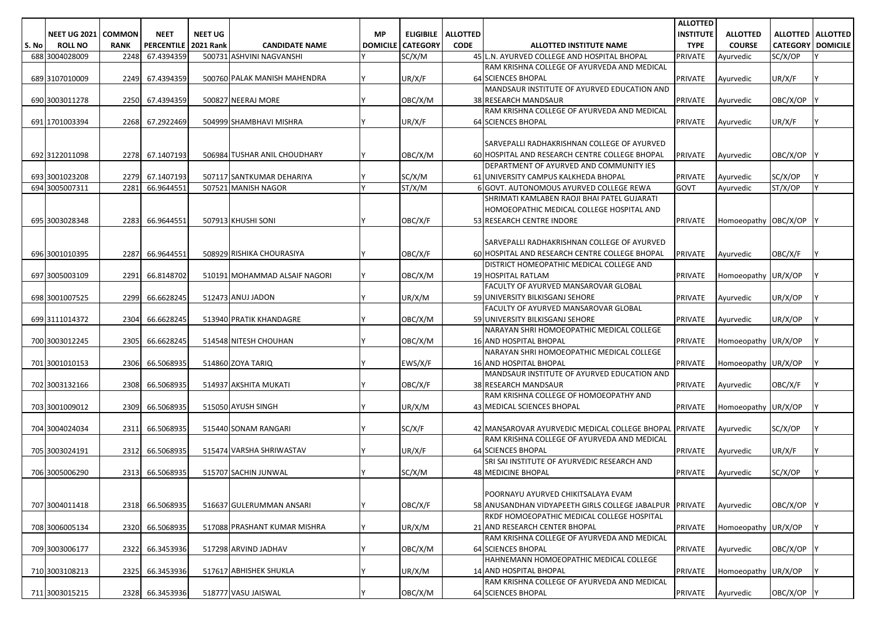| S. No | NEET UG 2021 ROLL NO | COMMON RANK | NEET PERCENTILE | NEET UG 2021 Rank | CANDIDATE NAME | MP DOMICILE | ELIGIBILE CATEGORY | ALLOTTED CODE | ALLOTTED INSTITUTE NAME | ALLOTTED INSTITUTE TYPE | ALLOTTED COURSE | ALLOTTED CATEGORY | ALLOTTED DOMICILE |
|---|---|---|---|---|---|---|---|---|---|---|---|---|---|
| 688 | 3004028009 | 2248 | 67.4394359 | 500731 | ASHVINI NAGVANSHI | Y | SC/X/M | 45 | L.N. AYURVED COLLEGE AND HOSPITAL BHOPAL | PRIVATE | Ayurvedic | SC/X/OP | Y |
| 689 | 3107010009 | 2249 | 67.4394359 | 500760 | PALAK MANISH MAHENDRA | Y | UR/X/F | 64 | RAM KRISHNA COLLEGE OF AYURVEDA AND MEDICAL SCIENCES BHOPAL | PRIVATE | Ayurvedic | UR/X/F | Y |
| 690 | 3003011278 | 2250 | 67.4394359 | 500827 | NEERAJ MORE | Y | OBC/X/M | 38 | MANDSAUR INSTITUTE OF AYURVED EDUCATION AND RESEARCH MANDSAUR | PRIVATE | Ayurvedic | OBC/X/OP | Y |
| 691 | 1701003394 | 2268 | 67.2922469 | 504999 | SHAMBHAVI MISHRA | Y | UR/X/F | 64 | RAM KRISHNA COLLEGE OF AYURVEDA AND MEDICAL SCIENCES BHOPAL | PRIVATE | Ayurvedic | UR/X/F | Y |
| 692 | 3122011098 | 2278 | 67.1407193 | 506984 | TUSHAR ANIL CHOUDHARY | Y | OBC/X/M | 60 | SARVEPALLI RADHAKRISHNAN COLLEGE OF AYURVED HOSPITAL AND RESEARCH CENTRE COLLEGE BHOPAL | PRIVATE | Ayurvedic | OBC/X/OP | Y |
| 693 | 3001023208 | 2279 | 67.1407193 | 507117 | SANTKUMAR DEHARIYA | Y | SC/X/M | 61 | DEPARTMENT OF AYURVED AND COMMUNITY IES UNIVERSITY CAMPUS KALKHEDA BHOPAL | PRIVATE | Ayurvedic | SC/X/OP | Y |
| 694 | 3005007311 | 2281 | 66.9644551 | 507521 | MANISH NAGOR | Y | ST/X/M | 6 | GOVT. AUTONOMOUS AYURVED COLLEGE REWA | GOVT | Ayurvedic | ST/X/OP | Y |
| 695 | 3003028348 | 2283 | 66.9644551 | 507913 | KHUSHI SONI | Y | OBC/X/F | 53 | SHRIMATI KAMLABEN RAOJI BHAI PATEL GUJARATI HOMOEOPATHIC MEDICAL COLLEGE HOSPITAL AND RESEARCH CENTRE INDORE | PRIVATE | Homoeopathy | OBC/X/OP | Y |
| 696 | 3001010395 | 2287 | 66.9644551 | 508929 | RISHIKA CHOURASIYA | Y | OBC/X/F | 60 | SARVEPALLI RADHAKRISHNAN COLLEGE OF AYURVED HOSPITAL AND RESEARCH CENTRE COLLEGE BHOPAL | PRIVATE | Ayurvedic | OBC/X/F | Y |
| 697 | 3005003109 | 2291 | 66.8148702 | 510191 | MOHAMMAD ALSAIF NAGORI | Y | OBC/X/M | 19 | DISTRICT HOMEOPATHIC MEDICAL COLLEGE AND HOSPITAL RATLAM | PRIVATE | Homoeopathy | UR/X/OP | Y |
| 698 | 3001007525 | 2299 | 66.6628245 | 512473 | ANUJ JADON | Y | UR/X/M | 59 | FACULTY OF AYURVED MANSAROVAR GLOBAL UNIVERSITY BILKISGANJ SEHORE | PRIVATE | Ayurvedic | UR/X/OP | Y |
| 699 | 3111014372 | 2304 | 66.6628245 | 513940 | PRATIK KHANDAGRE | Y | OBC/X/M | 59 | FACULTY OF AYURVED MANSAROVAR GLOBAL UNIVERSITY BILKISGANJ SEHORE | PRIVATE | Ayurvedic | UR/X/OP | Y |
| 700 | 3003012245 | 2305 | 66.6628245 | 514548 | NITESH CHOUHAN | Y | OBC/X/M | 16 | NARAYAN SHRI HOMOEOPATHIC MEDICAL COLLEGE AND HOSPITAL BHOPAL | PRIVATE | Homoeopathy | UR/X/OP | Y |
| 701 | 3001010153 | 2306 | 66.5068935 | 514860 | ZOYA TARIQ | Y | EWS/X/F | 16 | NARAYAN SHRI HOMOEOPATHIC MEDICAL COLLEGE AND HOSPITAL BHOPAL | PRIVATE | Homoeopathy | UR/X/OP | Y |
| 702 | 3003132166 | 2308 | 66.5068935 | 514937 | AKSHITA MUKATI | Y | OBC/X/F | 38 | MANDSAUR INSTITUTE OF AYURVED EDUCATION AND RESEARCH MANDSAUR | PRIVATE | Ayurvedic | OBC/X/F | Y |
| 703 | 3001009012 | 2309 | 66.5068935 | 515050 | AYUSH SINGH | Y | UR/X/M | 43 | RAM KRISHNA COLLEGE OF HOMOEOPATHY AND MEDICAL SCIENCES BHOPAL | PRIVATE | Homoeopathy | UR/X/OP | Y |
| 704 | 3004024034 | 2311 | 66.5068935 | 515440 | SONAM RANGARI | Y | SC/X/F | 42 | MANSAROVAR AYURVEDIC MEDICAL COLLEGE BHOPAL | PRIVATE | Ayurvedic | SC/X/OP | Y |
| 705 | 3003024191 | 2312 | 66.5068935 | 515474 | VARSHA SHRIWASTAV | Y | UR/X/F | 64 | RAM KRISHNA COLLEGE OF AYURVEDA AND MEDICAL SCIENCES BHOPAL | PRIVATE | Ayurvedic | UR/X/F | Y |
| 706 | 3005006290 | 2313 | 66.5068935 | 515707 | SACHIN JUNWAL | Y | SC/X/M | 48 | SRI SAI INSTITUTE OF AYURVEDIC RESEARCH AND MEDICINE BHOPAL | PRIVATE | Ayurvedic | SC/X/OP | Y |
| 707 | 3004011418 | 2318 | 66.5068935 | 516637 | GULERUMMAN ANSARI | Y | OBC/X/F | 58 | POORNAYU AYURVED CHIKITSALAYA EVAM ANUSANDHAN VIDYAPEETH GIRLS COLLEGE JABALPUR | PRIVATE | Ayurvedic | OBC/X/OP | Y |
| 708 | 3006005134 | 2320 | 66.5068935 | 517088 | PRASHANT KUMAR MISHRA | Y | UR/X/M | 21 | RKDF HOMOEOPATHIC MEDICAL COLLEGE HOSPITAL AND RESEARCH CENTER BHOPAL | PRIVATE | Homoeopathy | UR/X/OP | Y |
| 709 | 3003006177 | 2322 | 66.3453936 | 517298 | ARVIND JADHAV | Y | OBC/X/M | 64 | RAM KRISHNA COLLEGE OF AYURVEDA AND MEDICAL SCIENCES BHOPAL | PRIVATE | Ayurvedic | OBC/X/OP | Y |
| 710 | 3003108213 | 2325 | 66.3453936 | 517617 | ABHISHEK SHUKLA | Y | UR/X/M | 14 | HAHNEMANN HOMOEOPATHIC MEDICAL COLLEGE AND HOSPITAL BHOPAL | PRIVATE | Homoeopathy | UR/X/OP | Y |
| 711 | 3003015215 | 2328 | 66.3453936 | 518777 | VASU JAISWAL | Y | OBC/X/M | 64 | RAM KRISHNA COLLEGE OF AYURVEDA AND MEDICAL SCIENCES BHOPAL | PRIVATE | Ayurvedic | OBC/X/OP | Y |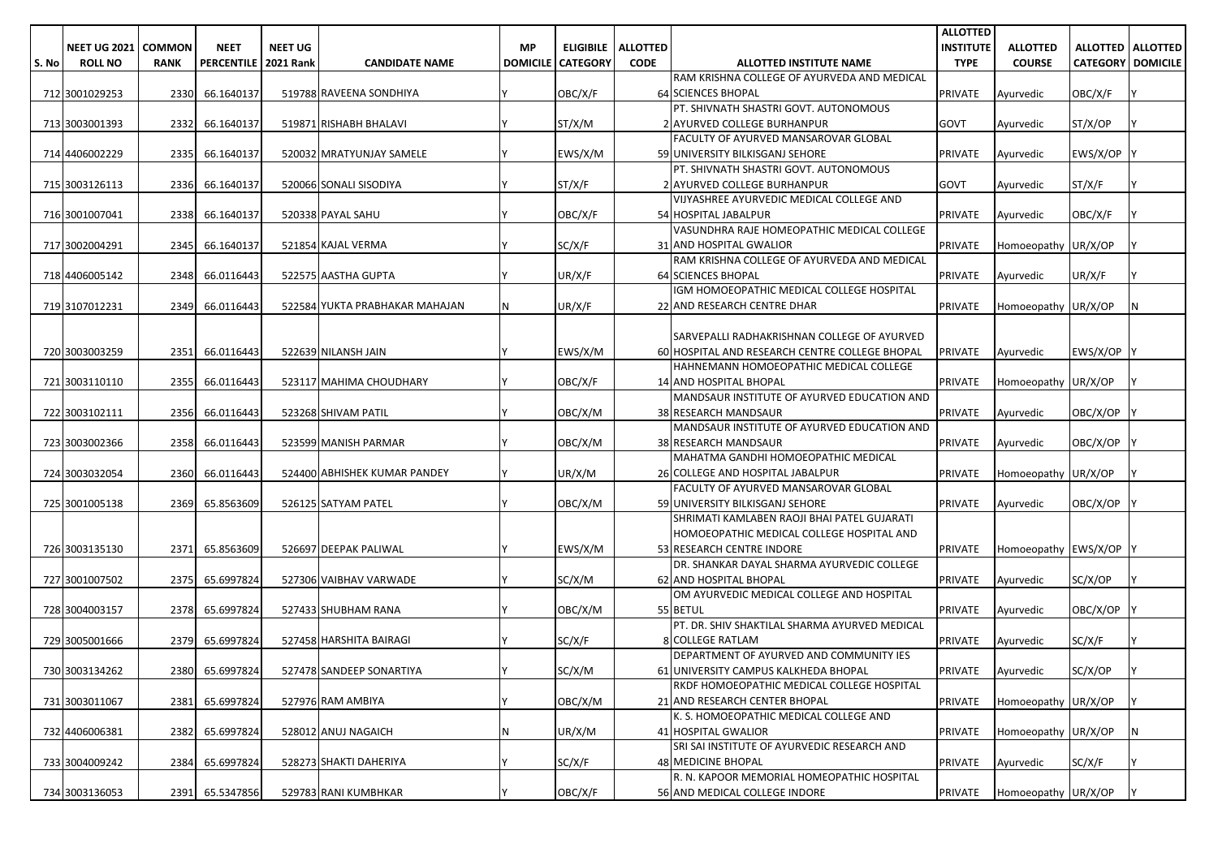| S. No | NEET UG 2021 ROLL NO | COMMON RANK | NEET PERCENTILE | NEET UG 2021 Rank | CANDIDATE NAME | MP DOMICILE | ELIGIBILE CATEGORY | ALLOTTED CODE | ALLOTTED INSTITUTE NAME | ALLOTTED INSTITUTE TYPE | ALLOTTED COURSE | ALLOTTED CATEGORY | ALLOTTED DOMICILE |
|---|---|---|---|---|---|---|---|---|---|---|---|---|---|
| 712 | 3001029253 | 2330 | 66.1640137 | 519788 | RAVEENA SONDHIYA | Y | OBC/X/F | 64 | RAM KRISHNA COLLEGE OF AYURVEDA AND MEDICAL SCIENCES BHOPAL | PRIVATE | Ayurvedic | OBC/X/F | Y |
| 713 | 3003001393 | 2332 | 66.1640137 | 519871 | RISHABH BHALAVI | Y | ST/X/M | 2 | PT. SHIVNATH SHASTRI GOVT. AUTONOMOUS AYURVED COLLEGE BURHANPUR | GOVT | Ayurvedic | ST/X/OP | Y |
| 714 | 4406002229 | 2335 | 66.1640137 | 520032 | MRATYUNJAY SAMELE | Y | EWS/X/M | 59 | FACULTY OF AYURVED MANSAROVAR GLOBAL UNIVERSITY BILKISGANJ SEHORE | PRIVATE | Ayurvedic | EWS/X/OP | Y |
| 715 | 3003126113 | 2336 | 66.1640137 | 520066 | SONALI SISODIYA | Y | ST/X/F | 2 | PT. SHIVNATH SHASTRI GOVT. AUTONOMOUS AYURVED COLLEGE BURHANPUR | GOVT | Ayurvedic | ST/X/F | Y |
| 716 | 3001007041 | 2338 | 66.1640137 | 520338 | PAYAL SAHU | Y | OBC/X/F | 54 | VIJYASHREE AYURVEDIC MEDICAL COLLEGE AND HOSPITAL JABALPUR | PRIVATE | Ayurvedic | OBC/X/F | Y |
| 717 | 3002004291 | 2345 | 66.1640137 | 521854 | KAJAL VERMA | Y | SC/X/F | 31 | VASUNDHRA RAJE HOMEOPATHIC MEDICAL COLLEGE AND HOSPITAL GWALIOR | PRIVATE | Homoeopathy | UR/X/OP | Y |
| 718 | 4406005142 | 2348 | 66.0116443 | 522575 | AASTHA GUPTA | Y | UR/X/F | 64 | RAM KRISHNA COLLEGE OF AYURVEDA AND MEDICAL SCIENCES BHOPAL | PRIVATE | Ayurvedic | UR/X/F | Y |
| 719 | 3107012231 | 2349 | 66.0116443 | 522584 | YUKTA PRABHAKAR MAHAJAN | N | UR/X/F | 22 | IGM HOMOEOPATHIC MEDICAL COLLEGE HOSPITAL AND RESEARCH CENTRE DHAR | PRIVATE | Homoeopathy | UR/X/OP | N |
| 720 | 3003003259 | 2351 | 66.0116443 | 522639 | NILANSH JAIN | Y | EWS/X/M | 60 | SARVEPALLI RADHAKRISHNAN COLLEGE OF AYURVED HOSPITAL AND RESEARCH CENTRE COLLEGE BHOPAL | PRIVATE | Ayurvedic | EWS/X/OP | Y |
| 721 | 3003110110 | 2355 | 66.0116443 | 523117 | MAHIMA CHOUDHARY | Y | OBC/X/F | 14 | HAHNEMANN HOMOEOPATHIC MEDICAL COLLEGE AND HOSPITAL BHOPAL | PRIVATE | Homoeopathy | UR/X/OP | Y |
| 722 | 3003102111 | 2356 | 66.0116443 | 523268 | SHIVAM PATIL | Y | OBC/X/M | 38 | MANDSAUR INSTITUTE OF AYURVED EDUCATION AND RESEARCH MANDSAUR | PRIVATE | Ayurvedic | OBC/X/OP | Y |
| 723 | 3003002366 | 2358 | 66.0116443 | 523599 | MANISH PARMAR | Y | OBC/X/M | 38 | MANDSAUR INSTITUTE OF AYURVED EDUCATION AND RESEARCH MANDSAUR | PRIVATE | Ayurvedic | OBC/X/OP | Y |
| 724 | 3003032054 | 2360 | 66.0116443 | 524400 | ABHISHEK KUMAR PANDEY | Y | UR/X/M | 26 | MAHATMA GANDHI HOMOEOPATHIC MEDICAL COLLEGE AND HOSPITAL JABALPUR | PRIVATE | Homoeopathy | UR/X/OP | Y |
| 725 | 3001005138 | 2369 | 65.8563609 | 526125 | SATYAM PATEL | Y | OBC/X/M | 59 | FACULTY OF AYURVED MANSAROVAR GLOBAL UNIVERSITY BILKISGANJ SEHORE | PRIVATE | Ayurvedic | OBC/X/OP | Y |
| 726 | 3003135130 | 2371 | 65.8563609 | 526697 | DEEPAK PALIWAL | Y | EWS/X/M | 53 | SHRIMATI KAMLABEN RAOJI BHAI PATEL GUJARATI HOMOEOPATHIC MEDICAL COLLEGE HOSPITAL AND RESEARCH CENTRE INDORE | PRIVATE | Homoeopathy | EWS/X/OP | Y |
| 727 | 3001007502 | 2375 | 65.6997824 | 527306 | VAIBHAV VARWADE | Y | SC/X/M | 62 | DR. SHANKAR DAYAL SHARMA AYURVEDIC COLLEGE AND HOSPITAL BHOPAL | PRIVATE | Ayurvedic | SC/X/OP | Y |
| 728 | 3004003157 | 2378 | 65.6997824 | 527433 | SHUBHAM RANA | Y | OBC/X/M | 55 | OM AYURVEDIC MEDICAL COLLEGE AND HOSPITAL BETUL | PRIVATE | Ayurvedic | OBC/X/OP | Y |
| 729 | 3005001666 | 2379 | 65.6997824 | 527458 | HARSHITA BAIRAGI | Y | SC/X/F | 8 | PT. DR. SHIV SHAKTILAL SHARMA AYURVED MEDICAL COLLEGE RATLAM | PRIVATE | Ayurvedic | SC/X/F | Y |
| 730 | 3003134262 | 2380 | 65.6997824 | 527478 | SANDEEP SONARTIYA | Y | SC/X/M | 61 | DEPARTMENT OF AYURVED AND COMMUNITY IES UNIVERSITY CAMPUS KALKHEDA BHOPAL | PRIVATE | Ayurvedic | SC/X/OP | Y |
| 731 | 3003011067 | 2381 | 65.6997824 | 527976 | RAM AMBIYA | Y | OBC/X/M | 21 | RKDF HOMOEOPATHIC MEDICAL COLLEGE HOSPITAL AND RESEARCH CENTER BHOPAL | PRIVATE | Homoeopathy | UR/X/OP | Y |
| 732 | 4406006381 | 2382 | 65.6997824 | 528012 | ANUJ NAGAICH | N | UR/X/M | 41 | K. S. HOMOEOPATHIC MEDICAL COLLEGE AND HOSPITAL GWALIOR | PRIVATE | Homoeopathy | UR/X/OP | N |
| 733 | 3004009242 | 2384 | 65.6997824 | 528273 | SHAKTI DAHERIYA | Y | SC/X/F | 48 | SRI SAI INSTITUTE OF AYURVEDIC RESEARCH AND MEDICINE BHOPAL | PRIVATE | Ayurvedic | SC/X/F | Y |
| 734 | 3003136053 | 2391 | 65.5347856 | 529783 | RANI KUMBHKAR | Y | OBC/X/F | 56 | R. N. KAPOOR MEMORIAL HOMEOPATHIC HOSPITAL AND MEDICAL COLLEGE INDORE | PRIVATE | Homoeopathy | UR/X/OP | Y |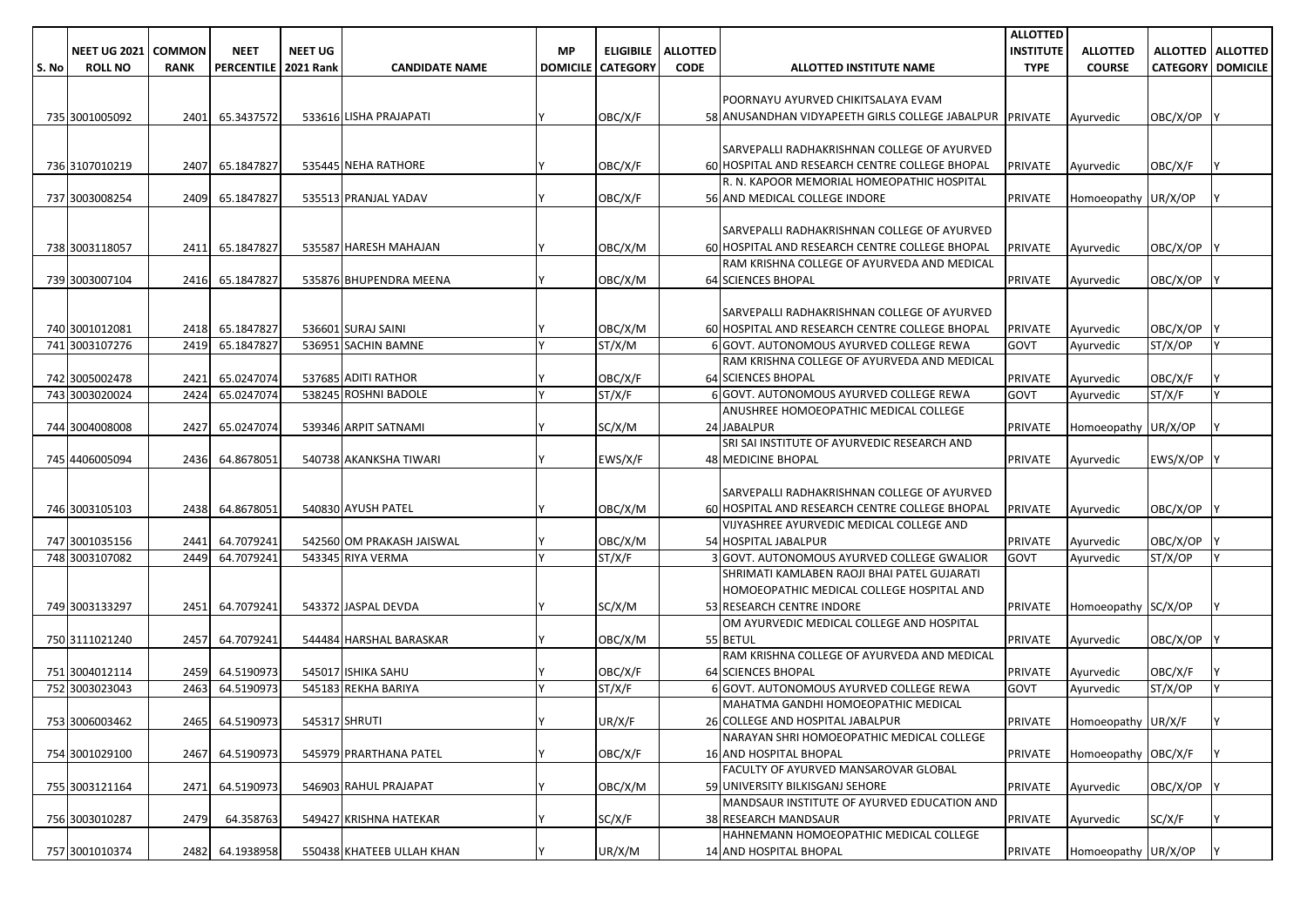| S. No | NEET UG 2021 ROLL NO | COMMON RANK | NEET PERCENTILE | NEET UG 2021 Rank | CANDIDATE NAME | MP DOMICILE | ELIGIBILE CATEGORY | ALLOTTED CODE | ALLOTTED INSTITUTE NAME | ALLOTTED INSTITUTE TYPE | ALLOTTED COURSE | ALLOTTED CATEGORY | ALLOTTED DOMICILE |
|---|---|---|---|---|---|---|---|---|---|---|---|---|---|
| 735 | 3001005092 | 2401 | 65.3437572 | 533616 | LISHA PRAJAPATI | Y | OBC/X/F | 58 | POORNAYU AYURVED CHIKITSALAYA EVAM ANUSANDHAN VIDYAPEETH GIRLS COLLEGE JABALPUR | PRIVATE | Ayurvedic | OBC/X/OP | Y |
| 736 | 3107010219 | 2407 | 65.1847827 | 535445 | NEHA RATHORE | Y | OBC/X/F | 60 | SARVEPALLI RADHAKRISHNAN COLLEGE OF AYURVED HOSPITAL AND RESEARCH CENTRE COLLEGE BHOPAL | PRIVATE | Ayurvedic | OBC/X/F | Y |
| 737 | 3003008254 | 2409 | 65.1847827 | 535513 | PRANJAL YADAV | Y | OBC/X/F | 56 | R. N. KAPOOR MEMORIAL HOMEOPATHIC HOSPITAL AND MEDICAL COLLEGE INDORE | PRIVATE | Homoeopathy | UR/X/OP | Y |
| 738 | 3003118057 | 2411 | 65.1847827 | 535587 | HARESH MAHAJAN | Y | OBC/X/M | 60 | SARVEPALLI RADHAKRISHNAN COLLEGE OF AYURVED HOSPITAL AND RESEARCH CENTRE COLLEGE BHOPAL | PRIVATE | Ayurvedic | OBC/X/OP | Y |
| 739 | 3003007104 | 2416 | 65.1847827 | 535876 | BHUPENDRA MEENA | Y | OBC/X/M | 64 | RAM KRISHNA COLLEGE OF AYURVEDA AND MEDICAL SCIENCES BHOPAL | PRIVATE | Ayurvedic | OBC/X/OP | Y |
| 740 | 3001012081 | 2418 | 65.1847827 | 536601 | SURAJ SAINI | Y | OBC/X/M | 60 | SARVEPALLI RADHAKRISHNAN COLLEGE OF AYURVED HOSPITAL AND RESEARCH CENTRE COLLEGE BHOPAL | PRIVATE | Ayurvedic | OBC/X/OP | Y |
| 741 | 3003107276 | 2419 | 65.1847827 | 536951 | SACHIN BAMNE | Y | ST/X/M | 6 | GOVT. AUTONOMOUS AYURVED COLLEGE REWA | GOVT | Ayurvedic | ST/X/OP | Y |
| 742 | 3005002478 | 2421 | 65.0247074 | 537685 | ADITI RATHOR | Y | OBC/X/F | 64 | RAM KRISHNA COLLEGE OF AYURVEDA AND MEDICAL SCIENCES BHOPAL | PRIVATE | Ayurvedic | OBC/X/F | Y |
| 743 | 3003020024 | 2424 | 65.0247074 | 538245 | ROSHNI BADOLE | Y | ST/X/F | 6 | GOVT. AUTONOMOUS AYURVED COLLEGE REWA | GOVT | Ayurvedic | ST/X/F | Y |
| 744 | 3004008008 | 2427 | 65.0247074 | 539346 | ARPIT SATNAMI | Y | SC/X/M | 24 | ANUSHREE HOMOEOPATHIC MEDICAL COLLEGE JABALPUR | PRIVATE | Homoeopathy | UR/X/OP | Y |
| 745 | 4406005094 | 2436 | 64.8678051 | 540738 | AKANKSHA TIWARI | Y | EWS/X/F | 48 | SRI SAI INSTITUTE OF AYURVEDIC RESEARCH AND MEDICINE BHOPAL | PRIVATE | Ayurvedic | EWS/X/OP | Y |
| 746 | 3003105103 | 2438 | 64.8678051 | 540830 | AYUSH PATEL | Y | OBC/X/M | 60 | SARVEPALLI RADHAKRISHNAN COLLEGE OF AYURVED HOSPITAL AND RESEARCH CENTRE COLLEGE BHOPAL | PRIVATE | Ayurvedic | OBC/X/OP | Y |
| 747 | 3001035156 | 2441 | 64.7079241 | 542560 | OM PRAKASH JAISWAL | Y | OBC/X/M | 54 | VIJYASHREE AYURVEDIC MEDICAL COLLEGE AND HOSPITAL JABALPUR | PRIVATE | Ayurvedic | OBC/X/OP | Y |
| 748 | 3003107082 | 2449 | 64.7079241 | 543345 | RIYA VERMA | Y | ST/X/F | 3 | GOVT. AUTONOMOUS AYURVED COLLEGE GWALIOR | GOVT | Ayurvedic | ST/X/OP | Y |
| 749 | 3003133297 | 2451 | 64.7079241 | 543372 | JASPAL DEVDA | Y | SC/X/M | 53 | SHRIMATI KAMLABEN RAOJI BHAI PATEL GUJARATI HOMOEOPATHIC MEDICAL COLLEGE HOSPITAL AND RESEARCH CENTRE INDORE | PRIVATE | Homoeopathy | SC/X/OP | Y |
| 750 | 3111021240 | 2457 | 64.7079241 | 544484 | HARSHAL BARASKAR | Y | OBC/X/M | 55 | OM AYURVEDIC MEDICAL COLLEGE AND HOSPITAL BETUL | PRIVATE | Ayurvedic | OBC/X/OP | Y |
| 751 | 3004012114 | 2459 | 64.5190973 | 545017 | ISHIKA SAHU | Y | OBC/X/F | 64 | RAM KRISHNA COLLEGE OF AYURVEDA AND MEDICAL SCIENCES BHOPAL | PRIVATE | Ayurvedic | OBC/X/F | Y |
| 752 | 3003023043 | 2463 | 64.5190973 | 545183 | REKHA BARIYA | Y | ST/X/F | 6 | GOVT. AUTONOMOUS AYURVED COLLEGE REWA | GOVT | Ayurvedic | ST/X/OP | Y |
| 753 | 3006003462 | 2465 | 64.5190973 | 545317 | SHRUTI | Y | UR/X/F | 26 | MAHATMA GANDHI HOMOEOPATHIC MEDICAL COLLEGE AND HOSPITAL JABALPUR | PRIVATE | Homoeopathy | UR/X/F | Y |
| 754 | 3001029100 | 2467 | 64.5190973 | 545979 | PRARTHANA PATEL | Y | OBC/X/F | 16 | NARAYAN SHRI HOMOEOPATHIC MEDICAL COLLEGE AND HOSPITAL BHOPAL | PRIVATE | Homoeopathy | OBC/X/F | Y |
| 755 | 3003121164 | 2471 | 64.5190973 | 546903 | RAHUL PRAJAPAT | Y | OBC/X/M | 59 | FACULTY OF AYURVED MANSAROVAR GLOBAL UNIVERSITY BILKISGANJ SEHORE | PRIVATE | Ayurvedic | OBC/X/OP | Y |
| 756 | 3003010287 | 2479 | 64.358763 | 549427 | KRISHNA HATEKAR | Y | SC/X/F | 38 | MANDSAUR INSTITUTE OF AYURVED EDUCATION AND RESEARCH MANDSAUR | PRIVATE | Ayurvedic | SC/X/F | Y |
| 757 | 3001010374 | 2482 | 64.1938958 | 550438 | KHATEEB ULLAH KHAN | Y | UR/X/M | 14 | HAHNEMANN HOMOEOPATHIC MEDICAL COLLEGE AND HOSPITAL BHOPAL | PRIVATE | Homoeopathy | UR/X/OP | Y |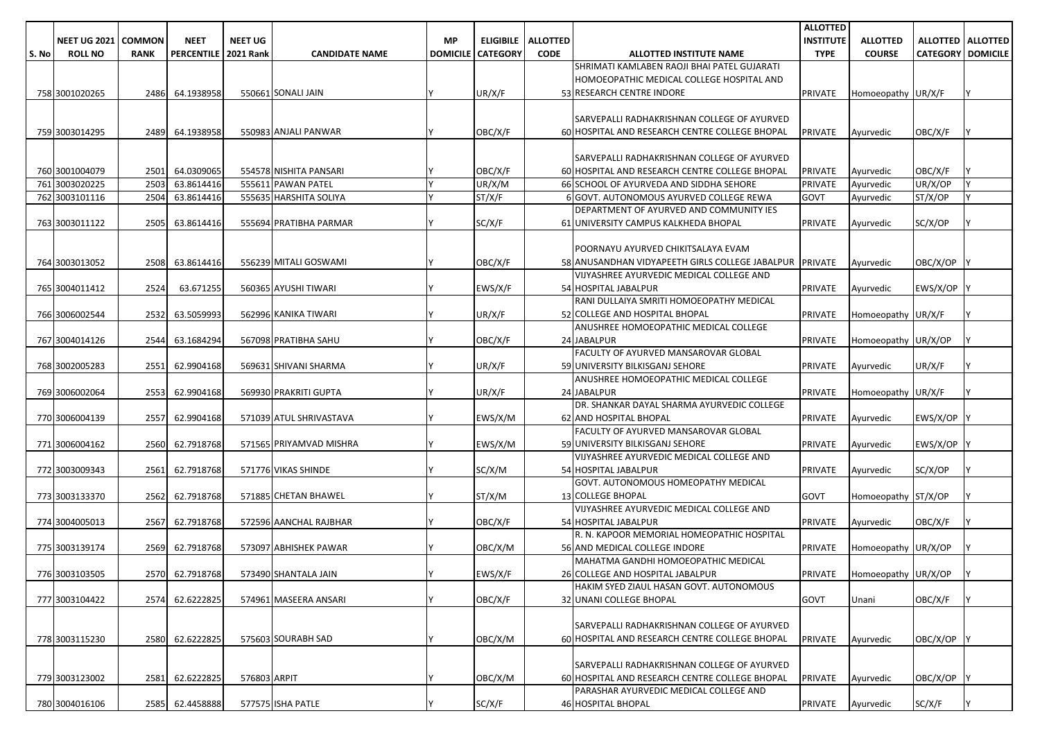| S. No | NEET UG 2021 ROLL NO | COMMON RANK | NEET PERCENTILE | NEET UG 2021 Rank | CANDIDATE NAME | MP DOMICILE | ELIGIBILE CATEGORY | ALLOTTED CODE | ALLOTTED INSTITUTE NAME | ALLOTTED INSTITUTE TYPE | ALLOTTED COURSE | ALLOTTED CATEGORY | ALLOTTED DOMICILE |
|---|---|---|---|---|---|---|---|---|---|---|---|---|---|
| 758 | 3001020265 | 2486 | 64.1938958 | 550661 | SONALI JAIN | Y | UR/X/F | 53 | SHRIMATI KAMLABEN RAOJI BHAI PATEL GUJARATI HOMOEOPATHIC MEDICAL COLLEGE HOSPITAL AND RESEARCH CENTRE INDORE | PRIVATE | Homoeopathy | UR/X/F | Y |
| 759 | 3003014295 | 2489 | 64.1938958 | 550983 | ANJALI PANWAR | Y | OBC/X/F | 60 | SARVEPALLI RADHAKRISHNAN COLLEGE OF AYURVED HOSPITAL AND RESEARCH CENTRE COLLEGE BHOPAL | PRIVATE | Ayurvedic | OBC/X/F | Y |
| 760 | 3001004079 | 2501 | 64.0309065 | 554578 | NISHITA PANSARI | Y | OBC/X/F | 60 | SARVEPALLI RADHAKRISHNAN COLLEGE OF AYURVED HOSPITAL AND RESEARCH CENTRE COLLEGE BHOPAL | PRIVATE | Ayurvedic | OBC/X/F | Y |
| 761 | 3003020225 | 2503 | 63.8614416 | 555611 | PAWAN PATEL | Y | UR/X/M | 66 | SCHOOL OF AYURVEDA AND SIDDHA SEHORE | PRIVATE | Ayurvedic | UR/X/OP | Y |
| 762 | 3003101116 | 2504 | 63.8614416 | 555635 | HARSHITA SOLIYA | Y | ST/X/F | 6 | GOVT. AUTONOMOUS AYURVED COLLEGE REWA | GOVT | Ayurvedic | ST/X/OP | Y |
| 763 | 3003011122 | 2505 | 63.8614416 | 555694 | PRATIBHA PARMAR | Y | SC/X/F | 61 | DEPARTMENT OF AYURVED AND COMMUNITY IES UNIVERSITY CAMPUS KALKHEDA BHOPAL | PRIVATE | Ayurvedic | SC/X/OP | Y |
| 764 | 3003013052 | 2508 | 63.8614416 | 556239 | MITALI GOSWAMI | Y | OBC/X/F | 58 | POORNAYU AYURVED CHIKITSALAYA EVAM ANUSANDHAN VIDYAPEETH GIRLS COLLEGE JABALPUR | PRIVATE | Ayurvedic | OBC/X/OP | Y |
| 765 | 3004011412 | 2524 | 63.671255 | 560365 | AYUSHI TIWARI | Y | EWS/X/F | 54 | VIJYASHREE AYURVEDIC MEDICAL COLLEGE AND HOSPITAL JABALPUR | PRIVATE | Ayurvedic | EWS/X/OP | Y |
| 766 | 3006002544 | 2532 | 63.5059993 | 562996 | KANIKA TIWARI | Y | UR/X/F | 52 | RANI DULLAIYA SMRITI HOMOEOPATHY MEDICAL COLLEGE AND HOSPITAL BHOPAL | PRIVATE | Homoeopathy | UR/X/F | Y |
| 767 | 3004014126 | 2544 | 63.1684294 | 567098 | PRATIBHA SAHU | Y | OBC/X/F | 24 | ANUSHREE HOMOEOPATHIC MEDICAL COLLEGE JABALPUR | PRIVATE | Homoeopathy | UR/X/OP | Y |
| 768 | 3002005283 | 2551 | 62.9904168 | 569631 | SHIVANI SHARMA | Y | UR/X/F | 59 | FACULTY OF AYURVED MANSAROVAR GLOBAL UNIVERSITY BILKISGANJ SEHORE | PRIVATE | Ayurvedic | UR/X/F | Y |
| 769 | 3006002064 | 2553 | 62.9904168 | 569930 | PRAKRITI GUPTA | Y | UR/X/F | 24 | ANUSHREE HOMOEOPATHIC MEDICAL COLLEGE JABALPUR | PRIVATE | Homoeopathy | UR/X/F | Y |
| 770 | 3006004139 | 2557 | 62.9904168 | 571039 | ATUL SHRIVASTAVA | Y | EWS/X/M | 62 | DR. SHANKAR DAYAL SHARMA AYURVEDIC COLLEGE AND HOSPITAL BHOPAL | PRIVATE | Ayurvedic | EWS/X/OP | Y |
| 771 | 3006004162 | 2560 | 62.7918768 | 571565 | PRIYAMVAD MISHRA | Y | EWS/X/M | 59 | FACULTY OF AYURVED MANSAROVAR GLOBAL UNIVERSITY BILKISGANJ SEHORE | PRIVATE | Ayurvedic | EWS/X/OP | Y |
| 772 | 3003009343 | 2561 | 62.7918768 | 571776 | VIKAS SHINDE | Y | SC/X/M | 54 | VIJYASHREE AYURVEDIC MEDICAL COLLEGE AND HOSPITAL JABALPUR | PRIVATE | Ayurvedic | SC/X/OP | Y |
| 773 | 3003133370 | 2562 | 62.7918768 | 571885 | CHETAN BHAWEL | Y | ST/X/M | 13 | GOVT. AUTONOMOUS HOMEOPATHY MEDICAL COLLEGE BHOPAL | GOVT | Homoeopathy | ST/X/OP | Y |
| 774 | 3004005013 | 2567 | 62.7918768 | 572596 | AANCHAL RAJBHAR | Y | OBC/X/F | 54 | VIJYASHREE AYURVEDIC MEDICAL COLLEGE AND HOSPITAL JABALPUR | PRIVATE | Ayurvedic | OBC/X/F | Y |
| 775 | 3003139174 | 2569 | 62.7918768 | 573097 | ABHISHEK PAWAR | Y | OBC/X/M | 56 | R. N. KAPOOR MEMORIAL HOMEOPATHIC HOSPITAL AND MEDICAL COLLEGE INDORE | PRIVATE | Homoeopathy | UR/X/OP | Y |
| 776 | 3003103505 | 2570 | 62.7918768 | 573490 | SHANTALA JAIN | Y | EWS/X/F | 26 | MAHATMA GANDHI HOMOEOPATHIC MEDICAL COLLEGE AND HOSPITAL JABALPUR | PRIVATE | Homoeopathy | UR/X/OP | Y |
| 777 | 3003104422 | 2574 | 62.6222825 | 574961 | MASEERA ANSARI | Y | OBC/X/F | 32 | HAKIM SYED ZIAUL HASAN GOVT. AUTONOMOUS UNANI COLLEGE BHOPAL | GOVT | Unani | OBC/X/F | Y |
| 778 | 3003115230 | 2580 | 62.6222825 | 575603 | SOURABH SAD | Y | OBC/X/M | 60 | SARVEPALLI RADHAKRISHNAN COLLEGE OF AYURVED HOSPITAL AND RESEARCH CENTRE COLLEGE BHOPAL | PRIVATE | Ayurvedic | OBC/X/OP | Y |
| 779 | 3003123002 | 2581 | 62.6222825 | 576803 | ARPIT | Y | OBC/X/M | 60 | SARVEPALLI RADHAKRISHNAN COLLEGE OF AYURVED HOSPITAL AND RESEARCH CENTRE COLLEGE BHOPAL | PRIVATE | Ayurvedic | OBC/X/OP | Y |
| 780 | 3004016106 | 2585 | 62.4458888 | 577575 | ISHA PATLE | Y | SC/X/F | 46 | PARASHAR AYURVEDIC MEDICAL COLLEGE AND HOSPITAL BHOPAL | PRIVATE | Ayurvedic | SC/X/F | Y |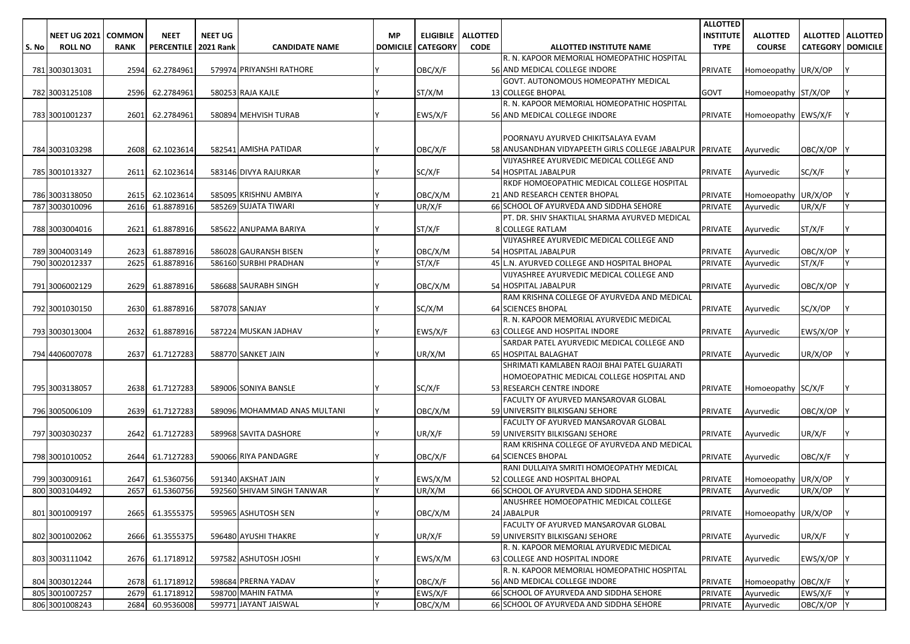| S. No | NEET UG 2021 ROLL NO | COMMON RANK | NEET PERCENTILE | NEET UG 2021 Rank | CANDIDATE NAME | MP DOMICILE | ELIGIBILE CATEGORY | ALLOTTED CODE | ALLOTTED INSTITUTE NAME | ALLOTTED INSTITUTE TYPE | ALLOTTED COURSE | ALLOTTED CATEGORY | ALLOTTED DOMICILE |
|---|---|---|---|---|---|---|---|---|---|---|---|---|---|
| 781 | 3003013031 | 2594 | 62.2784961 | 579974 | PRIYANSHI RATHORE | Y | OBC/X/F | 56 | R. N. KAPOOR MEMORIAL HOMEOPATHIC HOSPITAL AND MEDICAL COLLEGE INDORE | PRIVATE | Homoeopathy | UR/X/OP | Y |
| 782 | 3003125108 | 2596 | 62.2784961 | 580253 | RAJA KAJLE | Y | ST/X/M | 13 | GOVT. AUTONOMOUS HOMEOPATHY MEDICAL COLLEGE BHOPAL | GOVT | Homoeopathy | ST/X/OP | Y |
| 783 | 3001001237 | 2601 | 62.2784961 | 580894 | MEHVISH TURAB | Y | EWS/X/F | 56 | R. N. KAPOOR MEMORIAL HOMEOPATHIC HOSPITAL AND MEDICAL COLLEGE INDORE | PRIVATE | Homoeopathy | EWS/X/F | Y |
| 784 | 3003103298 | 2608 | 62.1023614 | 582541 | AMISHA PATIDAR | Y | OBC/X/F | 58 | POORNAYU AYURVED CHIKITSALAYA EVAM ANUSANDHAN VIDYAPEETH GIRLS COLLEGE JABALPUR | PRIVATE | Ayurvedic | OBC/X/OP | Y |
| 785 | 3001013327 | 2611 | 62.1023614 | 583146 | DIVYA RAJURKAR | Y | SC/X/F | 54 | VIJYASHREE AYURVEDIC MEDICAL COLLEGE AND HOSPITAL JABALPUR | PRIVATE | Ayurvedic | SC/X/F | Y |
| 786 | 3003138050 | 2615 | 62.1023614 | 585095 | KRISHNU AMBIYA | Y | OBC/X/M | 21 | RKDF HOMOEOPATHIC MEDICAL COLLEGE HOSPITAL AND RESEARCH CENTER BHOPAL | PRIVATE | Homoeopathy | UR/X/OP | Y |
| 787 | 3003010096 | 2616 | 61.8878916 | 585269 | SUJATA TIWARI | Y | UR/X/F | 66 | SCHOOL OF AYURVEDA AND SIDDHA SEHORE | PRIVATE | Ayurvedic | UR/X/F | Y |
| 788 | 3003004016 | 2621 | 61.8878916 | 585622 | ANUPAMA BARIYA | Y | ST/X/F | 8 | PT. DR. SHIV SHAKTILAL SHARMA AYURVED MEDICAL COLLEGE RATLAM | PRIVATE | Ayurvedic | ST/X/F | Y |
| 789 | 3004003149 | 2623 | 61.8878916 | 586028 | GAURANSH BISEN | Y | OBC/X/M | 54 | VIJYASHREE AYURVEDIC MEDICAL COLLEGE AND HOSPITAL JABALPUR | PRIVATE | Ayurvedic | OBC/X/OP | Y |
| 790 | 3002012337 | 2625 | 61.8878916 | 586160 | SURBHI PRADHAN | Y | ST/X/F | 45 | L.N. AYURVED COLLEGE AND HOSPITAL BHOPAL | PRIVATE | Ayurvedic | ST/X/F | Y |
| 791 | 3006002129 | 2629 | 61.8878916 | 586688 | SAURABH SINGH | Y | OBC/X/M | 54 | VIJYASHREE AYURVEDIC MEDICAL COLLEGE AND HOSPITAL JABALPUR | PRIVATE | Ayurvedic | OBC/X/OP | Y |
| 792 | 3001030150 | 2630 | 61.8878916 | 587078 | SANJAY | Y | SC/X/M | 64 | RAM KRISHNA COLLEGE OF AYURVEDA AND MEDICAL SCIENCES BHOPAL | PRIVATE | Ayurvedic | SC/X/OP | Y |
| 793 | 3003013004 | 2632 | 61.8878916 | 587224 | MUSKAN JADHAV | Y | EWS/X/F | 63 | R. N. KAPOOR MEMORIAL AYURVEDIC MEDICAL COLLEGE AND HOSPITAL INDORE | PRIVATE | Ayurvedic | EWS/X/OP | Y |
| 794 | 4406007078 | 2637 | 61.7127283 | 588770 | SANKET JAIN | Y | UR/X/M | 65 | SARDAR PATEL AYURVEDIC MEDICAL COLLEGE AND HOSPITAL BALAGHAT | PRIVATE | Ayurvedic | UR/X/OP | Y |
| 795 | 3003138057 | 2638 | 61.7127283 | 589006 | SONIYA BANSLE | Y | SC/X/F | 53 | SHRIMATI KAMLABEN RAOJI BHAI PATEL GUJARATI HOMOEOPATHIC MEDICAL COLLEGE HOSPITAL AND RESEARCH CENTRE INDORE | PRIVATE | Homoeopathy | SC/X/F | Y |
| 796 | 3005006109 | 2639 | 61.7127283 | 589096 | MOHAMMAD ANAS MULTANI | Y | OBC/X/M | 59 | FACULTY OF AYURVED MANSAROVAR GLOBAL UNIVERSITY BILKISGANJ SEHORE | PRIVATE | Ayurvedic | OBC/X/OP | Y |
| 797 | 3003030237 | 2642 | 61.7127283 | 589968 | SAVITA DASHORE | Y | UR/X/F | 59 | FACULTY OF AYURVED MANSAROVAR GLOBAL UNIVERSITY BILKISGANJ SEHORE | PRIVATE | Ayurvedic | UR/X/F | Y |
| 798 | 3001010052 | 2644 | 61.7127283 | 590066 | RIYA PANDAGRE | Y | OBC/X/F | 64 | RAM KRISHNA COLLEGE OF AYURVEDA AND MEDICAL SCIENCES BHOPAL | PRIVATE | Ayurvedic | OBC/X/F | Y |
| 799 | 3003009161 | 2647 | 61.5360756 | 591340 | AKSHAT JAIN | Y | EWS/X/M | 52 | RANI DULLAIYA SMRITI HOMOEOPATHY MEDICAL COLLEGE AND HOSPITAL BHOPAL | PRIVATE | Homoeopathy | UR/X/OP | Y |
| 800 | 3003104492 | 2657 | 61.5360756 | 592560 | SHIVAM SINGH TANWAR | Y | UR/X/M | 66 | SCHOOL OF AYURVEDA AND SIDDHA SEHORE | PRIVATE | Ayurvedic | UR/X/OP | Y |
| 801 | 3001009197 | 2665 | 61.3555375 | 595965 | ASHUTOSH SEN | Y | OBC/X/M | 24 | ANUSHREE HOMOEOPATHIC MEDICAL COLLEGE JABALPUR | PRIVATE | Homoeopathy | UR/X/OP | Y |
| 802 | 3001002062 | 2666 | 61.3555375 | 596480 | AYUSHI THAKRE | Y | UR/X/F | 59 | FACULTY OF AYURVED MANSAROVAR GLOBAL UNIVERSITY BILKISGANJ SEHORE | PRIVATE | Ayurvedic | UR/X/F | Y |
| 803 | 3003111042 | 2676 | 61.1718912 | 597582 | ASHUTOSH JOSHI | Y | EWS/X/M | 63 | R. N. KAPOOR MEMORIAL AYURVEDIC MEDICAL COLLEGE AND HOSPITAL INDORE | PRIVATE | Ayurvedic | EWS/X/OP | Y |
| 804 | 3003012244 | 2678 | 61.1718912 | 598684 | PRERNA YADAV | Y | OBC/X/F | 56 | R. N. KAPOOR MEMORIAL HOMEOPATHIC HOSPITAL AND MEDICAL COLLEGE INDORE | PRIVATE | Homoeopathy | OBC/X/F | Y |
| 805 | 3001007257 | 2679 | 61.1718912 | 598700 | MAHIN FATMA | Y | EWS/X/F | 66 | SCHOOL OF AYURVEDA AND SIDDHA SEHORE | PRIVATE | Ayurvedic | EWS/X/F | Y |
| 806 | 3001008243 | 2684 | 60.9536008 | 599771 | JAYANT JAISWAL | Y | OBC/X/M | 66 | SCHOOL OF AYURVEDA AND SIDDHA SEHORE | PRIVATE | Ayurvedic | OBC/X/OP | Y |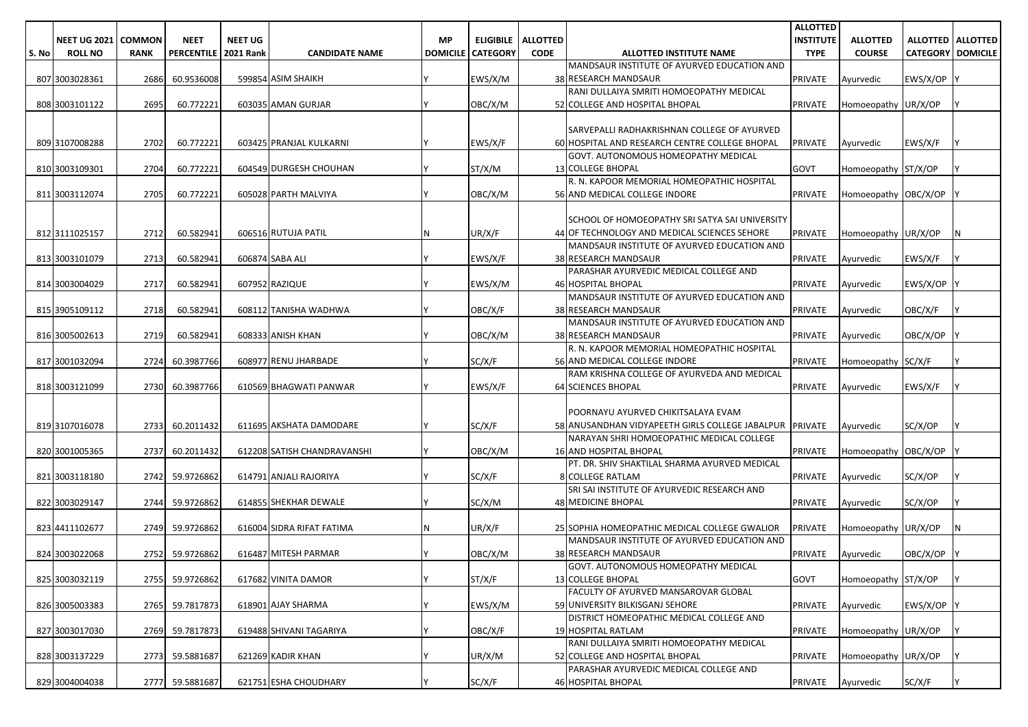| S. No | NEET UG 2021 ROLL NO | COMMON RANK | NEET PERCENTILE | NEET UG 2021 Rank | CANDIDATE NAME | MP DOMICILE | ELIGIBILE CATEGORY | ALLOTTED CODE | ALLOTTED INSTITUTE NAME | ALLOTTED INSTITUTE TYPE | ALLOTTED COURSE | ALLOTTED CATEGORY | ALLOTTED DOMICILE |
|---|---|---|---|---|---|---|---|---|---|---|---|---|---|
| 807 | 3003028361 | 2686 | 60.9536008 | 599854 | ASIM SHAIKH | Y | EWS/X/M | 38 | MANDSAUR INSTITUTE OF AYURVED EDUCATION AND RESEARCH MANDSAUR | PRIVATE | Ayurvedic | EWS/X/OP | Y |
| 808 | 3003101122 | 2695 | 60.772221 | 603035 | AMAN GURJAR | Y | OBC/X/M | 52 | RANI DULLAIYA SMRITI HOMOEOPATHY MEDICAL COLLEGE AND HOSPITAL BHOPAL | PRIVATE | Homoeopathy | UR/X/OP | Y |
| 809 | 3107008288 | 2702 | 60.772221 | 603425 | PRANJAL KULKARNI | Y | EWS/X/F | 60 | SARVEPALLI RADHAKRISHNAN COLLEGE OF AYURVED HOSPITAL AND RESEARCH CENTRE COLLEGE BHOPAL | PRIVATE | Ayurvedic | EWS/X/F | Y |
| 810 | 3003109301 | 2704 | 60.772221 | 604549 | DURGESH CHOUHAN | Y | ST/X/M | 13 | GOVT. AUTONOMOUS HOMEOPATHY MEDICAL COLLEGE BHOPAL | GOVT | Homoeopathy | ST/X/OP | Y |
| 811 | 3003112074 | 2705 | 60.772221 | 605028 | PARTH MALVIYA | Y | OBC/X/M | 56 | R. N. KAPOOR MEMORIAL HOMEOPATHIC HOSPITAL AND MEDICAL COLLEGE INDORE | PRIVATE | Homoeopathy | OBC/X/OP | Y |
| 812 | 3111025157 | 2712 | 60.582941 | 606516 | RUTUJA PATIL | N | UR/X/F | 44 | SCHOOL OF HOMOEOPATHY SRI SATYA SAI UNIVERSITY OF TECHNOLOGY AND MEDICAL SCIENCES SEHORE | PRIVATE | Homoeopathy | UR/X/OP | N |
| 813 | 3003101079 | 2713 | 60.582941 | 606874 | SABA ALI | Y | EWS/X/F | 38 | MANDSAUR INSTITUTE OF AYURVED EDUCATION AND RESEARCH MANDSAUR | PRIVATE | Ayurvedic | EWS/X/F | Y |
| 814 | 3003004029 | 2717 | 60.582941 | 607952 | RAZIQUE | Y | EWS/X/M | 46 | PARASHAR AYURVEDIC MEDICAL COLLEGE AND HOSPITAL BHOPAL | PRIVATE | Ayurvedic | EWS/X/OP | Y |
| 815 | 3905109112 | 2718 | 60.582941 | 608112 | TANISHA WADHWA | Y | OBC/X/F | 38 | MANDSAUR INSTITUTE OF AYURVED EDUCATION AND RESEARCH MANDSAUR | PRIVATE | Ayurvedic | OBC/X/F | Y |
| 816 | 3005002613 | 2719 | 60.582941 | 608333 | ANISH KHAN | Y | OBC/X/M | 38 | MANDSAUR INSTITUTE OF AYURVED EDUCATION AND RESEARCH MANDSAUR | PRIVATE | Ayurvedic | OBC/X/OP | Y |
| 817 | 3001032094 | 2724 | 60.3987766 | 608977 | RENU JHARBADE | Y | SC/X/F | 56 | R. N. KAPOOR MEMORIAL HOMEOPATHIC HOSPITAL AND MEDICAL COLLEGE INDORE | PRIVATE | Homoeopathy | SC/X/F | Y |
| 818 | 3003121099 | 2730 | 60.3987766 | 610569 | BHAGWATI PANWAR | Y | EWS/X/F | 64 | RAM KRISHNA COLLEGE OF AYURVEDA AND MEDICAL SCIENCES BHOPAL | PRIVATE | Ayurvedic | EWS/X/F | Y |
| 819 | 3107016078 | 2733 | 60.2011432 | 611695 | AKSHATA DAMODARE | Y | SC/X/F | 58 | POORNAYU AYURVED CHIKITSALAYA EVAM ANUSANDHAN VIDYAPEETH GIRLS COLLEGE JABALPUR | PRIVATE | Ayurvedic | SC/X/OP | Y |
| 820 | 3001005365 | 2737 | 60.2011432 | 612208 | SATISH CHANDRAVANSHI | Y | OBC/X/M | 16 | NARAYAN SHRI HOMOEOPATHIC MEDICAL COLLEGE AND HOSPITAL BHOPAL | PRIVATE | Homoeopathy | OBC/X/OP | Y |
| 821 | 3003118180 | 2742 | 59.9726862 | 614791 | ANJALI RAJORIYA | Y | SC/X/F | 8 | PT. DR. SHIV SHAKTILAL SHARMA AYURVED MEDICAL COLLEGE RATLAM | PRIVATE | Ayurvedic | SC/X/OP | Y |
| 822 | 3003029147 | 2744 | 59.9726862 | 614855 | SHEKHAR DEWALE | Y | SC/X/M | 48 | SRI SAI INSTITUTE OF AYURVEDIC RESEARCH AND MEDICINE BHOPAL | PRIVATE | Ayurvedic | SC/X/OP | Y |
| 823 | 4411102677 | 2749 | 59.9726862 | 616004 | SIDRA RIFAT FATIMA | N | UR/X/F | 25 | SOPHIA HOMEOPATHIC MEDICAL COLLEGE GWALIOR | PRIVATE | Homoeopathy | UR/X/OP | N |
| 824 | 3003022068 | 2752 | 59.9726862 | 616487 | MITESH PARMAR | Y | OBC/X/M | 38 | MANDSAUR INSTITUTE OF AYURVED EDUCATION AND RESEARCH MANDSAUR | PRIVATE | Ayurvedic | OBC/X/OP | Y |
| 825 | 3003032119 | 2755 | 59.9726862 | 617682 | VINITA DAMOR | Y | ST/X/F | 13 | GOVT. AUTONOMOUS HOMEOPATHY MEDICAL COLLEGE BHOPAL | GOVT | Homoeopathy | ST/X/OP | Y |
| 826 | 3005003383 | 2765 | 59.7817873 | 618901 | AJAY SHARMA | Y | EWS/X/M | 59 | FACULTY OF AYURVED MANSAROVAR GLOBAL UNIVERSITY BILKISGANJ SEHORE | PRIVATE | Ayurvedic | EWS/X/OP | Y |
| 827 | 3003017030 | 2769 | 59.7817873 | 619488 | SHIVANI TAGARIYA | Y | OBC/X/F | 19 | DISTRICT HOMEOPATHIC MEDICAL COLLEGE AND HOSPITAL RATLAM | PRIVATE | Homoeopathy | UR/X/OP | Y |
| 828 | 3003137229 | 2773 | 59.5881687 | 621269 | KADIR KHAN | Y | UR/X/M | 52 | RANI DULLAIYA SMRITI HOMOEOPATHY MEDICAL COLLEGE AND HOSPITAL BHOPAL | PRIVATE | Homoeopathy | UR/X/OP | Y |
| 829 | 3004004038 | 2777 | 59.5881687 | 621751 | ESHA CHOUDHARY | Y | SC/X/F | 46 | PARASHAR AYURVEDIC MEDICAL COLLEGE AND HOSPITAL BHOPAL | PRIVATE | Ayurvedic | SC/X/F | Y |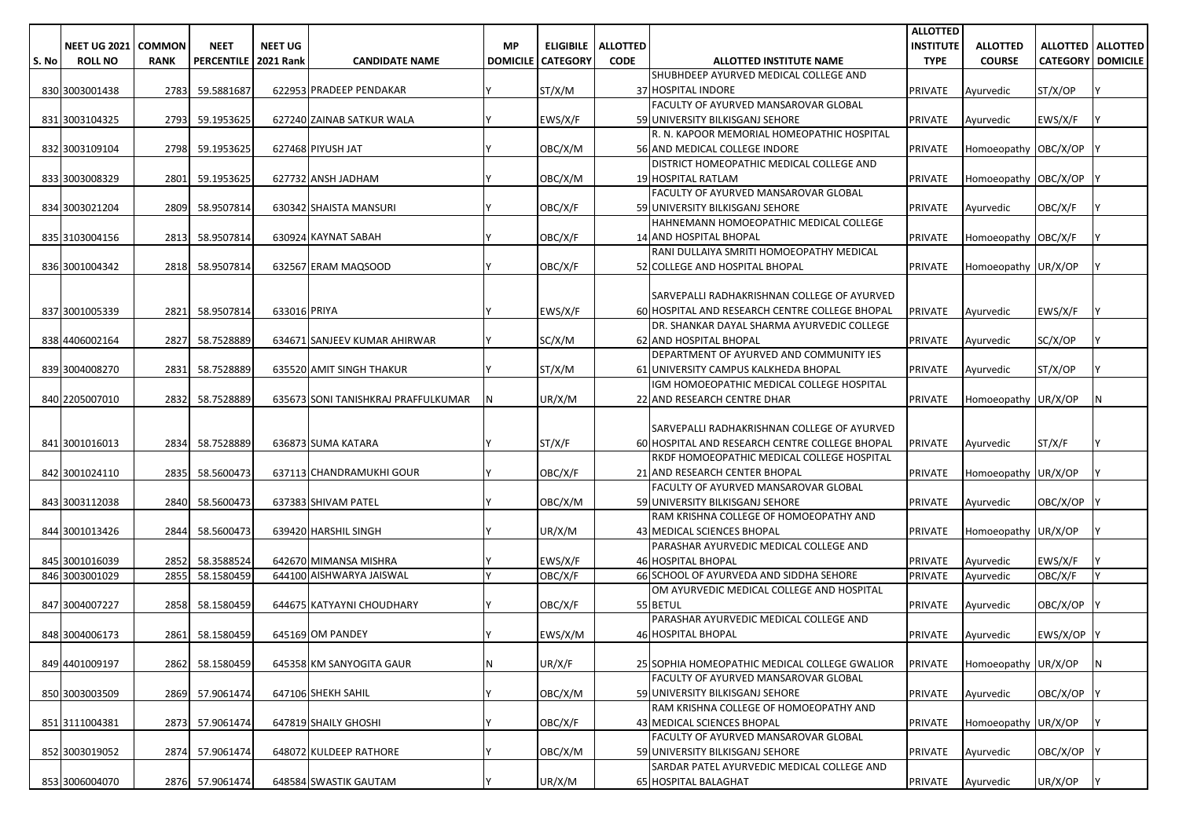| S. No | NEET UG 2021 ROLL NO | COMMON RANK | NEET PERCENTILE | NEET UG 2021 Rank | CANDIDATE NAME | MP DOMICILE | ELIGIBILE CATEGORY | ALLOTTED CODE | ALLOTTED INSTITUTE NAME | ALLOTTED INSTITUTE TYPE | ALLOTTED COURSE | ALLOTTED CATEGORY | ALLOTTED DOMICILE |
|---|---|---|---|---|---|---|---|---|---|---|---|---|---|
| 830 | 3003001438 | 2783 | 59.5881687 | 622953 | PRADEEP PENDAKAR | Y | ST/X/M | 37 | SHUBHDEEP AYURVED MEDICAL COLLEGE AND HOSPITAL INDORE | PRIVATE | Ayurvedic | ST/X/OP | Y |
| 831 | 3003104325 | 2793 | 59.1953625 | 627240 | ZAINAB SATKUR WALA | Y | EWS/X/F | 59 | FACULTY OF AYURVED MANSAROVAR GLOBAL UNIVERSITY BILKISGANJ SEHORE | PRIVATE | Ayurvedic | EWS/X/F | Y |
| 832 | 3003109104 | 2798 | 59.1953625 | 627468 | PIYUSH JAT | Y | OBC/X/M | 56 | R. N. KAPOOR MEMORIAL HOMEOPATHIC HOSPITAL AND MEDICAL COLLEGE INDORE | PRIVATE | Homoeopathy | OBC/X/OP | Y |
| 833 | 3003008329 | 2801 | 59.1953625 | 627732 | ANSH JADHAM | Y | OBC/X/M | 19 | DISTRICT HOMEOPATHIC MEDICAL COLLEGE AND HOSPITAL RATLAM | PRIVATE | Homoeopathy | OBC/X/OP | Y |
| 834 | 3003021204 | 2809 | 58.9507814 | 630342 | SHAISTA MANSURI | Y | OBC/X/F | 59 | FACULTY OF AYURVED MANSAROVAR GLOBAL UNIVERSITY BILKISGANJ SEHORE | PRIVATE | Ayurvedic | OBC/X/F | Y |
| 835 | 3103004156 | 2813 | 58.9507814 | 630924 | KAYNAT SABAH | Y | OBC/X/F | 14 | HAHNEMANN HOMOEOPATHIC MEDICAL COLLEGE AND HOSPITAL BHOPAL | PRIVATE | Homoeopathy | OBC/X/F | Y |
| 836 | 3001004342 | 2818 | 58.9507814 | 632567 | ERAM MAQSOOD | Y | OBC/X/F | 52 | RANI DULLAIYA SMRITI HOMOEOPATHY MEDICAL COLLEGE AND HOSPITAL BHOPAL | PRIVATE | Homoeopathy | UR/X/OP | Y |
| 837 | 3001005339 | 2821 | 58.9507814 | 633016 | PRIYA | Y | EWS/X/F | 60 | SARVEPALLI RADHAKRISHNAN COLLEGE OF AYURVED HOSPITAL AND RESEARCH CENTRE COLLEGE BHOPAL | PRIVATE | Ayurvedic | EWS/X/F | Y |
| 838 | 4406002164 | 2827 | 58.7528889 | 634671 | SANJEEV KUMAR AHIRWAR | Y | SC/X/M | 62 | DR. SHANKAR DAYAL SHARMA AYURVEDIC COLLEGE AND HOSPITAL BHOPAL | PRIVATE | Ayurvedic | SC/X/OP | Y |
| 839 | 3004008270 | 2831 | 58.7528889 | 635520 | AMIT SINGH THAKUR | Y | ST/X/M | 61 | DEPARTMENT OF AYURVED AND COMMUNITY IES UNIVERSITY CAMPUS KALKHEDA BHOPAL | PRIVATE | Ayurvedic | ST/X/OP | Y |
| 840 | 2205007010 | 2832 | 58.7528889 | 635673 | SONI TANISHKRAJ PRAFFULKUMAR | N | UR/X/M | 22 | IGM HOMOEOPATHIC MEDICAL COLLEGE HOSPITAL AND RESEARCH CENTRE DHAR | PRIVATE | Homoeopathy | UR/X/OP | N |
| 841 | 3001016013 | 2834 | 58.7528889 | 636873 | SUMA KATARA | Y | ST/X/F | 60 | SARVEPALLI RADHAKRISHNAN COLLEGE OF AYURVED HOSPITAL AND RESEARCH CENTRE COLLEGE BHOPAL | PRIVATE | Ayurvedic | ST/X/F | Y |
| 842 | 3001024110 | 2835 | 58.5600473 | 637113 | CHANDRAMUKHI GOUR | Y | OBC/X/F | 21 | RKDF HOMOEOPATHIC MEDICAL COLLEGE HOSPITAL AND RESEARCH CENTER BHOPAL | PRIVATE | Homoeopathy | UR/X/OP | Y |
| 843 | 3003112038 | 2840 | 58.5600473 | 637383 | SHIVAM PATEL | Y | OBC/X/M | 59 | FACULTY OF AYURVED MANSAROVAR GLOBAL UNIVERSITY BILKISGANJ SEHORE | PRIVATE | Ayurvedic | OBC/X/OP | Y |
| 844 | 3001013426 | 2844 | 58.5600473 | 639420 | HARSHIL SINGH | Y | UR/X/M | 43 | RAM KRISHNA COLLEGE OF HOMOEOPATHY AND MEDICAL SCIENCES BHOPAL | PRIVATE | Homoeopathy | UR/X/OP | Y |
| 845 | 3001016039 | 2852 | 58.3588524 | 642670 | MIMANSA MISHRA | Y | EWS/X/F | 46 | PARASHAR AYURVEDIC MEDICAL COLLEGE AND HOSPITAL BHOPAL | PRIVATE | Ayurvedic | EWS/X/F | Y |
| 846 | 3003001029 | 2855 | 58.1580459 | 644100 | AISHWARYA JAISWAL | Y | OBC/X/F | 66 | SCHOOL OF AYURVEDA AND SIDDHA SEHORE | PRIVATE | Ayurvedic | OBC/X/F | Y |
| 847 | 3004007227 | 2858 | 58.1580459 | 644675 | KATYAYNI CHOUDHARY | Y | OBC/X/F | 55 | OM AYURVEDIC MEDICAL COLLEGE AND HOSPITAL BETUL | PRIVATE | Ayurvedic | OBC/X/OP | Y |
| 848 | 3004006173 | 2861 | 58.1580459 | 645169 | OM PANDEY | Y | EWS/X/M | 46 | PARASHAR AYURVEDIC MEDICAL COLLEGE AND HOSPITAL BHOPAL | PRIVATE | Ayurvedic | EWS/X/OP | Y |
| 849 | 4401009197 | 2862 | 58.1580459 | 645358 | KM SANYOGITA GAUR | N | UR/X/F | 25 | SOPHIA HOMEOPATHIC MEDICAL COLLEGE GWALIOR | PRIVATE | Homoeopathy | UR/X/OP | N |
| 850 | 3003003509 | 2869 | 57.9061474 | 647106 | SHEKH SAHIL | Y | OBC/X/M | 59 | FACULTY OF AYURVED MANSAROVAR GLOBAL UNIVERSITY BILKISGANJ SEHORE | PRIVATE | Ayurvedic | OBC/X/OP | Y |
| 851 | 3111004381 | 2873 | 57.9061474 | 647819 | SHAILY GHOSHI | Y | OBC/X/F | 43 | RAM KRISHNA COLLEGE OF HOMOEOPATHY AND MEDICAL SCIENCES BHOPAL | PRIVATE | Homoeopathy | UR/X/OP | Y |
| 852 | 3003019052 | 2874 | 57.9061474 | 648072 | KULDEEP RATHORE | Y | OBC/X/M | 59 | FACULTY OF AYURVED MANSAROVAR GLOBAL UNIVERSITY BILKISGANJ SEHORE | PRIVATE | Ayurvedic | OBC/X/OP | Y |
| 853 | 3006004070 | 2876 | 57.9061474 | 648584 | SWASTIK GAUTAM | Y | UR/X/M | 65 | SARDAR PATEL AYURVEDIC MEDICAL COLLEGE AND HOSPITAL BALAGHAT | PRIVATE | Ayurvedic | UR/X/OP | Y |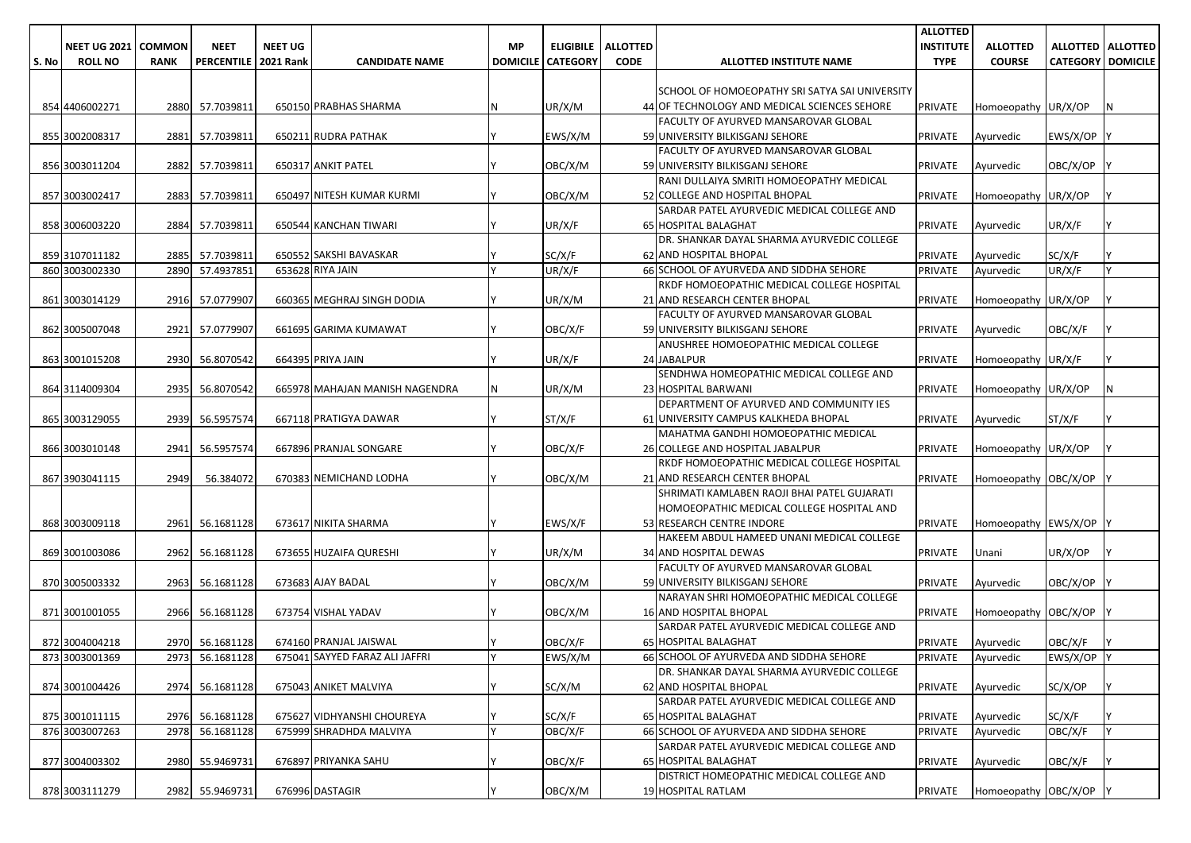| S. No | NEET UG 2021 ROLL NO | COMMON RANK | NEET PERCENTILE | NEET UG 2021 Rank | CANDIDATE NAME | MP DOMICILE | ELIGIBILE CATEGORY | ALLOTTED CODE | ALLOTTED INSTITUTE NAME | ALLOTTED INSTITUTE TYPE | ALLOTTED COURSE | ALLOTTED CATEGORY | ALLOTTED DOMICILE |
|---|---|---|---|---|---|---|---|---|---|---|---|---|---|
| 854 | 4406002271 | 2880 | 57.7039811 | 650150 | PRABHAS SHARMA | N | UR/X/M | 44 | SCHOOL OF HOMOEOPATHY SRI SATYA SAI UNIVERSITY OF TECHNOLOGY AND MEDICAL SCIENCES SEHORE | PRIVATE | Homoeopathy | UR/X/OP | N |
| 855 | 3002008317 | 2881 | 57.7039811 | 650211 | RUDRA PATHAK | Y | EWS/X/M | 59 | FACULTY OF AYURVED MANSAROVAR GLOBAL UNIVERSITY BILKISGANJ SEHORE | PRIVATE | Ayurvedic | EWS/X/OP | Y |
| 856 | 3003011204 | 2882 | 57.7039811 | 650317 | ANKIT PATEL | Y | OBC/X/M | 59 | FACULTY OF AYURVED MANSAROVAR GLOBAL UNIVERSITY BILKISGANJ SEHORE | PRIVATE | Ayurvedic | OBC/X/OP | Y |
| 857 | 3003002417 | 2883 | 57.7039811 | 650497 | NITESH KUMAR KURMI | Y | OBC/X/M | 52 | RANI DULLAIYA SMRITI HOMOEOPATHY MEDICAL COLLEGE AND HOSPITAL BHOPAL | PRIVATE | Homoeopathy | UR/X/OP | Y |
| 858 | 3006003220 | 2884 | 57.7039811 | 650544 | KANCHAN TIWARI | Y | UR/X/F | 65 | SARDAR PATEL AYURVEDIC MEDICAL COLLEGE AND HOSPITAL BALAGHAT | PRIVATE | Ayurvedic | UR/X/F | Y |
| 859 | 3107011182 | 2885 | 57.7039811 | 650552 | SAKSHI BAVASKAR | Y | SC/X/F | 62 | DR. SHANKAR DAYAL SHARMA AYURVEDIC COLLEGE AND HOSPITAL BHOPAL | PRIVATE | Ayurvedic | SC/X/F | Y |
| 860 | 3003002330 | 2890 | 57.4937851 | 653628 | RIYA JAIN | Y | UR/X/F | 66 | SCHOOL OF AYURVEDA AND SIDDHA SEHORE | PRIVATE | Ayurvedic | UR/X/F | Y |
| 861 | 3003014129 | 2916 | 57.0779907 | 660365 | MEGHRAJ SINGH DODIA | Y | UR/X/M | 21 | RKDF HOMOEOPATHIC MEDICAL COLLEGE HOSPITAL AND RESEARCH CENTER BHOPAL | PRIVATE | Homoeopathy | UR/X/OP | Y |
| 862 | 3005007048 | 2921 | 57.0779907 | 661695 | GARIMA KUMAWAT | Y | OBC/X/F | 59 | FACULTY OF AYURVED MANSAROVAR GLOBAL UNIVERSITY BILKISGANJ SEHORE | PRIVATE | Ayurvedic | OBC/X/F | Y |
| 863 | 3001015208 | 2930 | 56.8070542 | 664395 | PRIYA JAIN | Y | UR/X/F | 24 | ANUSHREE HOMOEOPATHIC MEDICAL COLLEGE JABALPUR | PRIVATE | Homoeopathy | UR/X/F | Y |
| 864 | 3114009304 | 2935 | 56.8070542 | 665978 | MAHAJAN MANISH NAGENDRA | N | UR/X/M | 23 | SENDHWA HOMEOPATHIC MEDICAL COLLEGE AND HOSPITAL BARWANI | PRIVATE | Homoeopathy | UR/X/OP | N |
| 865 | 3003129055 | 2939 | 56.5957574 | 667118 | PRATIGYA DAWAR | Y | ST/X/F | 61 | DEPARTMENT OF AYURVED AND COMMUNITY IES UNIVERSITY CAMPUS KALKHEDA BHOPAL | PRIVATE | Ayurvedic | ST/X/F | Y |
| 866 | 3003010148 | 2941 | 56.5957574 | 667896 | PRANJAL SONGARE | Y | OBC/X/F | 26 | MAHATMA GANDHI HOMOEOPATHIC MEDICAL COLLEGE AND HOSPITAL JABALPUR | PRIVATE | Homoeopathy | UR/X/OP | Y |
| 867 | 3903041115 | 2949 | 56.384072 | 670383 | NEMICHAND LODHA | Y | OBC/X/M | 21 | RKDF HOMOEOPATHIC MEDICAL COLLEGE HOSPITAL AND RESEARCH CENTER BHOPAL | PRIVATE | Homoeopathy | OBC/X/OP | Y |
| 868 | 3003009118 | 2961 | 56.1681128 | 673617 | NIKITA SHARMA | Y | EWS/X/F | 53 | SHRIMATI KAMLABEN RAOJI BHAI PATEL GUJARATI HOMOEOPATHIC MEDICAL COLLEGE HOSPITAL AND RESEARCH CENTRE INDORE | PRIVATE | Homoeopathy | EWS/X/OP | Y |
| 869 | 3001003086 | 2962 | 56.1681128 | 673655 | HUZAIFA QURESHI | Y | UR/X/M | 34 | HAKEEM ABDUL HAMEED UNANI MEDICAL COLLEGE AND HOSPITAL DEWAS | PRIVATE | Unani | UR/X/OP | Y |
| 870 | 3005003332 | 2963 | 56.1681128 | 673683 | AJAY BADAL | Y | OBC/X/M | 59 | FACULTY OF AYURVED MANSAROVAR GLOBAL UNIVERSITY BILKISGANJ SEHORE | PRIVATE | Ayurvedic | OBC/X/OP | Y |
| 871 | 3001001055 | 2966 | 56.1681128 | 673754 | VISHAL YADAV | Y | OBC/X/M | 16 | NARAYAN SHRI HOMOEOPATHIC MEDICAL COLLEGE AND HOSPITAL BHOPAL | PRIVATE | Homoeopathy | OBC/X/OP | Y |
| 872 | 3004004218 | 2970 | 56.1681128 | 674160 | PRANJAL JAISWAL | Y | OBC/X/F | 65 | SARDAR PATEL AYURVEDIC MEDICAL COLLEGE AND HOSPITAL BALAGHAT | PRIVATE | Ayurvedic | OBC/X/F | Y |
| 873 | 3003001369 | 2973 | 56.1681128 | 675041 | SAYYED FARAZ ALI JAFFRI | Y | EWS/X/M | 66 | SCHOOL OF AYURVEDA AND SIDDHA SEHORE | PRIVATE | Ayurvedic | EWS/X/OP | Y |
| 874 | 3001004426 | 2974 | 56.1681128 | 675043 | ANIKET MALVIYA | Y | SC/X/M | 62 | DR. SHANKAR DAYAL SHARMA AYURVEDIC COLLEGE AND HOSPITAL BHOPAL | PRIVATE | Ayurvedic | SC/X/OP | Y |
| 875 | 3001011115 | 2976 | 56.1681128 | 675627 | VIDHYANSHI CHOUREYA | Y | SC/X/F | 65 | SARDAR PATEL AYURVEDIC MEDICAL COLLEGE AND HOSPITAL BALAGHAT | PRIVATE | Ayurvedic | SC/X/F | Y |
| 876 | 3003007263 | 2978 | 56.1681128 | 675999 | SHRADHDA MALVIYA | Y | OBC/X/F | 66 | SCHOOL OF AYURVEDA AND SIDDHA SEHORE | PRIVATE | Ayurvedic | OBC/X/F | Y |
| 877 | 3004003302 | 2980 | 55.9469731 | 676897 | PRIYANKA SAHU | Y | OBC/X/F | 65 | SARDAR PATEL AYURVEDIC MEDICAL COLLEGE AND HOSPITAL BALAGHAT | PRIVATE | Ayurvedic | OBC/X/F | Y |
| 878 | 3003111279 | 2982 | 55.9469731 | 676996 | DASTAGIR | Y | OBC/X/M | 19 | DISTRICT HOMEOPATHIC MEDICAL COLLEGE AND HOSPITAL RATLAM | PRIVATE | Homoeopathy | OBC/X/OP | Y |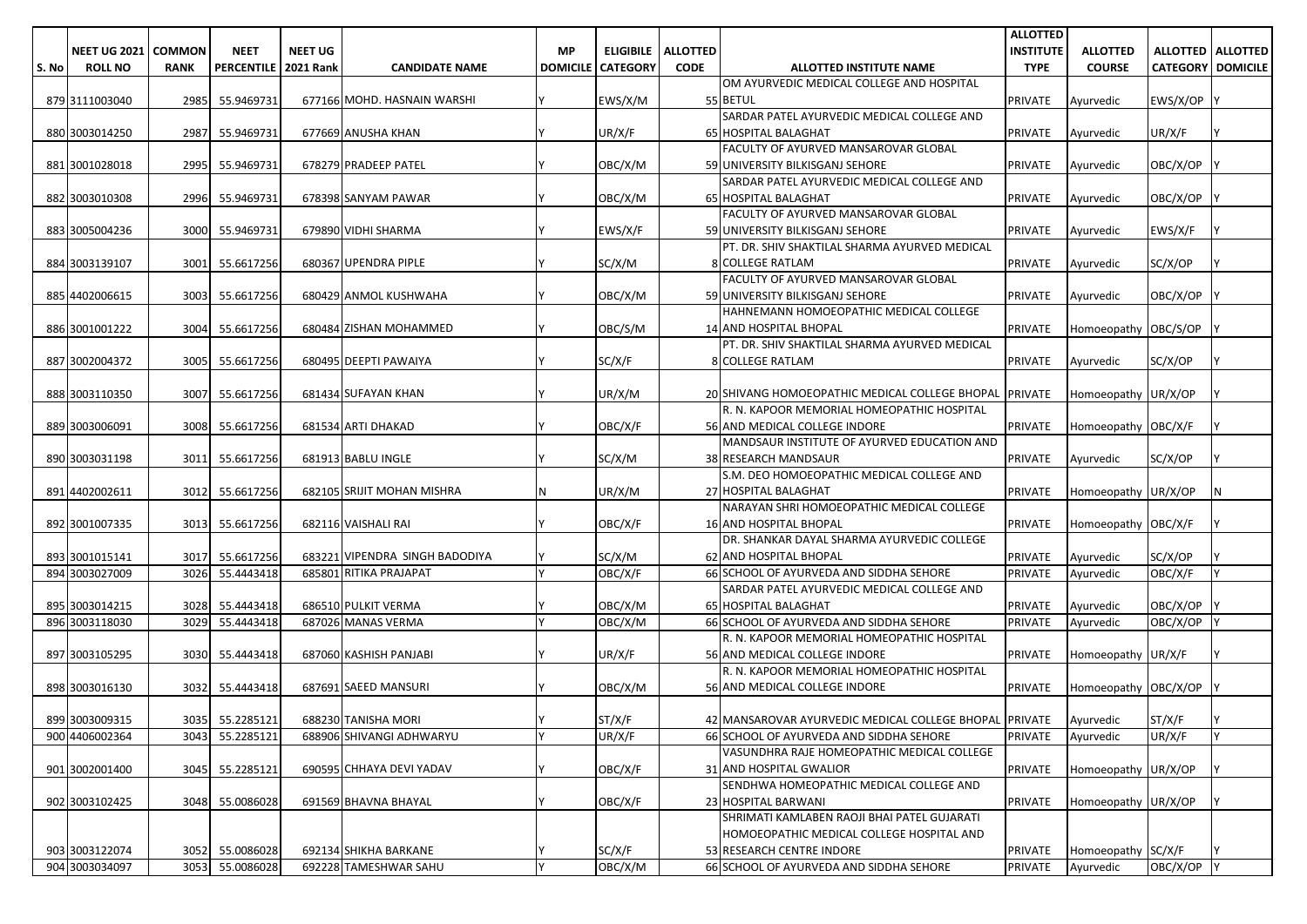| S. No | NEET UG 2021 ROLL NO | COMMON RANK | NEET PERCENTILE | NEET UG 2021 Rank | CANDIDATE NAME | MP DOMICILE | ELIGIBILE CATEGORY | ALLOTTED CODE | ALLOTTED INSTITUTE NAME | ALLOTTED INSTITUTE TYPE | ALLOTTED COURSE | ALLOTTED CATEGORY | ALLOTTED DOMICILE |
|---|---|---|---|---|---|---|---|---|---|---|---|---|---|
| 879 | 3111003040 | 2985 | 55.9469731 | 677166 | MOHD. HASNAIN WARSHI | Y | EWS/X/M | 55 | OM AYURVEDIC MEDICAL COLLEGE AND HOSPITAL BETUL | PRIVATE | Ayurvedic | EWS/X/OP | Y |
| 880 | 3003014250 | 2987 | 55.9469731 | 677669 | ANUSHA KHAN | Y | UR/X/F | 65 | SARDAR PATEL AYURVEDIC MEDICAL COLLEGE AND HOSPITAL BALAGHAT | PRIVATE | Ayurvedic | UR/X/F | Y |
| 881 | 3001028018 | 2995 | 55.9469731 | 678279 | PRADEEP PATEL | Y | OBC/X/M | 59 | FACULTY OF AYURVED MANSAROVAR GLOBAL UNIVERSITY BILKISGANJ SEHORE | PRIVATE | Ayurvedic | OBC/X/OP | Y |
| 882 | 3003010308 | 2996 | 55.9469731 | 678398 | SANYAM PAWAR | Y | OBC/X/M | 65 | SARDAR PATEL AYURVEDIC MEDICAL COLLEGE AND HOSPITAL BALAGHAT | PRIVATE | Ayurvedic | OBC/X/OP | Y |
| 883 | 3005004236 | 3000 | 55.9469731 | 679890 | VIDHI SHARMA | Y | EWS/X/F | 59 | FACULTY OF AYURVED MANSAROVAR GLOBAL UNIVERSITY BILKISGANJ SEHORE | PRIVATE | Ayurvedic | EWS/X/F | Y |
| 884 | 3003139107 | 3001 | 55.6617256 | 680367 | UPENDRA PIPLE | Y | SC/X/M | 8 | PT. DR. SHIV SHAKTILAL SHARMA AYURVED MEDICAL COLLEGE RATLAM | PRIVATE | Ayurvedic | SC/X/OP | Y |
| 885 | 4402006615 | 3003 | 55.6617256 | 680429 | ANMOL KUSHWAHA | Y | OBC/X/M | 59 | FACULTY OF AYURVED MANSAROVAR GLOBAL UNIVERSITY BILKISGANJ SEHORE | PRIVATE | Ayurvedic | OBC/X/OP | Y |
| 886 | 3001001222 | 3004 | 55.6617256 | 680484 | ZISHAN MOHAMMED | Y | OBC/S/M | 14 | HAHNEMANN HOMOEOPATHIC MEDICAL COLLEGE AND HOSPITAL BHOPAL | PRIVATE | Homoeopathy | OBC/S/OP | Y |
| 887 | 3002004372 | 3005 | 55.6617256 | 680495 | DEEPTI PAWAIYA | Y | SC/X/F | 8 | PT. DR. SHIV SHAKTILAL SHARMA AYURVED MEDICAL COLLEGE RATLAM | PRIVATE | Ayurvedic | SC/X/OP | Y |
| 888 | 3003110350 | 3007 | 55.6617256 | 681434 | SUFAYAN KHAN | Y | UR/X/M | 20 | SHIVANG HOMOEOPATHIC MEDICAL COLLEGE BHOPAL | PRIVATE | Homoeopathy | UR/X/OP | Y |
| 889 | 3003006091 | 3008 | 55.6617256 | 681534 | ARTI DHAKAD | Y | OBC/X/F | 56 | R. N. KAPOOR MEMORIAL HOMEOPATHIC HOSPITAL AND MEDICAL COLLEGE INDORE | PRIVATE | Homoeopathy | OBC/X/F | Y |
| 890 | 3003031198 | 3011 | 55.6617256 | 681913 | BABLU INGLE | Y | SC/X/M | 38 | MANDSAUR INSTITUTE OF AYURVED EDUCATION AND RESEARCH MANDSAUR | PRIVATE | Ayurvedic | SC/X/OP | Y |
| 891 | 4402002611 | 3012 | 55.6617256 | 682105 | SRIJIT MOHAN MISHRA | N | UR/X/M | 27 | S.M. DEO HOMOEOPATHIC MEDICAL COLLEGE AND HOSPITAL BALAGHAT | PRIVATE | Homoeopathy | UR/X/OP | N |
| 892 | 3001007335 | 3013 | 55.6617256 | 682116 | VAISHALI RAI | Y | OBC/X/F | 16 | NARAYAN SHRI HOMOEOPATHIC MEDICAL COLLEGE AND HOSPITAL BHOPAL | PRIVATE | Homoeopathy | OBC/X/F | Y |
| 893 | 3001015141 | 3017 | 55.6617256 | 683221 | VIPENDRA SINGH BADODIYA | Y | SC/X/M | 62 | DR. SHANKAR DAYAL SHARMA AYURVEDIC COLLEGE AND HOSPITAL BHOPAL | PRIVATE | Ayurvedic | SC/X/OP | Y |
| 894 | 3003027009 | 3026 | 55.4443418 | 685801 | RITIKA PRAJAPAT | Y | OBC/X/F | 66 | SCHOOL OF AYURVEDA AND SIDDHA SEHORE | PRIVATE | Ayurvedic | OBC/X/F | Y |
| 895 | 3003014215 | 3028 | 55.4443418 | 686510 | PULKIT VERMA | Y | OBC/X/M | 65 | SARDAR PATEL AYURVEDIC MEDICAL COLLEGE AND HOSPITAL BALAGHAT | PRIVATE | Ayurvedic | OBC/X/OP | Y |
| 896 | 3003118030 | 3029 | 55.4443418 | 687026 | MANAS VERMA | Y | OBC/X/M | 66 | SCHOOL OF AYURVEDA AND SIDDHA SEHORE | PRIVATE | Ayurvedic | OBC/X/OP | Y |
| 897 | 3003105295 | 3030 | 55.4443418 | 687060 | KASHISH PANJABI | Y | UR/X/F | 56 | R. N. KAPOOR MEMORIAL HOMEOPATHIC HOSPITAL AND MEDICAL COLLEGE INDORE | PRIVATE | Homoeopathy | UR/X/F | Y |
| 898 | 3003016130 | 3032 | 55.4443418 | 687691 | SAEED MANSURI | Y | OBC/X/M | 56 | R. N. KAPOOR MEMORIAL HOMEOPATHIC HOSPITAL AND MEDICAL COLLEGE INDORE | PRIVATE | Homoeopathy | OBC/X/OP | Y |
| 899 | 3003009315 | 3035 | 55.2285121 | 688230 | TANISHA MORI | Y | ST/X/F | 42 | MANSAROVAR AYURVEDIC MEDICAL COLLEGE BHOPAL | PRIVATE | Ayurvedic | ST/X/F | Y |
| 900 | 4406002364 | 3043 | 55.2285121 | 688906 | SHIVANGI ADHWARYU | Y | UR/X/F | 66 | SCHOOL OF AYURVEDA AND SIDDHA SEHORE | PRIVATE | Ayurvedic | UR/X/F | Y |
| 901 | 3002001400 | 3045 | 55.2285121 | 690595 | CHHAYA DEVI YADAV | Y | OBC/X/F | 31 | VASUNDHRA RAJE HOMEOPATHIC MEDICAL COLLEGE AND HOSPITAL GWALIOR | PRIVATE | Homoeopathy | UR/X/OP | Y |
| 902 | 3003102425 | 3048 | 55.0086028 | 691569 | BHAVNA BHAYAL | Y | OBC/X/F | 23 | SENDHWA HOMEOPATHIC MEDICAL COLLEGE AND HOSPITAL BARWANI | PRIVATE | Homoeopathy | UR/X/OP | Y |
| 903 | 3003122074 | 3052 | 55.0086028 | 692134 | SHIKHA BARKANE | Y | SC/X/F | 53 | SHRIMATI KAMLABEN RAOJI BHAI PATEL GUJARATI HOMOEOPATHIC MEDICAL COLLEGE HOSPITAL AND RESEARCH CENTRE INDORE | PRIVATE | Homoeopathy | SC/X/F | Y |
| 904 | 3003034097 | 3053 | 55.0086028 | 692228 | TAMESHWAR SAHU | Y | OBC/X/M | 66 | SCHOOL OF AYURVEDA AND SIDDHA SEHORE | PRIVATE | Ayurvedic | OBC/X/OP | Y |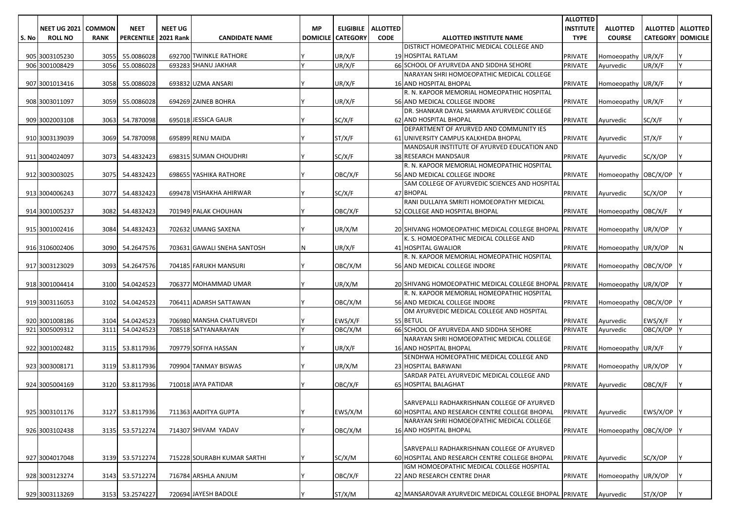| S. No | NEET UG 2021 ROLL NO | COMMON RANK | NEET PERCENTILE | NEET UG 2021 Rank | CANDIDATE NAME | MP DOMICILE | ELIGIBILE CATEGORY | ALLOTTED CODE | ALLOTTED INSTITUTE NAME | ALLOTTED INSTITUTE TYPE | ALLOTTED COURSE | ALLOTTED CATEGORY | ALLOTTED DOMICILE |
|---|---|---|---|---|---|---|---|---|---|---|---|---|---|
| 905 | 3003105230 | 3055 | 55.0086028 | 692700 | TWINKLE RATHORE | Y | UR/X/F | 19 | DISTRICT HOMEOPATHIC MEDICAL COLLEGE AND HOSPITAL RATLAM | PRIVATE | Homoeopathy | UR/X/F | Y |
| 906 | 3001008429 | 3056 | 55.0086028 | 693283 | SHANU JAKHAR | Y | UR/X/F | 66 | SCHOOL OF AYURVEDA AND SIDDHA SEHORE | PRIVATE | Ayurvedic | UR/X/F | Y |
| 907 | 3001013416 | 3058 | 55.0086028 | 693832 | UZMA ANSARI | Y | UR/X/F | 16 | NARAYAN SHRI HOMOEOPATHIC MEDICAL COLLEGE AND HOSPITAL BHOPAL | PRIVATE | Homoeopathy | UR/X/F | Y |
| 908 | 3003011097 | 3059 | 55.0086028 | 694269 | ZAINEB BOHRA | Y | UR/X/F | 56 | R. N. KAPOOR MEMORIAL HOMEOPATHIC HOSPITAL AND MEDICAL COLLEGE INDORE | PRIVATE | Homoeopathy | UR/X/F | Y |
| 909 | 3002003108 | 3063 | 54.7870098 | 695018 | JESSICA GAUR | Y | SC/X/F | 62 | DR. SHANKAR DAYAL SHARMA AYURVEDIC COLLEGE AND HOSPITAL BHOPAL | PRIVATE | Ayurvedic | SC/X/F | Y |
| 910 | 3003139039 | 3069 | 54.7870098 | 695899 | RENU MAIDA | Y | ST/X/F | 61 | DEPARTMENT OF AYURVED AND COMMUNITY IES UNIVERSITY CAMPUS KALKHEDA BHOPAL | PRIVATE | Ayurvedic | ST/X/F | Y |
| 911 | 3004024097 | 3073 | 54.4832423 | 698315 | SUMAN CHOUDHRI | Y | SC/X/F | 38 | MANDSAUR INSTITUTE OF AYURVED EDUCATION AND RESEARCH MANDSAUR | PRIVATE | Ayurvedic | SC/X/OP | Y |
| 912 | 3003003025 | 3075 | 54.4832423 | 698655 | YASHIKA RATHORE | Y | OBC/X/F | 56 | R. N. KAPOOR MEMORIAL HOMEOPATHIC HOSPITAL AND MEDICAL COLLEGE INDORE | PRIVATE | Homoeopathy | OBC/X/OP | Y |
| 913 | 3004006243 | 3077 | 54.4832423 | 699478 | VISHAKHA AHIRWAR | Y | SC/X/F | 47 | SAM COLLEGE OF AYURVEDIC SCIENCES AND HOSPITAL BHOPAL | PRIVATE | Ayurvedic | SC/X/OP | Y |
| 914 | 3001005237 | 3082 | 54.4832423 | 701949 | PALAK CHOUHAN | Y | OBC/X/F | 52 | RANI DULLAIYA SMRITI HOMOEOPATHY MEDICAL COLLEGE AND HOSPITAL BHOPAL | PRIVATE | Homoeopathy | OBC/X/F | Y |
| 915 | 3001002416 | 3084 | 54.4832423 | 702632 | UMANG SAXENA | Y | UR/X/M | 20 | SHIVANG HOMOEOPATHIC MEDICAL COLLEGE BHOPAL | PRIVATE | Homoeopathy | UR/X/OP | Y |
| 916 | 3106002406 | 3090 | 54.2647576 | 703631 | GAWALI SNEHA SANTOSH | N | UR/X/F | 41 | K. S. HOMOEOPATHIC MEDICAL COLLEGE AND HOSPITAL GWALIOR | PRIVATE | Homoeopathy | UR/X/OP | N |
| 917 | 3003123029 | 3093 | 54.2647576 | 704185 | FARUKH MANSURI | Y | OBC/X/M | 56 | R. N. KAPOOR MEMORIAL HOMEOPATHIC HOSPITAL AND MEDICAL COLLEGE INDORE | PRIVATE | Homoeopathy | OBC/X/OP | Y |
| 918 | 3001004414 | 3100 | 54.0424523 | 706377 | MOHAMMAD UMAR | Y | UR/X/M | 20 | SHIVANG HOMOEOPATHIC MEDICAL COLLEGE BHOPAL | PRIVATE | Homoeopathy | UR/X/OP | Y |
| 919 | 3003116053 | 3102 | 54.0424523 | 706411 | ADARSH SATTAWAN | Y | OBC/X/M | 56 | R. N. KAPOOR MEMORIAL HOMEOPATHIC HOSPITAL AND MEDICAL COLLEGE INDORE | PRIVATE | Homoeopathy | OBC/X/OP | Y |
| 920 | 3001008186 | 3104 | 54.0424523 | 706980 | MANSHA CHATURVEDI | Y | EWS/X/F | 55 | OM AYURVEDIC MEDICAL COLLEGE AND HOSPITAL BETUL | PRIVATE | Ayurvedic | EWS/X/F | Y |
| 921 | 3005009312 | 3111 | 54.0424523 | 708518 | SATYANARAYAN | Y | OBC/X/M | 66 | SCHOOL OF AYURVEDA AND SIDDHA SEHORE | PRIVATE | Ayurvedic | OBC/X/OP | Y |
| 922 | 3001002482 | 3115 | 53.8117936 | 709779 | SOFIYA HASSAN | Y | UR/X/F | 16 | NARAYAN SHRI HOMOEOPATHIC MEDICAL COLLEGE AND HOSPITAL BHOPAL | PRIVATE | Homoeopathy | UR/X/F | Y |
| 923 | 3003008171 | 3119 | 53.8117936 | 709904 | TANMAY BISWAS | Y | UR/X/M | 23 | SENDHWA HOMEOPATHIC MEDICAL COLLEGE AND HOSPITAL BARWANI | PRIVATE | Homoeopathy | UR/X/OP | Y |
| 924 | 3005004169 | 3120 | 53.8117936 | 710018 | JAYA PATIDAR | Y | OBC/X/F | 65 | SARDAR PATEL AYURVEDIC MEDICAL COLLEGE AND HOSPITAL BALAGHAT | PRIVATE | Ayurvedic | OBC/X/F | Y |
| 925 | 3003101176 | 3127 | 53.8117936 | 711363 | AADITYA GUPTA | Y | EWS/X/M | 60 | SARVEPALLI RADHAKRISHNAN COLLEGE OF AYURVED HOSPITAL AND RESEARCH CENTRE COLLEGE BHOPAL | PRIVATE | Ayurvedic | EWS/X/OP | Y |
| 926 | 3003102438 | 3135 | 53.5712274 | 714307 | SHIVAM YADAV | Y | OBC/X/M | 16 | NARAYAN SHRI HOMOEOPATHIC MEDICAL COLLEGE AND HOSPITAL BHOPAL | PRIVATE | Homoeopathy | OBC/X/OP | Y |
| 927 | 3004017048 | 3139 | 53.5712274 | 715228 | SOURABH KUMAR SARTHI | Y | SC/X/M | 60 | SARVEPALLI RADHAKRISHNAN COLLEGE OF AYURVED HOSPITAL AND RESEARCH CENTRE COLLEGE BHOPAL | PRIVATE | Ayurvedic | SC/X/OP | Y |
| 928 | 3003123274 | 3143 | 53.5712274 | 716784 | ARSHLA ANJUM | Y | OBC/X/F | 22 | IGM HOMOEOPATHIC MEDICAL COLLEGE HOSPITAL AND RESEARCH CENTRE DHAR | PRIVATE | Homoeopathy | UR/X/OP | Y |
| 929 | 3003113269 | 3153 | 53.2574227 | 720694 | JAYESH BADOLE | Y | ST/X/M | 42 | MANSAROVAR AYURVEDIC MEDICAL COLLEGE BHOPAL | PRIVATE | Ayurvedic | ST/X/OP | Y |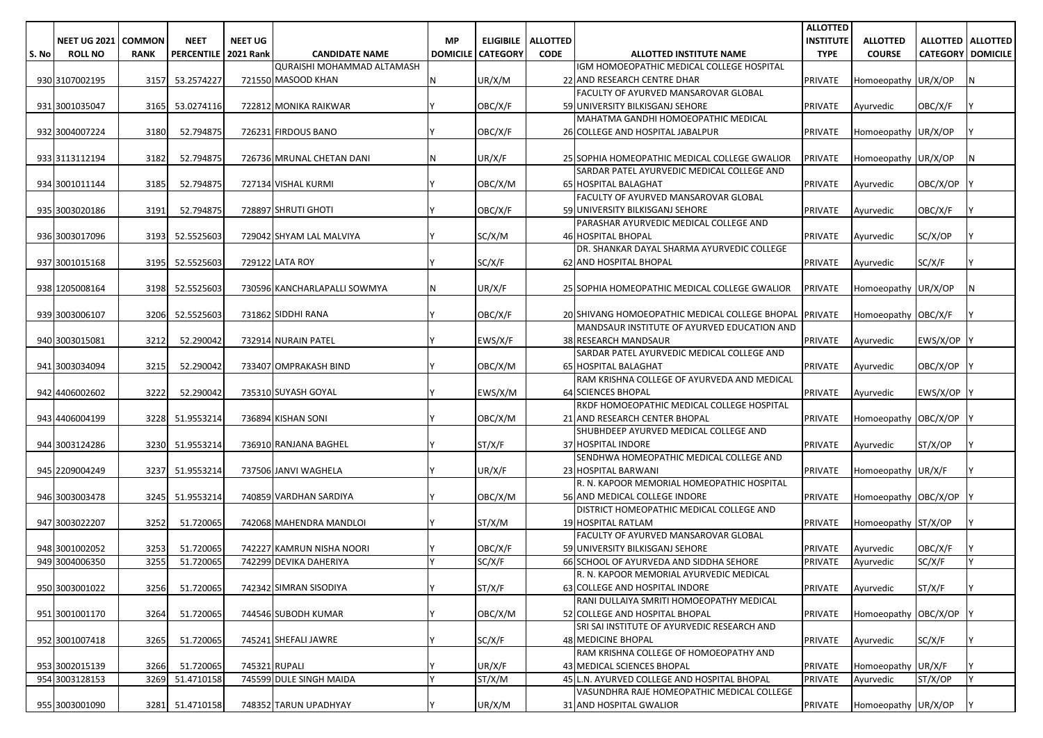| S. No | NEET UG 2021 ROLL NO | COMMON RANK | NEET PERCENTILE | NEET UG 2021 Rank | CANDIDATE NAME | MP DOMICILE | ELIGIBILE CATEGORY | ALLOTTED CODE | ALLOTTED INSTITUTE NAME | ALLOTTED INSTITUTE TYPE | ALLOTTED COURSE | ALLOTTED CATEGORY | ALLOTTED DOMICILE |
|---|---|---|---|---|---|---|---|---|---|---|---|---|---|
| 930 | 3107002195 | 3157 | 53.2574227 | 721550 | QURAISHI MOHAMMAD ALTAMASH MASOOD KHAN | N | UR/X/M | 22 | IGM HOMOEOPATHIC MEDICAL COLLEGE HOSPITAL AND RESEARCH CENTRE DHAR | PRIVATE | Homoeopathy | UR/X/OP | N |
| 931 | 3001035047 | 3165 | 53.0274116 | 722812 | MONIKA RAIKWAR | Y | OBC/X/F | 59 | FACULTY OF AYURVED MANSAROVAR GLOBAL UNIVERSITY BILKISGANJ SEHORE | PRIVATE | Ayurvedic | OBC/X/F | Y |
| 932 | 3004007224 | 3180 | 52.794875 | 726231 | FIRDOUS BANO | Y | OBC/X/F | 26 | MAHATMA GANDHI HOMOEOPATHIC MEDICAL COLLEGE AND HOSPITAL JABALPUR | PRIVATE | Homoeopathy | UR/X/OP | Y |
| 933 | 3113112194 | 3182 | 52.794875 | 726736 | MRUNAL CHETAN DANI | N | UR/X/F | 25 | SOPHIA HOMEOPATHIC MEDICAL COLLEGE GWALIOR | PRIVATE | Homoeopathy | UR/X/OP | N |
| 934 | 3001011144 | 3185 | 52.794875 | 727134 | VISHAL KURMI | Y | OBC/X/M | 65 | SARDAR PATEL AYURVEDIC MEDICAL COLLEGE AND HOSPITAL BALAGHAT | PRIVATE | Ayurvedic | OBC/X/OP | Y |
| 935 | 3003020186 | 3191 | 52.794875 | 728897 | SHRUTI GHOTI | Y | OBC/X/F | 59 | FACULTY OF AYURVED MANSAROVAR GLOBAL UNIVERSITY BILKISGANJ SEHORE | PRIVATE | Ayurvedic | OBC/X/F | Y |
| 936 | 3003017096 | 3193 | 52.5525603 | 729042 | SHYAM LAL MALVIYA | Y | SC/X/M | 46 | PARASHAR AYURVEDIC MEDICAL COLLEGE AND HOSPITAL BHOPAL | PRIVATE | Ayurvedic | SC/X/OP | Y |
| 937 | 3001015168 | 3195 | 52.5525603 | 729122 | LATA ROY | Y | SC/X/F | 62 | DR. SHANKAR DAYAL SHARMA AYURVEDIC COLLEGE AND HOSPITAL BHOPAL | PRIVATE | Ayurvedic | SC/X/F | Y |
| 938 | 1205008164 | 3198 | 52.5525603 | 730596 | KANCHARLAPALLI SOWMYA | N | UR/X/F | 25 | SOPHIA HOMEOPATHIC MEDICAL COLLEGE GWALIOR | PRIVATE | Homoeopathy | UR/X/OP | N |
| 939 | 3003006107 | 3206 | 52.5525603 | 731862 | SIDDHI RANA | Y | OBC/X/F | 20 | SHIVANG HOMOEOPATHIC MEDICAL COLLEGE BHOPAL | PRIVATE | Homoeopathy | OBC/X/F | Y |
| 940 | 3003015081 | 3212 | 52.290042 | 732914 | NURAIN PATEL | Y | EWS/X/F | 38 | MANDSAUR INSTITUTE OF AYURVED EDUCATION AND RESEARCH MANDSAUR | PRIVATE | Ayurvedic | EWS/X/OP | Y |
| 941 | 3003034094 | 3215 | 52.290042 | 733407 | OMPRAKASH BIND | Y | OBC/X/M | 65 | SARDAR PATEL AYURVEDIC MEDICAL COLLEGE AND HOSPITAL BALAGHAT | PRIVATE | Ayurvedic | OBC/X/OP | Y |
| 942 | 4406002602 | 3222 | 52.290042 | 735310 | SUYASH GOYAL | Y | EWS/X/M | 64 | RAM KRISHNA COLLEGE OF AYURVEDA AND MEDICAL SCIENCES BHOPAL | PRIVATE | Ayurvedic | EWS/X/OP | Y |
| 943 | 4406004199 | 3228 | 51.9553214 | 736894 | KISHAN SONI | Y | OBC/X/M | 21 | RKDF HOMOEOPATHIC MEDICAL COLLEGE HOSPITAL AND RESEARCH CENTER BHOPAL | PRIVATE | Homoeopathy | OBC/X/OP | Y |
| 944 | 3003124286 | 3230 | 51.9553214 | 736910 | RANJANA BAGHEL | Y | ST/X/F | 37 | SHUBHDEEP AYURVED MEDICAL COLLEGE AND HOSPITAL INDORE | PRIVATE | Ayurvedic | ST/X/OP | Y |
| 945 | 2209004249 | 3237 | 51.9553214 | 737506 | JANVI WAGHELA | Y | UR/X/F | 23 | SENDHWA HOMEOPATHIC MEDICAL COLLEGE AND HOSPITAL BARWANI | PRIVATE | Homoeopathy | UR/X/F | Y |
| 946 | 3003003478 | 3245 | 51.9553214 | 740859 | VARDHAN SARDIYA | Y | OBC/X/M | 56 | R. N. KAPOOR MEMORIAL HOMEOPATHIC HOSPITAL AND MEDICAL COLLEGE INDORE | PRIVATE | Homoeopathy | OBC/X/OP | Y |
| 947 | 3003022207 | 3252 | 51.720065 | 742068 | MAHENDRA MANDLOI | Y | ST/X/M | 19 | DISTRICT HOMEOPATHIC MEDICAL COLLEGE AND HOSPITAL RATLAM | PRIVATE | Homoeopathy | ST/X/OP | Y |
| 948 | 3001002052 | 3253 | 51.720065 | 742227 | KAMRUN NISHA NOORI | Y | OBC/X/F | 59 | FACULTY OF AYURVED MANSAROVAR GLOBAL UNIVERSITY BILKISGANJ SEHORE | PRIVATE | Ayurvedic | OBC/X/F | Y |
| 949 | 3004006350 | 3255 | 51.720065 | 742299 | DEVIKA DAHERIYA | Y | SC/X/F | 66 | SCHOOL OF AYURVEDA AND SIDDHA SEHORE | PRIVATE | Ayurvedic | SC/X/F | Y |
| 950 | 3003001022 | 3256 | 51.720065 | 742342 | SIMRAN SISODIYA | Y | ST/X/F | 63 | R. N. KAPOOR MEMORIAL AYURVEDIC MEDICAL COLLEGE AND HOSPITAL INDORE | PRIVATE | Ayurvedic | ST/X/F | Y |
| 951 | 3001001170 | 3264 | 51.720065 | 744546 | SUBODH KUMAR | Y | OBC/X/M | 52 | RANI DULLAIYA SMRITI HOMOEOPATHY MEDICAL COLLEGE AND HOSPITAL BHOPAL | PRIVATE | Homoeopathy | OBC/X/OP | Y |
| 952 | 3001007418 | 3265 | 51.720065 | 745241 | SHEFALI JAWRE | Y | SC/X/F | 48 | SRI SAI INSTITUTE OF AYURVEDIC RESEARCH AND MEDICINE BHOPAL | PRIVATE | Ayurvedic | SC/X/F | Y |
| 953 | 3002015139 | 3266 | 51.720065 | 745321 | RUPALI | Y | UR/X/F | 43 | RAM KRISHNA COLLEGE OF HOMOEOPATHY AND MEDICAL SCIENCES BHOPAL | PRIVATE | Homoeopathy | UR/X/F | Y |
| 954 | 3003128153 | 3269 | 51.4710158 | 745599 | DULE SINGH MAIDA | Y | ST/X/M | 45 | L.N. AYURVED COLLEGE AND HOSPITAL BHOPAL | PRIVATE | Ayurvedic | ST/X/OP | Y |
| 955 | 3003001090 | 3281 | 51.4710158 | 748352 | TARUN UPADHYAY | Y | UR/X/M | 31 | VASUNDHRA RAJE HOMEOPATHIC MEDICAL COLLEGE AND HOSPITAL GWALIOR | PRIVATE | Homoeopathy | UR/X/OP | Y |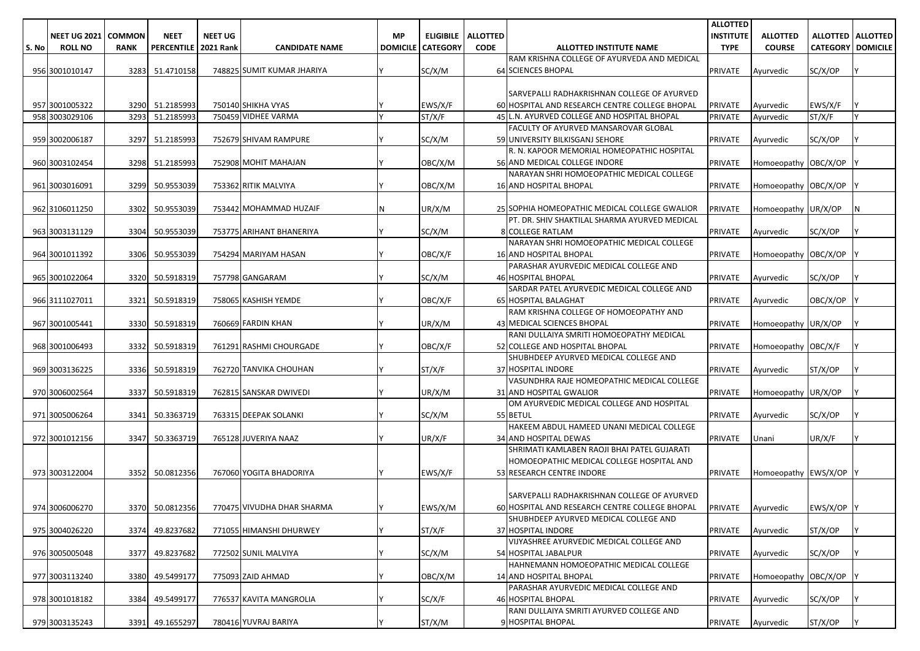| S. No | NEET UG 2021 ROLL NO | COMMON RANK | NEET PERCENTILE | NEET UG 2021 Rank | CANDIDATE NAME | MP DOMICILE | ELIGIBILE CATEGORY | ALLOTTED CODE | ALLOTTED INSTITUTE NAME | ALLOTTED INSTITUTE TYPE | ALLOTTED COURSE | ALLOTTED CATEGORY | ALLOTTED DOMICILE |
|---|---|---|---|---|---|---|---|---|---|---|---|---|---|
| 956 | 3001010147 | 3283 | 51.4710158 | 748825 | SUMIT KUMAR JHARIYA | Y | SC/X/M | 64 | RAM KRISHNA COLLEGE OF AYURVEDA AND MEDICAL SCIENCES BHOPAL | PRIVATE | Ayurvedic | SC/X/OP | Y |
| 957 | 3001005322 | 3290 | 51.2185993 | 750140 | SHIKHA VYAS | Y | EWS/X/F | 60 | SARVEPALLI RADHAKRISHNAN COLLEGE OF AYURVED HOSPITAL AND RESEARCH CENTRE COLLEGE BHOPAL | PRIVATE | Ayurvedic | EWS/X/F | Y |
| 958 | 3003029106 | 3293 | 51.2185993 | 750459 | VIDHEE VARMA | Y | ST/X/F | 45 | L.N. AYURVED COLLEGE AND HOSPITAL BHOPAL | PRIVATE | Ayurvedic | ST/X/F | Y |
| 959 | 3002006187 | 3297 | 51.2185993 | 752679 | SHIVAM RAMPURE | Y | SC/X/M | 59 | FACULTY OF AYURVED MANSAROVAR GLOBAL UNIVERSITY BILKISGANJ SEHORE | PRIVATE | Ayurvedic | SC/X/OP | Y |
| 960 | 3003102454 | 3298 | 51.2185993 | 752908 | MOHIT MAHAJAN | Y | OBC/X/M | 56 | R. N. KAPOOR MEMORIAL HOMEOPATHIC HOSPITAL AND MEDICAL COLLEGE INDORE | PRIVATE | Homoeopathy | OBC/X/OP | Y |
| 961 | 3003016091 | 3299 | 50.9553039 | 753362 | RITIK MALVIYA | Y | OBC/X/M | 16 | NARAYAN SHRI HOMOEOPATHIC MEDICAL COLLEGE AND HOSPITAL BHOPAL | PRIVATE | Homoeopathy | OBC/X/OP | Y |
| 962 | 3106011250 | 3302 | 50.9553039 | 753442 | MOHAMMAD HUZAIF | N | UR/X/M | 25 | SOPHIA HOMEOPATHIC MEDICAL COLLEGE GWALIOR | PRIVATE | Homoeopathy | UR/X/OP | N |
| 963 | 3003131129 | 3304 | 50.9553039 | 753775 | ARIHANT BHANERIYA | Y | SC/X/M | 8 | PT. DR. SHIV SHAKTILAL SHARMA AYURVED MEDICAL COLLEGE RATLAM | PRIVATE | Ayurvedic | SC/X/OP | Y |
| 964 | 3001011392 | 3306 | 50.9553039 | 754294 | MARIYAM HASAN | Y | OBC/X/F | 16 | NARAYAN SHRI HOMOEOPATHIC MEDICAL COLLEGE AND HOSPITAL BHOPAL | PRIVATE | Homoeopathy | OBC/X/OP | Y |
| 965 | 3001022064 | 3320 | 50.5918319 | 757798 | GANGARAM | Y | SC/X/M | 46 | PARASHAR AYURVEDIC MEDICAL COLLEGE AND HOSPITAL BHOPAL | PRIVATE | Ayurvedic | SC/X/OP | Y |
| 966 | 3111027011 | 3321 | 50.5918319 | 758065 | KASHISH YEMDE | Y | OBC/X/F | 65 | SARDAR PATEL AYURVEDIC MEDICAL COLLEGE AND HOSPITAL BALAGHAT | PRIVATE | Ayurvedic | OBC/X/OP | Y |
| 967 | 3001005441 | 3330 | 50.5918319 | 760669 | FARDIN KHAN | Y | UR/X/M | 43 | RAM KRISHNA COLLEGE OF HOMOEOPATHY AND MEDICAL SCIENCES BHOPAL | PRIVATE | Homoeopathy | UR/X/OP | Y |
| 968 | 3001006493 | 3332 | 50.5918319 | 761291 | RASHMI CHOURGADE | Y | OBC/X/F | 52 | RANI DULLAIYA SMRITI HOMOEOPATHY MEDICAL COLLEGE AND HOSPITAL BHOPAL | PRIVATE | Homoeopathy | OBC/X/F | Y |
| 969 | 3003136225 | 3336 | 50.5918319 | 762720 | TANVIKA CHOUHAN | Y | ST/X/F | 37 | SHUBHDEEP AYURVED MEDICAL COLLEGE AND HOSPITAL INDORE | PRIVATE | Ayurvedic | ST/X/OP | Y |
| 970 | 3006002564 | 3337 | 50.5918319 | 762815 | SANSKAR DWIVEDI | Y | UR/X/M | 31 | VASUNDHRA RAJE HOMEOPATHIC MEDICAL COLLEGE AND HOSPITAL GWALIOR | PRIVATE | Homoeopathy | UR/X/OP | Y |
| 971 | 3005006264 | 3341 | 50.3363719 | 763315 | DEEPAK SOLANKI | Y | SC/X/M | 55 | OM AYURVEDIC MEDICAL COLLEGE AND HOSPITAL BETUL | PRIVATE | Ayurvedic | SC/X/OP | Y |
| 972 | 3001012156 | 3347 | 50.3363719 | 765128 | JUVERIYA NAAZ | Y | UR/X/F | 34 | HAKEEM ABDUL HAMEED UNANI MEDICAL COLLEGE AND HOSPITAL DEWAS | PRIVATE | Unani | UR/X/F | Y |
| 973 | 3003122004 | 3352 | 50.0812356 | 767060 | YOGITA BHADORIYA | Y | EWS/X/F | 53 | SHRIMATI KAMLABEN RAOJI BHAI PATEL GUJARATI HOMOEOPATHIC MEDICAL COLLEGE HOSPITAL AND RESEARCH CENTRE INDORE | PRIVATE | Homoeopathy | EWS/X/OP | Y |
| 974 | 3006006270 | 3370 | 50.0812356 | 770475 | VIVUDHA DHAR SHARMA | Y | EWS/X/M | 60 | SARVEPALLI RADHAKRISHNAN COLLEGE OF AYURVED HOSPITAL AND RESEARCH CENTRE COLLEGE BHOPAL | PRIVATE | Ayurvedic | EWS/X/OP | Y |
| 975 | 3004026220 | 3374 | 49.8237682 | 771055 | HIMANSHI DHURWEY | Y | ST/X/F | 37 | SHUBHDEEP AYURVED MEDICAL COLLEGE AND HOSPITAL INDORE | PRIVATE | Ayurvedic | ST/X/OP | Y |
| 976 | 3005005048 | 3377 | 49.8237682 | 772502 | SUNIL MALVIYA | Y | SC/X/M | 54 | VIJYASHREE AYURVEDIC MEDICAL COLLEGE AND HOSPITAL JABALPUR | PRIVATE | Ayurvedic | SC/X/OP | Y |
| 977 | 3003113240 | 3380 | 49.5499177 | 775093 | ZAID AHMAD | Y | OBC/X/M | 14 | HAHNEMANN HOMOEOPATHIC MEDICAL COLLEGE AND HOSPITAL BHOPAL | PRIVATE | Homoeopathy | OBC/X/OP | Y |
| 978 | 3001018182 | 3384 | 49.5499177 | 776537 | KAVITA MANGROLIA | Y | SC/X/F | 46 | PARASHAR AYURVEDIC MEDICAL COLLEGE AND HOSPITAL BHOPAL | PRIVATE | Ayurvedic | SC/X/OP | Y |
| 979 | 3003135243 | 3391 | 49.1655297 | 780416 | YUVRAJ BARIYA | Y | ST/X/M | 9 | RANI DULLAIYA SMRITI AYURVED COLLEGE AND HOSPITAL BHOPAL | PRIVATE | Ayurvedic | ST/X/OP | Y |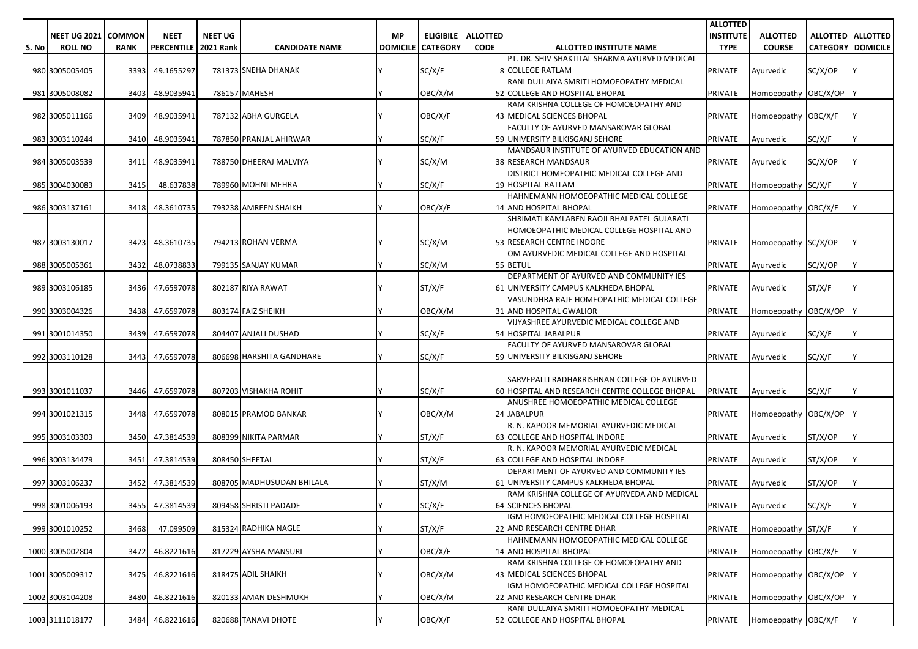| S. No | NEET UG 2021 ROLL NO | COMMON RANK | NEET PERCENTILE | NEET UG 2021 Rank | CANDIDATE NAME | MP DOMICILE | ELIGIBILE CATEGORY | ALLOTTED CODE | ALLOTTED INSTITUTE NAME | ALLOTTED INSTITUTE TYPE | ALLOTTED COURSE | ALLOTTED CATEGORY | ALLOTTED DOMICILE |
|---|---|---|---|---|---|---|---|---|---|---|---|---|---|
| 980 | 3005005405 | 3393 | 49.1655297 | 781373 | SNEHA DHANAK | Y | SC/X/F | 8 | PT. DR. SHIV SHAKTILAL SHARMA AYURVED MEDICAL COLLEGE RATLAM | PRIVATE | Ayurvedic | SC/X/OP | Y |
| 981 | 3005008082 | 3403 | 48.9035941 | 786157 | MAHESH | Y | OBC/X/M | 52 | RANI DULLAIYA SMRITI HOMOEOPATHY MEDICAL COLLEGE AND HOSPITAL BHOPAL | PRIVATE | Homoeopathy | OBC/X/OP | Y |
| 982 | 3005011166 | 3409 | 48.9035941 | 787132 | ABHA GURGELA | Y | OBC/X/F | 43 | RAM KRISHNA COLLEGE OF HOMOEOPATHY AND MEDICAL SCIENCES BHOPAL | PRIVATE | Homoeopathy | OBC/X/F | Y |
| 983 | 3003110244 | 3410 | 48.9035941 | 787850 | PRANJAL AHIRWAR | Y | SC/X/F | 59 | FACULTY OF AYURVED MANSAROVAR GLOBAL UNIVERSITY BILKISGANJ SEHORE | PRIVATE | Ayurvedic | SC/X/F | Y |
| 984 | 3005003539 | 3411 | 48.9035941 | 788750 | DHEERAJ MALVIYA | Y | SC/X/M | 38 | MANDSAUR INSTITUTE OF AYURVED EDUCATION AND RESEARCH MANDSAUR | PRIVATE | Ayurvedic | SC/X/OP | Y |
| 985 | 3004030083 | 3415 | 48.637838 | 789960 | MOHNI MEHRA | Y | SC/X/F | 19 | DISTRICT HOMEOPATHIC MEDICAL COLLEGE AND HOSPITAL RATLAM | PRIVATE | Homoeopathy | SC/X/F | Y |
| 986 | 3003137161 | 3418 | 48.3610735 | 793238 | AMREEN SHAIKH | Y | OBC/X/F | 14 | HAHNEMANN HOMOEOPATHIC MEDICAL COLLEGE AND HOSPITAL BHOPAL | PRIVATE | Homoeopathy | OBC/X/F | Y |
| 987 | 3003130017 | 3423 | 48.3610735 | 794213 | ROHAN VERMA | Y | SC/X/M | 53 | SHRIMATI KAMLABEN RAOJI BHAI PATEL GUJARATI HOMOEOPATHIC MEDICAL COLLEGE HOSPITAL AND RESEARCH CENTRE INDORE | PRIVATE | Homoeopathy | SC/X/OP | Y |
| 988 | 3005005361 | 3432 | 48.0738833 | 799135 | SANJAY KUMAR | Y | SC/X/M | 55 | OM AYURVEDIC MEDICAL COLLEGE AND HOSPITAL BETUL | PRIVATE | Ayurvedic | SC/X/OP | Y |
| 989 | 3003106185 | 3436 | 47.6597078 | 802187 | RIYA RAWAT | Y | ST/X/F | 61 | DEPARTMENT OF AYURVED AND COMMUNITY IES UNIVERSITY CAMPUS KALKHEDA BHOPAL | PRIVATE | Ayurvedic | ST/X/F | Y |
| 990 | 3003004326 | 3438 | 47.6597078 | 803174 | FAIZ SHEIKH | Y | OBC/X/M | 31 | VASUNDHRA RAJE HOMEOPATHIC MEDICAL COLLEGE AND HOSPITAL GWALIOR | PRIVATE | Homoeopathy | OBC/X/OP | Y |
| 991 | 3001014350 | 3439 | 47.6597078 | 804407 | ANJALI DUSHAD | Y | SC/X/F | 54 | VIJYASHREE AYURVEDIC MEDICAL COLLEGE AND HOSPITAL JABALPUR | PRIVATE | Ayurvedic | SC/X/F | Y |
| 992 | 3003110128 | 3443 | 47.6597078 | 806698 | HARSHITA GANDHARE | Y | SC/X/F | 59 | FACULTY OF AYURVED MANSAROVAR GLOBAL UNIVERSITY BILKISGANJ SEHORE | PRIVATE | Ayurvedic | SC/X/F | Y |
| 993 | 3001011037 | 3446 | 47.6597078 | 807203 | VISHAKHA ROHIT | Y | SC/X/F | 60 | SARVEPALLI RADHAKRISHNAN COLLEGE OF AYURVED HOSPITAL AND RESEARCH CENTRE COLLEGE BHOPAL | PRIVATE | Ayurvedic | SC/X/F | Y |
| 994 | 3001021315 | 3448 | 47.6597078 | 808015 | PRAMOD BANKAR | Y | OBC/X/M | 24 | ANUSHREE HOMOEOPATHIC MEDICAL COLLEGE JABALPUR | PRIVATE | Homoeopathy | OBC/X/OP | Y |
| 995 | 3003103303 | 3450 | 47.3814539 | 808399 | NIKITA PARMAR | Y | ST/X/F | 63 | R. N. KAPOOR MEMORIAL AYURVEDIC MEDICAL COLLEGE AND HOSPITAL INDORE | PRIVATE | Ayurvedic | ST/X/OP | Y |
| 996 | 3003134479 | 3451 | 47.3814539 | 808450 | SHEETAL | Y | ST/X/F | 63 | R. N. KAPOOR MEMORIAL AYURVEDIC MEDICAL COLLEGE AND HOSPITAL INDORE | PRIVATE | Ayurvedic | ST/X/OP | Y |
| 997 | 3003106237 | 3452 | 47.3814539 | 808705 | MADHUSUDAN BHILALA | Y | ST/X/M | 61 | DEPARTMENT OF AYURVED AND COMMUNITY IES UNIVERSITY CAMPUS KALKHEDA BHOPAL | PRIVATE | Ayurvedic | ST/X/OP | Y |
| 998 | 3001006193 | 3455 | 47.3814539 | 809458 | SHRISTI PADADE | Y | SC/X/F | 64 | RAM KRISHNA COLLEGE OF AYURVEDA AND MEDICAL SCIENCES BHOPAL | PRIVATE | Ayurvedic | SC/X/F | Y |
| 999 | 3001010252 | 3468 | 47.099509 | 815324 | RADHIKA NAGLE | Y | ST/X/F | 22 | IGM HOMOEOPATHIC MEDICAL COLLEGE HOSPITAL AND RESEARCH CENTRE DHAR | PRIVATE | Homoeopathy | ST/X/F | Y |
| 1000 | 3005002804 | 3472 | 46.8221616 | 817229 | AYSHA MANSURI | Y | OBC/X/F | 14 | HAHNEMANN HOMOEOPATHIC MEDICAL COLLEGE AND HOSPITAL BHOPAL | PRIVATE | Homoeopathy | OBC/X/F | Y |
| 1001 | 3005009317 | 3475 | 46.8221616 | 818475 | ADIL SHAIKH | Y | OBC/X/M | 43 | RAM KRISHNA COLLEGE OF HOMOEOPATHY AND MEDICAL SCIENCES BHOPAL | PRIVATE | Homoeopathy | OBC/X/OP | Y |
| 1002 | 3003104208 | 3480 | 46.8221616 | 820133 | AMAN DESHMUKH | Y | OBC/X/M | 22 | IGM HOMOEOPATHIC MEDICAL COLLEGE HOSPITAL AND RESEARCH CENTRE DHAR | PRIVATE | Homoeopathy | OBC/X/OP | Y |
| 1003 | 3111018177 | 3484 | 46.8221616 | 820688 | TANAVI DHOTE | Y | OBC/X/F | 52 | RANI DULLAIYA SMRITI HOMOEOPATHY MEDICAL COLLEGE AND HOSPITAL BHOPAL | PRIVATE | Homoeopathy | OBC/X/F | Y |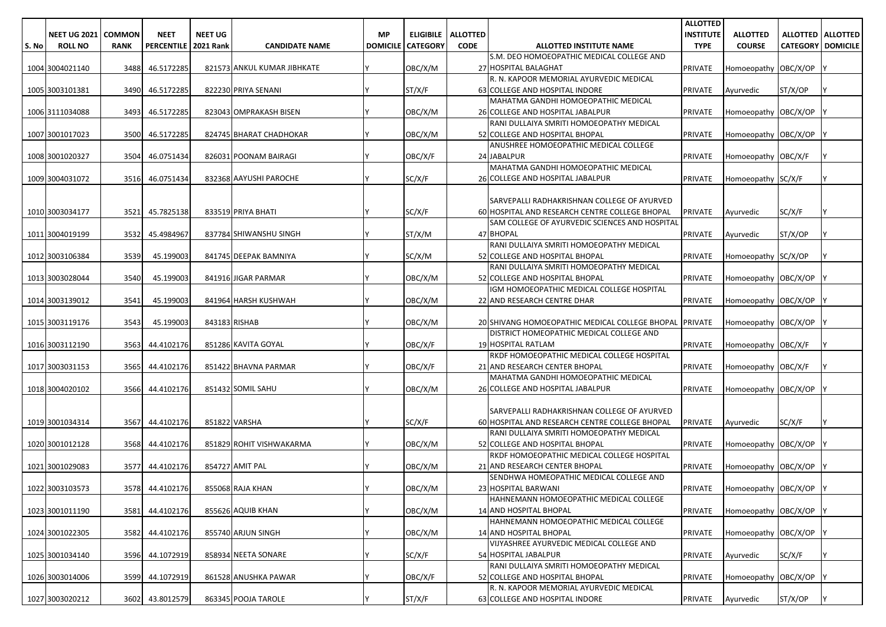| S. No | NEET UG 2021 ROLL NO | COMMON RANK | NEET PERCENTILE | NEET UG 2021 Rank | CANDIDATE NAME | MP DOMICILE | ELIGIBILE CATEGORY | ALLOTTED CODE | ALLOTTED INSTITUTE NAME | ALLOTTED INSTITUTE TYPE | ALLOTTED COURSE | ALLOTTED CATEGORY | ALLOTTED DOMICILE |
|---|---|---|---|---|---|---|---|---|---|---|---|---|---|
| 1004 | 3004021140 | 3488 | 46.5172285 | 821573 | ANKUL KUMAR JIBHKATE | Y | OBC/X/M | 27 | S.M. DEO HOMOEOPATHIC MEDICAL COLLEGE AND HOSPITAL BALAGHAT | PRIVATE | Homoeopathy | OBC/X/OP | Y |
| 1005 | 3003101381 | 3490 | 46.5172285 | 822230 | PRIYA SENANI | Y | ST/X/F | 63 | R. N. KAPOOR MEMORIAL AYURVEDIC MEDICAL COLLEGE AND HOSPITAL INDORE | PRIVATE | Ayurvedic | ST/X/OP | Y |
| 1006 | 3111034088 | 3493 | 46.5172285 | 823043 | OMPRAKASH BISEN | Y | OBC/X/M | 26 | MAHATMA GANDHI HOMOEOPATHIC MEDICAL COLLEGE AND HOSPITAL JABALPUR | PRIVATE | Homoeopathy | OBC/X/OP | Y |
| 1007 | 3001017023 | 3500 | 46.5172285 | 824745 | BHARAT CHADHOKAR | Y | OBC/X/M | 52 | RANI DULLAIYA SMRITI HOMOEOPATHY MEDICAL COLLEGE AND HOSPITAL BHOPAL | PRIVATE | Homoeopathy | OBC/X/OP | Y |
| 1008 | 3001020327 | 3504 | 46.0751434 | 826031 | POONAM BAIRAGI | Y | OBC/X/F | 24 | ANUSHREE HOMOEOPATHIC MEDICAL COLLEGE JABALPUR | PRIVATE | Homoeopathy | OBC/X/F | Y |
| 1009 | 3004031072 | 3516 | 46.0751434 | 832368 | AAYUSHI PAROCHE | Y | SC/X/F | 26 | MAHATMA GANDHI HOMOEOPATHIC MEDICAL COLLEGE AND HOSPITAL JABALPUR | PRIVATE | Homoeopathy | SC/X/F | Y |
| 1010 | 3003034177 | 3521 | 45.7825138 | 833519 | PRIYA BHATI | Y | SC/X/F | 60 | SARVEPALLI RADHAKRISHNAN COLLEGE OF AYURVED HOSPITAL AND RESEARCH CENTRE COLLEGE BHOPAL | PRIVATE | Ayurvedic | SC/X/F | Y |
| 1011 | 3004019199 | 3532 | 45.4984967 | 837784 | SHIWANSHU SINGH | Y | ST/X/M | 47 | SAM COLLEGE OF AYURVEDIC SCIENCES AND HOSPITAL BHOPAL | PRIVATE | Ayurvedic | ST/X/OP | Y |
| 1012 | 3003106384 | 3539 | 45.199003 | 841745 | DEEPAK BAMNIYA | Y | SC/X/M | 52 | RANI DULLAIYA SMRITI HOMOEOPATHY MEDICAL COLLEGE AND HOSPITAL BHOPAL | PRIVATE | Homoeopathy | SC/X/OP | Y |
| 1013 | 3003028044 | 3540 | 45.199003 | 841916 | JIGAR PARMAR | Y | OBC/X/M | 52 | RANI DULLAIYA SMRITI HOMOEOPATHY MEDICAL COLLEGE AND HOSPITAL BHOPAL | PRIVATE | Homoeopathy | OBC/X/OP | Y |
| 1014 | 3003139012 | 3541 | 45.199003 | 841964 | HARSH KUSHWAH | Y | OBC/X/M | 22 | IGM HOMOEOPATHIC MEDICAL COLLEGE HOSPITAL AND RESEARCH CENTRE DHAR | PRIVATE | Homoeopathy | OBC/X/OP | Y |
| 1015 | 3003119176 | 3543 | 45.199003 | 843183 | RISHAB | Y | OBC/X/M | 20 | SHIVANG HOMOEOPATHIC MEDICAL COLLEGE BHOPAL | PRIVATE | Homoeopathy | OBC/X/OP | Y |
| 1016 | 3003112190 | 3563 | 44.4102176 | 851286 | KAVITA GOYAL | Y | OBC/X/F | 19 | DISTRICT HOMEOPATHIC MEDICAL COLLEGE AND HOSPITAL RATLAM | PRIVATE | Homoeopathy | OBC/X/F | Y |
| 1017 | 3003031153 | 3565 | 44.4102176 | 851422 | BHAVNA PARMAR | Y | OBC/X/F | 21 | RKDF HOMOEOPATHIC MEDICAL COLLEGE HOSPITAL AND RESEARCH CENTER BHOPAL | PRIVATE | Homoeopathy | OBC/X/F | Y |
| 1018 | 3004020102 | 3566 | 44.4102176 | 851432 | SOMIL SAHU | Y | OBC/X/M | 26 | MAHATMA GANDHI HOMOEOPATHIC MEDICAL COLLEGE AND HOSPITAL JABALPUR | PRIVATE | Homoeopathy | OBC/X/OP | Y |
| 1019 | 3001034314 | 3567 | 44.4102176 | 851822 | VARSHA | Y | SC/X/F | 60 | SARVEPALLI RADHAKRISHNAN COLLEGE OF AYURVED HOSPITAL AND RESEARCH CENTRE COLLEGE BHOPAL | PRIVATE | Ayurvedic | SC/X/F | Y |
| 1020 | 3001012128 | 3568 | 44.4102176 | 851829 | ROHIT VISHWAKARMA | Y | OBC/X/M | 52 | RANI DULLAIYA SMRITI HOMOEOPATHY MEDICAL COLLEGE AND HOSPITAL BHOPAL | PRIVATE | Homoeopathy | OBC/X/OP | Y |
| 1021 | 3001029083 | 3577 | 44.4102176 | 854727 | AMIT PAL | Y | OBC/X/M | 21 | RKDF HOMOEOPATHIC MEDICAL COLLEGE HOSPITAL AND RESEARCH CENTER BHOPAL | PRIVATE | Homoeopathy | OBC/X/OP | Y |
| 1022 | 3003103573 | 3578 | 44.4102176 | 855068 | RAJA KHAN | Y | OBC/X/M | 23 | SENDHWA HOMEOPATHIC MEDICAL COLLEGE AND HOSPITAL BARWANI | PRIVATE | Homoeopathy | OBC/X/OP | Y |
| 1023 | 3001011190 | 3581 | 44.4102176 | 855626 | AQUIB KHAN | Y | OBC/X/M | 14 | HAHNEMANN HOMOEOPATHIC MEDICAL COLLEGE AND HOSPITAL BHOPAL | PRIVATE | Homoeopathy | OBC/X/OP | Y |
| 1024 | 3001022305 | 3582 | 44.4102176 | 855740 | ARJUN SINGH | Y | OBC/X/M | 14 | HAHNEMANN HOMOEOPATHIC MEDICAL COLLEGE AND HOSPITAL BHOPAL | PRIVATE | Homoeopathy | OBC/X/OP | Y |
| 1025 | 3001034140 | 3596 | 44.1072919 | 858934 | NEETA SONARE | Y | SC/X/F | 54 | VIJYASHREE AYURVEDIC MEDICAL COLLEGE AND HOSPITAL JABALPUR | PRIVATE | Ayurvedic | SC/X/F | Y |
| 1026 | 3003014006 | 3599 | 44.1072919 | 861528 | ANUSHKA PAWAR | Y | OBC/X/F | 52 | RANI DULLAIYA SMRITI HOMOEOPATHY MEDICAL COLLEGE AND HOSPITAL BHOPAL | PRIVATE | Homoeopathy | OBC/X/OP | Y |
| 1027 | 3003020212 | 3602 | 43.8012579 | 863345 | POOJA TAROLE | Y | ST/X/F | 63 | R. N. KAPOOR MEMORIAL AYURVEDIC MEDICAL COLLEGE AND HOSPITAL INDORE | PRIVATE | Ayurvedic | ST/X/OP | Y |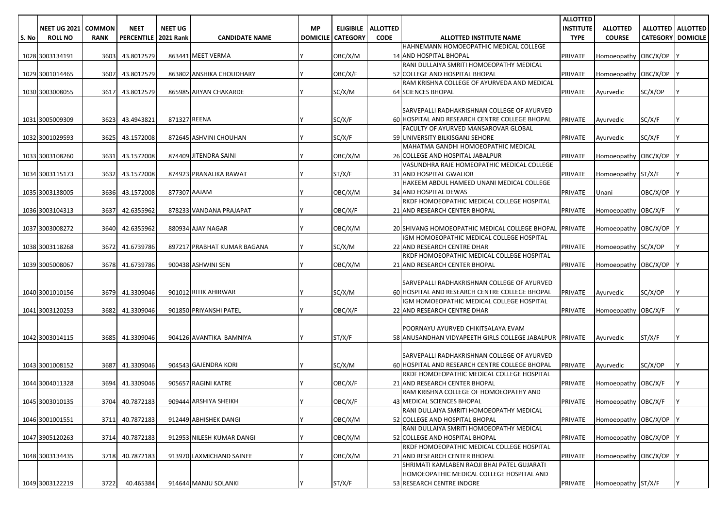| S. No | NEET UG 2021 ROLL NO | COMMON RANK | NEET PERCENTILE | NEET UG 2021 Rank | CANDIDATE NAME | MP DOMICILE | ELIGIBILE CATEGORY | ALLOTTED CODE | ALLOTTED INSTITUTE NAME | ALLOTTED INSTITUTE TYPE | ALLOTTED COURSE | ALLOTTED CATEGORY | ALLOTTED DOMICILE |
|---|---|---|---|---|---|---|---|---|---|---|---|---|---|
| 1028 | 3003134191 | 3603 | 43.8012579 | 863441 | MEET VERMA | Y | OBC/X/M | 14 | HAHNEMANN HOMOEOPATHIC MEDICAL COLLEGE AND HOSPITAL BHOPAL | PRIVATE | Homoeopathy | OBC/X/OP | Y |
| 1029 | 3001014465 | 3607 | 43.8012579 | 863802 | ANSHIKA CHOUDHARY | Y | OBC/X/F | 52 | RANI DULLAIYA SMRITI HOMOEOPATHY MEDICAL COLLEGE AND HOSPITAL BHOPAL | PRIVATE | Homoeopathy | OBC/X/OP | Y |
| 1030 | 3003008055 | 3617 | 43.8012579 | 865985 | ARYAN CHAKARDE | Y | SC/X/M | 64 | RAM KRISHNA COLLEGE OF AYURVEDA AND MEDICAL SCIENCES BHOPAL | PRIVATE | Ayurvedic | SC/X/OP | Y |
| 1031 | 3005009309 | 3623 | 43.4943821 | 871327 | REENA | Y | SC/X/F | 60 | SARVEPALLI RADHAKRISHNAN COLLEGE OF AYURVED HOSPITAL AND RESEARCH CENTRE COLLEGE BHOPAL | PRIVATE | Ayurvedic | SC/X/F | Y |
| 1032 | 3001029593 | 3625 | 43.1572008 | 872645 | ASHVINI CHOUHAN | Y | SC/X/F | 59 | FACULTY OF AYURVED MANSAROVAR GLOBAL UNIVERSITY BILKISGANJ SEHORE | PRIVATE | Ayurvedic | SC/X/F | Y |
| 1033 | 3003108260 | 3631 | 43.1572008 | 874409 | JITENDRA SAINI | Y | OBC/X/M | 26 | MAHATMA GANDHI HOMOEOPATHIC MEDICAL COLLEGE AND HOSPITAL JABALPUR | PRIVATE | Homoeopathy | OBC/X/OP | Y |
| 1034 | 3003115173 | 3632 | 43.1572008 | 874923 | PRANALIKA RAWAT | Y | ST/X/F | 31 | VASUNDHRA RAJE HOMEOPATHIC MEDICAL COLLEGE AND HOSPITAL GWALIOR | PRIVATE | Homoeopathy | ST/X/F | Y |
| 1035 | 3003138005 | 3636 | 43.1572008 | 877307 | AAJAM | Y | OBC/X/M | 34 | HAKEEM ABDUL HAMEED UNANI MEDICAL COLLEGE AND HOSPITAL DEWAS | PRIVATE | Unani | OBC/X/OP | Y |
| 1036 | 3003104313 | 3637 | 42.6355962 | 878233 | VANDANA PRAJAPAT | Y | OBC/X/F | 21 | RKDF HOMOEOPATHIC MEDICAL COLLEGE HOSPITAL AND RESEARCH CENTER BHOPAL | PRIVATE | Homoeopathy | OBC/X/F | Y |
| 1037 | 3003008272 | 3640 | 42.6355962 | 880934 | AJAY NAGAR | Y | OBC/X/M | 20 | SHIVANG HOMOEOPATHIC MEDICAL COLLEGE BHOPAL | PRIVATE | Homoeopathy | OBC/X/OP | Y |
| 1038 | 3003118268 | 3672 | 41.6739786 | 897217 | PRABHAT KUMAR BAGANA | Y | SC/X/M | 22 | IGM HOMOEOPATHIC MEDICAL COLLEGE HOSPITAL AND RESEARCH CENTRE DHAR | PRIVATE | Homoeopathy | SC/X/OP | Y |
| 1039 | 3005008067 | 3678 | 41.6739786 | 900438 | ASHWINI SEN | Y | OBC/X/M | 21 | RKDF HOMOEOPATHIC MEDICAL COLLEGE HOSPITAL AND RESEARCH CENTER BHOPAL | PRIVATE | Homoeopathy | OBC/X/OP | Y |
| 1040 | 3001010156 | 3679 | 41.3309046 | 901012 | RITIK AHIRWAR | Y | SC/X/M | 60 | SARVEPALLI RADHAKRISHNAN COLLEGE OF AYURVED HOSPITAL AND RESEARCH CENTRE COLLEGE BHOPAL | PRIVATE | Ayurvedic | SC/X/OP | Y |
| 1041 | 3003120253 | 3682 | 41.3309046 | 901850 | PRIYANSHI PATEL | Y | OBC/X/F | 22 | IGM HOMOEOPATHIC MEDICAL COLLEGE HOSPITAL AND RESEARCH CENTRE DHAR | PRIVATE | Homoeopathy | OBC/X/F | Y |
| 1042 | 3003014115 | 3685 | 41.3309046 | 904126 | AVANTIKA BAMNIYA | Y | ST/X/F | 58 | POORNAYU AYURVED CHIKITSALAYA EVAM ANUSANDHAN VIDYAPEETH GIRLS COLLEGE JABALPUR | PRIVATE | Ayurvedic | ST/X/F | Y |
| 1043 | 3001008152 | 3687 | 41.3309046 | 904543 | GAJENDRA KORI | Y | SC/X/M | 60 | SARVEPALLI RADHAKRISHNAN COLLEGE OF AYURVED HOSPITAL AND RESEARCH CENTRE COLLEGE BHOPAL | PRIVATE | Ayurvedic | SC/X/OP | Y |
| 1044 | 3004011328 | 3694 | 41.3309046 | 905657 | RAGINI KATRE | Y | OBC/X/F | 21 | RKDF HOMOEOPATHIC MEDICAL COLLEGE HOSPITAL AND RESEARCH CENTER BHOPAL | PRIVATE | Homoeopathy | OBC/X/F | Y |
| 1045 | 3003010135 | 3704 | 40.7872183 | 909444 | ARSHIYA SHEIKH | Y | OBC/X/F | 43 | RAM KRISHNA COLLEGE OF HOMOEOPATHY AND MEDICAL SCIENCES BHOPAL | PRIVATE | Homoeopathy | OBC/X/F | Y |
| 1046 | 3001001551 | 3711 | 40.7872183 | 912449 | ABHISHEK DANGI | Y | OBC/X/M | 52 | RANI DULLAIYA SMRITI HOMOEOPATHY MEDICAL COLLEGE AND HOSPITAL BHOPAL | PRIVATE | Homoeopathy | OBC/X/OP | Y |
| 1047 | 3905120263 | 3714 | 40.7872183 | 912953 | NILESH KUMAR DANGI | Y | OBC/X/M | 52 | RANI DULLAIYA SMRITI HOMOEOPATHY MEDICAL COLLEGE AND HOSPITAL BHOPAL | PRIVATE | Homoeopathy | OBC/X/OP | Y |
| 1048 | 3003134435 | 3718 | 40.7872183 | 913970 | LAXMICHAND SAINEE | Y | OBC/X/M | 21 | RKDF HOMOEOPATHIC MEDICAL COLLEGE HOSPITAL AND RESEARCH CENTER BHOPAL | PRIVATE | Homoeopathy | OBC/X/OP | Y |
| 1049 | 3003122219 | 3722 | 40.465384 | 914644 | MANJU SOLANKI | Y | ST/X/F | 53 | SHRIMATI KAMLABEN RAOJI BHAI PATEL GUJARATI HOMOEOPATHIC MEDICAL COLLEGE HOSPITAL AND RESEARCH CENTRE INDORE | PRIVATE | Homoeopathy | ST/X/F | Y |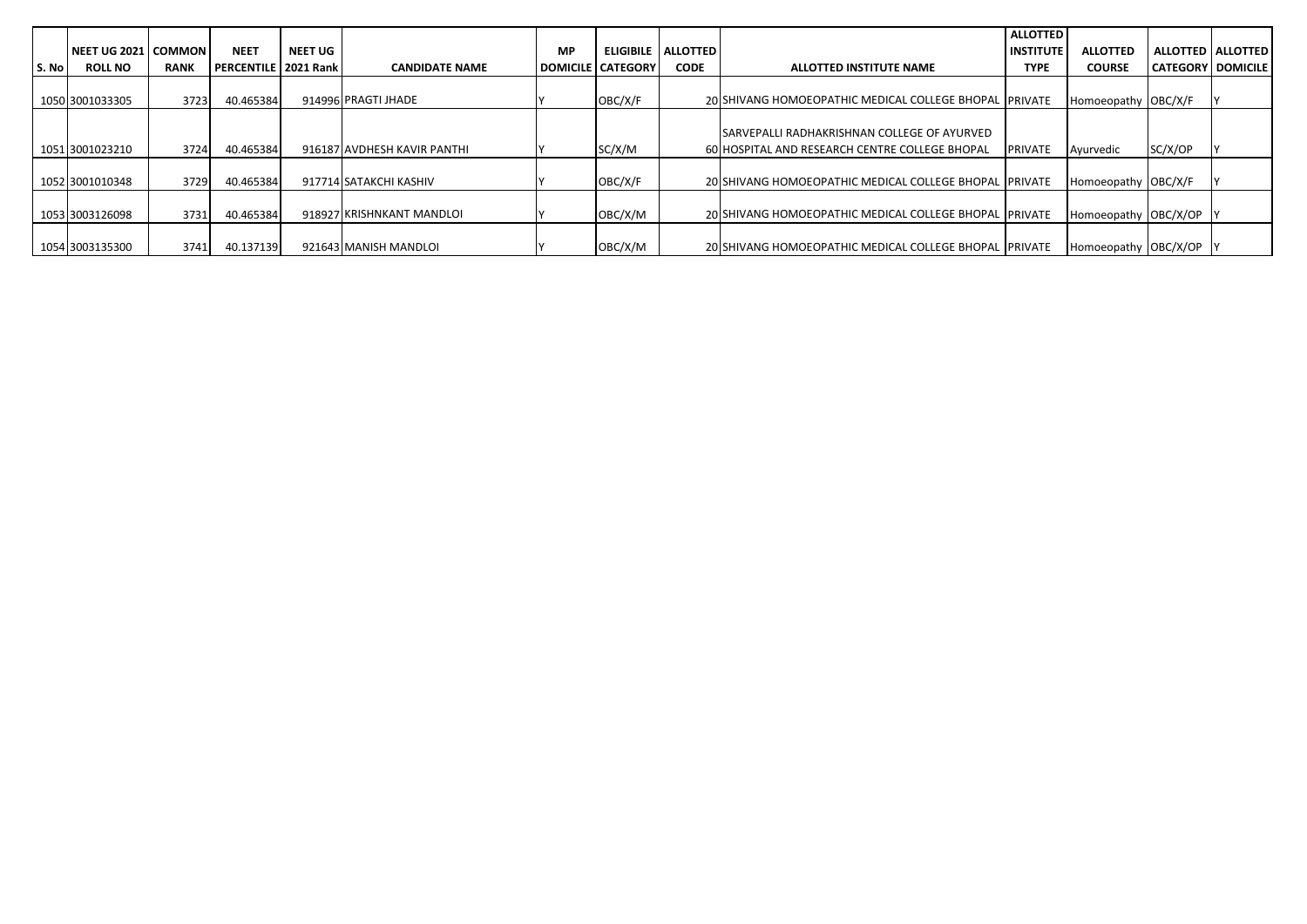| S. No | NEET UG 2021 ROLL NO | COMMON RANK | NEET PERCENTILE | NEET UG 2021 Rank | CANDIDATE NAME | MP DOMICILE | ELIGIBILE CATEGORY | ALLOTTED CODE | ALLOTTED INSTITUTE NAME | ALLOTTED INSTITUTE TYPE | ALLOTTED COURSE | ALLOTTED CATEGORY | ALLOTTED DOMICILE |
|---|---|---|---|---|---|---|---|---|---|---|---|---|---|
| 1050 | 3001033305 | 3723 | 40.465384 | 914996 | PRAGTI JHADE | Y | OBC/X/F | 20 | SHIVANG HOMOEOPATHIC MEDICAL COLLEGE BHOPAL | PRIVATE | Homoeopathy | OBC/X/F | Y |
| 1051 | 3001023210 | 3724 | 40.465384 | 916187 | AVDHESH KAVIR PANTHI | Y | SC/X/M | 60 | SARVEPALLI RADHAKRISHNAN COLLEGE OF AYURVED HOSPITAL AND RESEARCH CENTRE COLLEGE BHOPAL | PRIVATE | Ayurvedic | SC/X/OP | Y |
| 1052 | 3001010348 | 3729 | 40.465384 | 917714 | SATAKCHI KASHIV | Y | OBC/X/F | 20 | SHIVANG HOMOEOPATHIC MEDICAL COLLEGE BHOPAL | PRIVATE | Homoeopathy | OBC/X/F | Y |
| 1053 | 3003126098 | 3731 | 40.465384 | 918927 | KRISHNKANT MANDLOI | Y | OBC/X/M | 20 | SHIVANG HOMOEOPATHIC MEDICAL COLLEGE BHOPAL | PRIVATE | Homoeopathy | OBC/X/OP | Y |
| 1054 | 3003135300 | 3741 | 40.137139 | 921643 | MANISH MANDLOI | Y | OBC/X/M | 20 | SHIVANG HOMOEOPATHIC MEDICAL COLLEGE BHOPAL | PRIVATE | Homoeopathy | OBC/X/OP | Y |